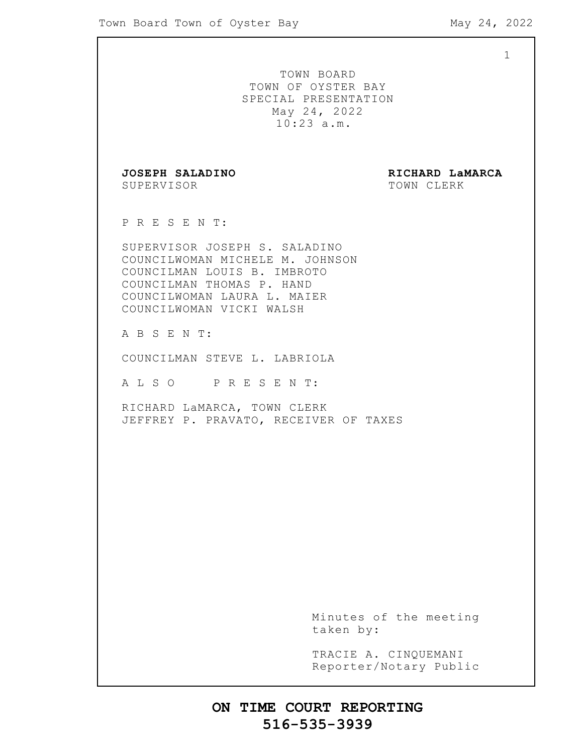TOWN BOARD
TOWN OF OYSTER BAY
SPECIAL PRESENTATION
May 24, 2022
10:23 a.m.

**JOSEPH SALADINO**
SUPERVISOR

**RICHARD LaMARCA**
TOWN CLERK

P R E S E N T:

SUPERVISOR JOSEPH S. SALADINO
COUNCILWOMAN MICHELE M. JOHNSON
COUNCILMAN LOUIS B. IMBROTO
COUNCILMAN THOMAS P. HAND
COUNCILWOMAN LAURA L. MAIER
COUNCILWOMAN VICKI WALSH

A B S E N T:

COUNCILMAN STEVE L. LABRIOLA

A L S O P R E S E N T:

RICHARD LaMARCA, TOWN CLERK
JEFFREY P. PRAVATO, RECEIVER OF TAXES

Minutes of the meeting taken by:

TRACIE A. CINQUEMANI
Reporter/Notary Public

**ON TIME COURT REPORTING**
**516-535-3939**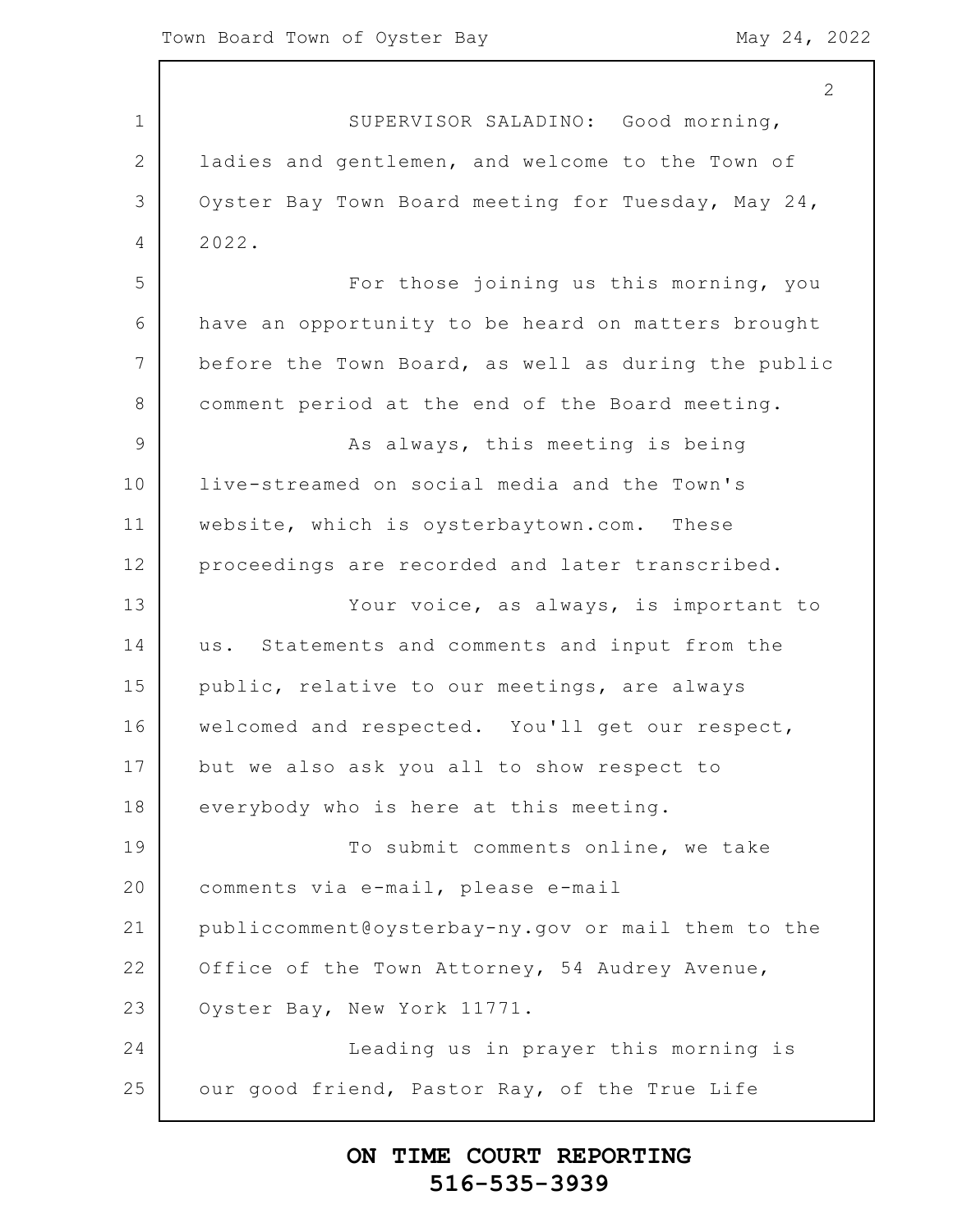SUPERVISOR SALADINO: Good morning, ladies and gentlemen, and welcome to the Town of Oyster Bay Town Board meeting for Tuesday, May 24, 2022.

For those joining us this morning, you have an opportunity to be heard on matters brought before the Town Board, as well as during the public comment period at the end of the Board meeting.

As always, this meeting is being live-streamed on social media and the Town's website, which is oysterbaytown.com. These proceedings are recorded and later transcribed.

Your voice, as always, is important to us. Statements and comments and input from the public, relative to our meetings, are always welcomed and respected. You'll get our respect, but we also ask you all to show respect to everybody who is here at this meeting.

To submit comments online, we take comments via e-mail, please e-mail publiccomment@oysterbay-ny.gov or mail them to the Office of the Town Attorney, 54 Audrey Avenue, Oyster Bay, New York 11771.

Leading us in prayer this morning is our good friend, Pastor Ray, of the True Life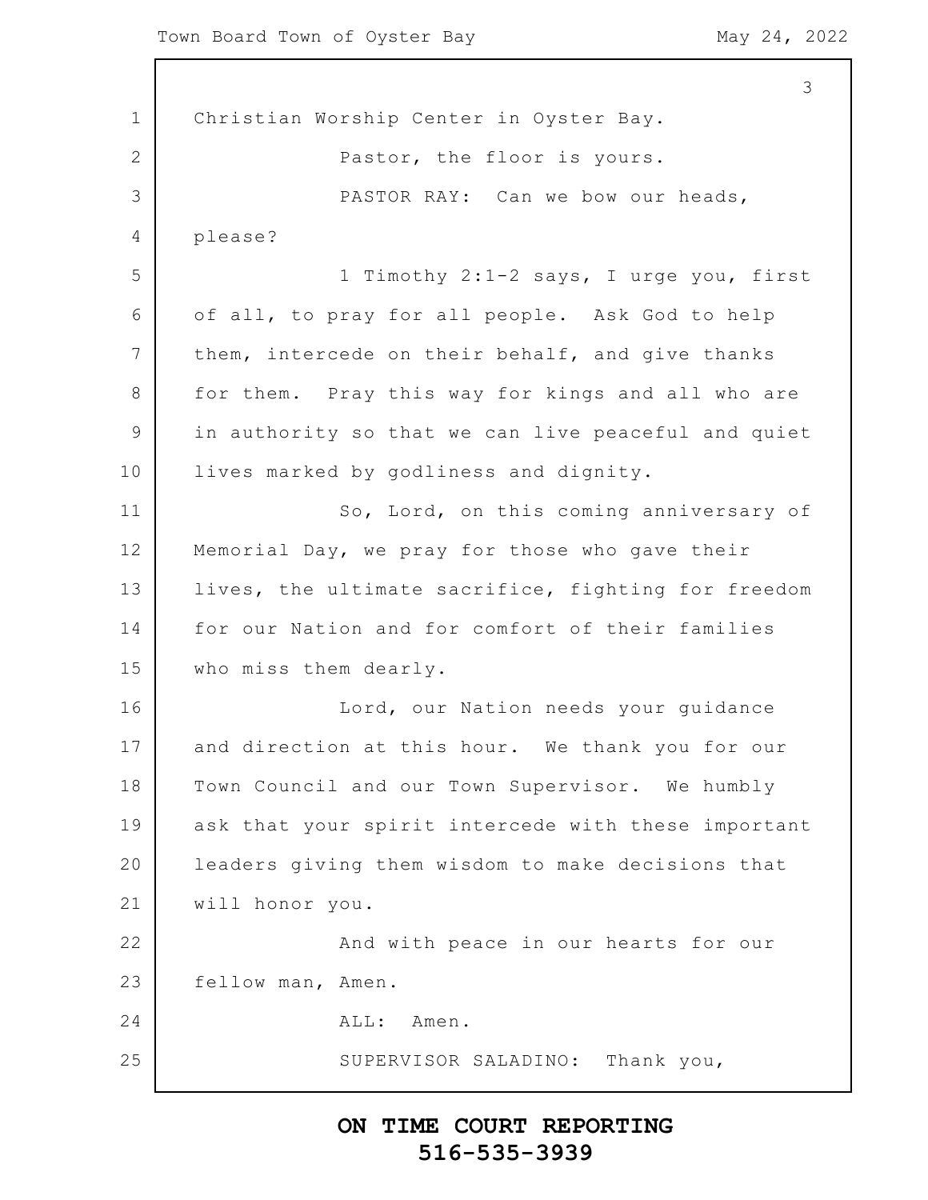Christian Worship Center in Oyster Bay.

Pastor, the floor is yours.

PASTOR RAY: Can we bow our heads, please?

1 Timothy 2:1-2 says, I urge you, first of all, to pray for all people. Ask God to help them, intercede on their behalf, and give thanks for them. Pray this way for kings and all who are in authority so that we can live peaceful and quiet lives marked by godliness and dignity.

So, Lord, on this coming anniversary of Memorial Day, we pray for those who gave their lives, the ultimate sacrifice, fighting for freedom for our Nation and for comfort of their families who miss them dearly.

Lord, our Nation needs your guidance and direction at this hour. We thank you for our Town Council and our Town Supervisor. We humbly ask that your spirit intercede with these important leaders giving them wisdom to make decisions that will honor you.

And with peace in our hearts for our fellow man, Amen.

ALL: Amen.

SUPERVISOR SALADINO: Thank you,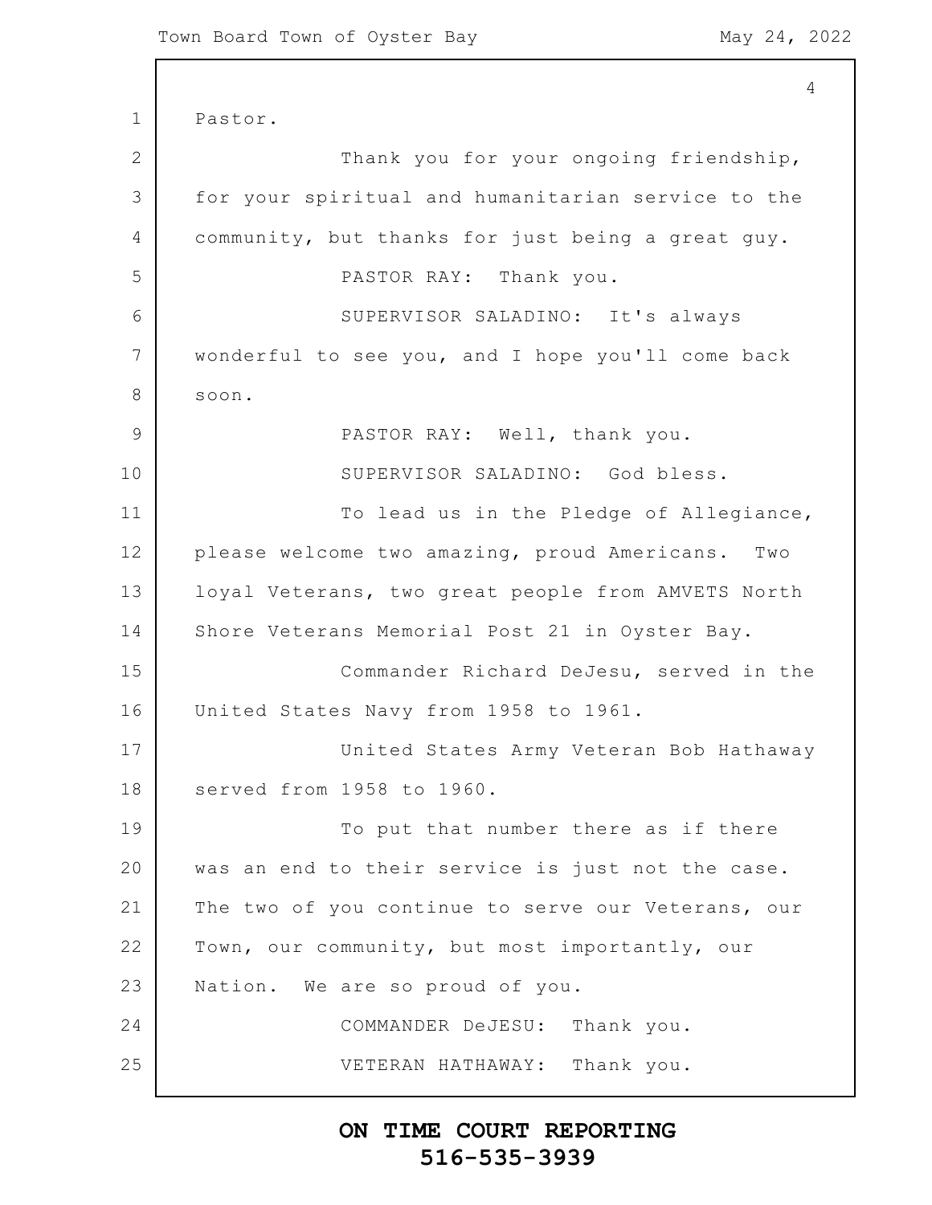Pastor.

Thank you for your ongoing friendship, for your spiritual and humanitarian service to the community, but thanks for just being a great guy.

PASTOR RAY: Thank you.

SUPERVISOR SALADINO: It's always wonderful to see you, and I hope you'll come back soon.

PASTOR RAY: Well, thank you.

SUPERVISOR SALADINO: God bless.

To lead us in the Pledge of Allegiance, please welcome two amazing, proud Americans. Two loyal Veterans, two great people from AMVETS North Shore Veterans Memorial Post 21 in Oyster Bay.

Commander Richard DeJesu, served in the United States Navy from 1958 to 1961.

United States Army Veteran Bob Hathaway served from 1958 to 1960.

To put that number there as if there was an end to their service is just not the case. The two of you continue to serve our Veterans, our Town, our community, but most importantly, our Nation. We are so proud of you.

COMMANDER DeJESU: Thank you.

VETERAN HATHAWAY: Thank you.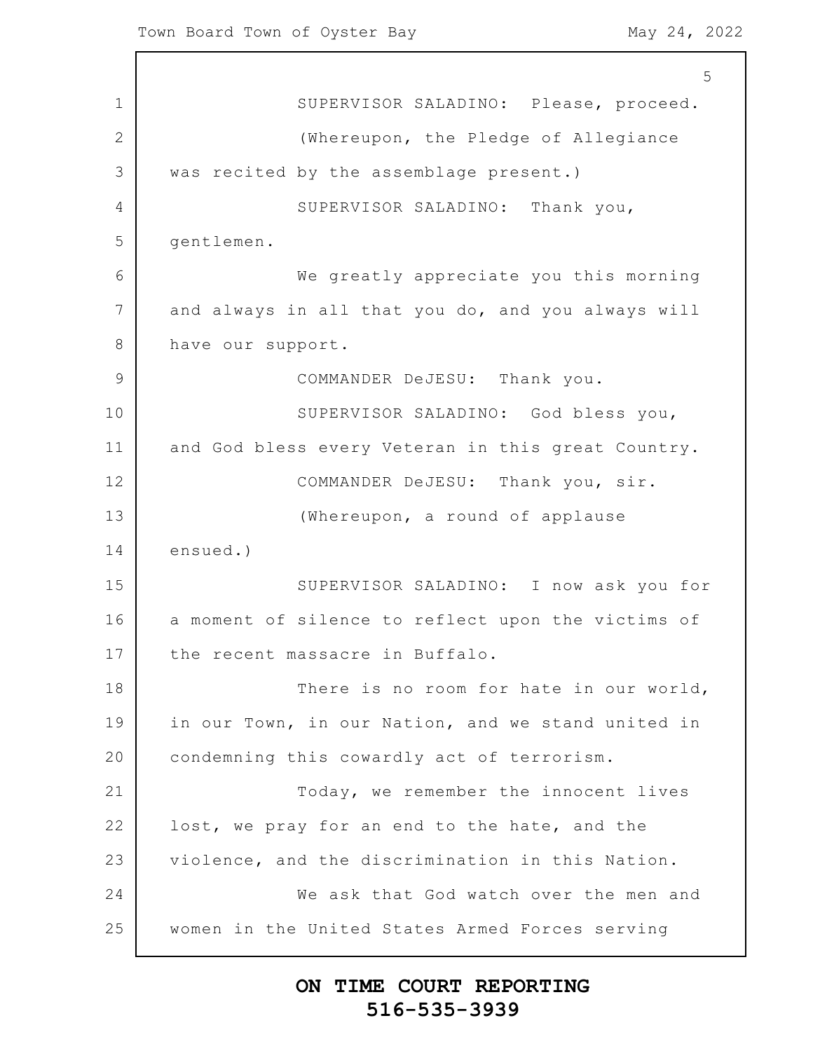SUPERVISOR SALADINO: Please, proceed.

(Whereupon, the Pledge of Allegiance was recited by the assemblage present.)

SUPERVISOR SALADINO: Thank you, gentlemen.

We greatly appreciate you this morning and always in all that you do, and you always will have our support.

COMMANDER DeJESU: Thank you.

SUPERVISOR SALADINO: God bless you, and God bless every Veteran in this great Country.

COMMANDER DeJESU: Thank you, sir.

(Whereupon, a round of applause ensued.)

SUPERVISOR SALADINO: I now ask you for a moment of silence to reflect upon the victims of the recent massacre in Buffalo.

There is no room for hate in our world, in our Town, in our Nation, and we stand united in condemning this cowardly act of terrorism.

Today, we remember the innocent lives lost, we pray for an end to the hate, and the violence, and the discrimination in this Nation.

We ask that God watch over the men and women in the United States Armed Forces serving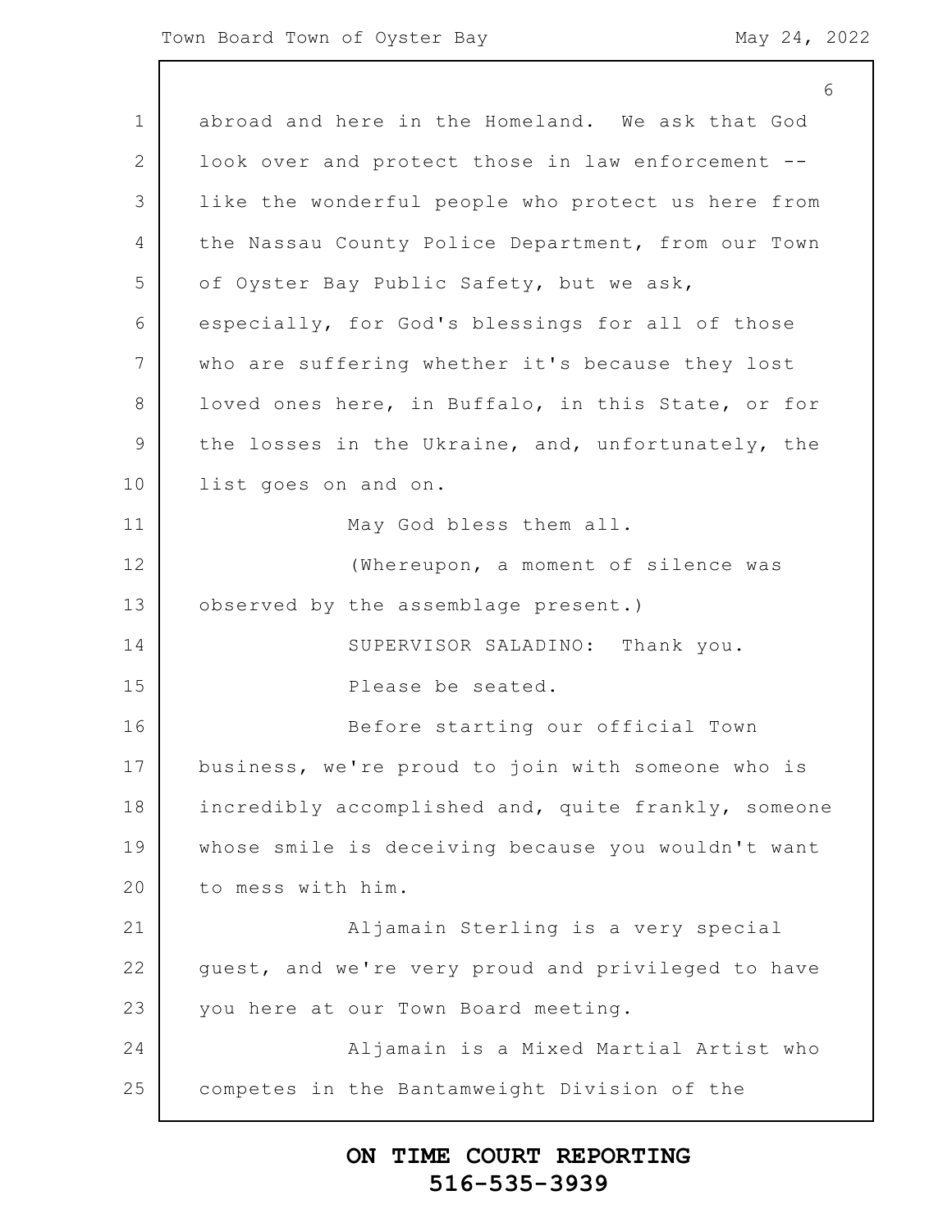abroad and here in the Homeland. We ask that God look over and protect those in law enforcement -- like the wonderful people who protect us here from the Nassau County Police Department, from our Town of Oyster Bay Public Safety, but we ask, especially, for God's blessings for all of those who are suffering whether it's because they lost loved ones here, in Buffalo, in this State, or for the losses in the Ukraine, and, unfortunately, the list goes on and on.

May God bless them all.

(Whereupon, a moment of silence was observed by the assemblage present.)

SUPERVISOR SALADINO: Thank you.

Please be seated.

Before starting our official Town business, we're proud to join with someone who is incredibly accomplished and, quite frankly, someone whose smile is deceiving because you wouldn't want to mess with him.

Aljamain Sterling is a very special guest, and we're very proud and privileged to have you here at our Town Board meeting.

Aljamain is a Mixed Martial Artist who competes in the Bantamweight Division of the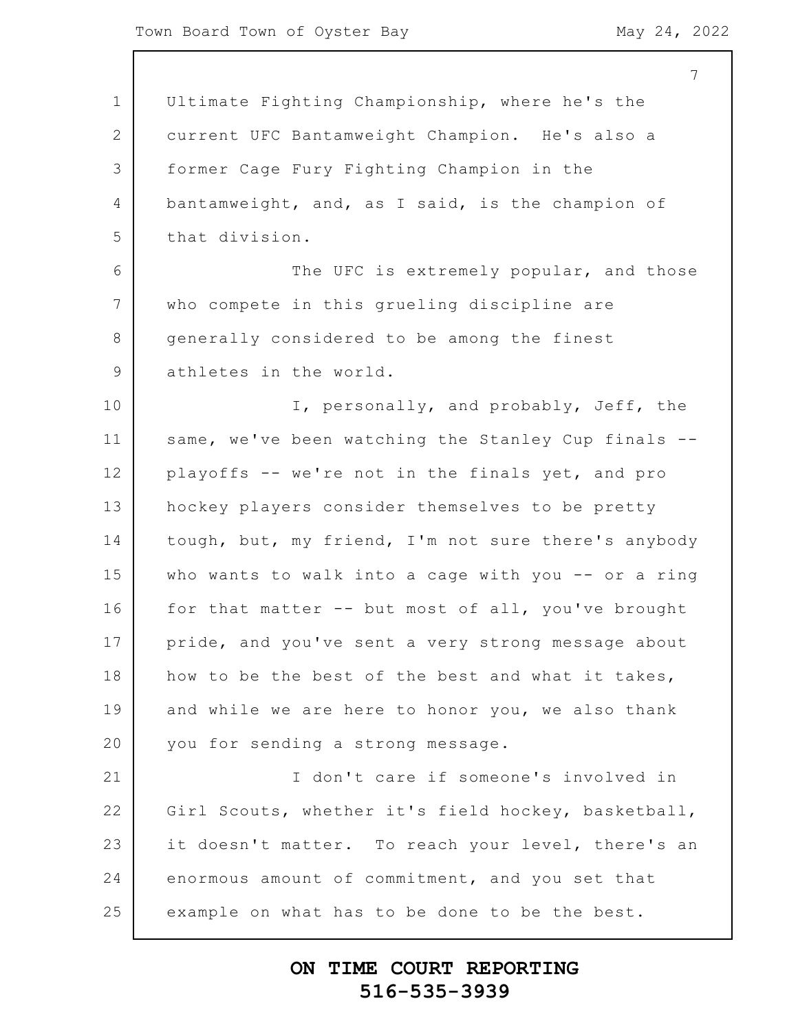Ultimate Fighting Championship, where he's the current UFC Bantamweight Champion. He's also a former Cage Fury Fighting Champion in the bantamweight, and, as I said, is the champion of that division.

The UFC is extremely popular, and those who compete in this grueling discipline are generally considered to be among the finest athletes in the world.

I, personally, and probably, Jeff, the same, we've been watching the Stanley Cup finals -- playoffs -- we're not in the finals yet, and pro hockey players consider themselves to be pretty tough, but, my friend, I'm not sure there's anybody who wants to walk into a cage with you -- or a ring for that matter -- but most of all, you've brought pride, and you've sent a very strong message about how to be the best of the best and what it takes, and while we are here to honor you, we also thank you for sending a strong message.

I don't care if someone's involved in Girl Scouts, whether it's field hockey, basketball, it doesn't matter. To reach your level, there's an enormous amount of commitment, and you set that example on what has to be done to be the best.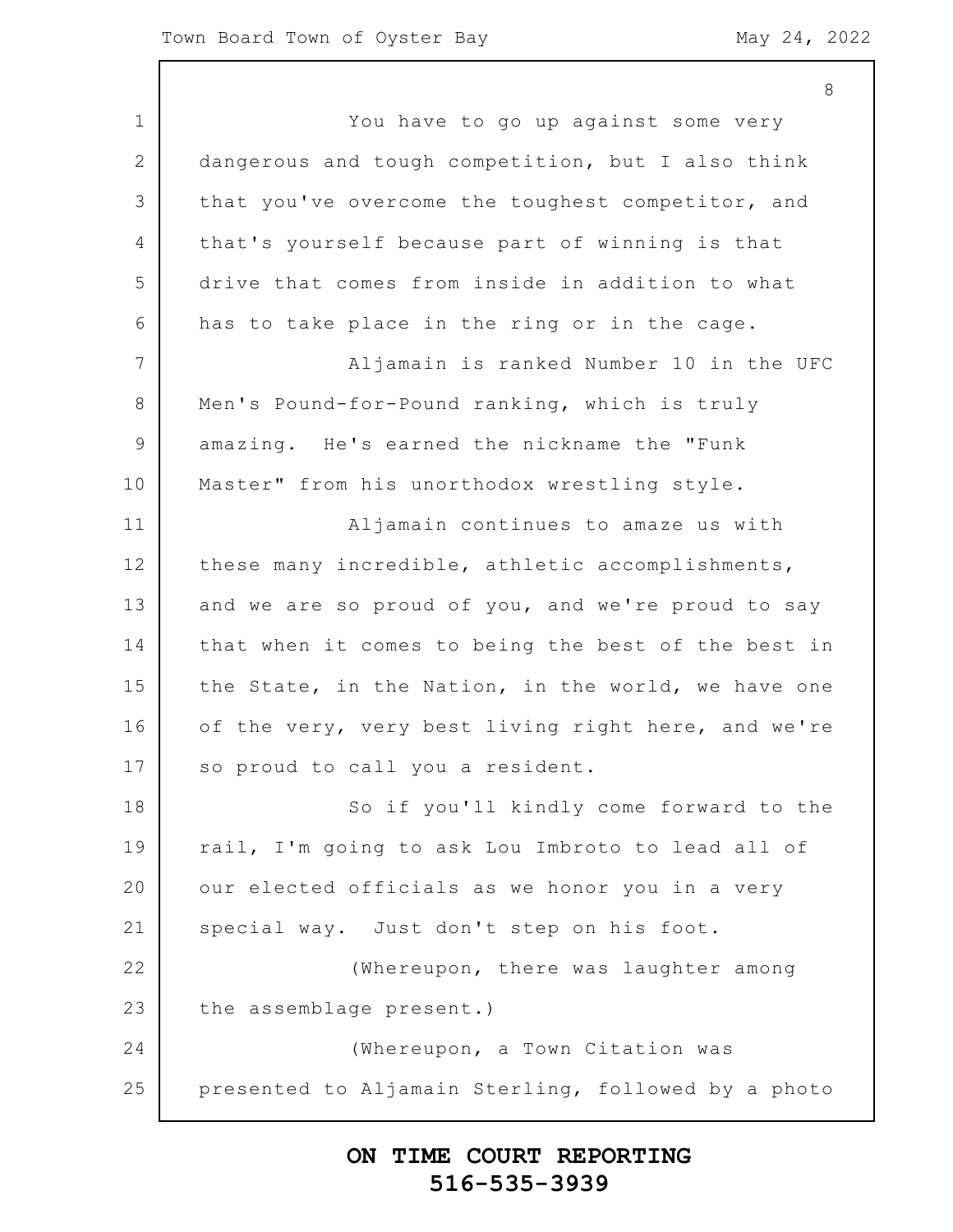You have to go up against some very dangerous and tough competition, but I also think that you've overcome the toughest competitor, and that's yourself because part of winning is that drive that comes from inside in addition to what has to take place in the ring or in the cage.

Aljamain is ranked Number 10 in the UFC Men's Pound-for-Pound ranking, which is truly amazing. He's earned the nickname the "Funk Master" from his unorthodox wrestling style.

Aljamain continues to amaze us with these many incredible, athletic accomplishments, and we are so proud of you, and we're proud to say that when it comes to being the best of the best in the State, in the Nation, in the world, we have one of the very, very best living right here, and we're so proud to call you a resident.

So if you'll kindly come forward to the rail, I'm going to ask Lou Imbroto to lead all of our elected officials as we honor you in a very special way. Just don't step on his foot.

(Whereupon, there was laughter among the assemblage present.)

(Whereupon, a Town Citation was presented to Aljamain Sterling, followed by a photo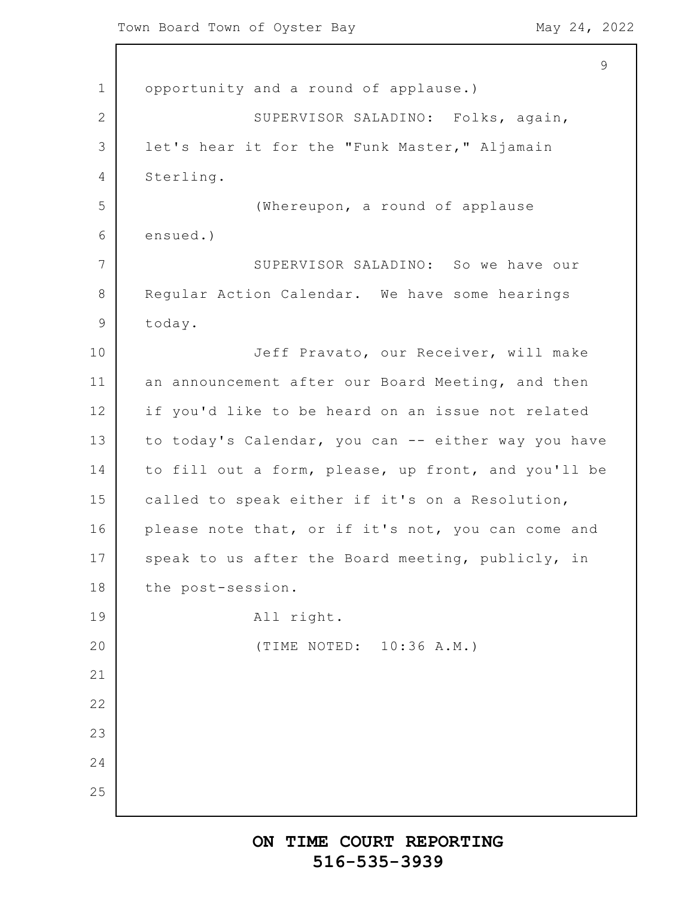opportunity and a round of applause.)

SUPERVISOR SALADINO: Folks, again, let's hear it for the "Funk Master," Aljamain Sterling.

(Whereupon, a round of applause ensued.)

SUPERVISOR SALADINO: So we have our Regular Action Calendar. We have some hearings today.

Jeff Pravato, our Receiver, will make an announcement after our Board Meeting, and then if you'd like to be heard on an issue not related to today's Calendar, you can -- either way you have to fill out a form, please, up front, and you'll be called to speak either if it's on a Resolution, please note that, or if it's not, you can come and speak to us after the Board meeting, publicly, in the post-session.

All right.

(TIME NOTED: 10:36 A.M.)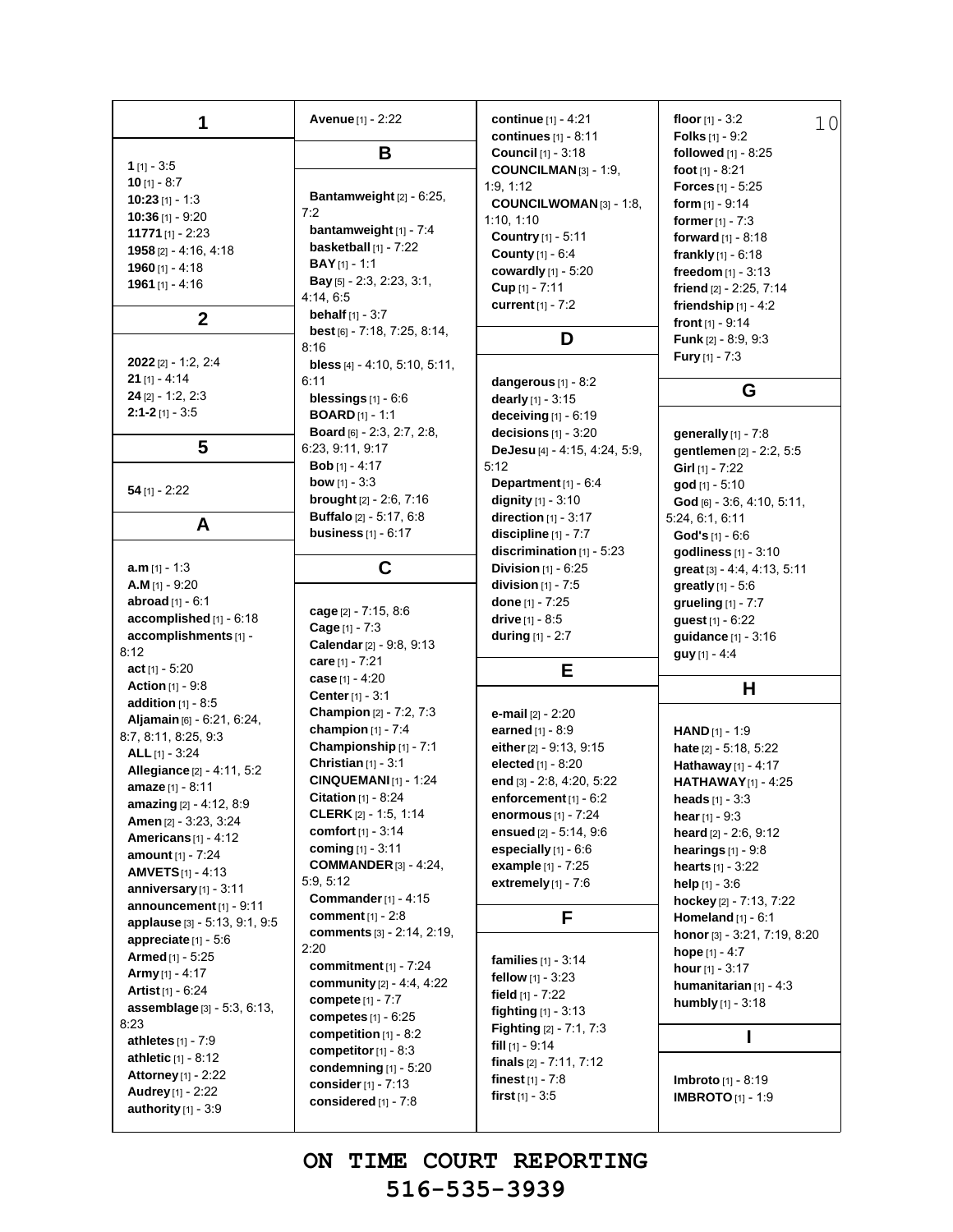## 1

**1** [1] - 3:5
**10** [1] - 8:7
**10:23** [1] - 1:3
**10:36** [1] - 9:20
**11771** [1] - 2:23
**1958** [2] - 4:16, 4:18
**1960** [1] - 4:18
**1961** [1] - 4:16

## 2

**2022** [2] - 1:2, 2:4
**21** [1] - 4:14
**24** [2] - 1:2, 2:3
**2:1-2** [1] - 3:5

## 5

**54** [1] - 2:22

## A

**a.m** [1] - 1:3
**A.M** [1] - 9:20
**abroad** [1] - 6:1
**accomplished** [1] - 6:18
**accomplishments** [1] - 8:12
**act** [1] - 5:20
**Action** [1] - 9:8
**addition** [1] - 8:5
**Aljamain** [6] - 6:21, 6:24, 8:7, 8:11, 8:25, 9:3
**ALL** [1] - 3:24
**Allegiance** [2] - 4:11, 5:2
**amaze** [1] - 8:11
**amazing** [2] - 4:12, 8:9
**Amen** [2] - 3:23, 3:24
**Americans** [1] - 4:12
**amount** [1] - 7:24
**AMVETS** [1] - 4:13
**anniversary** [1] - 3:11
**announcement** [1] - 9:11
**applause** [3] - 5:13, 9:1, 9:5
**appreciate** [1] - 5:6
**Armed** [1] - 5:25
**Army** [1] - 4:17
**Artist** [1] - 6:24
**assemblage** [3] - 5:3, 6:13, 8:23
**athletes** [1] - 7:9
**athletic** [1] - 8:12
**Attorney** [1] - 2:22
**Audrey** [1] - 2:22
**authority** [1] - 3:9
**Avenue** [1] - 2:22

## B

**Bantamweight** [2] - 6:25, 7:2
**bantamweight** [1] - 7:4
**basketball** [1] - 7:22
**BAY** [1] - 1:1
**Bay** [5] - 2:3, 2:23, 3:1, 4:14, 6:5
**behalf** [1] - 3:7
**best** [6] - 7:18, 7:25, 8:14, 8:16
**bless** [4] - 4:10, 5:10, 5:11, 6:11
**blessings** [1] - 6:6
**BOARD** [1] - 1:1
**Board** [6] - 2:3, 2:7, 2:8, 6:23, 9:11, 9:17
**Bob** [1] - 4:17
**bow** [1] - 3:3
**brought** [2] - 2:6, 7:16
**Buffalo** [2] - 5:17, 6:8
**business** [1] - 6:17

## C

**cage** [2] - 7:15, 8:6
**Cage** [1] - 7:3
**Calendar** [2] - 9:8, 9:13
**care** [1] - 7:21
**case** [1] - 4:20
**Center** [1] - 3:1
**Champion** [2] - 7:2, 7:3
**champion** [1] - 7:4
**Championship** [1] - 7:1
**Christian** [1] - 3:1
**CINQUEMANI** [1] - 1:24
**Citation** [1] - 8:24
**CLERK** [2] - 1:5, 1:14
**comfort** [1] - 3:14
**coming** [1] - 3:11
**COMMANDER** [3] - 4:24, 5:9, 5:12
**Commander** [1] - 4:15
**comment** [1] - 2:8
**comments** [3] - 2:14, 2:19, 2:20
**commitment** [1] - 7:24
**community** [2] - 4:4, 4:22
**compete** [1] - 7:7
**competes** [1] - 6:25
**competition** [1] - 8:2
**competitor** [1] - 8:3
**condemning** [1] - 5:20
**consider** [1] - 7:13
**considered** [1] - 7:8
**continue** [1] - 4:21
**continues** [1] - 8:11
**Council** [1] - 3:18
**COUNCILMAN** [3] - 1:9, 1:9, 1:12
**COUNCILWOMAN** [3] - 1:8, 1:10, 1:10
**Country** [1] - 5:11
**County** [1] - 6:4
**cowardly** [1] - 5:20
**Cup** [1] - 7:11
**current** [1] - 7:2

## D

**dangerous** [1] - 8:2
**dearly** [1] - 3:15
**deceiving** [1] - 6:19
**decisions** [1] - 3:20
**DeJesu** [4] - 4:15, 4:24, 5:9, 5:12
**Department** [1] - 6:4
**dignity** [1] - 3:10
**direction** [1] - 3:17
**discipline** [1] - 7:7
**discrimination** [1] - 5:23
**Division** [1] - 6:25
**division** [1] - 7:5
**done** [1] - 7:25
**drive** [1] - 8:5
**during** [1] - 2:7

## E

**e-mail** [2] - 2:20
**earned** [1] - 8:9
**either** [2] - 9:13, 9:15
**elected** [1] - 8:20
**end** [3] - 2:8, 4:20, 5:22
**enforcement** [1] - 6:2
**enormous** [1] - 7:24
**ensued** [2] - 5:14, 9:6
**especially** [1] - 6:6
**example** [1] - 7:25
**extremely** [1] - 7:6

## F

**families** [1] - 3:14
**fellow** [1] - 3:23
**field** [1] - 7:22
**fighting** [1] - 3:13
**Fighting** [2] - 7:1, 7:3
**fill** [1] - 9:14
**finals** [2] - 7:11, 7:12
**finest** [1] - 7:8
**first** [1] - 3:5
**floor** [1] - 3:2
**Folks** [1] - 9:2
**followed** [1] - 8:25
**foot** [1] - 8:21
**Forces** [1] - 5:25
**form** [1] - 9:14
**former** [1] - 7:3
**forward** [1] - 8:18
**frankly** [1] - 6:18
**freedom** [1] - 3:13
**friend** [2] - 2:25, 7:14
**friendship** [1] - 4:2
**front** [1] - 9:14
**Funk** [2] - 8:9, 9:3
**Fury** [1] - 7:3

## G

**generally** [1] - 7:8
**gentlemen** [2] - 2:2, 5:5
**Girl** [1] - 7:22
**god** [1] - 5:10
**God** [6] - 3:6, 4:10, 5:11, 5:24, 6:1, 6:11
**God's** [1] - 6:6
**godliness** [1] - 3:10
**great** [3] - 4:4, 4:13, 5:11
**greatly** [1] - 5:6
**grueling** [1] - 7:7
**guest** [1] - 6:22
**guidance** [1] - 3:16
**guy** [1] - 4:4

## H

**HAND** [1] - 1:9
**hate** [2] - 5:18, 5:22
**Hathaway** [1] - 4:17
**HATHAWAY** [1] - 4:25
**heads** [1] - 3:3
**hear** [1] - 9:3
**heard** [2] - 2:6, 9:12
**hearings** [1] - 9:8
**hearts** [1] - 3:22
**help** [1] - 3:6
**hockey** [2] - 7:13, 7:22
**Homeland** [1] - 6:1
**honor** [3] - 3:21, 7:19, 8:20
**hope** [1] - 4:7
**hour** [1] - 3:17
**humanitarian** [1] - 4:3
**humbly** [1] - 3:18

## I

**Imbroto** [1] - 8:19
**IMBROTO** [1] - 1:9

**ON TIME COURT REPORTING**
**516-535-3939**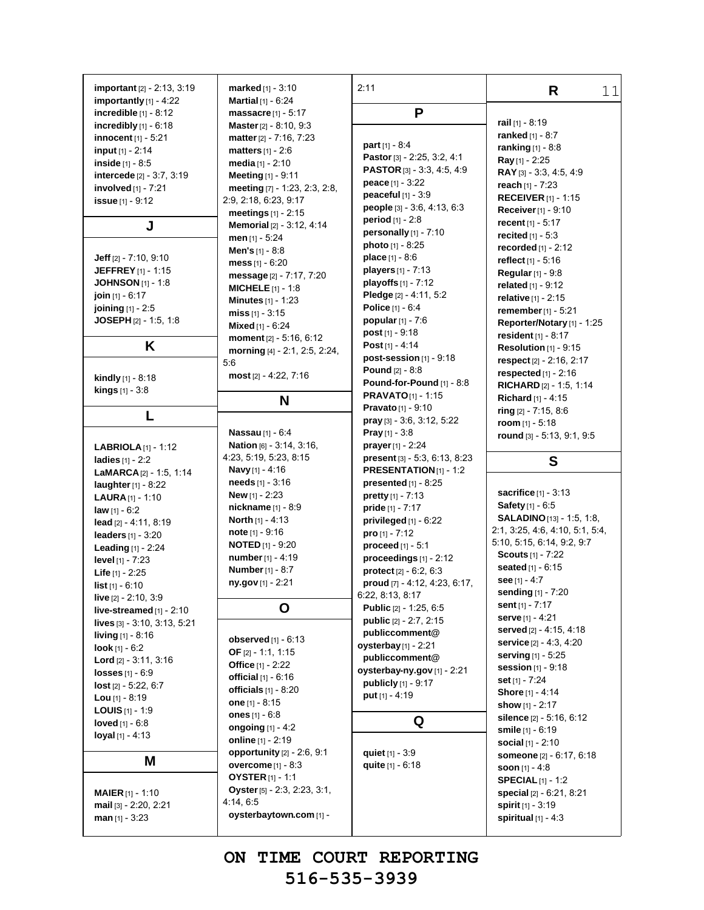**important** [2] - 2:13, 3:19
**importantly** [1] - 4:22
**incredible** [1] - 8:12
**incredibly** [1] - 6:18
**innocent** [1] - 5:21
**input** [1] - 2:14
**inside** [1] - 8:5
**intercede** [2] - 3:7, 3:19
**involved** [1] - 7:21
**issue** [1] - 9:12

## J

**Jeff** [2] - 7:10, 9:10
**JEFFREY** [1] - 1:15
**JOHNSON** [1] - 1:8
**join** [1] - 6:17
**joining** [1] - 2:5
**JOSEPH** [2] - 1:5, 1:8

## K

**kindly** [1] - 8:18
**kings** [1] - 3:8

## L

**LABRIOLA** [1] - 1:12
**ladies** [1] - 2:2
**LaMARCA** [2] - 1:5, 1:14
**laughter** [1] - 8:22
**LAURA** [1] - 1:10
**law** [1] - 6:2
**lead** [2] - 4:11, 8:19
**leaders** [1] - 3:20
**Leading** [1] - 2:24
**level** [1] - 7:23
**Life** [1] - 2:25
**list** [1] - 6:10
**live** [2] - 2:10, 3:9
**live-streamed** [1] - 2:10
**lives** [3] - 3:10, 3:13, 5:21
**living** [1] - 8:16
**look** [1] - 6:2
**Lord** [2] - 3:11, 3:16
**losses** [1] - 6:9
**lost** [2] - 5:22, 6:7
**Lou** [1] - 8:19
**LOUIS** [1] - 1:9
**loved** [1] - 6:8
**loyal** [1] - 4:13

## M

**MAIER** [1] - 1:10
**mail** [3] - 2:20, 2:21
**man** [1] - 3:23
**marked** [1] - 3:10
**Martial** [1] - 6:24
**massacre** [1] - 5:17
**Master** [2] - 8:10, 9:3
**matter** [2] - 7:16, 7:23
**matters** [1] - 2:6
**media** [1] - 2:10
**Meeting** [1] - 9:11
**meeting** [7] - 1:23, 2:3, 2:8, 2:9, 2:18, 6:23, 9:17
**meetings** [1] - 2:15
**Memorial** [2] - 3:12, 4:14
**men** [1] - 5:24
**Men's** [1] - 8:8
**mess** [1] - 6:20
**message** [2] - 7:17, 7:20
**MICHELE** [1] - 1:8
**Minutes** [1] - 1:23
**miss** [1] - 3:15
**Mixed** [1] - 6:24
**moment** [2] - 5:16, 6:12
**morning** [4] - 2:1, 2:5, 2:24, 5:6
**most** [2] - 4:22, 7:16

## N

**Nassau** [1] - 6:4
**Nation** [6] - 3:14, 3:16, 4:23, 5:19, 5:23, 8:15
**Navy** [1] - 4:16
**needs** [1] - 3:16
**New** [1] - 2:23
**nickname** [1] - 8:9
**North** [1] - 4:13
**note** [1] - 9:16
**NOTED** [1] - 9:20
**number** [1] - 4:19
**Number** [1] - 8:7
**ny.gov** [1] - 2:21

## O

**observed** [1] - 6:13
**OF** [2] - 1:1, 1:15
**Office** [1] - 2:22
**official** [1] - 6:16
**officials** [1] - 8:20
**one** [1] - 8:15
**ones** [1] - 6:8
**ongoing** [1] - 4:2
**online** [1] - 2:19
**opportunity** [2] - 2:6, 9:1
**overcome** [1] - 8:3
**OYSTER** [1] - 1:1
**Oyster** [5] - 2:3, 2:23, 3:1, 4:14, 6:5
**oysterbaytown.com** [1] - 2:11

## P

**part** [1] - 8:4
**Pastor** [3] - 2:25, 3:2, 4:1
**PASTOR** [3] - 3:3, 4:5, 4:9
**peace** [1] - 3:22
**peaceful** [1] - 3:9
**people** [3] - 3:6, 4:13, 6:3
**period** [1] - 2:8
**personally** [1] - 7:10
**photo** [1] - 8:25
**place** [1] - 8:6
**players** [1] - 7:13
**playoffs** [1] - 7:12
**Pledge** [2] - 4:11, 5:2
**Police** [1] - 6:4
**popular** [1] - 7:6
**post** [1] - 9:18
**Post** [1] - 4:14
**post-session** [1] - 9:18
**Pound** [2] - 8:8
**Pound-for-Pound** [1] - 8:8
**PRAVATO** [1] - 1:15
**Pravato** [1] - 9:10
**pray** [3] - 3:6, 3:12, 5:22
**Pray** [1] - 3:8
**prayer** [1] - 2:24
**present** [3] - 5:3, 6:13, 8:23
**PRESENTATION** [1] - 1:2
**presented** [1] - 8:25
**pretty** [1] - 7:13
**pride** [1] - 7:17
**privileged** [1] - 6:22
**pro** [1] - 7:12
**proceed** [1] - 5:1
**proceedings** [1] - 2:12
**protect** [2] - 6:2, 6:3
**proud** [7] - 4:12, 4:23, 6:17, 6:22, 8:13, 8:17
**Public** [2] - 1:25, 6:5
**public** [2] - 2:7, 2:15
**publiccomment@oysterbay** [1] - 2:21
**publiccomment@oysterbay-ny.gov** [1] - 2:21
**publicly** [1] - 9:17
**put** [1] - 4:19

## Q

**quiet** [1] - 3:9
**quite** [1] - 6:18

## R

**rail** [1] - 8:19
**ranked** [1] - 8:7
**ranking** [1] - 8:8
**Ray** [1] - 2:25
**RAY** [3] - 3:3, 4:5, 4:9
**reach** [1] - 7:23
**RECEIVER** [1] - 1:15
**Receiver** [1] - 9:10
**recent** [1] - 5:17
**recited** [1] - 5:3
**recorded** [1] - 2:12
**reflect** [1] - 5:16
**Regular** [1] - 9:8
**related** [1] - 9:12
**relative** [1] - 2:15
**remember** [1] - 5:21
**Reporter/Notary** [1] - 1:25
**resident** [1] - 8:17
**Resolution** [1] - 9:15
**respect** [2] - 2:16, 2:17
**respected** [1] - 2:16
**RICHARD** [2] - 1:5, 1:14
**Richard** [1] - 4:15
**ring** [2] - 7:15, 8:6
**room** [1] - 5:18
**round** [3] - 5:13, 9:1, 9:5

## S

**sacrifice** [1] - 3:13
**Safety** [1] - 6:5
**SALADINO** [13] - 1:5, 1:8, 2:1, 3:25, 4:6, 4:10, 5:1, 5:4, 5:10, 5:15, 6:14, 9:2, 9:7
**Scouts** [1] - 7:22
**seated** [1] - 6:15
**see** [1] - 4:7
**sending** [1] - 7:20
**sent** [1] - 7:17
**serve** [1] - 4:21
**served** [2] - 4:15, 4:18
**service** [2] - 4:3, 4:20
**serving** [1] - 5:25
**session** [1] - 9:18
**set** [1] - 7:24
**Shore** [1] - 4:14
**show** [1] - 2:17
**silence** [2] - 5:16, 6:12
**smile** [1] - 6:19
**social** [1] - 2:10
**someone** [2] - 6:17, 6:18
**soon** [1] - 4:8
**SPECIAL** [1] - 1:2
**special** [2] - 6:21, 8:21
**spirit** [1] - 3:19
**spiritual** [1] - 4:3

ON TIME COURT REPORTING
516-535-3939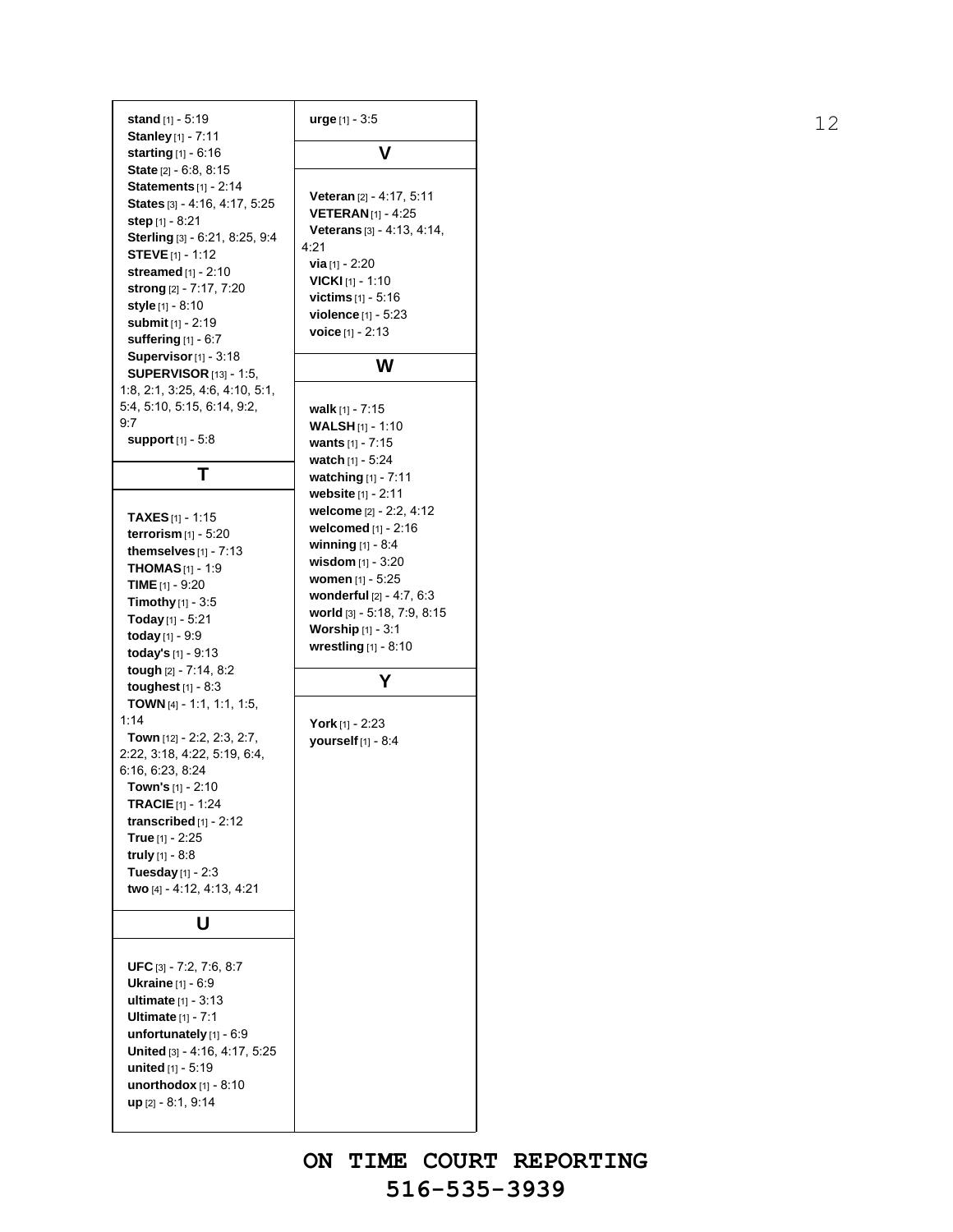**stand** [1] - 5:19
**Stanley** [1] - 7:11
**starting** [1] - 6:16
**State** [2] - 6:8, 8:15
**Statements** [1] - 2:14
**States** [3] - 4:16, 4:17, 5:25
**step** [1] - 8:21
**Sterling** [3] - 6:21, 8:25, 9:4
**STEVE** [1] - 1:12
**streamed** [1] - 2:10
**strong** [2] - 7:17, 7:20
**style** [1] - 8:10
**submit** [1] - 2:19
**suffering** [1] - 6:7
**Supervisor** [1] - 3:18
**SUPERVISOR** [13] - 1:5, 1:8, 2:1, 3:25, 4:6, 4:10, 5:1, 5:4, 5:10, 5:15, 6:14, 9:2, 9:7
**support** [1] - 5:8

## T

**TAXES** [1] - 1:15
**terrorism** [1] - 5:20
**themselves** [1] - 7:13
**THOMAS** [1] - 1:9
**TIME** [1] - 9:20
**Timothy** [1] - 3:5
**Today** [1] - 5:21
**today** [1] - 9:9
**today's** [1] - 9:13
**tough** [2] - 7:14, 8:2
**toughest** [1] - 8:3
**TOWN** [4] - 1:1, 1:1, 1:5, 1:14
**Town** [12] - 2:2, 2:3, 2:7, 2:22, 3:18, 4:22, 5:19, 6:4, 6:16, 6:23, 8:24
**Town's** [1] - 2:10
**TRACIE** [1] - 1:24
**transcribed** [1] - 2:12
**True** [1] - 2:25
**truly** [1] - 8:8
**Tuesday** [1] - 2:3
**two** [4] - 4:12, 4:13, 4:21

## U

**UFC** [3] - 7:2, 7:6, 8:7
**Ukraine** [1] - 6:9
**ultimate** [1] - 3:13
**Ultimate** [1] - 7:1
**unfortunately** [1] - 6:9
**United** [3] - 4:16, 4:17, 5:25
**united** [1] - 5:19
**unorthodox** [1] - 8:10
**up** [2] - 8:1, 9:14
**urge** [1] - 3:5

## V

**Veteran** [2] - 4:17, 5:11
**VETERAN** [1] - 4:25
**Veterans** [3] - 4:13, 4:14, 4:21
**via** [1] - 2:20
**VICKI** [1] - 1:10
**victims** [1] - 5:16
**violence** [1] - 5:23
**voice** [1] - 2:13

## W

**walk** [1] - 7:15
**WALSH** [1] - 1:10
**wants** [1] - 7:15
**watch** [1] - 5:24
**watching** [1] - 7:11
**website** [1] - 2:11
**welcome** [2] - 2:2, 4:12
**welcomed** [1] - 2:16
**winning** [1] - 8:4
**wisdom** [1] - 3:20
**women** [1] - 5:25
**wonderful** [2] - 4:7, 6:3
**world** [3] - 5:18, 7:9, 8:15
**Worship** [1] - 3:1
**wrestling** [1] - 8:10

## Y

**York** [1] - 2:23
**yourself** [1] - 8:4

**ON TIME COURT REPORTING**
**516-535-3939**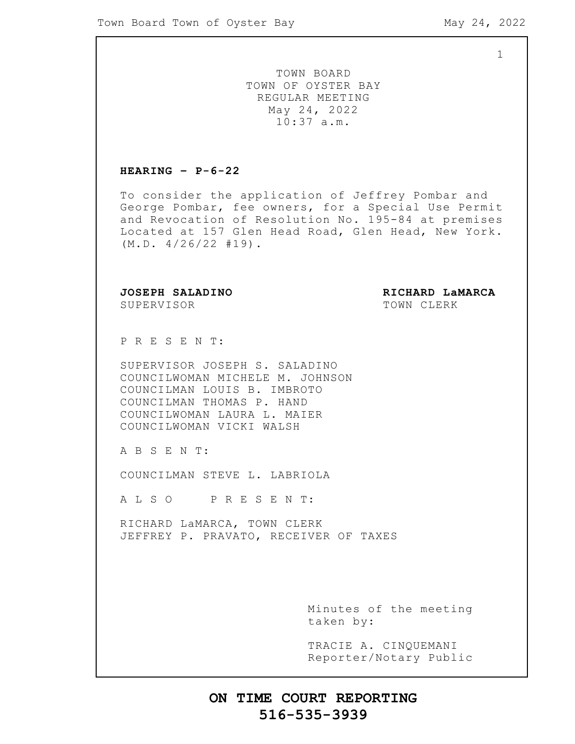TOWN BOARD
TOWN OF OYSTER BAY
REGULAR MEETING
May 24, 2022
10:37 a.m.

**HEARING – P-6-22**

To consider the application of Jeffrey Pombar and George Pombar, fee owners, for a Special Use Permit and Revocation of Resolution No. 195-84 at premises Located at 157 Glen Head Road, Glen Head, New York. (M.D. 4/26/22 #19).

**JOSEPH SALADINO**
SUPERVISOR

**RICHARD LaMARCA**
TOWN CLERK

P R E S E N T:

SUPERVISOR JOSEPH S. SALADINO
COUNCILWOMAN MICHELE M. JOHNSON
COUNCILMAN LOUIS B. IMBROTO
COUNCILMAN THOMAS P. HAND
COUNCILWOMAN LAURA L. MAIER
COUNCILWOMAN VICKI WALSH

A B S E N T:

COUNCILMAN STEVE L. LABRIOLA

A L S O P R E S E N T:

RICHARD LaMARCA, TOWN CLERK
JEFFREY P. PRAVATO, RECEIVER OF TAXES

Minutes of the meeting taken by:

TRACIE A. CINQUEMANI
Reporter/Notary Public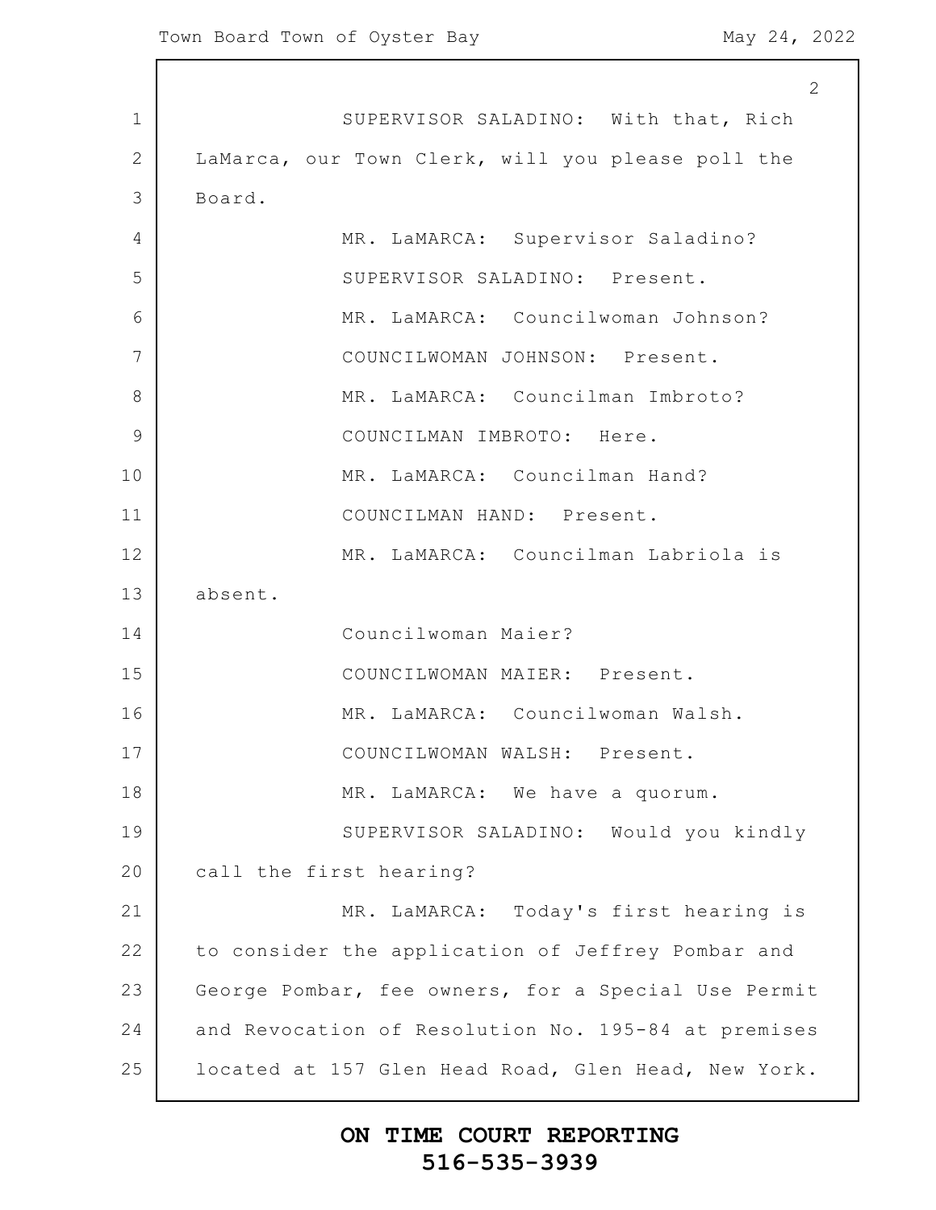SUPERVISOR SALADINO: With that, Rich LaMarca, our Town Clerk, will you please poll the Board.

MR. LaMARCA: Supervisor Saladino?

SUPERVISOR SALADINO: Present.

MR. LaMARCA: Councilwoman Johnson?

COUNCILWOMAN JOHNSON: Present.

MR. LaMARCA: Councilman Imbroto?

COUNCILMAN IMBROTO: Here.

MR. LaMARCA: Councilman Hand?

COUNCILMAN HAND: Present.

MR. LaMARCA: Councilman Labriola is absent.

Councilwoman Maier?

COUNCILWOMAN MAIER: Present.

MR. LaMARCA: Councilwoman Walsh.

COUNCILWOMAN WALSH: Present.

MR. LaMARCA: We have a quorum.

SUPERVISOR SALADINO: Would you kindly call the first hearing?

MR. LaMARCA: Today's first hearing is to consider the application of Jeffrey Pombar and George Pombar, fee owners, for a Special Use Permit and Revocation of Resolution No. 195-84 at premises located at 157 Glen Head Road, Glen Head, New York.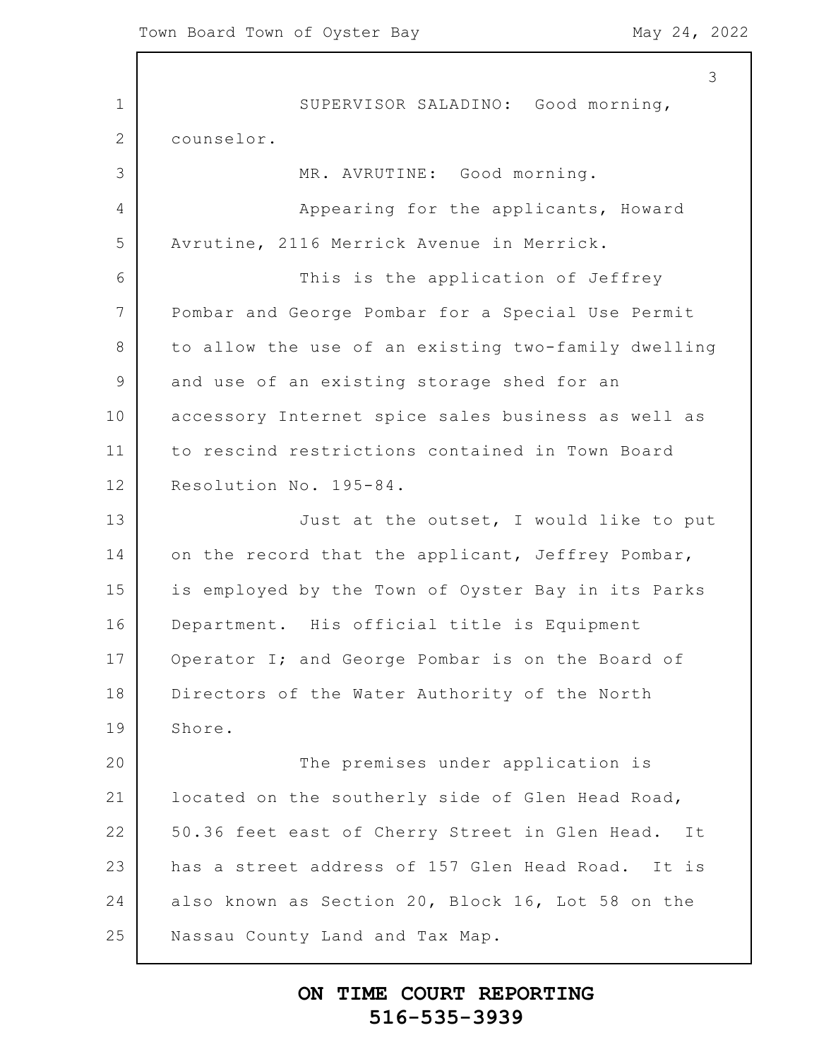SUPERVISOR SALADINO: Good morning, counselor.

MR. AVRUTINE: Good morning.

Appearing for the applicants, Howard Avrutine, 2116 Merrick Avenue in Merrick.

This is the application of Jeffrey Pombar and George Pombar for a Special Use Permit to allow the use of an existing two-family dwelling and use of an existing storage shed for an accessory Internet spice sales business as well as to rescind restrictions contained in Town Board Resolution No. 195-84.

Just at the outset, I would like to put on the record that the applicant, Jeffrey Pombar, is employed by the Town of Oyster Bay in its Parks Department. His official title is Equipment Operator I; and George Pombar is on the Board of Directors of the Water Authority of the North Shore.

The premises under application is located on the southerly side of Glen Head Road, 50.36 feet east of Cherry Street in Glen Head. It has a street address of 157 Glen Head Road. It is also known as Section 20, Block 16, Lot 58 on the Nassau County Land and Tax Map.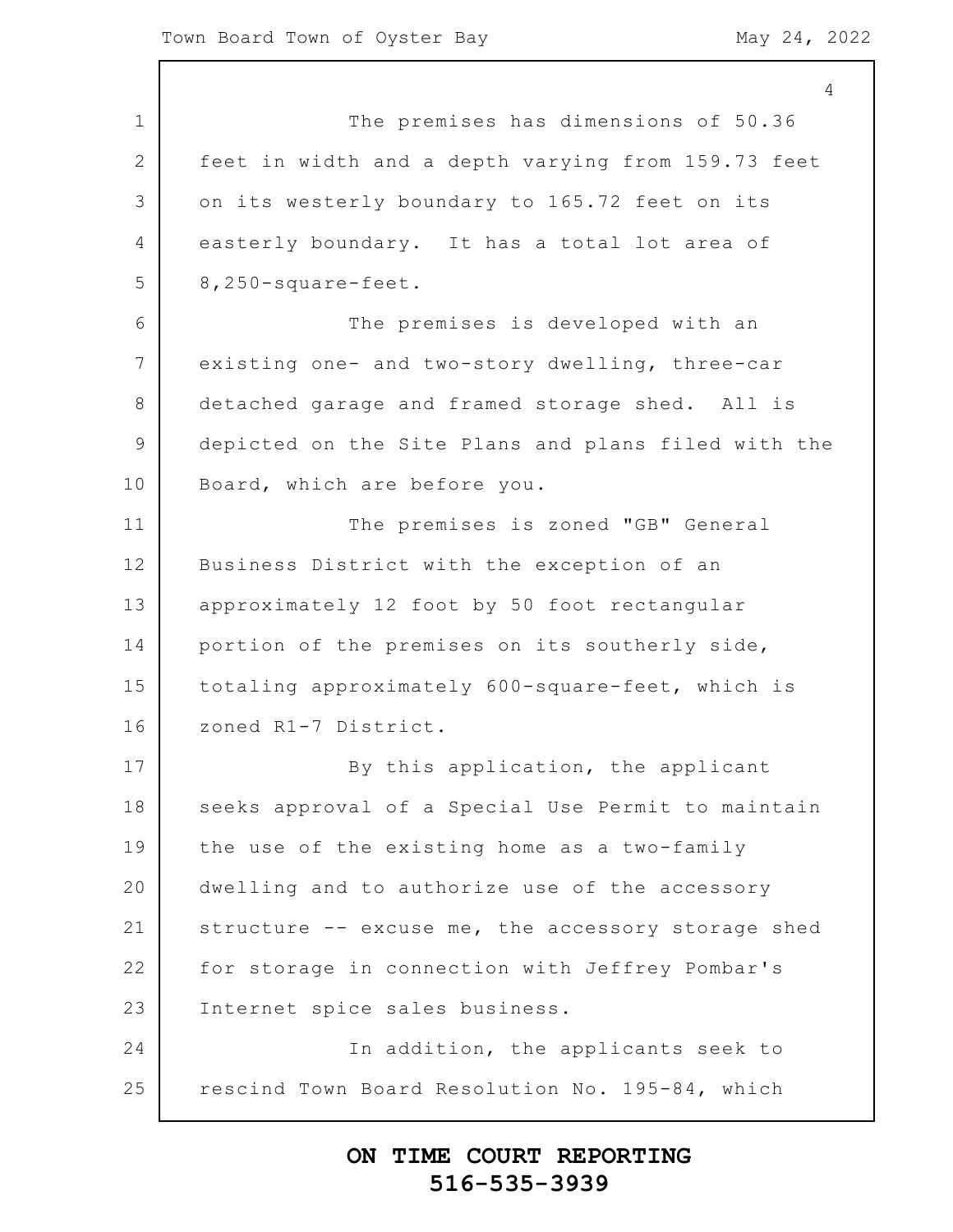The premises has dimensions of 50.36 feet in width and a depth varying from 159.73 feet on its westerly boundary to 165.72 feet on its easterly boundary. It has a total lot area of 8,250-square-feet.

The premises is developed with an existing one- and two-story dwelling, three-car detached garage and framed storage shed. All is depicted on the Site Plans and plans filed with the Board, which are before you.

The premises is zoned "GB" General Business District with the exception of an approximately 12 foot by 50 foot rectangular portion of the premises on its southerly side, totaling approximately 600-square-feet, which is zoned R1-7 District.

By this application, the applicant seeks approval of a Special Use Permit to maintain the use of the existing home as a two-family dwelling and to authorize use of the accessory structure -- excuse me, the accessory storage shed for storage in connection with Jeffrey Pombar's Internet spice sales business.

In addition, the applicants seek to rescind Town Board Resolution No. 195-84, which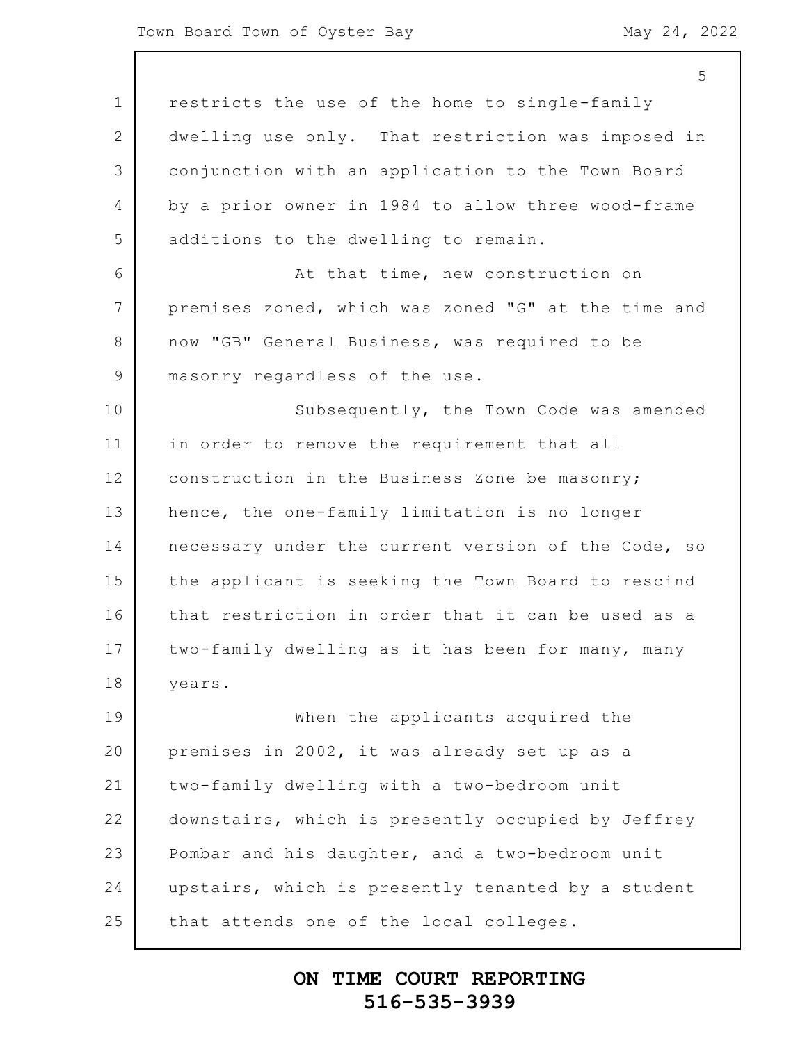restricts the use of the home to single-family dwelling use only. That restriction was imposed in conjunction with an application to the Town Board by a prior owner in 1984 to allow three wood-frame additions to the dwelling to remain.

At that time, new construction on premises zoned, which was zoned "G" at the time and now "GB" General Business, was required to be masonry regardless of the use.

Subsequently, the Town Code was amended in order to remove the requirement that all construction in the Business Zone be masonry; hence, the one-family limitation is no longer necessary under the current version of the Code, so the applicant is seeking the Town Board to rescind that restriction in order that it can be used as a two-family dwelling as it has been for many, many years.

When the applicants acquired the premises in 2002, it was already set up as a two-family dwelling with a two-bedroom unit downstairs, which is presently occupied by Jeffrey Pombar and his daughter, and a two-bedroom unit upstairs, which is presently tenanted by a student that attends one of the local colleges.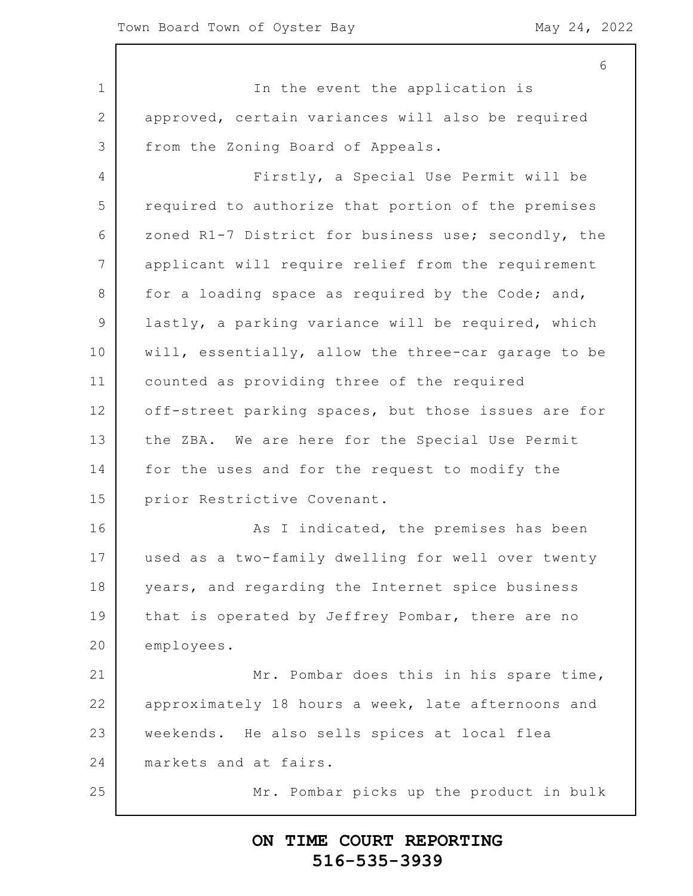In the event the application is approved, certain variances will also be required from the Zoning Board of Appeals.

Firstly, a Special Use Permit will be required to authorize that portion of the premises zoned R1-7 District for business use; secondly, the applicant will require relief from the requirement for a loading space as required by the Code; and, lastly, a parking variance will be required, which will, essentially, allow the three-car garage to be counted as providing three of the required off-street parking spaces, but those issues are for the ZBA. We are here for the Special Use Permit for the uses and for the request to modify the prior Restrictive Covenant.

As I indicated, the premises has been used as a two-family dwelling for well over twenty years, and regarding the Internet spice business that is operated by Jeffrey Pombar, there are no employees.

Mr. Pombar does this in his spare time, approximately 18 hours a week, late afternoons and weekends. He also sells spices at local flea markets and at fairs.

Mr. Pombar picks up the product in bulk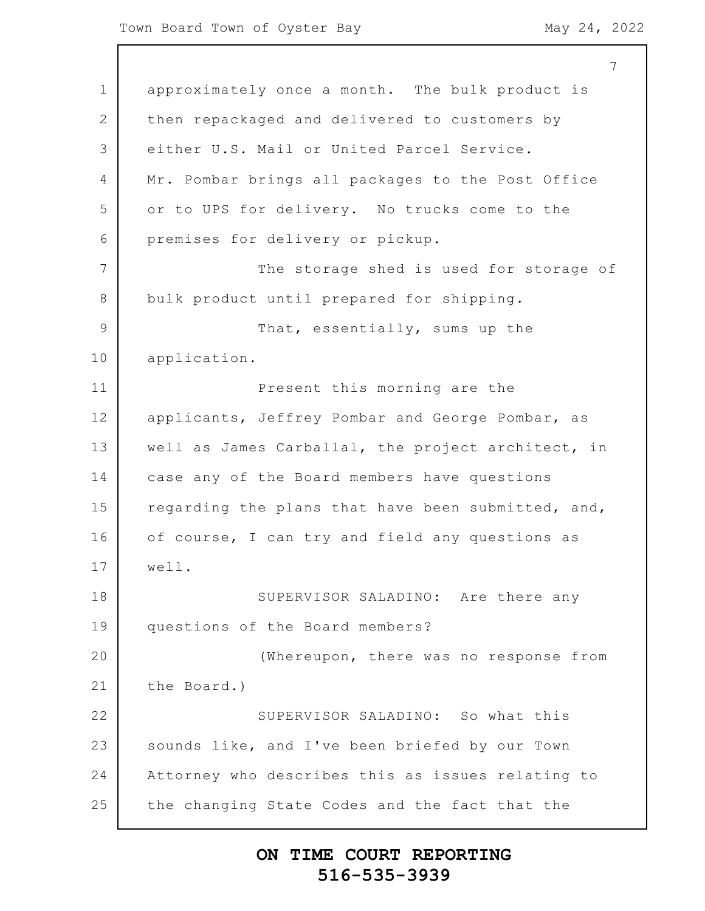approximately once a month. The bulk product is then repackaged and delivered to customers by either U.S. Mail or United Parcel Service. Mr. Pombar brings all packages to the Post Office or to UPS for delivery. No trucks come to the premises for delivery or pickup.

The storage shed is used for storage of bulk product until prepared for shipping.

That, essentially, sums up the application.

Present this morning are the applicants, Jeffrey Pombar and George Pombar, as well as James Carballal, the project architect, in case any of the Board members have questions regarding the plans that have been submitted, and, of course, I can try and field any questions as well.

SUPERVISOR SALADINO: Are there any questions of the Board members?

(Whereupon, there was no response from the Board.)

SUPERVISOR SALADINO: So what this sounds like, and I've been briefed by our Town Attorney who describes this as issues relating to the changing State Codes and the fact that the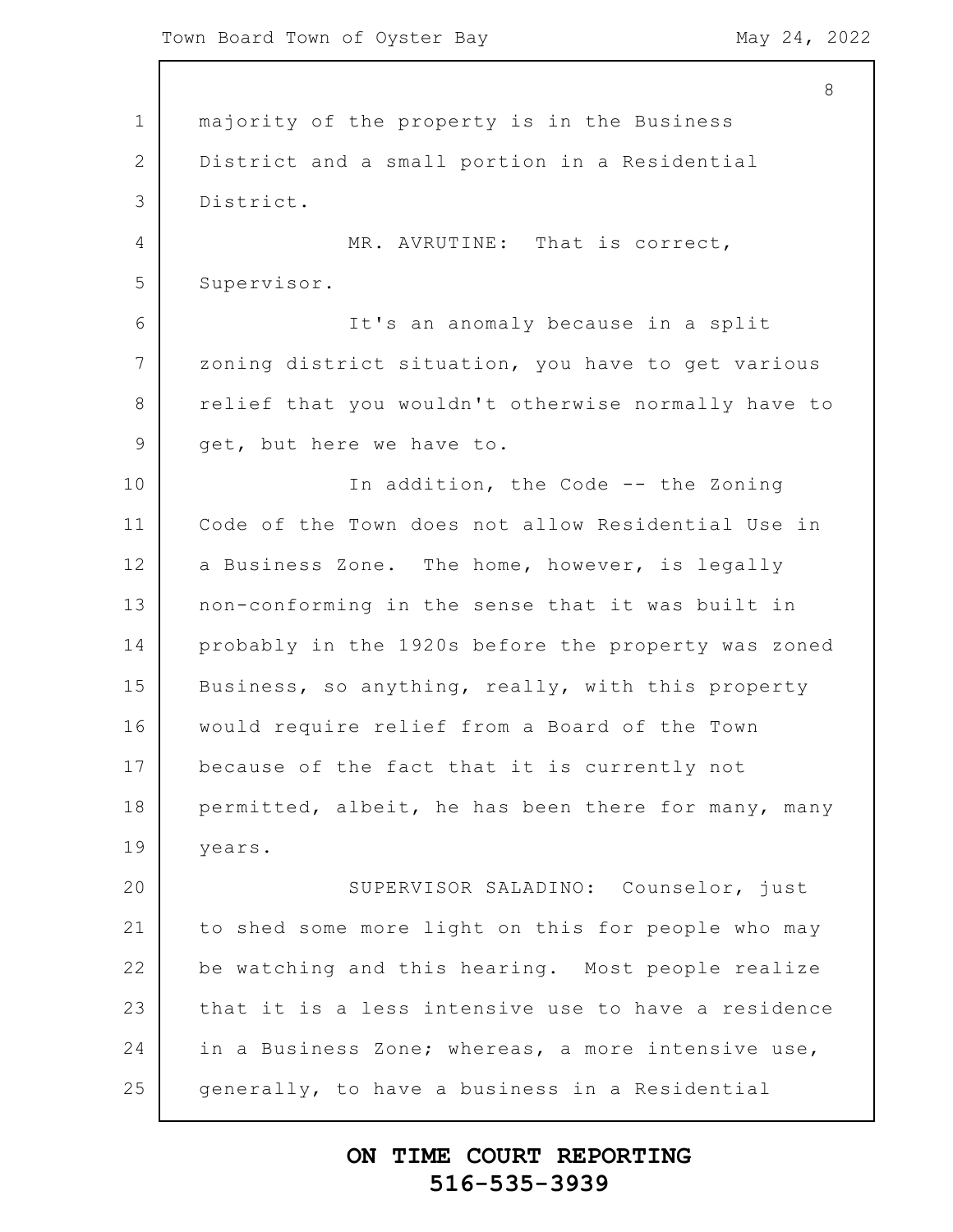majority of the property is in the Business District and a small portion in a Residential District.

MR. AVRUTINE: That is correct, Supervisor.

It's an anomaly because in a split zoning district situation, you have to get various relief that you wouldn't otherwise normally have to get, but here we have to.

In addition, the Code -- the Zoning Code of the Town does not allow Residential Use in a Business Zone. The home, however, is legally non-conforming in the sense that it was built in probably in the 1920s before the property was zoned Business, so anything, really, with this property would require relief from a Board of the Town because of the fact that it is currently not permitted, albeit, he has been there for many, many years.

SUPERVISOR SALADINO: Counselor, just to shed some more light on this for people who may be watching and this hearing. Most people realize that it is a less intensive use to have a residence in a Business Zone; whereas, a more intensive use, generally, to have a business in a Residential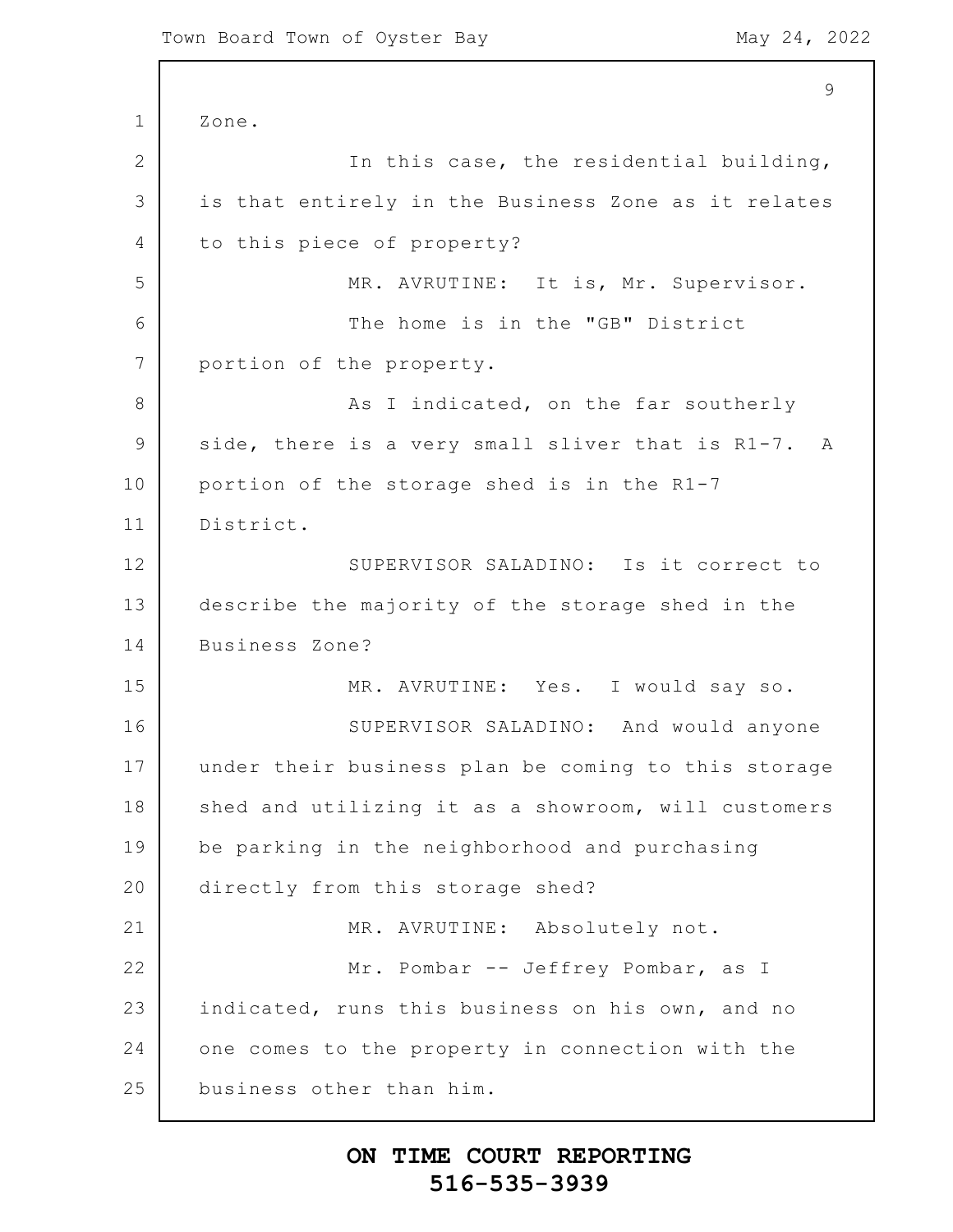Zone.

In this case, the residential building, is that entirely in the Business Zone as it relates to this piece of property?

MR. AVRUTINE: It is, Mr. Supervisor.

The home is in the "GB" District portion of the property.

As I indicated, on the far southerly side, there is a very small sliver that is R1-7. A portion of the storage shed is in the R1-7 District.

SUPERVISOR SALADINO: Is it correct to describe the majority of the storage shed in the Business Zone?

MR. AVRUTINE: Yes. I would say so.

SUPERVISOR SALADINO: And would anyone under their business plan be coming to this storage shed and utilizing it as a showroom, will customers be parking in the neighborhood and purchasing directly from this storage shed?

MR. AVRUTINE: Absolutely not.

Mr. Pombar -- Jeffrey Pombar, as I indicated, runs this business on his own, and no one comes to the property in connection with the business other than him.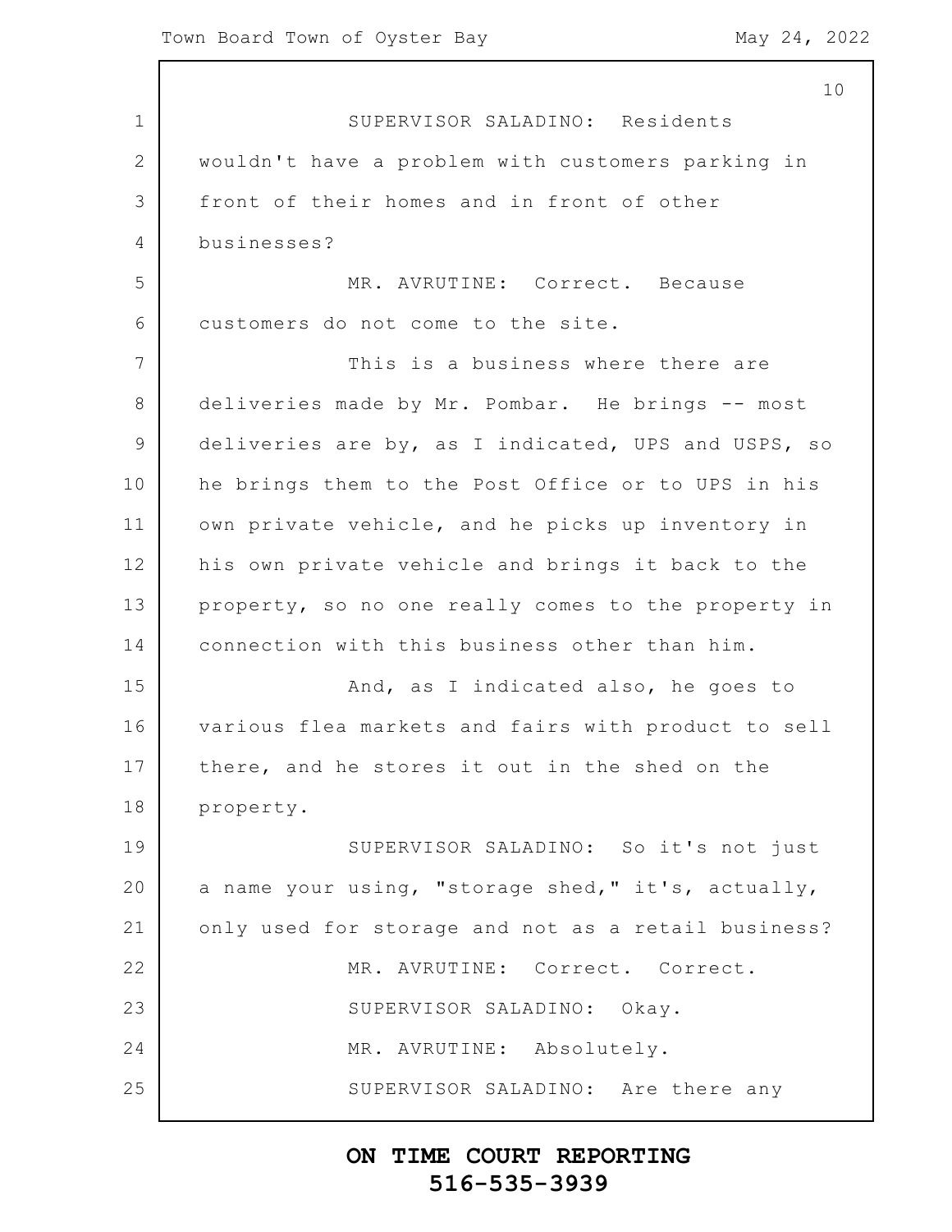SUPERVISOR SALADINO: Residents wouldn't have a problem with customers parking in front of their homes and in front of other businesses?

MR. AVRUTINE: Correct. Because customers do not come to the site.

This is a business where there are deliveries made by Mr. Pombar. He brings -- most deliveries are by, as I indicated, UPS and USPS, so he brings them to the Post Office or to UPS in his own private vehicle, and he picks up inventory in his own private vehicle and brings it back to the property, so no one really comes to the property in connection with this business other than him.

And, as I indicated also, he goes to various flea markets and fairs with product to sell there, and he stores it out in the shed on the property.

SUPERVISOR SALADINO: So it's not just a name your using, "storage shed," it's, actually, only used for storage and not as a retail business?

MR. AVRUTINE: Correct. Correct.

SUPERVISOR SALADINO: Okay.

MR. AVRUTINE: Absolutely.

SUPERVISOR SALADINO: Are there any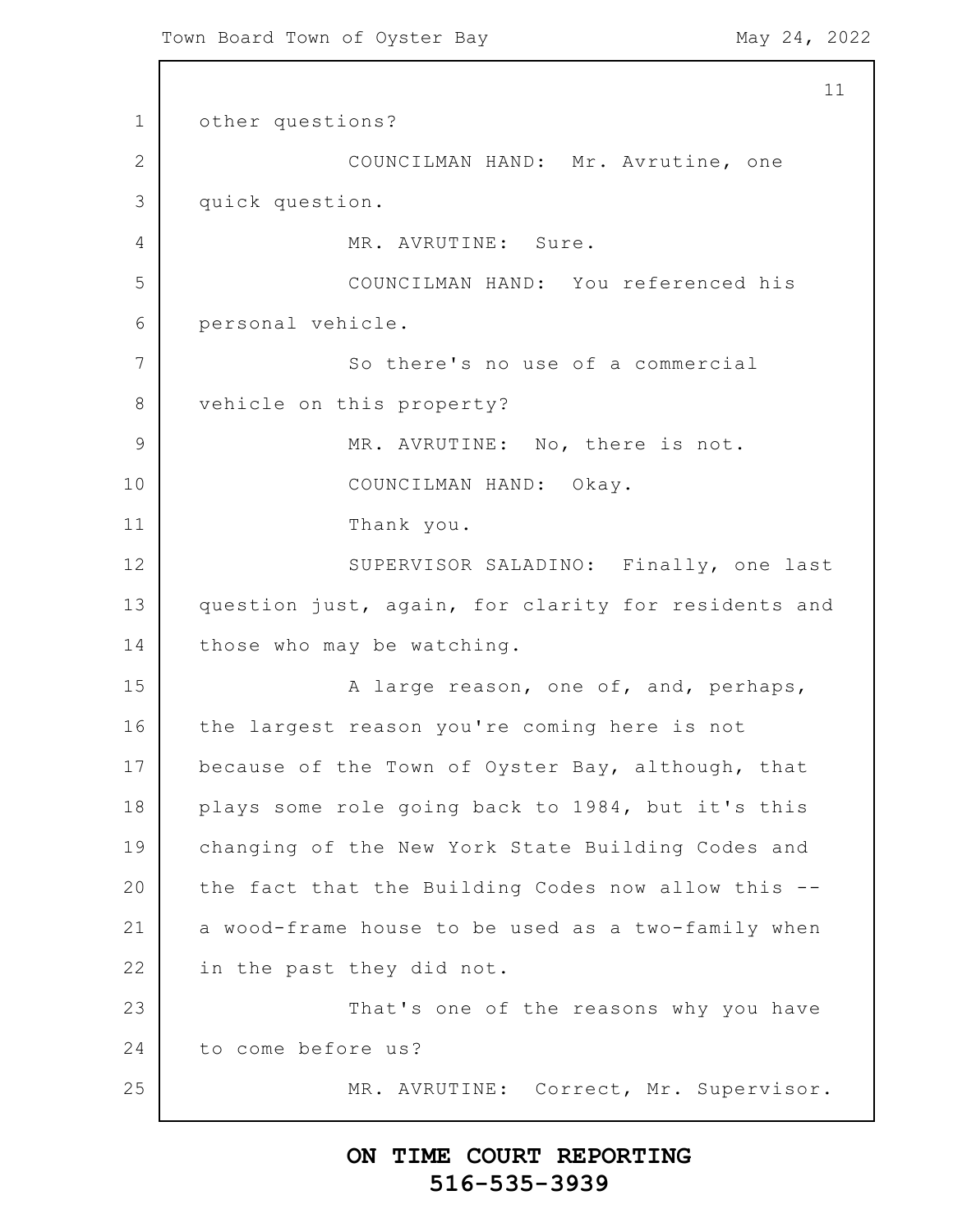other questions?

COUNCILMAN HAND: Mr. Avrutine, one quick question.

MR. AVRUTINE: Sure.

COUNCILMAN HAND: You referenced his personal vehicle.

So there's no use of a commercial vehicle on this property?

MR. AVRUTINE: No, there is not.

COUNCILMAN HAND: Okay.

Thank you.

SUPERVISOR SALADINO: Finally, one last question just, again, for clarity for residents and those who may be watching.

A large reason, one of, and, perhaps, the largest reason you're coming here is not because of the Town of Oyster Bay, although, that plays some role going back to 1984, but it's this changing of the New York State Building Codes and the fact that the Building Codes now allow this -- a wood-frame house to be used as a two-family when in the past they did not.

That's one of the reasons why you have to come before us?

MR. AVRUTINE: Correct, Mr. Supervisor.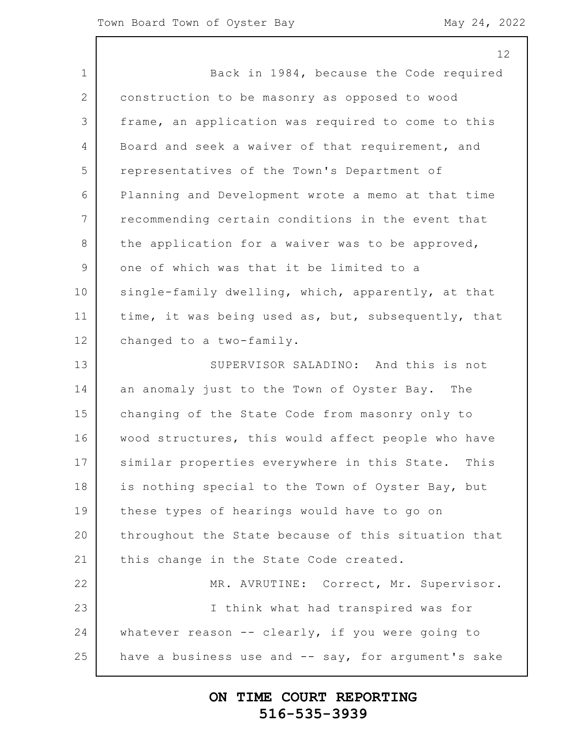Back in 1984, because the Code required construction to be masonry as opposed to wood frame, an application was required to come to this Board and seek a waiver of that requirement, and representatives of the Town's Department of Planning and Development wrote a memo at that time recommending certain conditions in the event that the application for a waiver was to be approved, one of which was that it be limited to a single-family dwelling, which, apparently, at that time, it was being used as, but, subsequently, that changed to a two-family.

SUPERVISOR SALADINO: And this is not an anomaly just to the Town of Oyster Bay. The changing of the State Code from masonry only to wood structures, this would affect people who have similar properties everywhere in this State. This is nothing special to the Town of Oyster Bay, but these types of hearings would have to go on throughout the State because of this situation that this change in the State Code created.

MR. AVRUTINE: Correct, Mr. Supervisor.

I think what had transpired was for whatever reason -- clearly, if you were going to have a business use and -- say, for argument's sake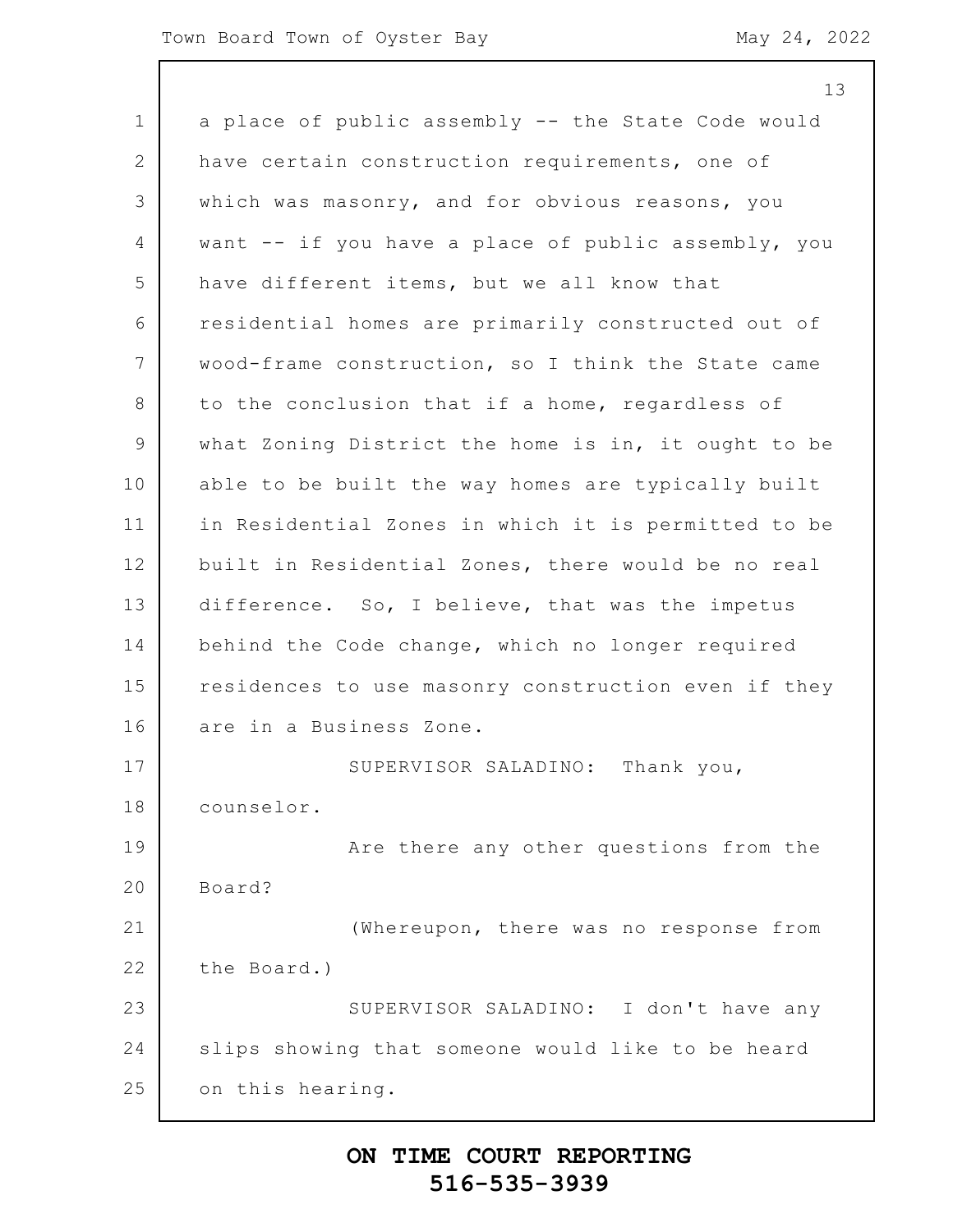a place of public assembly -- the State Code would have certain construction requirements, one of which was masonry, and for obvious reasons, you want -- if you have a place of public assembly, you have different items, but we all know that residential homes are primarily constructed out of wood-frame construction, so I think the State came to the conclusion that if a home, regardless of what Zoning District the home is in, it ought to be able to be built the way homes are typically built in Residential Zones in which it is permitted to be built in Residential Zones, there would be no real difference. So, I believe, that was the impetus behind the Code change, which no longer required residences to use masonry construction even if they are in a Business Zone.

SUPERVISOR SALADINO: Thank you, counselor.

Are there any other questions from the Board?

(Whereupon, there was no response from the Board.)

SUPERVISOR SALADINO: I don't have any slips showing that someone would like to be heard on this hearing.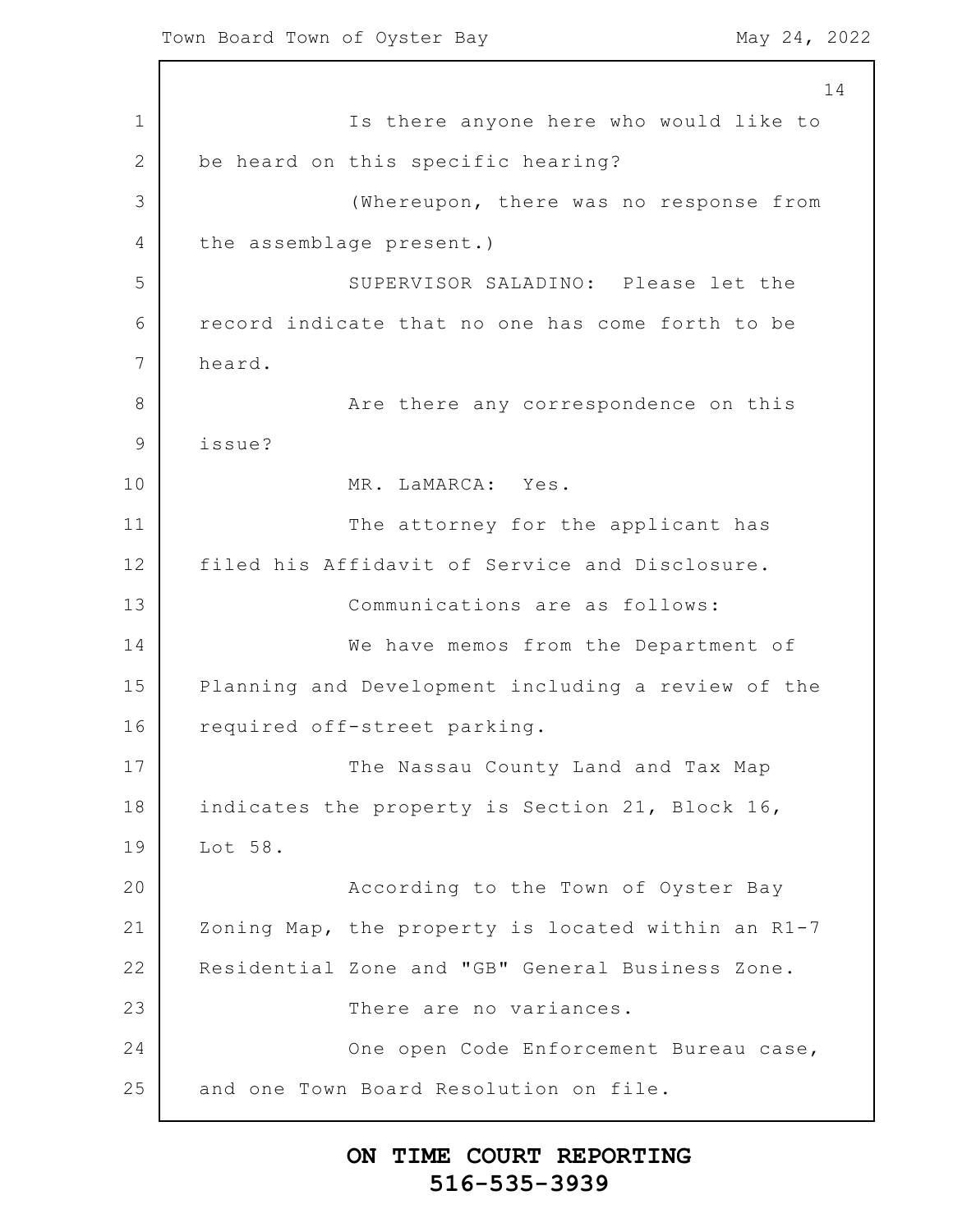Is there anyone here who would like to be heard on this specific hearing?

(Whereupon, there was no response from the assemblage present.)

SUPERVISOR SALADINO: Please let the record indicate that no one has come forth to be heard.

Are there any correspondence on this issue?

MR. LaMARCA: Yes.

The attorney for the applicant has filed his Affidavit of Service and Disclosure.

Communications are as follows:

We have memos from the Department of Planning and Development including a review of the required off-street parking.

The Nassau County Land and Tax Map indicates the property is Section 21, Block 16, Lot 58.

According to the Town of Oyster Bay Zoning Map, the property is located within an R1-7 Residential Zone and "GB" General Business Zone.

There are no variances.

One open Code Enforcement Bureau case, and one Town Board Resolution on file.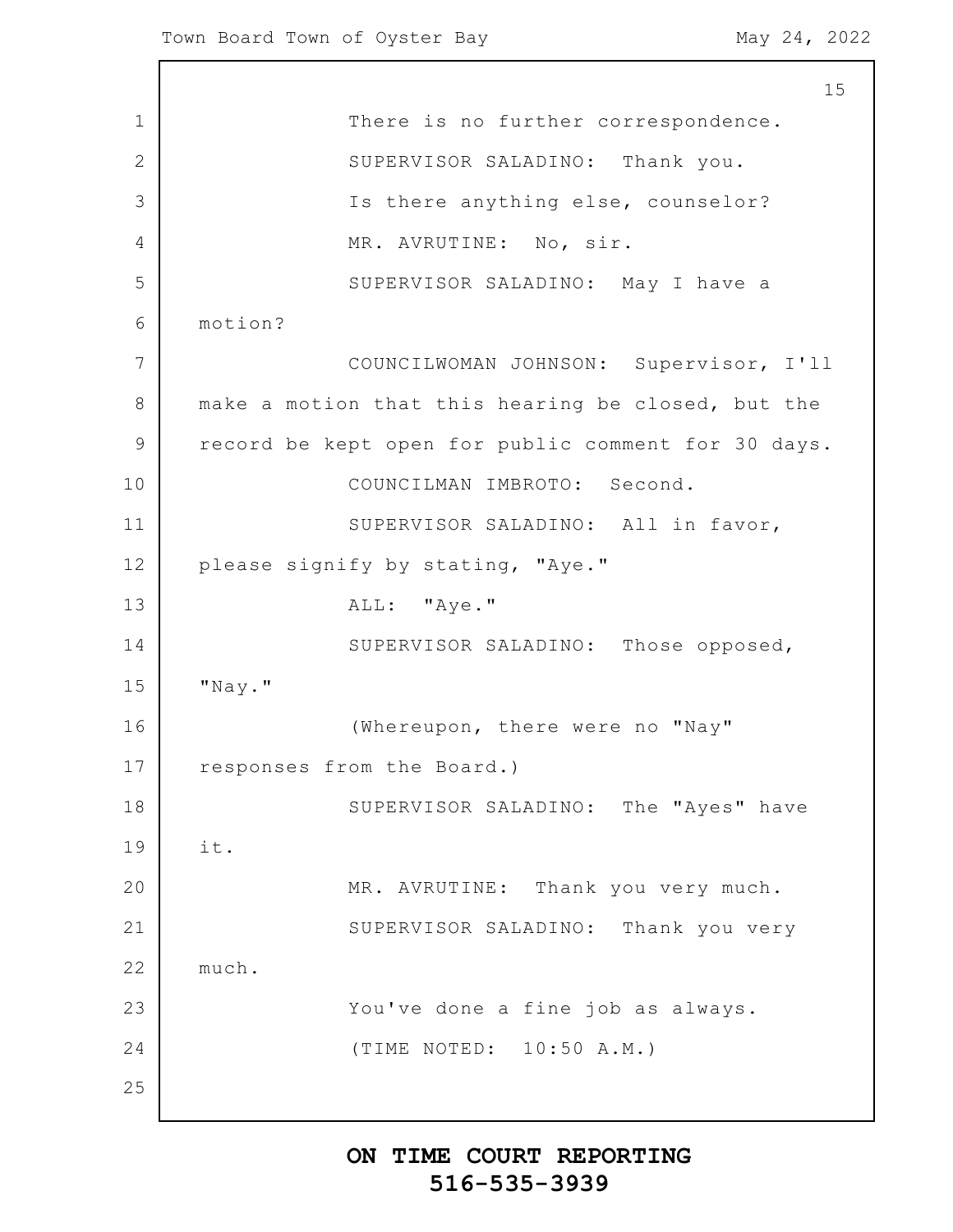There is no further correspondence.

SUPERVISOR SALADINO: Thank you.

Is there anything else, counselor?

MR. AVRUTINE: No, sir.

SUPERVISOR SALADINO: May I have a motion?

COUNCILWOMAN JOHNSON: Supervisor, I'll make a motion that this hearing be closed, but the record be kept open for public comment for 30 days.

COUNCILMAN IMBROTO: Second.

SUPERVISOR SALADINO: All in favor, please signify by stating, "Aye."

ALL: "Aye."

SUPERVISOR SALADINO: Those opposed, "Nay."

(Whereupon, there were no "Nay" responses from the Board.)

SUPERVISOR SALADINO: The "Ayes" have it.

MR. AVRUTINE: Thank you very much.

SUPERVISOR SALADINO: Thank you very much.

You've done a fine job as always.

(TIME NOTED: 10:50 A.M.)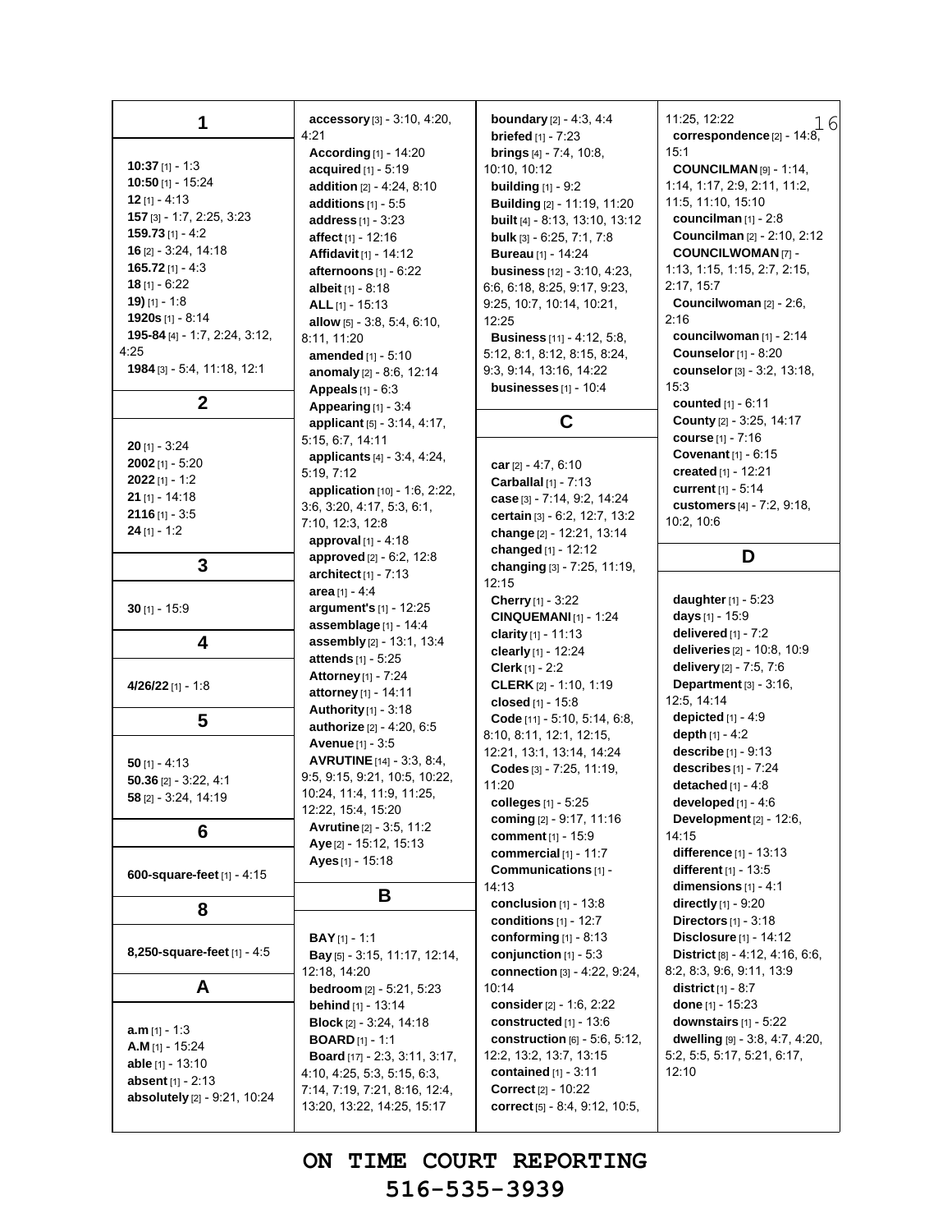## 1

**10:37** [1] - 1:3
**10:50** [1] - 15:24
**12** [1] - 4:13
**157** [3] - 1:7, 2:25, 3:23
**159.73** [1] - 4:2
**16** [2] - 3:24, 14:18
**165.72** [1] - 4:3
**18** [1] - 6:22
**19)** [1] - 1:8
**1920s** [1] - 8:14
**195-84** [4] - 1:7, 2:24, 3:12, 4:25
**1984** [3] - 5:4, 11:18, 12:1

## 2

**20** [1] - 3:24
**2002** [1] - 5:20
**2022** [1] - 1:2
**21** [1] - 14:18
**2116** [1] - 3:5
**24** [1] - 1:2

## 3

**30** [1] - 15:9

## 4

**4/26/22** [1] - 1:8

## 5

**50** [1] - 4:13
**50.36** [2] - 3:22, 4:1
**58** [2] - 3:24, 14:19

## 6

**600-square-feet** [1] - 4:15

## 8

**8,250-square-feet** [1] - 4:5

## A

**a.m** [1] - 1:3
**A.M** [1] - 15:24
**able** [1] - 13:10
**absent** [1] - 2:13
**absolutely** [2] - 9:21, 10:24
**accessory** [3] - 3:10, 4:20, 4:21
**According** [1] - 14:20
**acquired** [1] - 5:19
**addition** [2] - 4:24, 8:10
**additions** [1] - 5:5
**address** [1] - 3:23
**affect** [1] - 12:16
**Affidavit** [1] - 14:12
**afternoons** [1] - 6:22
**albeit** [1] - 8:18
**ALL** [1] - 15:13
**allow** [5] - 3:8, 5:4, 6:10, 8:11, 11:20
**amended** [1] - 5:10
**anomaly** [2] - 8:6, 12:14
**Appeals** [1] - 6:3
**Appearing** [1] - 3:4
**applicant** [5] - 3:14, 4:17, 5:15, 6:7, 14:11
**applicants** [4] - 3:4, 4:24, 5:19, 7:12
**application** [10] - 1:6, 2:22, 3:6, 3:20, 4:17, 5:3, 6:1, 7:10, 12:3, 12:8
**approval** [1] - 4:18
**approved** [2] - 6:2, 12:8
**architect** [1] - 7:13
**area** [1] - 4:4
**argument's** [1] - 12:25
**assemblage** [1] - 14:4
**assembly** [2] - 13:1, 13:4
**attends** [1] - 5:25
**Attorney** [1] - 7:24
**attorney** [1] - 14:11
**Authority** [1] - 3:18
**authorize** [2] - 4:20, 6:5
**Avenue** [1] - 3:5
**AVRUTINE** [14] - 3:3, 8:4, 9:5, 9:15, 9:21, 10:5, 10:22, 10:24, 11:4, 11:9, 11:25, 12:22, 15:4, 15:20
**Avrutine** [2] - 3:5, 11:2
**Aye** [2] - 15:12, 15:13
**Ayes** [1] - 15:18

## B

**BAY** [1] - 1:1
**Bay** [5] - 3:15, 11:17, 12:14, 12:18, 14:20
**bedroom** [2] - 5:21, 5:23
**behind** [1] - 13:14
**Block** [2] - 3:24, 14:18
**BOARD** [1] - 1:1
**Board** [17] - 2:3, 3:11, 3:17, 4:10, 4:25, 5:3, 5:15, 6:3, 7:14, 7:19, 7:21, 8:16, 12:4, 13:20, 13:22, 14:25, 15:17
**boundary** [2] - 4:3, 4:4
**briefed** [1] - 7:23
**brings** [4] - 7:4, 10:8, 10:10, 10:12
**building** [1] - 9:2
**Building** [2] - 11:19, 11:20
**built** [4] - 8:13, 13:10, 13:12
**bulk** [3] - 6:25, 7:1, 7:8
**Bureau** [1] - 14:24
**business** [12] - 3:10, 4:23, 6:6, 6:18, 8:25, 9:17, 9:23, 9:25, 10:7, 10:14, 10:21, 12:25
**Business** [11] - 4:12, 5:8, 5:12, 8:1, 8:12, 8:15, 8:24, 9:3, 9:14, 13:16, 14:22
**businesses** [1] - 10:4

## C

**car** [2] - 4:7, 6:10
**Carballal** [1] - 7:13
**case** [3] - 7:14, 9:2, 14:24
**certain** [3] - 6:2, 12:7, 13:2
**change** [2] - 12:21, 13:14
**changed** [1] - 12:12
**changing** [3] - 7:25, 11:19, 12:15
**Cherry** [1] - 3:22
**CINQUEMANI** [1] - 1:24
**clarity** [1] - 11:13
**clearly** [1] - 12:24
**Clerk** [1] - 2:2
**CLERK** [2] - 1:10, 1:19
**closed** [1] - 15:8
**Code** [11] - 5:10, 5:14, 6:8, 8:10, 8:11, 12:1, 12:15, 12:21, 13:1, 13:14, 14:24
**Codes** [3] - 7:25, 11:19, 11:20
**colleges** [1] - 5:25
**coming** [2] - 9:17, 11:16
**comment** [1] - 15:9
**commercial** [1] - 11:7
**Communications** [1] - 14:13
**conclusion** [1] - 13:8
**conditions** [1] - 12:7
**conforming** [1] - 8:13
**conjunction** [1] - 5:3
**connection** [3] - 4:22, 9:24, 10:14
**consider** [2] - 1:6, 2:22
**constructed** [1] - 13:6
**construction** [6] - 5:6, 5:12, 12:2, 13:2, 13:7, 13:15
**contained** [1] - 3:11
**Correct** [2] - 10:22
**correct** [5] - 8:4, 9:12, 10:5, 11:25, 12:22
**correspondence** [2] - 14:8, 15:1
**COUNCILMAN** [9] - 1:14, 1:14, 1:17, 2:9, 2:11, 11:2, 11:5, 11:10, 15:10
**councilman** [1] - 2:8
**Councilman** [2] - 2:10, 2:12
**COUNCILWOMAN** [7] - 1:13, 1:15, 1:15, 2:7, 2:15, 2:17, 15:7
**Councilwoman** [2] - 2:6, 2:16
**councilwoman** [1] - 2:14
**Counselor** [1] - 8:20
**counselor** [3] - 3:2, 13:18, 15:3
**counted** [1] - 6:11
**County** [2] - 3:25, 14:17
**course** [1] - 7:16
**Covenant** [1] - 6:15
**created** [1] - 12:21
**current** [1] - 5:14
**customers** [4] - 7:2, 9:18, 10:2, 10:6

## D

**daughter** [1] - 5:23
**days** [1] - 15:9
**delivered** [1] - 7:2
**deliveries** [2] - 10:8, 10:9
**delivery** [2] - 7:5, 7:6
**Department** [3] - 3:16, 12:5, 14:14
**depicted** [1] - 4:9
**depth** [1] - 4:2
**describe** [1] - 9:13
**describes** [1] - 7:24
**detached** [1] - 4:8
**developed** [1] - 4:6
**Development** [2] - 12:6, 14:15
**difference** [1] - 13:13
**different** [1] - 13:5
**dimensions** [1] - 4:1
**directly** [1] - 9:20
**Directors** [1] - 3:18
**Disclosure** [1] - 14:12
**District** [8] - 4:12, 4:16, 6:6, 8:2, 8:3, 9:6, 9:11, 13:9
**district** [1] - 8:7
**done** [1] - 15:23
**downstairs** [1] - 5:22
**dwelling** [9] - 3:8, 4:7, 4:20, 5:2, 5:5, 5:17, 5:21, 6:17, 12:10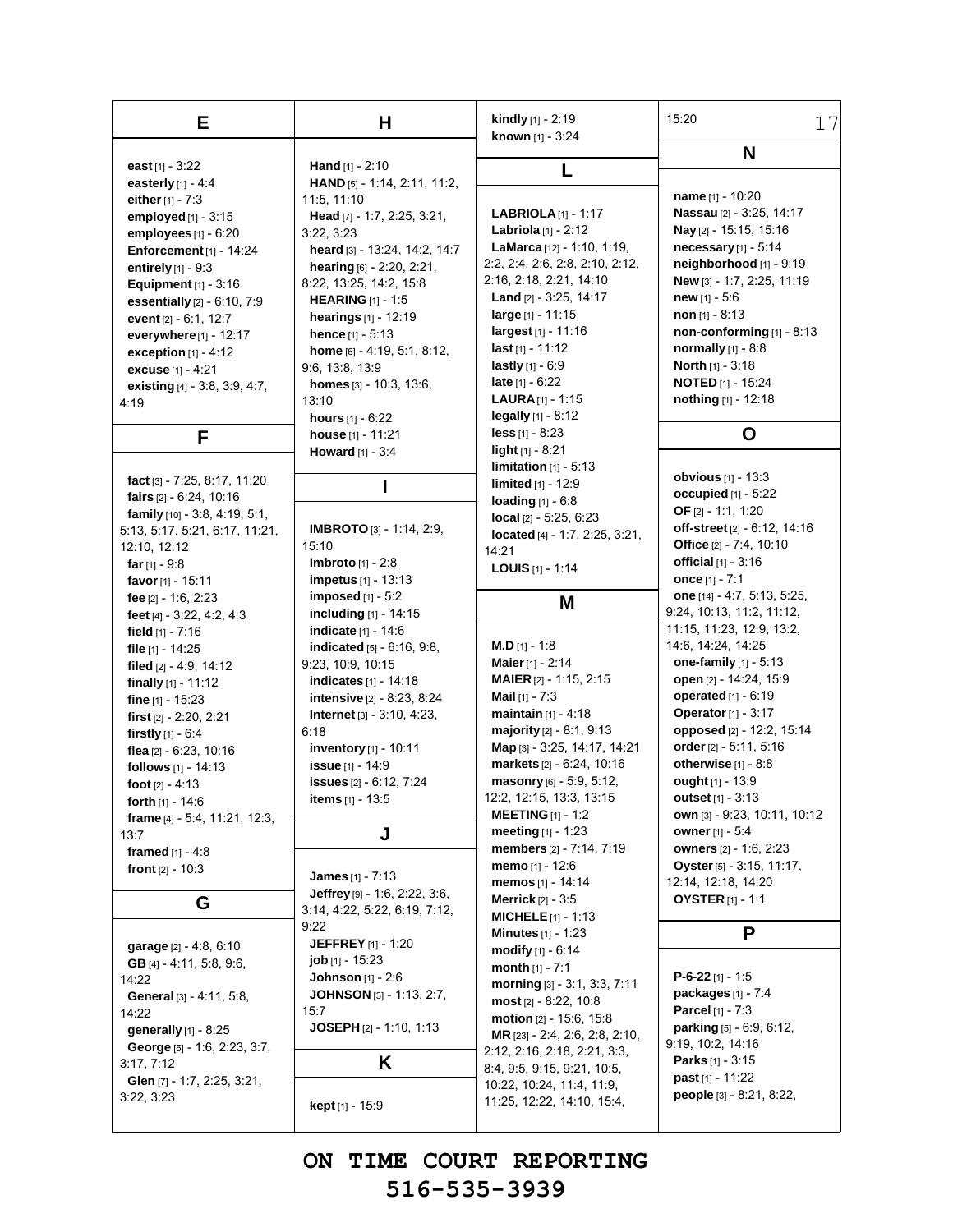## E

**east** [1] - 3:22
**easterly** [1] - 4:4
**either** [1] - 7:3
**employed** [1] - 3:15
**employees** [1] - 6:20
**Enforcement** [1] - 14:24
**entirely** [1] - 9:3
**Equipment** [1] - 3:16
**essentially** [2] - 6:10, 7:9
**event** [2] - 6:1, 12:7
**everywhere** [1] - 12:17
**exception** [1] - 4:12
**excuse** [1] - 4:21
**existing** [4] - 3:8, 3:9, 4:7, 4:19

## F

**fact** [3] - 7:25, 8:17, 11:20
**fairs** [2] - 6:24, 10:16
**family** [10] - 3:8, 4:19, 5:1, 5:13, 5:17, 5:21, 6:17, 11:21, 12:10, 12:12
**far** [1] - 9:8
**favor** [1] - 15:11
**fee** [2] - 1:6, 2:23
**feet** [4] - 3:22, 4:2, 4:3
**field** [1] - 7:16
**file** [1] - 14:25
**filed** [2] - 4:9, 14:12
**finally** [1] - 11:12
**fine** [1] - 15:23
**first** [2] - 2:20, 2:21
**firstly** [1] - 6:4
**flea** [2] - 6:23, 10:16
**follows** [1] - 14:13
**foot** [2] - 4:13
**forth** [1] - 14:6
**frame** [4] - 5:4, 11:21, 12:3, 13:7
**framed** [1] - 4:8
**front** [2] - 10:3

## G

**garage** [2] - 4:8, 6:10
**GB** [4] - 4:11, 5:8, 9:6, 14:22
**General** [3] - 4:11, 5:8, 14:22
**generally** [1] - 8:25
**George** [5] - 1:6, 2:23, 3:7, 3:17, 7:12
**Glen** [7] - 1:7, 2:25, 3:21, 3:22, 3:23

## H

**Hand** [1] - 2:10
**HAND** [5] - 1:14, 2:11, 11:2, 11:5, 11:10
**Head** [7] - 1:7, 2:25, 3:21, 3:22, 3:23
**heard** [3] - 13:24, 14:2, 14:7
**hearing** [6] - 2:20, 2:21, 8:22, 13:25, 14:2, 15:8
**HEARING** [1] - 1:5
**hearings** [1] - 12:19
**hence** [1] - 5:13
**home** [6] - 4:19, 5:1, 8:12, 9:6, 13:8, 13:9
**homes** [3] - 10:3, 13:6, 13:10
**hours** [1] - 6:22
**house** [1] - 11:21
**Howard** [1] - 3:4

## I

**IMBROTO** [3] - 1:14, 2:9, 15:10
**Imbroto** [1] - 2:8
**impetus** [1] - 13:13
**imposed** [1] - 5:2
**including** [1] - 14:15
**indicate** [1] - 14:6
**indicated** [5] - 6:16, 9:8, 9:23, 10:9, 10:15
**indicates** [1] - 14:18
**intensive** [2] - 8:23, 8:24
**Internet** [3] - 3:10, 4:23, 6:18
**inventory** [1] - 10:11
**issue** [1] - 14:9
**issues** [2] - 6:12, 7:24
**items** [1] - 13:5

## J

**James** [1] - 7:13
**Jeffrey** [9] - 1:6, 2:22, 3:6, 3:14, 4:22, 5:22, 6:19, 7:12, 9:22
**JEFFREY** [1] - 1:20
**job** [1] - 15:23
**Johnson** [1] - 2:6
**JOHNSON** [3] - 1:13, 2:7, 15:7
**JOSEPH** [2] - 1:10, 1:13

## K

**kept** [1] - 15:9
**kindly** [1] - 2:19
**known** [1] - 3:24

## L

**LABRIOLA** [1] - 1:17
**Labriola** [1] - 2:12
**LaMarca** [12] - 1:10, 1:19, 2:2, 2:4, 2:6, 2:8, 2:10, 2:12, 2:16, 2:18, 2:21, 14:10
**Land** [2] - 3:25, 14:17
**large** [1] - 11:15
**largest** [1] - 11:16
**last** [1] - 11:12
**lastly** [1] - 6:9
**late** [1] - 6:22
**LAURA** [1] - 1:15
**legally** [1] - 8:12
**less** [1] - 8:23
**light** [1] - 8:21
**limitation** [1] - 5:13
**limited** [1] - 12:9
**loading** [1] - 6:8
**local** [2] - 5:25, 6:23
**located** [4] - 1:7, 2:25, 3:21, 14:21
**LOUIS** [1] - 1:14

## M

**M.D** [1] - 1:8
**Maier** [1] - 2:14
**MAIER** [2] - 1:15, 2:15
**Mail** [1] - 7:3
**maintain** [1] - 4:18
**majority** [2] - 8:1, 9:13
**Map** [3] - 3:25, 14:17, 14:21
**markets** [2] - 6:24, 10:16
**masonry** [6] - 5:9, 5:12, 12:2, 12:15, 13:3, 13:15
**MEETING** [1] - 1:2
**meeting** [1] - 1:23
**members** [2] - 7:14, 7:19
**memo** [1] - 12:6
**memos** [1] - 14:14
**Merrick** [2] - 3:5
**MICHELE** [1] - 1:13
**Minutes** [1] - 1:23
**modify** [1] - 6:14
**month** [1] - 7:1
**morning** [3] - 3:1, 3:3, 7:11
**most** [2] - 8:22, 10:8
**motion** [2] - 15:6, 15:8
**MR** [23] - 2:4, 2:6, 2:8, 2:10, 2:12, 2:16, 2:18, 2:21, 3:3, 8:4, 9:5, 9:15, 9:21, 10:5, 10:22, 10:24, 11:4, 11:9, 11:25, 12:22, 14:10, 15:4, 15:20

## N

**name** [1] - 10:20
**Nassau** [2] - 3:25, 14:17
**Nay** [2] - 15:15, 15:16
**necessary** [1] - 5:14
**neighborhood** [1] - 9:19
**New** [3] - 1:7, 2:25, 11:19
**new** [1] - 5:6
**non** [1] - 8:13
**non-conforming** [1] - 8:13
**normally** [1] - 8:8
**North** [1] - 3:18
**NOTED** [1] - 15:24
**nothing** [1] - 12:18

## O

**obvious** [1] - 13:3
**occupied** [1] - 5:22
**OF** [2] - 1:1, 1:20
**off-street** [2] - 6:12, 14:16
**Office** [2] - 7:4, 10:10
**official** [1] - 3:16
**once** [1] - 7:1
**one** [14] - 4:7, 5:13, 5:25, 9:24, 10:13, 11:2, 11:12, 11:15, 11:23, 12:9, 13:2, 14:6, 14:24, 14:25
**one-family** [1] - 5:13
**open** [2] - 14:24, 15:9
**operated** [1] - 6:19
**Operator** [1] - 3:17
**opposed** [2] - 12:2, 15:14
**order** [2] - 5:11, 5:16
**otherwise** [1] - 8:8
**ought** [1] - 13:9
**outset** [1] - 3:13
**own** [3] - 9:23, 10:11, 10:12
**owner** [1] - 5:4
**owners** [2] - 1:6, 2:23
**Oyster** [5] - 3:15, 11:17, 12:14, 12:18, 14:20
**OYSTER** [1] - 1:1

## P

**P-6-22** [1] - 1:5
**packages** [1] - 7:4
**Parcel** [1] - 7:3
**parking** [5] - 6:9, 6:12, 9:19, 10:2, 14:16
**Parks** [1] - 3:15
**past** [1] - 11:22
**people** [3] - 8:21, 8:22,

ON TIME COURT REPORTING
516-535-3939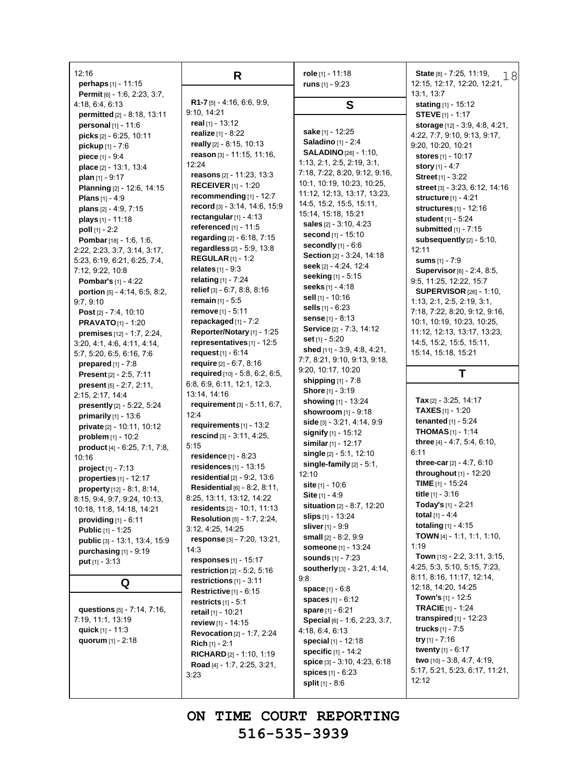12:16
**perhaps** [1] - 11:15
**Permit** [6] - 1:6, 2:23, 3:7, 4:18, 6:4, 6:13
**permitted** [2] - 8:18, 13:11
**personal** [1] - 11:6
**picks** [2] - 6:25, 10:11
**pickup** [1] - 7:6
**piece** [1] - 9:4
**place** [2] - 13:1, 13:4
**plan** [1] - 9:17
**Planning** [2] - 12:6, 14:15
**Plans** [1] - 4:9
**plans** [2] - 4:9, 7:15
**plays** [1] - 11:18
**poll** [1] - 2:2
**Pombar** [18] - 1:6, 1:6, 2:22, 2:23, 3:7, 3:14, 3:17, 5:23, 6:19, 6:21, 6:25, 7:4, 7:12, 9:22, 10:8
**Pombar's** [1] - 4:22
**portion** [5] - 4:14, 6:5, 8:2, 9:7, 9:10
**Post** [2] - 7:4, 10:10
**PRAVATO** [1] - 1:20
**premises** [12] - 1:7, 2:24, 3:20, 4:1, 4:6, 4:11, 4:14, 5:7, 5:20, 6:5, 6:16, 7:6
**prepared** [1] - 7:8
**Present** [2] - 2:5, 7:11
**present** [5] - 2:7, 2:11, 2:15, 2:17, 14:4
**presently** [2] - 5:22, 5:24
**primarily** [1] - 13:6
**private** [2] - 10:11, 10:12
**problem** [1] - 10:2
**product** [4] - 6:25, 7:1, 7:8, 10:16
**project** [1] - 7:13
**properties** [1] - 12:17
**property** [12] - 8:1, 8:14, 8:15, 9:4, 9:7, 9:24, 10:13, 10:18, 11:8, 14:18, 14:21
**providing** [1] - 6:11
**Public** [1] - 1:25
**public** [3] - 13:1, 13:4, 15:9
**purchasing** [1] - 9:19
**put** [1] - 3:13

## Q

**questions** [5] - 7:14, 7:16, 7:19, 11:1, 13:19
**quick** [1] - 11:3
**quorum** [1] - 2:18

## R

**R1-7** [5] - 4:16, 6:6, 9:9, 9:10, 14:21
**real** [1] - 13:12
**realize** [1] - 8:22
**really** [2] - 8:15, 10:13
**reason** [3] - 11:15, 11:16, 12:24
**reasons** [2] - 11:23, 13:3
**RECEIVER** [1] - 1:20
**recommending** [1] - 12:7
**record** [3] - 3:14, 14:6, 15:9
**rectangular** [1] - 4:13
**referenced** [1] - 11:5
**regarding** [2] - 6:18, 7:15
**regardless** [2] - 5:9, 13:8
**REGULAR** [1] - 1:2
**relates** [1] - 9:3
**relating** [1] - 7:24
**relief** [3] - 6:7, 8:8, 8:16
**remain** [1] - 5:5
**remove** [1] - 5:11
**repackaged** [1] - 7:2
**Reporter/Notary** [1] - 1:25
**representatives** [1] - 12:5
**request** [1] - 6:14
**require** [2] - 6:7, 8:16
**required** [10] - 5:8, 6:2, 6:5, 6:8, 6:9, 6:11, 12:1, 12:3, 13:14, 14:16
**requirement** [3] - 5:11, 6:7, 12:4
**requirements** [1] - 13:2
**rescind** [3] - 3:11, 4:25, 5:15
**residence** [1] - 8:23
**residences** [1] - 13:15
**residential** [2] - 9:2, 13:6
**Residential** [6] - 8:2, 8:11, 8:25, 13:11, 13:12, 14:22
**residents** [2] - 10:1, 11:13
**Resolution** [5] - 1:7, 2:24, 3:12, 4:25, 14:25
**response** [3] - 7:20, 13:21, 14:3
**responses** [1] - 15:17
**restriction** [2] - 5:2, 5:16
**restrictions** [1] - 3:11
**Restrictive** [1] - 6:15
**restricts** [1] - 5:1
**retail** [1] - 10:21
**review** [1] - 14:15
**Revocation** [2] - 1:7, 2:24
**Rich** [1] - 2:1
**RICHARD** [2] - 1:10, 1:19
**Road** [4] - 1:7, 2:25, 3:21, 3:23
**role** [1] - 11:18
**runs** [1] - 9:23

## S

**sake** [1] - 12:25
**Saladino** [1] - 2:4
**SALADINO** [26] - 1:10, 1:13, 2:1, 2:5, 2:19, 3:1, 7:18, 7:22, 8:20, 9:12, 9:16, 10:1, 10:19, 10:23, 10:25, 11:12, 12:13, 13:17, 13:23, 14:5, 15:2, 15:5, 15:11, 15:14, 15:18, 15:21
**sales** [2] - 3:10, 4:23
**second** [1] - 15:10
**secondly** [1] - 6:6
**Section** [2] - 3:24, 14:18
**seek** [2] - 4:24, 12:4
**seeking** [1] - 5:15
**seeks** [1] - 4:18
**sell** [1] - 10:16
**sells** [1] - 6:23
**sense** [1] - 8:13
**Service** [2] - 7:3, 14:12
**set** [1] - 5:20
**shed** [11] - 3:9, 4:8, 4:21, 7:7, 8:21, 9:10, 9:13, 9:18, 9:20, 10:17, 10:20
**shipping** [1] - 7:8
**Shore** [1] - 3:19
**showing** [1] - 13:24
**showroom** [1] - 9:18
**side** [3] - 3:21, 4:14, 9:9
**signify** [1] - 15:12
**similar** [1] - 12:17
**single** [2] - 5:1, 12:10
**single-family** [2] - 5:1, 12:10
**site** [1] - 10:6
**Site** [1] - 4:9
**situation** [2] - 8:7, 12:20
**slips** [1] - 13:24
**sliver** [1] - 9:9
**small** [2] - 8:2, 9:9
**someone** [1] - 13:24
**sounds** [1] - 7:23
**southerly** [3] - 3:21, 4:14, 9:8
**space** [1] - 6:8
**spaces** [1] - 6:12
**spare** [1] - 6:21
**Special** [6] - 1:6, 2:23, 3:7, 4:18, 6:4, 6:13
**special** [1] - 12:18
**specific** [1] - 14:2
**spice** [3] - 3:10, 4:23, 6:18
**spices** [1] - 6:23
**split** [1] - 8:6
**State** [8] - 7:25, 11:19, 12:15, 12:17, 12:20, 12:21, 13:1, 13:7
**stating** [1] - 15:12
**STEVE** [1] - 1:17
**storage** [12] - 3:9, 4:8, 4:21, 4:22, 7:7, 9:10, 9:13, 9:17, 9:20, 10:20, 10:21
**stores** [1] - 10:17
**story** [1] - 4:7
**Street** [1] - 3:22
**street** [3] - 3:23, 6:12, 14:16
**structure** [1] - 4:21
**structures** [1] - 12:16
**student** [1] - 5:24
**submitted** [1] - 7:15
**subsequently** [2] - 5:10, 12:11
**sums** [1] - 7:9
**Supervisor** [6] - 2:4, 8:5, 9:5, 11:25, 12:22, 15:7
**SUPERVISOR** [26] - 1:10, 1:13, 2:1, 2:5, 2:19, 3:1, 7:18, 7:22, 8:20, 9:12, 9:16, 10:1, 10:19, 10:23, 10:25, 11:12, 12:13, 13:17, 13:23, 14:5, 15:2, 15:5, 15:11, 15:14, 15:18, 15:21

## T

**Tax** [2] - 3:25, 14:17
**TAXES** [1] - 1:20
**tenanted** [1] - 5:24
**THOMAS** [1] - 1:14
**three** [4] - 4:7, 5:4, 6:10, 6:11
**three-car** [2] - 4:7, 6:10
**throughout** [1] - 12:20
**TIME** [1] - 15:24
**title** [1] - 3:16
**Today's** [1] - 2:21
**total** [1] - 4:4
**totaling** [1] - 4:15
**TOWN** [4] - 1:1, 1:1, 1:10, 1:19
**Town** [15] - 2:2, 3:11, 3:15, 4:25, 5:3, 5:10, 5:15, 7:23, 8:11, 8:16, 11:17, 12:14, 12:18, 14:20, 14:25
**Town's** [1] - 12:5
**TRACIE** [1] - 1:24
**transpired** [1] - 12:23
**trucks** [1] - 7:5
**try** [1] - 7:16
**twenty** [1] - 6:17
**two** [10] - 3:8, 4:7, 4:19, 5:17, 5:21, 5:23, 6:17, 11:21, 12:12

ON TIME COURT REPORTING
516-535-3939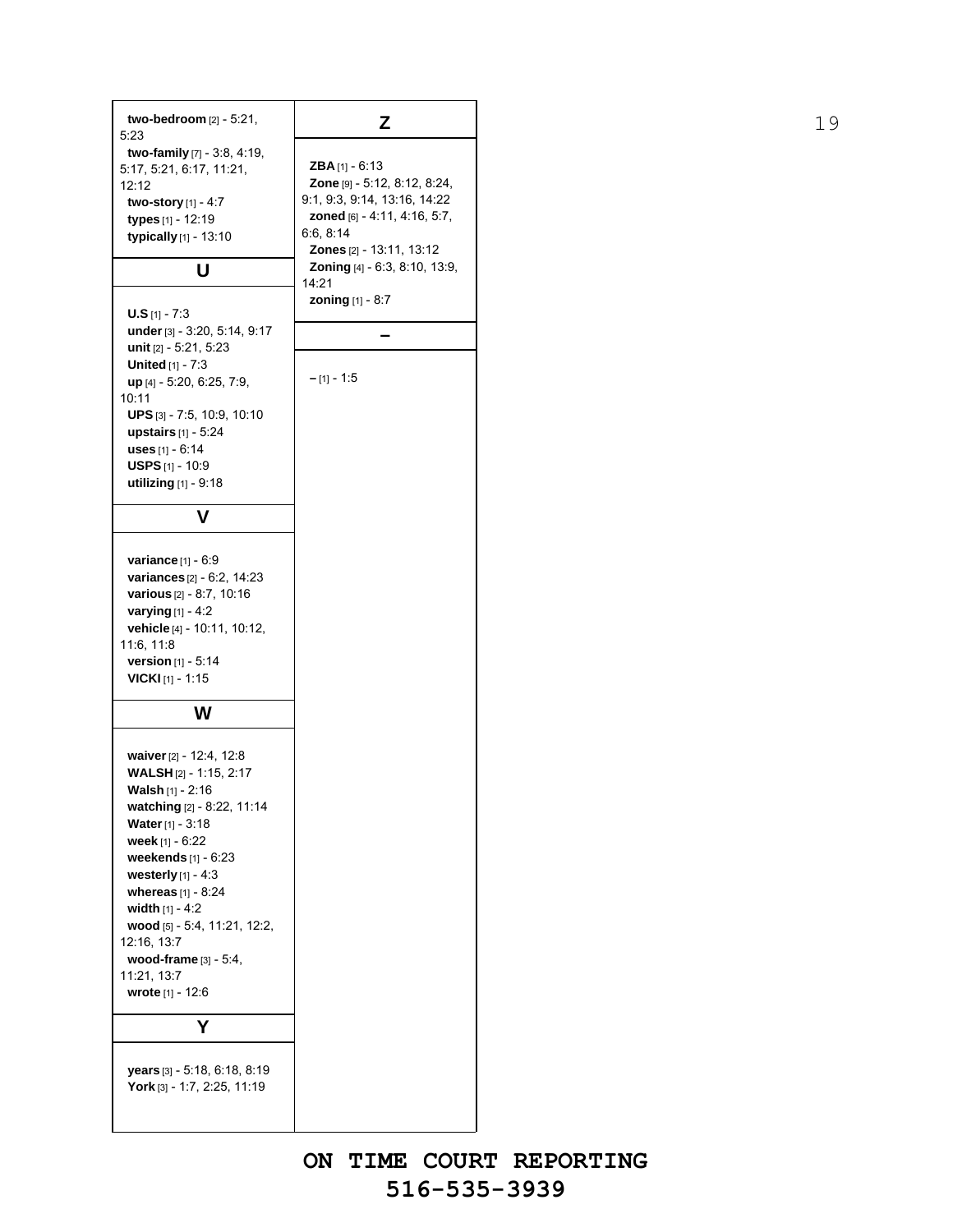**two-bedroom** [2] - 5:21, 5:23
**two-family** [7] - 3:8, 4:19, 5:17, 5:21, 6:17, 11:21, 12:12
**two-story** [1] - 4:7
**types** [1] - 12:19
**typically** [1] - 13:10

## U

**U.S** [1] - 7:3
**under** [3] - 3:20, 5:14, 9:17
**unit** [2] - 5:21, 5:23
**United** [1] - 7:3
**up** [4] - 5:20, 6:25, 7:9, 10:11
**UPS** [3] - 7:5, 10:9, 10:10
**upstairs** [1] - 5:24
**uses** [1] - 6:14
**USPS** [1] - 10:9
**utilizing** [1] - 9:18

## V

**variance** [1] - 6:9
**variances** [2] - 6:2, 14:23
**various** [2] - 8:7, 10:16
**varying** [1] - 4:2
**vehicle** [4] - 10:11, 10:12, 11:6, 11:8
**version** [1] - 5:14
**VICKI** [1] - 1:15

## W

**waiver** [2] - 12:4, 12:8
**WALSH** [2] - 1:15, 2:17
**Walsh** [1] - 2:16
**watching** [2] - 8:22, 11:14
**Water** [1] - 3:18
**week** [1] - 6:22
**weekends** [1] - 6:23
**westerly** [1] - 4:3
**whereas** [1] - 8:24
**width** [1] - 4:2
**wood** [5] - 5:4, 11:21, 12:2, 12:16, 13:7
**wood-frame** [3] - 5:4, 11:21, 13:7
**wrote** [1] - 12:6

## Y

**years** [3] - 5:18, 6:18, 8:19
**York** [3] - 1:7, 2:25, 11:19

## Z

**ZBA** [1] - 6:13
**Zone** [9] - 5:12, 8:12, 8:24, 9:1, 9:3, 9:14, 13:16, 14:22
**zoned** [6] - 4:11, 4:16, 5:7, 6:6, 8:14
**Zones** [2] - 13:11, 13:12
**Zoning** [4] - 6:3, 8:10, 13:9, 14:21
**zoning** [1] - 8:7

## –

**–** [1] - 1:5

**ON TIME COURT REPORTING**
**516-535-3939**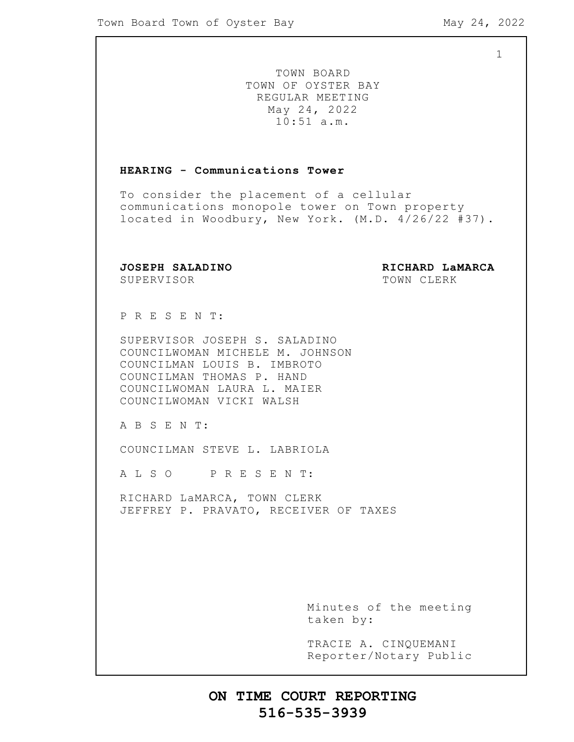TOWN BOARD
TOWN OF OYSTER BAY
REGULAR MEETING
May 24, 2022
10:51 a.m.

**HEARING - Communications Tower**

To consider the placement of a cellular communications monopole tower on Town property located in Woodbury, New York. (M.D. 4/26/22 #37).

**JOSEPH SALADINO**
SUPERVISOR

**RICHARD LaMARCA**
TOWN CLERK

P R E S E N T:

SUPERVISOR JOSEPH S. SALADINO
COUNCILWOMAN MICHELE M. JOHNSON
COUNCILMAN LOUIS B. IMBROTO
COUNCILMAN THOMAS P. HAND
COUNCILWOMAN LAURA L. MAIER
COUNCILWOMAN VICKI WALSH

A B S E N T:

COUNCILMAN STEVE L. LABRIOLA

A L S O P R E S E N T:

RICHARD LaMARCA, TOWN CLERK
JEFFREY P. PRAVATO, RECEIVER OF TAXES

Minutes of the meeting taken by:

TRACIE A. CINQUEMANI
Reporter/Notary Public

**ON TIME COURT REPORTING**
**516-535-3939**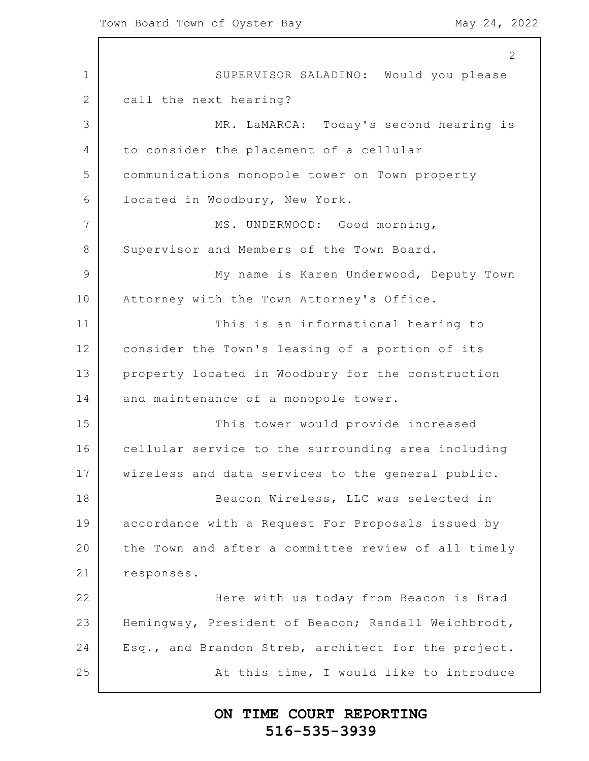SUPERVISOR SALADINO: Would you please call the next hearing?

MR. LaMARCA: Today's second hearing is to consider the placement of a cellular communications monopole tower on Town property located in Woodbury, New York.

MS. UNDERWOOD: Good morning, Supervisor and Members of the Town Board.

My name is Karen Underwood, Deputy Town Attorney with the Town Attorney's Office.

This is an informational hearing to consider the Town's leasing of a portion of its property located in Woodbury for the construction and maintenance of a monopole tower.

This tower would provide increased cellular service to the surrounding area including wireless and data services to the general public.

Beacon Wireless, LLC was selected in accordance with a Request For Proposals issued by the Town and after a committee review of all timely responses.

Here with us today from Beacon is Brad Hemingway, President of Beacon; Randall Weichbrodt, Esq., and Brandon Streb, architect for the project.

At this time, I would like to introduce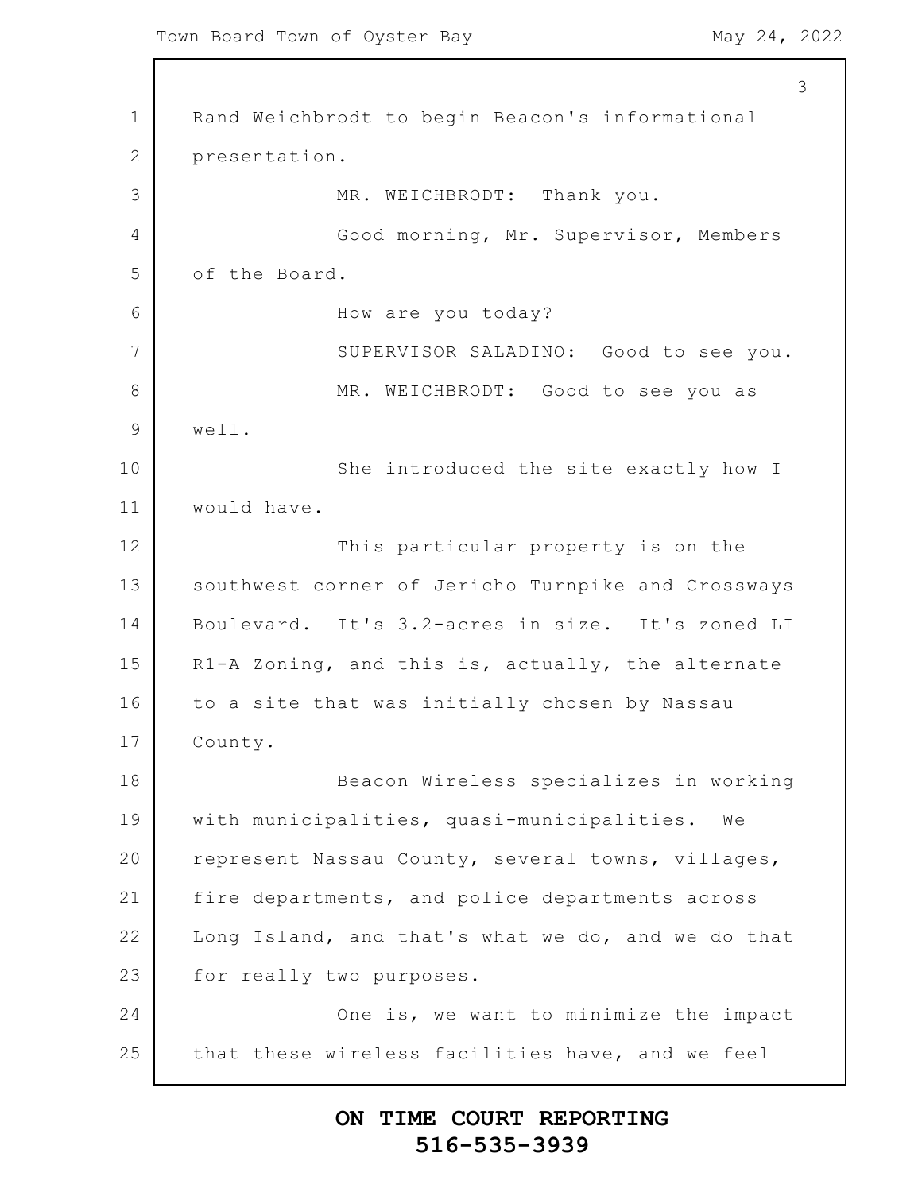Rand Weichbrodt to begin Beacon's informational presentation.

MR. WEICHBRODT: Thank you.

Good morning, Mr. Supervisor, Members of the Board.

How are you today?

SUPERVISOR SALADINO: Good to see you.

MR. WEICHBRODT: Good to see you as well.

She introduced the site exactly how I would have.

This particular property is on the southwest corner of Jericho Turnpike and Crossways Boulevard. It's 3.2-acres in size. It's zoned LI R1-A Zoning, and this is, actually, the alternate to a site that was initially chosen by Nassau County.

Beacon Wireless specializes in working with municipalities, quasi-municipalities. We represent Nassau County, several towns, villages, fire departments, and police departments across Long Island, and that's what we do, and we do that for really two purposes.

One is, we want to minimize the impact that these wireless facilities have, and we feel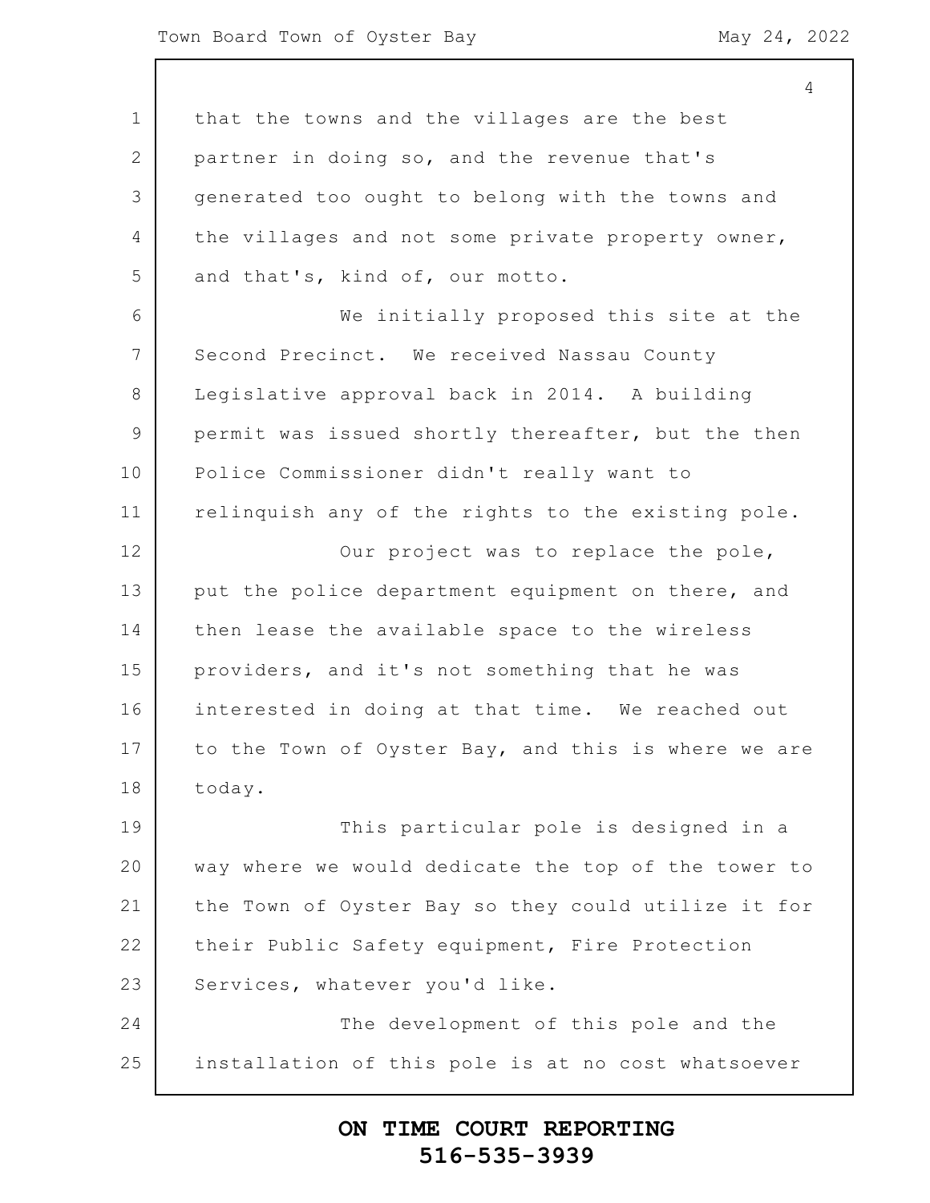that the towns and the villages are the best partner in doing so, and the revenue that's generated too ought to belong with the towns and the villages and not some private property owner, and that's, kind of, our motto.

We initially proposed this site at the Second Precinct. We received Nassau County Legislative approval back in 2014. A building permit was issued shortly thereafter, but the then Police Commissioner didn't really want to relinquish any of the rights to the existing pole.

Our project was to replace the pole, put the police department equipment on there, and then lease the available space to the wireless providers, and it's not something that he was interested in doing at that time. We reached out to the Town of Oyster Bay, and this is where we are today.

This particular pole is designed in a way where we would dedicate the top of the tower to the Town of Oyster Bay so they could utilize it for their Public Safety equipment, Fire Protection Services, whatever you'd like.

The development of this pole and the installation of this pole is at no cost whatsoever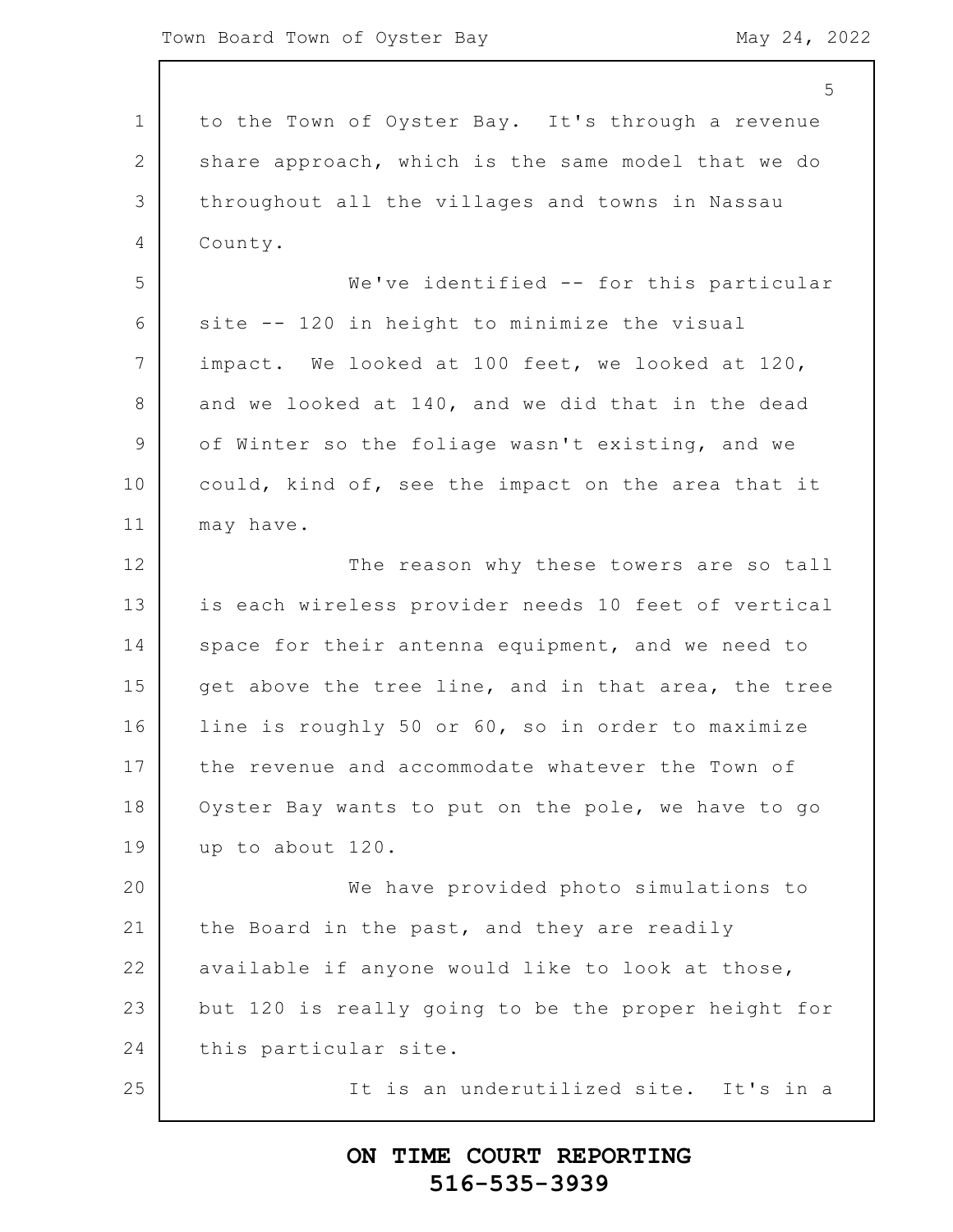to the Town of Oyster Bay. It's through a revenue share approach, which is the same model that we do throughout all the villages and towns in Nassau County.

We've identified -- for this particular site -- 120 in height to minimize the visual impact. We looked at 100 feet, we looked at 120, and we looked at 140, and we did that in the dead of Winter so the foliage wasn't existing, and we could, kind of, see the impact on the area that it may have.

The reason why these towers are so tall is each wireless provider needs 10 feet of vertical space for their antenna equipment, and we need to get above the tree line, and in that area, the tree line is roughly 50 or 60, so in order to maximize the revenue and accommodate whatever the Town of Oyster Bay wants to put on the pole, we have to go up to about 120.

We have provided photo simulations to the Board in the past, and they are readily available if anyone would like to look at those, but 120 is really going to be the proper height for this particular site.

It is an underutilized site. It's in a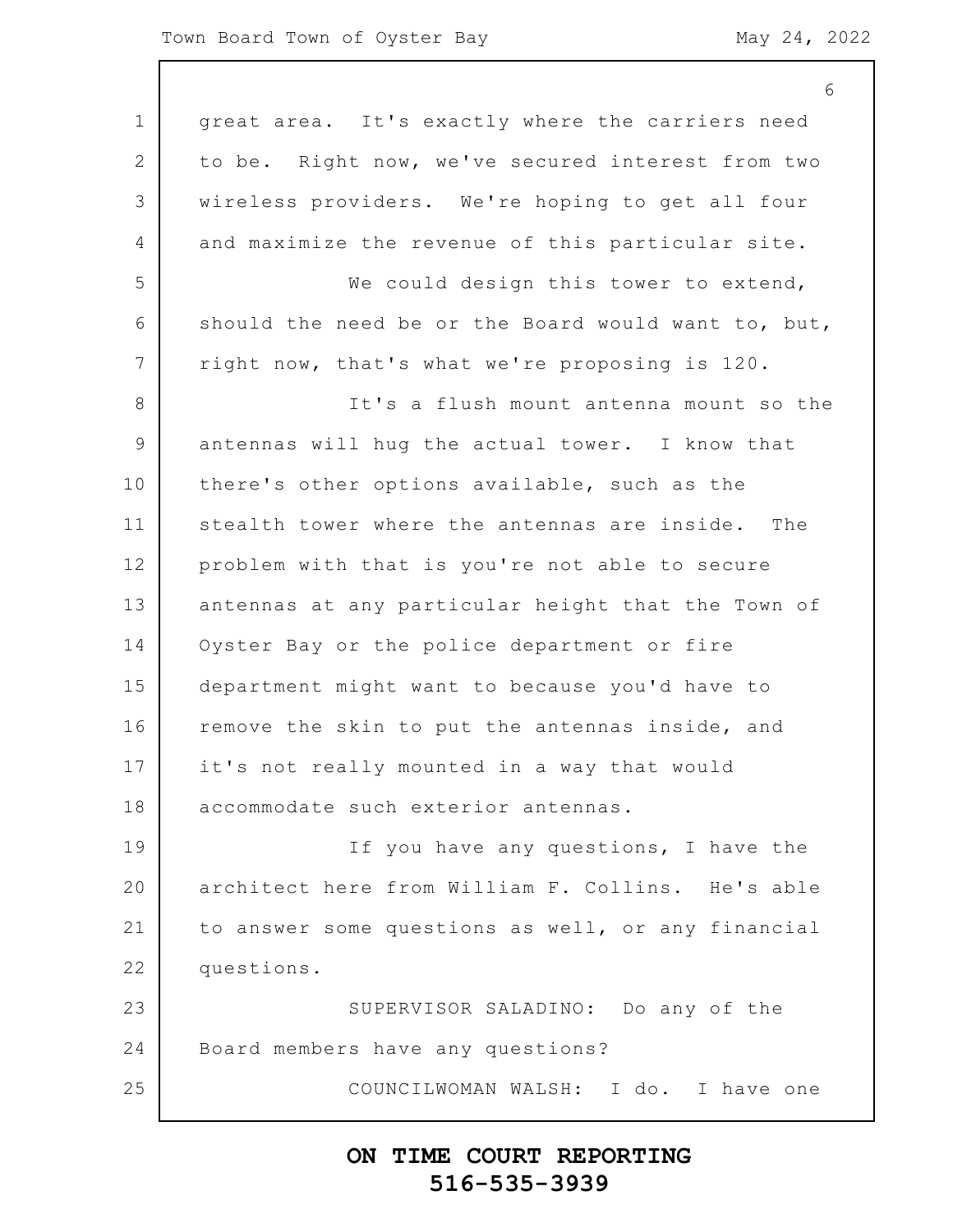great area. It's exactly where the carriers need to be. Right now, we've secured interest from two wireless providers. We're hoping to get all four and maximize the revenue of this particular site.

We could design this tower to extend, should the need be or the Board would want to, but, right now, that's what we're proposing is 120.

It's a flush mount antenna mount so the antennas will hug the actual tower. I know that there's other options available, such as the stealth tower where the antennas are inside. The problem with that is you're not able to secure antennas at any particular height that the Town of Oyster Bay or the police department or fire department might want to because you'd have to remove the skin to put the antennas inside, and it's not really mounted in a way that would accommodate such exterior antennas.

If you have any questions, I have the architect here from William F. Collins. He's able to answer some questions as well, or any financial questions.

SUPERVISOR SALADINO: Do any of the Board members have any questions?

COUNCILWOMAN WALSH: I do. I have one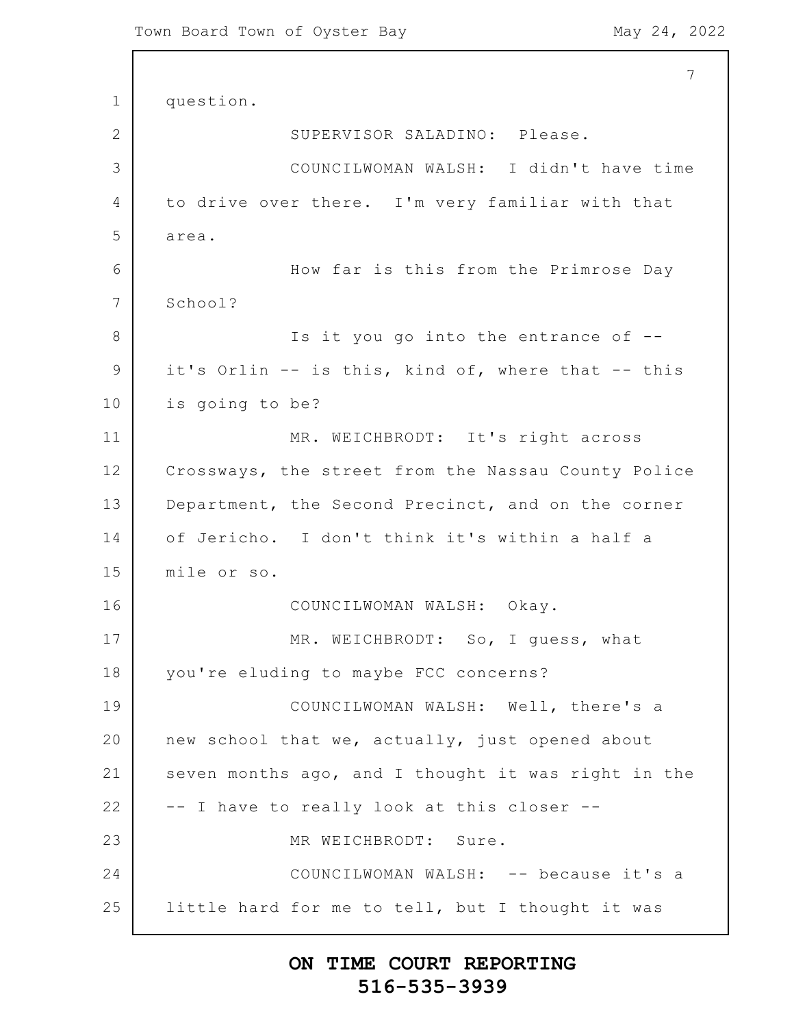question.

SUPERVISOR SALADINO: Please.

COUNCILWOMAN WALSH: I didn't have time to drive over there. I'm very familiar with that area.

How far is this from the Primrose Day School?

Is it you go into the entrance of -- it's Orlin -- is this, kind of, where that -- this is going to be?

MR. WEICHBRODT: It's right across Crossways, the street from the Nassau County Police Department, the Second Precinct, and on the corner of Jericho. I don't think it's within a half a mile or so.

COUNCILWOMAN WALSH: Okay.

MR. WEICHBRODT: So, I guess, what you're eluding to maybe FCC concerns?

COUNCILWOMAN WALSH: Well, there's a new school that we, actually, just opened about seven months ago, and I thought it was right in the -- I have to really look at this closer --

MR WEICHBRODT: Sure.

COUNCILWOMAN WALSH: -- because it's a little hard for me to tell, but I thought it was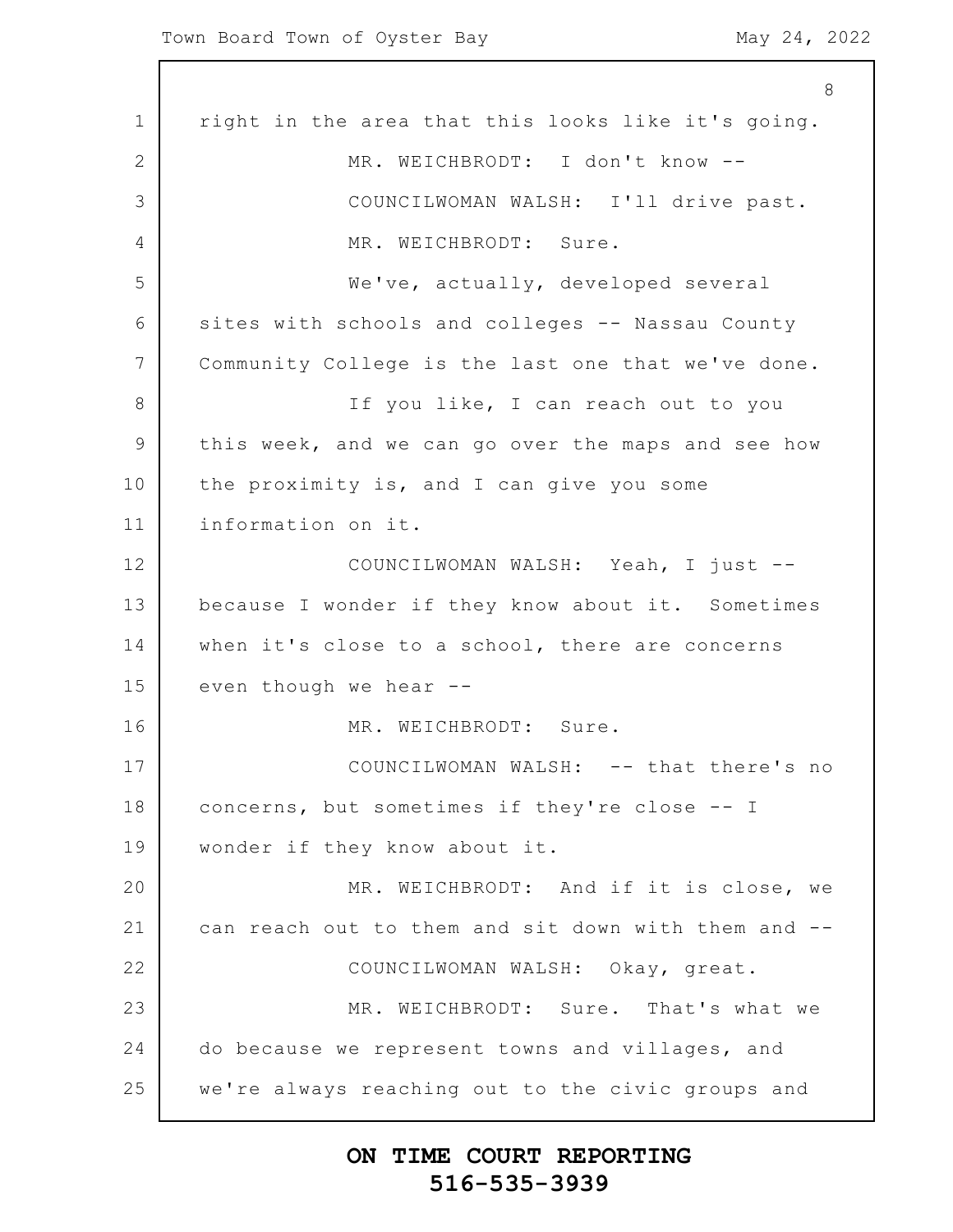right in the area that this looks like it's going.

MR. WEICHBRODT: I don't know --

COUNCILWOMAN WALSH: I'll drive past.

MR. WEICHBRODT: Sure.

We've, actually, developed several sites with schools and colleges -- Nassau County Community College is the last one that we've done.

If you like, I can reach out to you this week, and we can go over the maps and see how the proximity is, and I can give you some information on it.

COUNCILWOMAN WALSH: Yeah, I just -- because I wonder if they know about it. Sometimes when it's close to a school, there are concerns even though we hear --

MR. WEICHBRODT: Sure.

COUNCILWOMAN WALSH: -- that there's no concerns, but sometimes if they're close -- I wonder if they know about it.

MR. WEICHBRODT: And if it is close, we can reach out to them and sit down with them and --

COUNCILWOMAN WALSH: Okay, great.

MR. WEICHBRODT: Sure. That's what we do because we represent towns and villages, and we're always reaching out to the civic groups and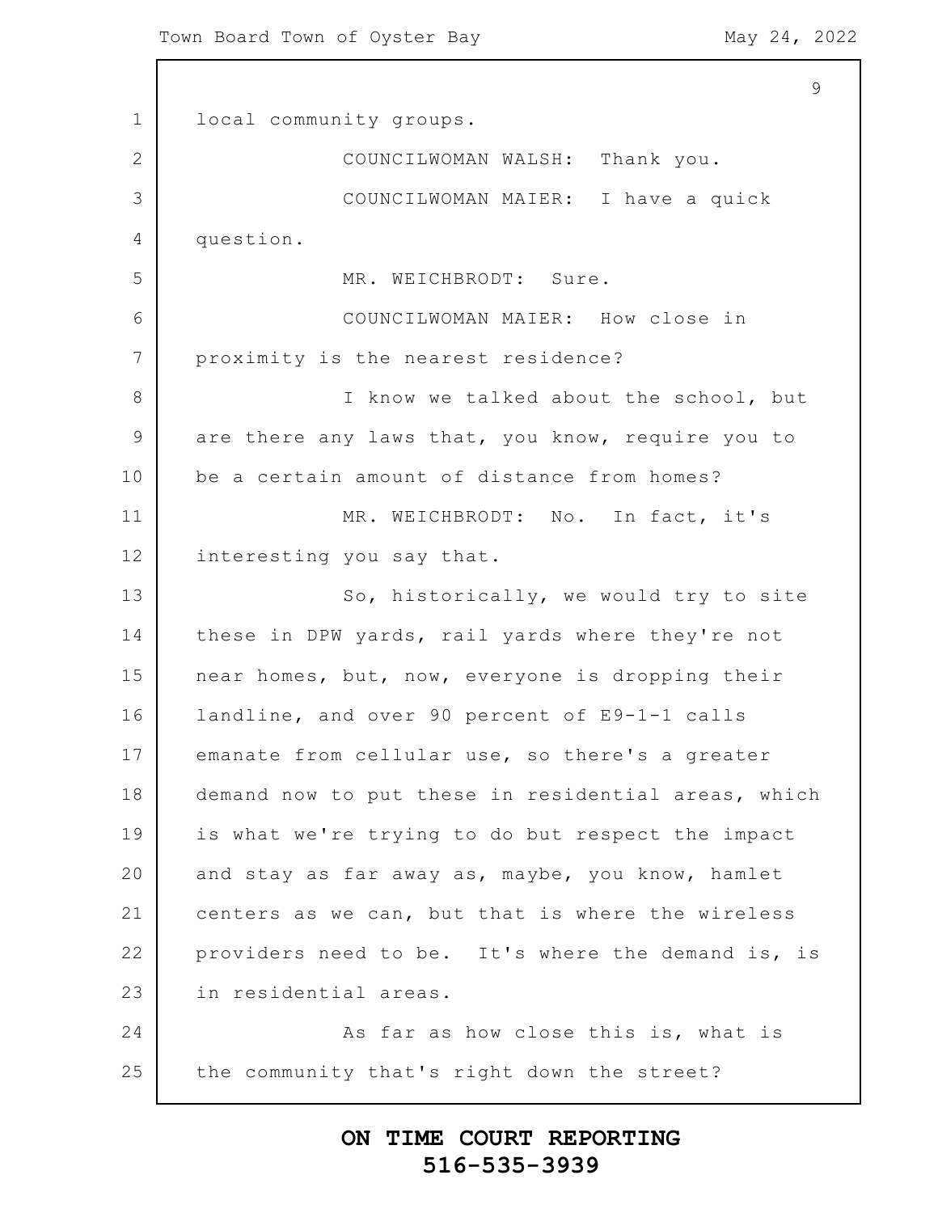local community groups.

COUNCILWOMAN WALSH: Thank you.

COUNCILWOMAN MAIER: I have a quick question.

MR. WEICHBRODT: Sure.

COUNCILWOMAN MAIER: How close in proximity is the nearest residence?

I know we talked about the school, but are there any laws that, you know, require you to be a certain amount of distance from homes?

MR. WEICHBRODT: No. In fact, it's interesting you say that.

So, historically, we would try to site these in DPW yards, rail yards where they're not near homes, but, now, everyone is dropping their landline, and over 90 percent of E9-1-1 calls emanate from cellular use, so there's a greater demand now to put these in residential areas, which is what we're trying to do but respect the impact and stay as far away as, maybe, you know, hamlet centers as we can, but that is where the wireless providers need to be. It's where the demand is, is in residential areas.

As far as how close this is, what is the community that's right down the street?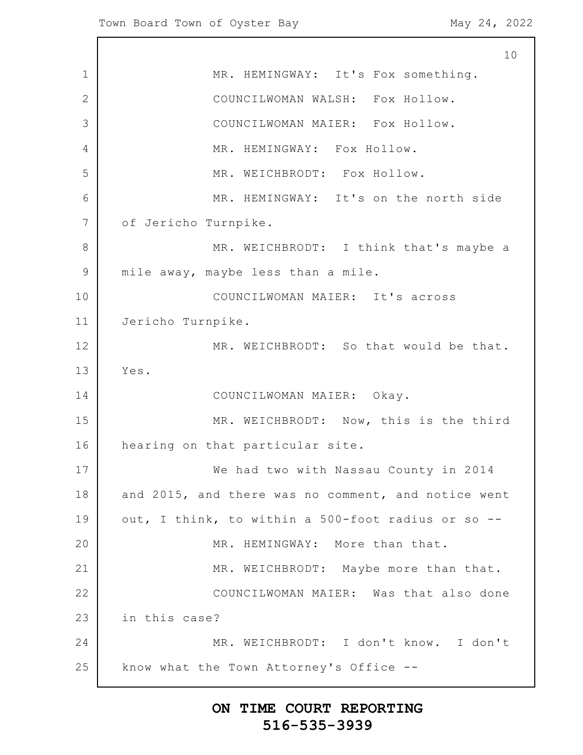MR. HEMINGWAY: It's Fox something.

COUNCILWOMAN WALSH: Fox Hollow.

COUNCILWOMAN MAIER: Fox Hollow.

MR. HEMINGWAY: Fox Hollow.

MR. WEICHBRODT: Fox Hollow.

MR. HEMINGWAY: It's on the north side of Jericho Turnpike.

MR. WEICHBRODT: I think that's maybe a mile away, maybe less than a mile.

COUNCILWOMAN MAIER: It's across Jericho Turnpike.

MR. WEICHBRODT: So that would be that. Yes.

COUNCILWOMAN MAIER: Okay.

MR. WEICHBRODT: Now, this is the third hearing on that particular site.

We had two with Nassau County in 2014 and 2015, and there was no comment, and notice went out, I think, to within a 500-foot radius or so --

MR. HEMINGWAY: More than that.

MR. WEICHBRODT: Maybe more than that.

COUNCILWOMAN MAIER: Was that also done in this case?

MR. WEICHBRODT: I don't know. I don't know what the Town Attorney's Office --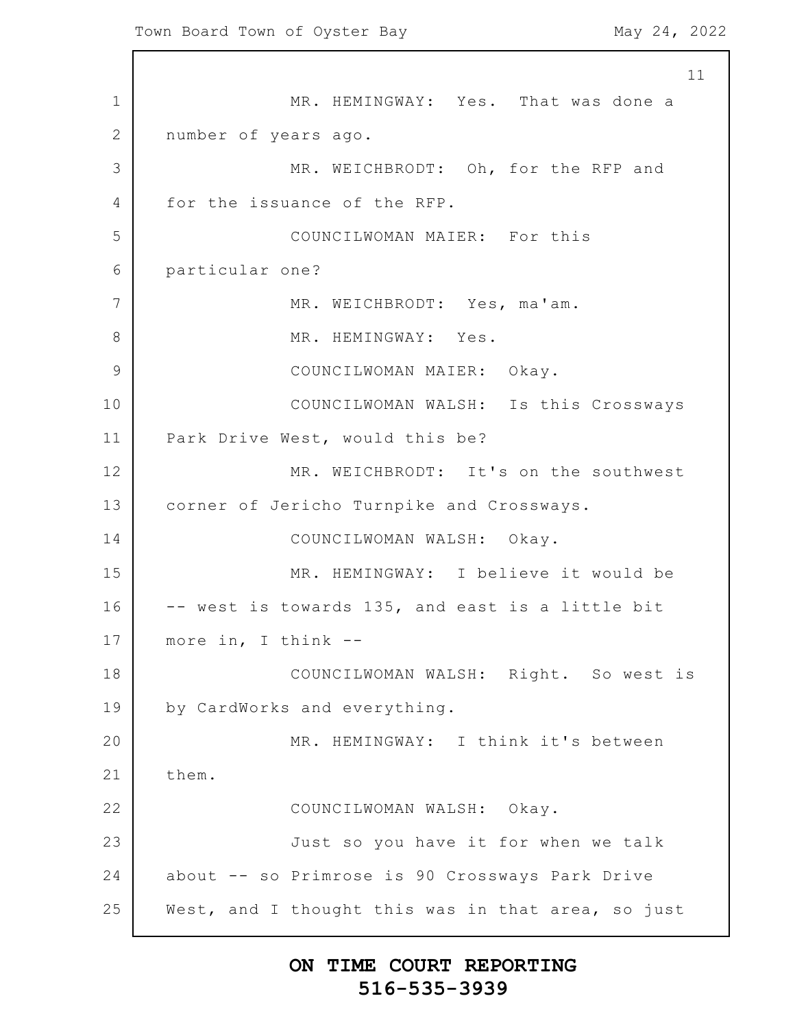MR. HEMINGWAY: Yes. That was done a number of years ago.

MR. WEICHBRODT: Oh, for the RFP and for the issuance of the RFP.

COUNCILWOMAN MAIER: For this particular one?

MR. WEICHBRODT: Yes, ma'am.

MR. HEMINGWAY: Yes.

COUNCILWOMAN MAIER: Okay.

COUNCILWOMAN WALSH: Is this Crossways Park Drive West, would this be?

MR. WEICHBRODT: It's on the southwest corner of Jericho Turnpike and Crossways.

COUNCILWOMAN WALSH: Okay.

MR. HEMINGWAY: I believe it would be -- west is towards 135, and east is a little bit more in, I think --

COUNCILWOMAN WALSH: Right. So west is by CardWorks and everything.

MR. HEMINGWAY: I think it's between them.

COUNCILWOMAN WALSH: Okay.

Just so you have it for when we talk about -- so Primrose is 90 Crossways Park Drive West, and I thought this was in that area, so just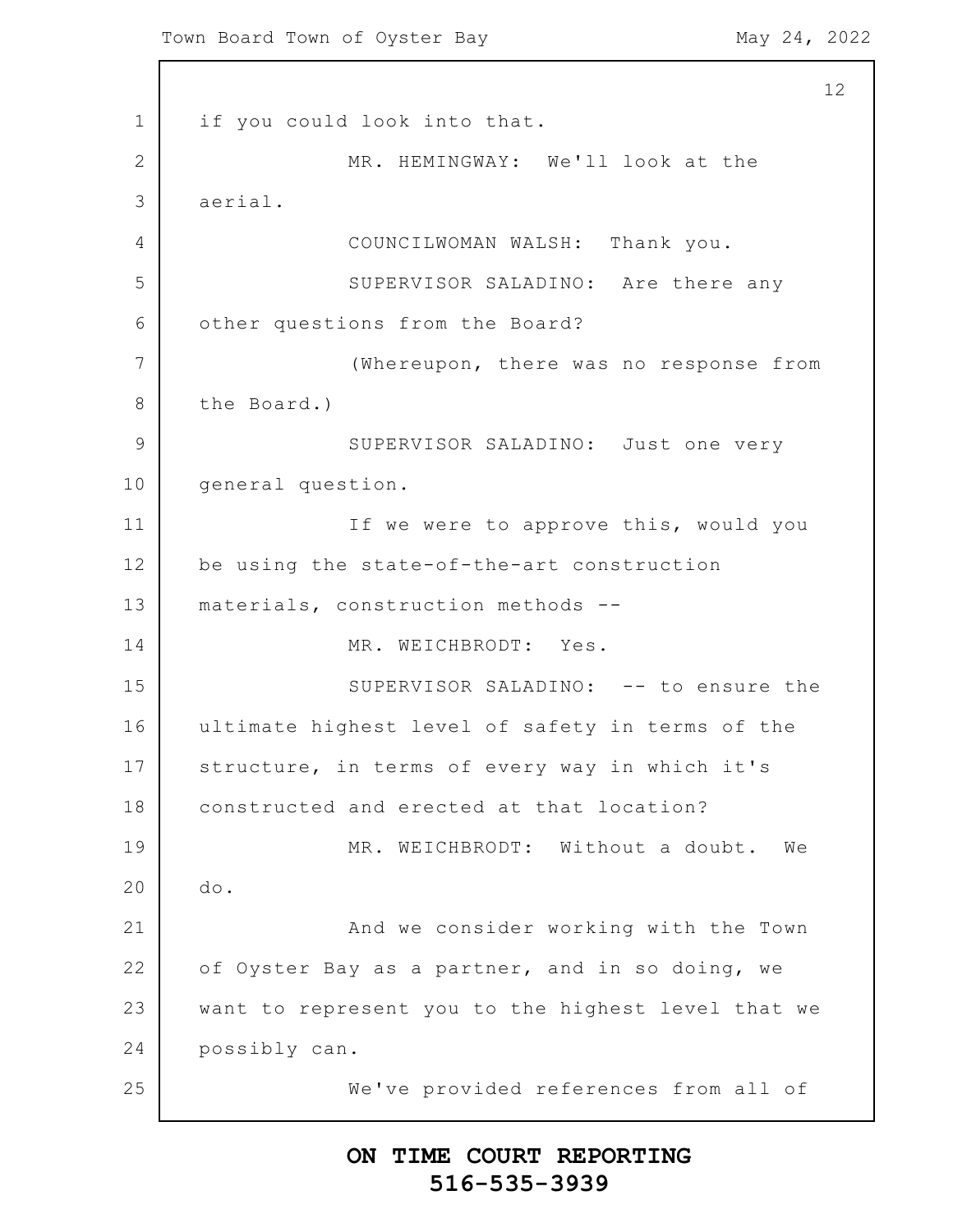if you could look into that.

MR. HEMINGWAY: We'll look at the aerial.

COUNCILWOMAN WALSH: Thank you.

SUPERVISOR SALADINO: Are there any other questions from the Board?

(Whereupon, there was no response from the Board.)

SUPERVISOR SALADINO: Just one very general question.

If we were to approve this, would you be using the state-of-the-art construction materials, construction methods --

MR. WEICHBRODT: Yes.

SUPERVISOR SALADINO: -- to ensure the ultimate highest level of safety in terms of the structure, in terms of every way in which it's constructed and erected at that location?

MR. WEICHBRODT: Without a doubt. We do.

And we consider working with the Town of Oyster Bay as a partner, and in so doing, we want to represent you to the highest level that we possibly can.

We've provided references from all of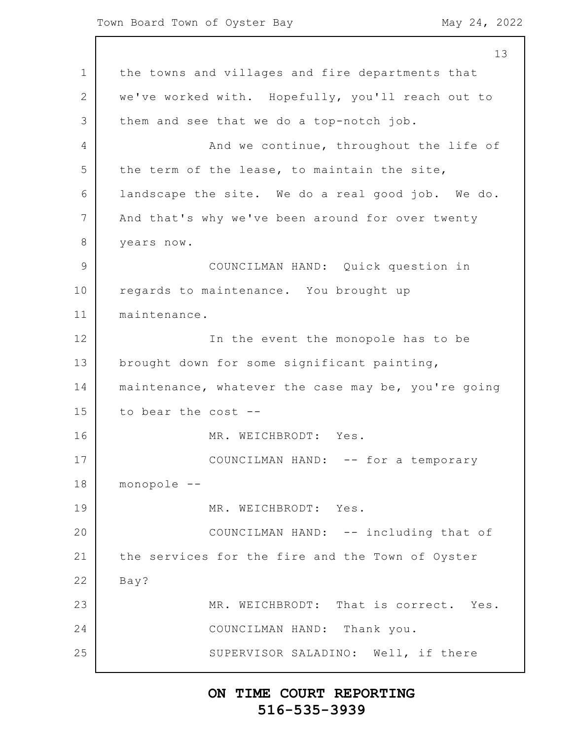the towns and villages and fire departments that we've worked with. Hopefully, you'll reach out to them and see that we do a top-notch job.

And we continue, throughout the life of the term of the lease, to maintain the site, landscape the site. We do a real good job. We do. And that's why we've been around for over twenty years now.

COUNCILMAN HAND: Quick question in regards to maintenance. You brought up maintenance.

In the event the monopole has to be brought down for some significant painting, maintenance, whatever the case may be, you're going to bear the cost --

MR. WEICHBRODT: Yes.

COUNCILMAN HAND: -- for a temporary monopole --

MR. WEICHBRODT: Yes.

COUNCILMAN HAND: -- including that of the services for the fire and the Town of Oyster Bay?

MR. WEICHBRODT: That is correct. Yes.

COUNCILMAN HAND: Thank you.

SUPERVISOR SALADINO: Well, if there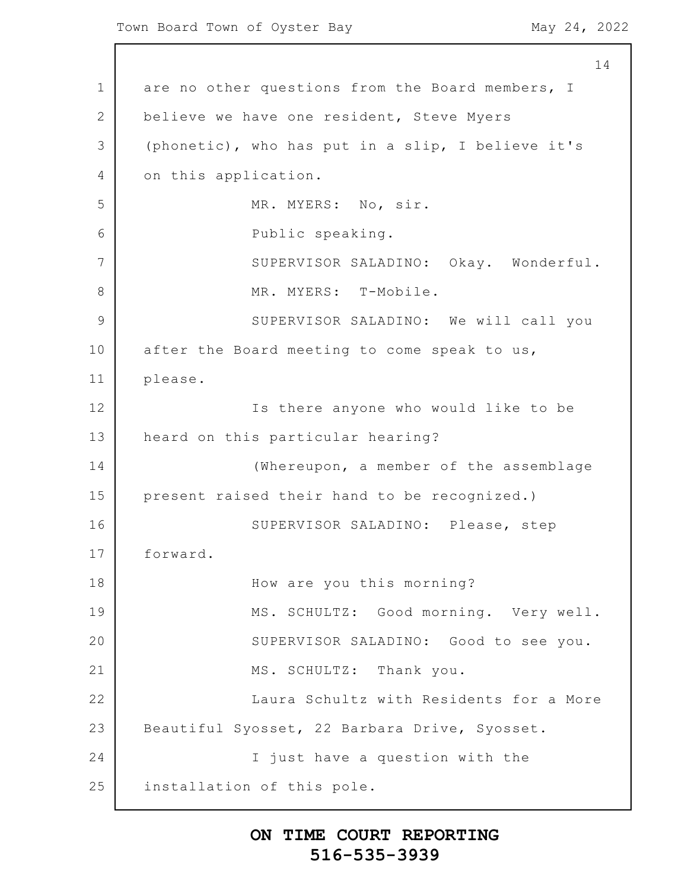are no other questions from the Board members, I believe we have one resident, Steve Myers (phonetic), who has put in a slip, I believe it's on this application.

MR. MYERS: No, sir.

Public speaking.

SUPERVISOR SALADINO: Okay. Wonderful.

MR. MYERS: T-Mobile.

SUPERVISOR SALADINO: We will call you after the Board meeting to come speak to us, please.

Is there anyone who would like to be heard on this particular hearing?

(Whereupon, a member of the assemblage present raised their hand to be recognized.)

SUPERVISOR SALADINO: Please, step forward.

How are you this morning?

MS. SCHULTZ: Good morning. Very well.

SUPERVISOR SALADINO: Good to see you.

MS. SCHULTZ: Thank you.

Laura Schultz with Residents for a More Beautiful Syosset, 22 Barbara Drive, Syosset.

I just have a question with the installation of this pole.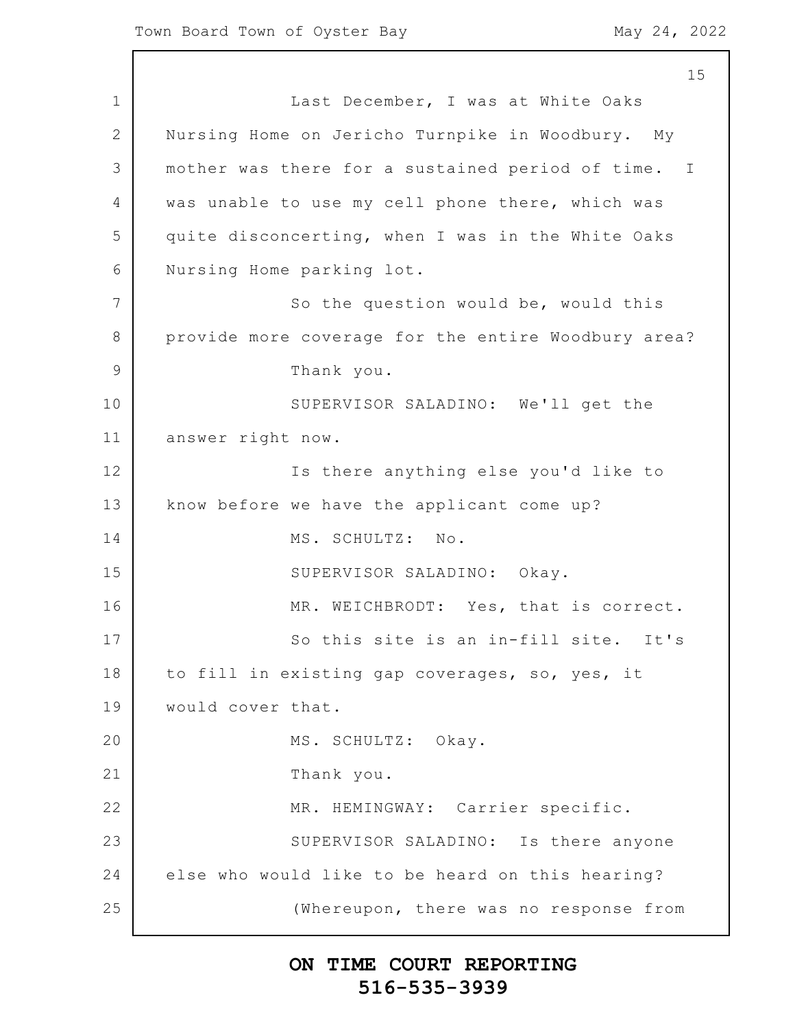Last December, I was at White Oaks Nursing Home on Jericho Turnpike in Woodbury. My mother was there for a sustained period of time. I was unable to use my cell phone there, which was quite disconcerting, when I was in the White Oaks Nursing Home parking lot.

So the question would be, would this provide more coverage for the entire Woodbury area?

Thank you.

SUPERVISOR SALADINO: We'll get the answer right now.

Is there anything else you'd like to know before we have the applicant come up?

MS. SCHULTZ: No.

SUPERVISOR SALADINO: Okay.

MR. WEICHBRODT: Yes, that is correct.

So this site is an in-fill site. It's to fill in existing gap coverages, so, yes, it would cover that.

MS. SCHULTZ: Okay.

Thank you.

MR. HEMINGWAY: Carrier specific.

SUPERVISOR SALADINO: Is there anyone else who would like to be heard on this hearing?

(Whereupon, there was no response from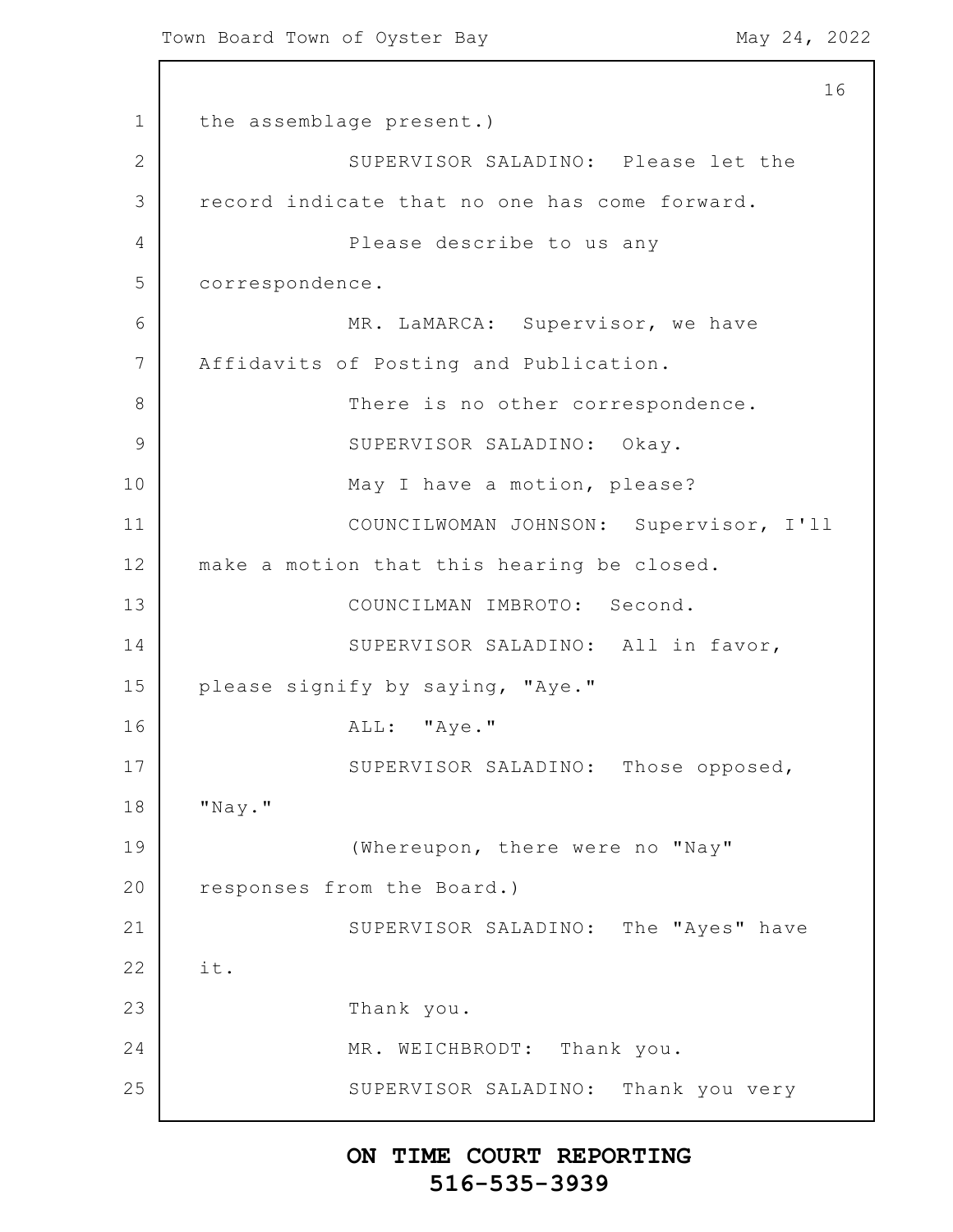the assemblage present.)

SUPERVISOR SALADINO: Please let the record indicate that no one has come forward.

Please describe to us any correspondence.

MR. LaMARCA: Supervisor, we have Affidavits of Posting and Publication.

There is no other correspondence.

SUPERVISOR SALADINO: Okay.

May I have a motion, please?

COUNCILWOMAN JOHNSON: Supervisor, I'll make a motion that this hearing be closed.

COUNCILMAN IMBROTO: Second.

SUPERVISOR SALADINO: All in favor, please signify by saying, "Aye."

ALL: "Aye."

SUPERVISOR SALADINO: Those opposed, "Nay."

(Whereupon, there were no "Nay" responses from the Board.)

SUPERVISOR SALADINO: The "Ayes" have it.

Thank you.

MR. WEICHBRODT: Thank you.

SUPERVISOR SALADINO: Thank you very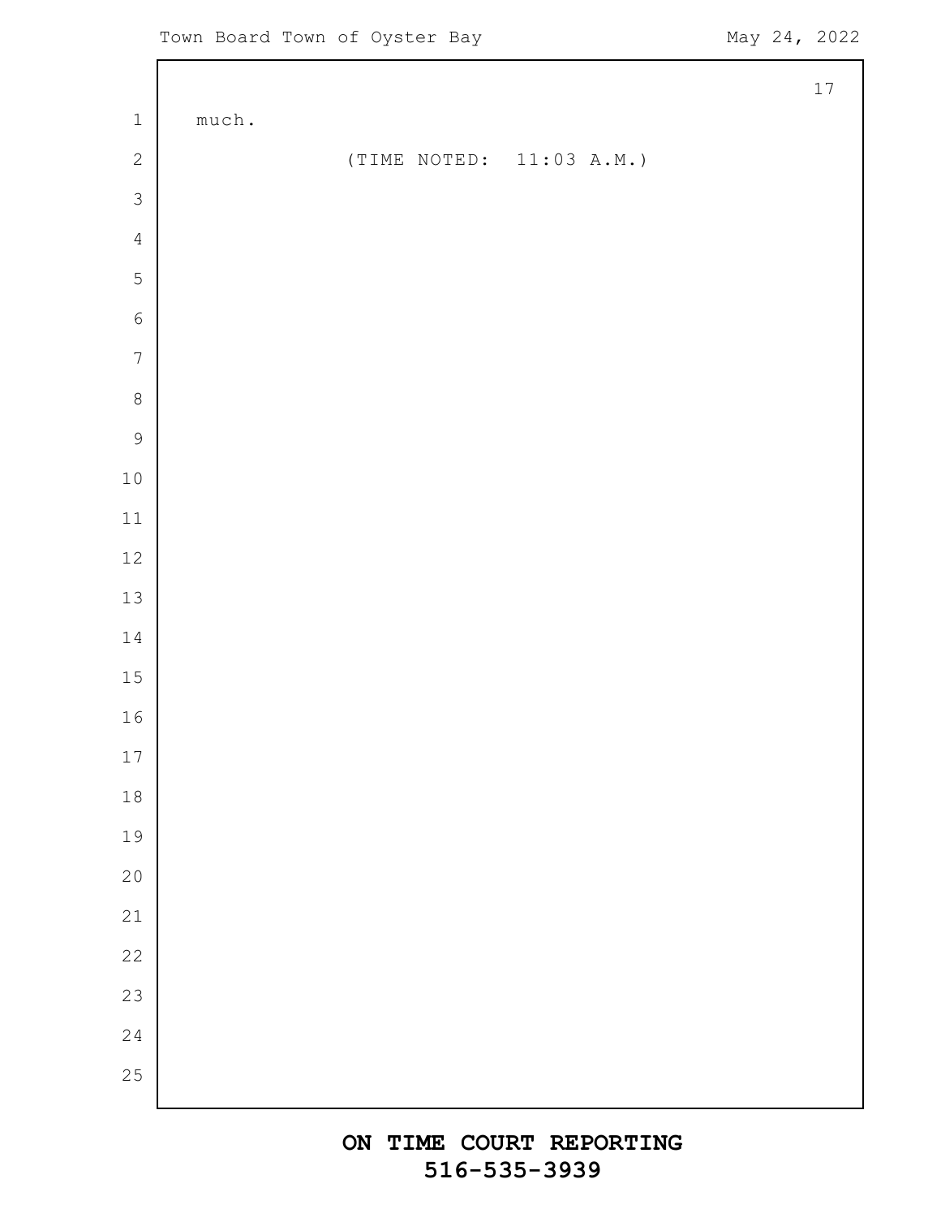much.

(TIME NOTED: 11:03 A.M.)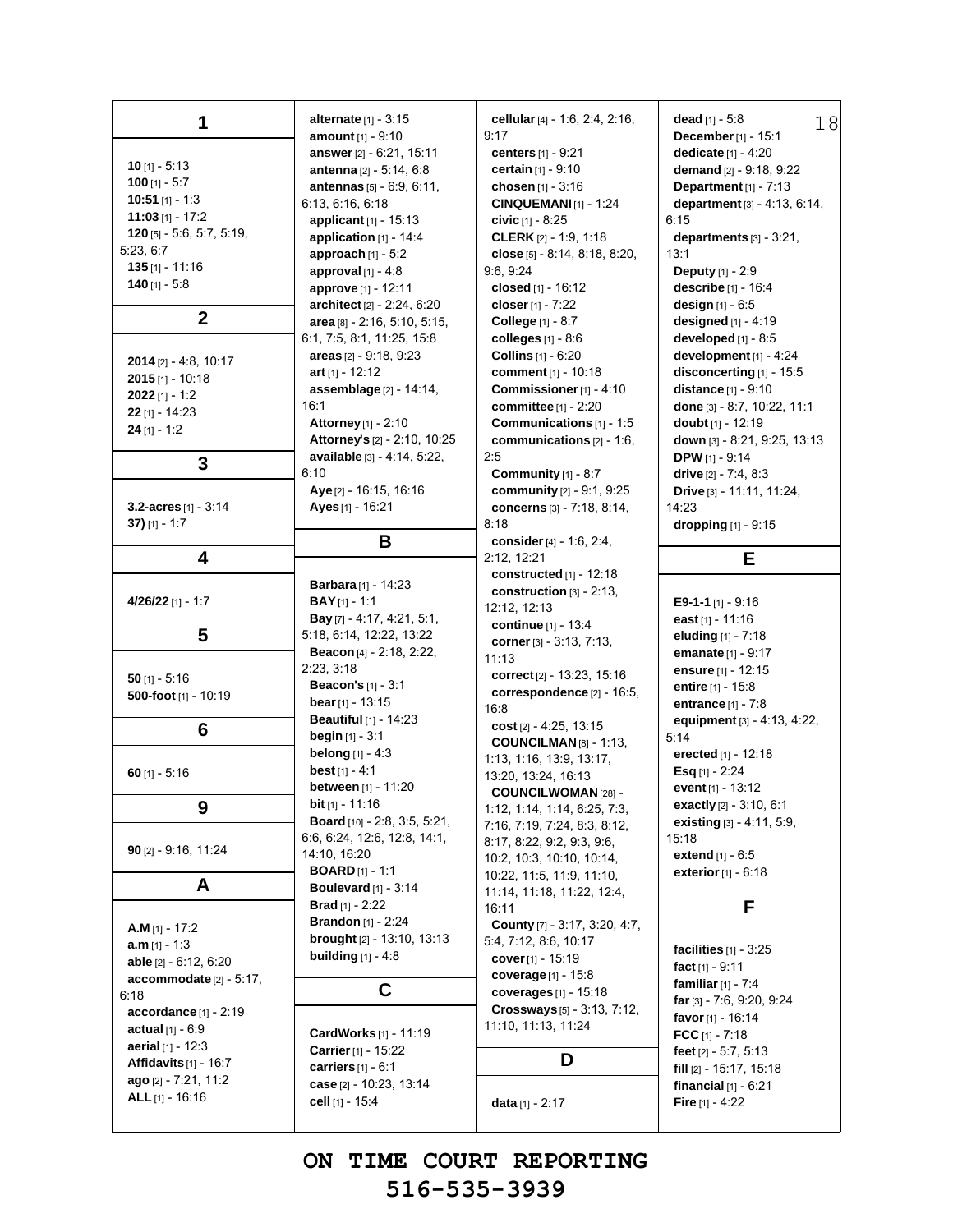## 1

**10** [1] - 5:13
**100** [1] - 5:7
**10:51** [1] - 1:3
**11:03** [1] - 17:2
**120** [5] - 5:6, 5:7, 5:19, 5:23, 6:7
**135** [1] - 11:16
**140** [1] - 5:8

## 2

**2014** [2] - 4:8, 10:17
**2015** [1] - 10:18
**2022** [1] - 1:2
**22** [1] - 14:23
**24** [1] - 1:2

## 3

**3.2-acres** [1] - 3:14
**37)** [1] - 1:7

## 4

**4/26/22** [1] - 1:7

## 5

**50** [1] - 5:16
**500-foot** [1] - 10:19

## 6

**60** [1] - 5:16

## 9

**90** [2] - 9:16, 11:24

## A

**A.M** [1] - 17:2
**a.m** [1] - 1:3
**able** [2] - 6:12, 6:20
**accommodate** [2] - 5:17, 6:18
**accordance** [1] - 2:19
**actual** [1] - 6:9
**aerial** [1] - 12:3
**Affidavits** [1] - 16:7
**ago** [2] - 7:21, 11:2
**ALL** [1] - 16:16
**alternate** [1] - 3:15
**amount** [1] - 9:10
**answer** [2] - 6:21, 15:11
**antenna** [2] - 5:14, 6:8
**antennas** [5] - 6:9, 6:11, 6:13, 6:16, 6:18
**applicant** [1] - 15:13
**application** [1] - 14:4
**approach** [1] - 5:2
**approval** [1] - 4:8
**approve** [1] - 12:11
**architect** [2] - 2:24, 6:20
**area** [8] - 2:16, 5:10, 5:15, 6:1, 7:5, 8:1, 11:25, 15:8
**areas** [2] - 9:18, 9:23
**art** [1] - 12:12
**assemblage** [2] - 14:14, 16:1
**Attorney** [1] - 2:10
**Attorney's** [2] - 2:10, 10:25
**available** [3] - 4:14, 5:22, 6:10
**Aye** [2] - 16:15, 16:16
**Ayes** [1] - 16:21

## B

**Barbara** [1] - 14:23
**BAY** [1] - 1:1
**Bay** [7] - 4:17, 4:21, 5:1, 5:18, 6:14, 12:22, 13:22
**Beacon** [4] - 2:18, 2:22, 2:23, 3:18
**Beacon's** [1] - 3:1
**bear** [1] - 13:15
**Beautiful** [1] - 14:23
**begin** [1] - 3:1
**belong** [1] - 4:3
**best** [1] - 4:1
**between** [1] - 11:20
**bit** [1] - 11:16
**Board** [10] - 2:8, 3:5, 5:21, 6:6, 6:24, 12:6, 12:8, 14:1, 14:10, 16:20
**BOARD** [1] - 1:1
**Boulevard** [1] - 3:14
**Brad** [1] - 2:22
**Brandon** [1] - 2:24
**brought** [2] - 13:10, 13:13
**building** [1] - 4:8

## C

**CardWorks** [1] - 11:19
**Carrier** [1] - 15:22
**carriers** [1] - 6:1
**case** [2] - 10:23, 13:14
**cell** [1] - 15:4
**cellular** [4] - 1:6, 2:4, 2:16, 9:17
**centers** [1] - 9:21
**certain** [1] - 9:10
**chosen** [1] - 3:16
**CINQUEMANI** [1] - 1:24
**civic** [1] - 8:25
**CLERK** [2] - 1:9, 1:18
**close** [5] - 8:14, 8:18, 8:20, 9:6, 9:24
**closed** [1] - 16:12
**closer** [1] - 7:22
**College** [1] - 8:7
**colleges** [1] - 8:6
**Collins** [1] - 6:20
**comment** [1] - 10:18
**Commissioner** [1] - 4:10
**committee** [1] - 2:20
**Communications** [1] - 1:5
**communications** [2] - 1:6, 2:5
**Community** [1] - 8:7
**community** [2] - 9:1, 9:25
**concerns** [3] - 7:18, 8:14, 8:18
**consider** [4] - 1:6, 2:4, 2:12, 12:21
**constructed** [1] - 12:18
**construction** [3] - 2:13, 12:12, 12:13
**continue** [1] - 13:4
**corner** [3] - 3:13, 7:13, 11:13
**correct** [2] - 13:23, 15:16
**correspondence** [2] - 16:5, 16:8
**cost** [2] - 4:25, 13:15
**COUNCILMAN** [8] - 1:13, 1:13, 1:16, 13:9, 13:17, 13:20, 13:24, 16:13
**COUNCILWOMAN** [28] - 1:12, 1:14, 1:14, 6:25, 7:3, 7:16, 7:19, 7:24, 8:3, 8:12, 8:17, 8:22, 9:2, 9:3, 9:6, 10:2, 10:3, 10:10, 10:14, 10:22, 11:5, 11:9, 11:10, 11:14, 11:18, 11:22, 12:4, 16:11
**County** [7] - 3:17, 3:20, 4:7, 5:4, 7:12, 8:6, 10:17
**cover** [1] - 15:19
**coverage** [1] - 15:8
**coverages** [1] - 15:18
**Crossways** [5] - 3:13, 7:12, 11:10, 11:13, 11:24

## D

**data** [1] - 2:17
**dead** [1] - 5:8
**December** [1] - 15:1
**dedicate** [1] - 4:20
**demand** [2] - 9:18, 9:22
**Department** [1] - 7:13
**department** [3] - 4:13, 6:14, 6:15
**departments** [3] - 3:21, 13:1
**Deputy** [1] - 2:9
**describe** [1] - 16:4
**design** [1] - 6:5
**designed** [1] - 4:19
**developed** [1] - 8:5
**development** [1] - 4:24
**disconcerting** [1] - 15:5
**distance** [1] - 9:10
**done** [3] - 8:7, 10:22, 11:1
**doubt** [1] - 12:19
**down** [3] - 8:21, 9:25, 13:13
**DPW** [1] - 9:14
**drive** [2] - 7:4, 8:3
**Drive** [3] - 11:11, 11:24, 14:23
**dropping** [1] - 9:15

## E

**E9-1-1** [1] - 9:16
**east** [1] - 11:16
**eluding** [1] - 7:18
**emanate** [1] - 9:17
**ensure** [1] - 12:15
**entire** [1] - 15:8
**entrance** [1] - 7:8
**equipment** [3] - 4:13, 4:22, 5:14
**erected** [1] - 12:18
**Esq** [1] - 2:24
**event** [1] - 13:12
**exactly** [2] - 3:10, 6:1
**existing** [3] - 4:11, 5:9, 15:18
**extend** [1] - 6:5
**exterior** [1] - 6:18

## F

**facilities** [1] - 3:25
**fact** [1] - 9:11
**familiar** [1] - 7:4
**far** [3] - 7:6, 9:20, 9:24
**favor** [1] - 16:14
**FCC** [1] - 7:18
**feet** [2] - 5:7, 5:13
**fill** [2] - 15:17, 15:18
**financial** [1] - 6:21
**Fire** [1] - 4:22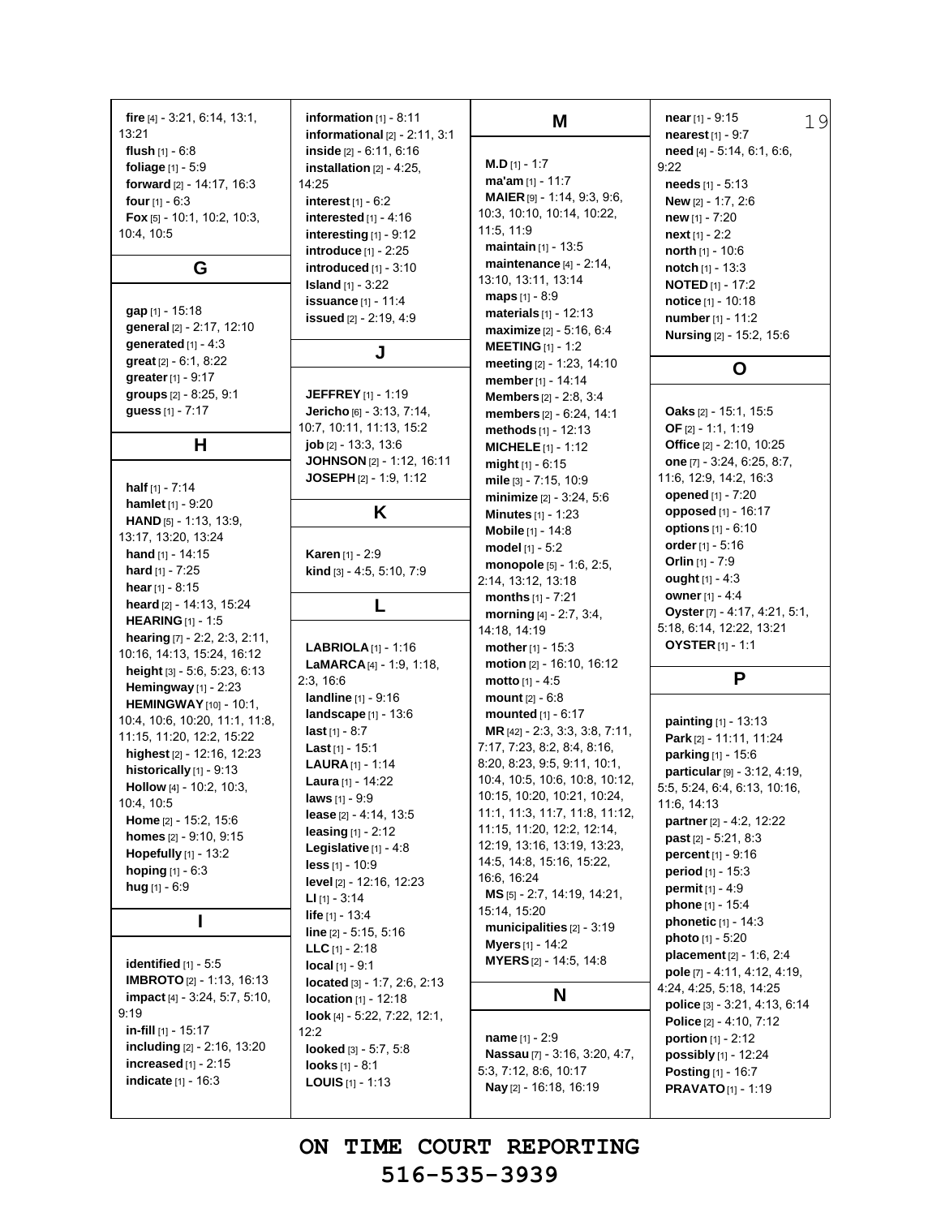**fire** [4] - 3:21, 6:14, 13:1, 13:21
**flush** [1] - 6:8
**foliage** [1] - 5:9
**forward** [2] - 14:17, 16:3
**four** [1] - 6:3
**Fox** [5] - 10:1, 10:2, 10:3, 10:4, 10:5

## G

**gap** [1] - 15:18
**general** [2] - 2:17, 12:10
**generated** [1] - 4:3
**great** [2] - 6:1, 8:22
**greater** [1] - 9:17
**groups** [2] - 8:25, 9:1
**guess** [1] - 7:17

## H

**half** [1] - 7:14
**hamlet** [1] - 9:20
**HAND** [5] - 1:13, 13:9, 13:17, 13:20, 13:24
**hand** [1] - 14:15
**hard** [1] - 7:25
**hear** [1] - 8:15
**heard** [2] - 14:13, 15:24
**HEARING** [1] - 1:5
**hearing** [7] - 2:2, 2:3, 2:11, 10:16, 14:13, 15:24, 16:12
**height** [3] - 5:6, 5:23, 6:13
**Hemingway** [1] - 2:23
**HEMINGWAY** [10] - 10:1, 10:4, 10:6, 10:20, 11:1, 11:8, 11:15, 11:20, 12:2, 15:22
**highest** [2] - 12:16, 12:23
**historically** [1] - 9:13
**Hollow** [4] - 10:2, 10:3, 10:4, 10:5
**Home** [2] - 15:2, 15:6
**homes** [2] - 9:10, 9:15
**Hopefully** [1] - 13:2
**hoping** [1] - 6:3
**hug** [1] - 6:9

## I

**identified** [1] - 5:5
**IMBROTO** [2] - 1:13, 16:13
**impact** [4] - 3:24, 5:7, 5:10, 9:19
**in-fill** [1] - 15:17
**including** [2] - 2:16, 13:20
**increased** [1] - 2:15
**indicate** [1] - 16:3
**information** [1] - 8:11
**informational** [2] - 2:11, 3:1
**inside** [2] - 6:11, 6:16
**installation** [2] - 4:25, 14:25
**interest** [1] - 6:2
**interested** [1] - 4:16
**interesting** [1] - 9:12
**introduce** [1] - 2:25
**introduced** [1] - 3:10
**Island** [1] - 3:22
**issuance** [1] - 11:4
**issued** [2] - 2:19, 4:9

## J

**JEFFREY** [1] - 1:19
**Jericho** [6] - 3:13, 7:14, 10:7, 10:11, 11:13, 15:2
**job** [2] - 13:3, 13:6
**JOHNSON** [2] - 1:12, 16:11
**JOSEPH** [2] - 1:9, 1:12

## K

**Karen** [1] - 2:9
**kind** [3] - 4:5, 5:10, 7:9

## L

**LABRIOLA** [1] - 1:16
**LaMARCA** [4] - 1:9, 1:18, 2:3, 16:6
**landline** [1] - 9:16
**landscape** [1] - 13:6
**last** [1] - 8:7
**Last** [1] - 15:1
**LAURA** [1] - 1:14
**Laura** [1] - 14:22
**laws** [1] - 9:9
**lease** [2] - 4:14, 13:5
**leasing** [1] - 2:12
**Legislative** [1] - 4:8
**less** [1] - 10:9
**level** [2] - 12:16, 12:23
**LI** [1] - 3:14
**life** [1] - 13:4
**line** [2] - 5:15, 5:16
**LLC** [1] - 2:18
**local** [1] - 9:1
**located** [3] - 1:7, 2:6, 2:13
**location** [1] - 12:18
**look** [4] - 5:22, 7:22, 12:1, 12:2
**looked** [3] - 5:7, 5:8
**looks** [1] - 8:1
**LOUIS** [1] - 1:13

## M

**M.D** [1] - 1:7
**ma'am** [1] - 11:7
**MAIER** [9] - 1:14, 9:3, 9:6, 10:3, 10:10, 10:14, 10:22, 11:5, 11:9
**maintain** [1] - 13:5
**maintenance** [4] - 2:14, 13:10, 13:11, 13:14
**maps** [1] - 8:9
**materials** [1] - 12:13
**maximize** [2] - 5:16, 6:4
**MEETING** [1] - 1:2
**meeting** [2] - 1:23, 14:10
**member** [1] - 14:14
**Members** [2] - 2:8, 3:4
**members** [2] - 6:24, 14:1
**methods** [1] - 12:13
**MICHELE** [1] - 1:12
**might** [1] - 6:15
**mile** [3] - 7:15, 10:9
**minimize** [2] - 3:24, 5:6
**Minutes** [1] - 1:23
**Mobile** [1] - 14:8
**model** [1] - 5:2
**monopole** [5] - 1:6, 2:5, 2:14, 13:12, 13:18
**months** [1] - 7:21
**morning** [4] - 2:7, 3:4, 14:18, 14:19
**mother** [1] - 15:3
**motion** [2] - 16:10, 16:12
**motto** [1] - 4:5
**mount** [2] - 6:8
**mounted** [1] - 6:17
**MR** [42] - 2:3, 3:3, 3:8, 7:11, 7:17, 7:23, 8:2, 8:4, 8:16, 8:20, 8:23, 9:5, 9:11, 10:1, 10:4, 10:5, 10:6, 10:8, 10:12, 10:15, 10:20, 10:21, 10:24, 11:1, 11:3, 11:7, 11:8, 11:12, 11:15, 11:20, 12:2, 12:14, 12:19, 13:16, 13:19, 13:23, 14:5, 14:8, 15:16, 15:22, 16:6, 16:24
**MS** [5] - 2:7, 14:19, 14:21, 15:14, 15:20
**municipalities** [2] - 3:19
**Myers** [1] - 14:2
**MYERS** [2] - 14:5, 14:8

## N

**name** [1] - 2:9
**Nassau** [7] - 3:16, 3:20, 4:7, 5:3, 7:12, 8:6, 10:17
**Nay** [2] - 16:18, 16:19
**near** [1] - 9:15
**nearest** [1] - 9:7
**need** [4] - 5:14, 6:1, 6:6, 9:22
**needs** [1] - 5:13
**New** [2] - 1:7, 2:6
**new** [1] - 7:20
**next** [1] - 2:2
**north** [1] - 10:6
**notch** [1] - 13:3
**NOTED** [1] - 17:2
**notice** [1] - 10:18
**number** [1] - 11:2
**Nursing** [2] - 15:2, 15:6

## O

**Oaks** [2] - 15:1, 15:5
**OF** [2] - 1:1, 1:19
**Office** [2] - 2:10, 10:25
**one** [7] - 3:24, 6:25, 8:7, 11:6, 12:9, 14:2, 16:3
**opened** [1] - 7:20
**opposed** [1] - 16:17
**options** [1] - 6:10
**order** [1] - 5:16
**Orlin** [1] - 7:9
**ought** [1] - 4:3
**owner** [1] - 4:4
**Oyster** [7] - 4:17, 4:21, 5:1, 5:18, 6:14, 12:22, 13:21
**OYSTER** [1] - 1:1

## P

**painting** [1] - 13:13
**Park** [2] - 11:11, 11:24
**parking** [1] - 15:6
**particular** [9] - 3:12, 4:19, 5:5, 5:24, 6:4, 6:13, 10:16, 11:6, 14:13
**partner** [2] - 4:2, 12:22
**past** [2] - 5:21, 8:3
**percent** [1] - 9:16
**period** [1] - 15:3
**permit** [1] - 4:9
**phone** [1] - 15:4
**phonetic** [1] - 14:3
**photo** [1] - 5:20
**placement** [2] - 1:6, 2:4
**pole** [7] - 4:11, 4:12, 4:19, 4:24, 4:25, 5:18, 14:25
**police** [3] - 3:21, 4:13, 6:14
**Police** [2] - 4:10, 7:12
**portion** [1] - 2:12
**possibly** [1] - 12:24
**Posting** [1] - 16:7
**PRAVATO** [1] - 1:19

ON TIME COURT REPORTING
516-535-3939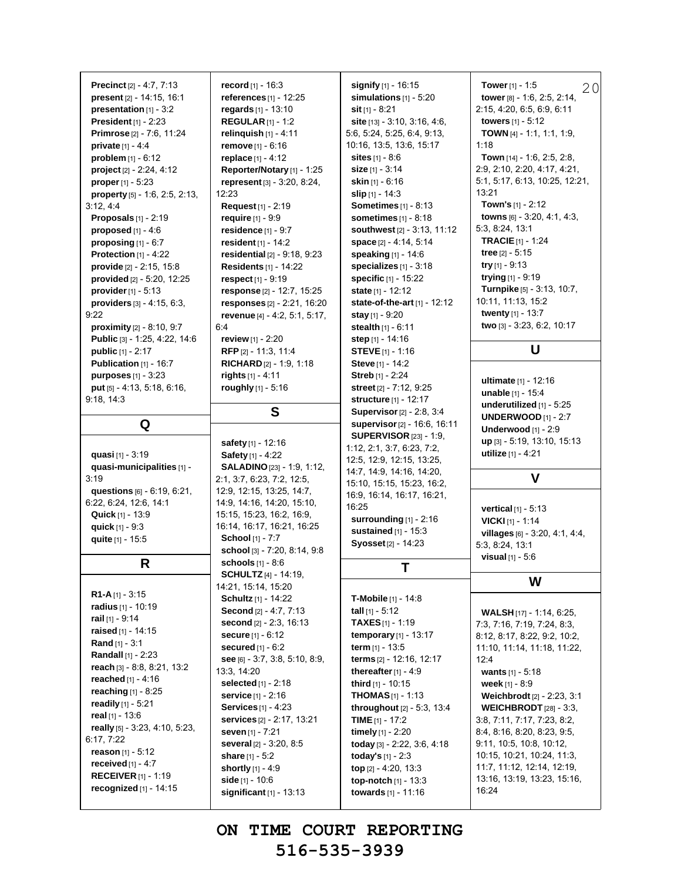**Precinct** [2] - 4:7, 7:13
**present** [2] - 14:15, 16:1
**presentation** [1] - 3:2
**President** [1] - 2:23
**Primrose** [2] - 7:6, 11:24
**private** [1] - 4:4
**problem** [1] - 6:12
**project** [2] - 2:24, 4:12
**proper** [1] - 5:23
**property** [5] - 1:6, 2:5, 2:13, 3:12, 4:4
**Proposals** [1] - 2:19
**proposed** [1] - 4:6
**proposing** [1] - 6:7
**Protection** [1] - 4:22
**provide** [2] - 2:15, 15:8
**provided** [2] - 5:20, 12:25
**provider** [1] - 5:13
**providers** [3] - 4:15, 6:3, 9:22
**proximity** [2] - 8:10, 9:7
**Public** [3] - 1:25, 4:22, 14:6
**public** [1] - 2:17
**Publication** [1] - 16:7
**purposes** [1] - 3:23
**put** [5] - 4:13, 5:18, 6:16, 9:18, 14:3

## Q

**quasi** [1] - 3:19
**quasi-municipalities** [1] - 3:19
**questions** [6] - 6:19, 6:21, 6:22, 6:24, 12:6, 14:1
**Quick** [1] - 13:9
**quick** [1] - 9:3
**quite** [1] - 15:5

## R

**R1-A** [1] - 3:15
**radius** [1] - 10:19
**rail** [1] - 9:14
**raised** [1] - 14:15
**Rand** [1] - 3:1
**Randall** [1] - 2:23
**reach** [3] - 8:8, 8:21, 13:2
**reached** [1] - 4:16
**reaching** [1] - 8:25
**readily** [1] - 5:21
**real** [1] - 13:6
**really** [5] - 3:23, 4:10, 5:23, 6:17, 7:22
**reason** [1] - 5:12
**received** [1] - 4:7
**RECEIVER** [1] - 1:19
**recognized** [1] - 14:15
**record** [1] - 16:3
**references** [1] - 12:25
**regards** [1] - 13:10
**REGULAR** [1] - 1:2
**relinquish** [1] - 4:11
**remove** [1] - 6:16
**replace** [1] - 4:12
**Reporter/Notary** [1] - 1:25
**represent** [3] - 3:20, 8:24, 12:23
**Request** [1] - 2:19
**require** [1] - 9:9
**residence** [1] - 9:7
**resident** [1] - 14:2
**residential** [2] - 9:18, 9:23
**Residents** [1] - 14:22
**respect** [1] - 9:19
**response** [2] - 12:7, 15:25
**responses** [2] - 2:21, 16:20
**revenue** [4] - 4:2, 5:1, 5:17, 6:4
**review** [1] - 2:20
**RFP** [2] - 11:3, 11:4
**RICHARD** [2] - 1:9, 1:18
**rights** [1] - 4:11
**roughly** [1] - 5:16

## S

**safety** [1] - 12:16
**Safety** [1] - 4:22
**SALADINO** [23] - 1:9, 1:12, 2:1, 3:7, 6:23, 7:2, 12:5, 12:9, 12:15, 13:25, 14:7, 14:9, 14:16, 14:20, 15:10, 15:15, 15:23, 16:2, 16:9, 16:14, 16:17, 16:21, 16:25
**School** [1] - 7:7
**school** [3] - 7:20, 8:14, 9:8
**schools** [1] - 8:6
**SCHULTZ** [4] - 14:19, 14:21, 15:14, 15:20
**Schultz** [1] - 14:22
**Second** [2] - 4:7, 7:13
**second** [2] - 2:3, 16:13
**secure** [1] - 6:12
**secured** [1] - 6:2
**see** [6] - 3:7, 3:8, 5:10, 8:9, 13:3, 14:20
**selected** [1] - 2:18
**service** [1] - 2:16
**Services** [1] - 4:23
**services** [2] - 2:17, 13:21
**seven** [1] - 7:21
**several** [2] - 3:20, 8:5
**share** [1] - 5:2
**shortly** [1] - 4:9
**side** [1] - 10:6
**significant** [1] - 13:13
**signify** [1] - 16:15
**simulations** [1] - 5:20
**sit** [1] - 8:21
**site** [13] - 3:10, 3:16, 4:6, 5:6, 5:24, 5:25, 6:4, 9:13, 10:16, 13:5, 13:6, 15:17
**sites** [1] - 8:6
**size** [1] - 3:14
**skin** [1] - 6:16
**slip** [1] - 14:3
**Sometimes** [1] - 8:13
**sometimes** [1] - 8:18
**southwest** [2] - 3:13, 11:12
**space** [2] - 4:14, 5:14
**speaking** [1] - 14:6
**specializes** [1] - 3:18
**specific** [1] - 15:22
**state** [1] - 12:12
**state-of-the-art** [1] - 12:12
**stay** [1] - 9:20
**stealth** [1] - 6:11
**step** [1] - 14:16
**STEVE** [1] - 1:16
**Steve** [1] - 14:2
**Streb** [1] - 2:24
**street** [2] - 7:12, 9:25
**structure** [1] - 12:17
**Supervisor** [2] - 2:8, 3:4
**supervisor** [2] - 16:6, 16:11
**SUPERVISOR** [23] - 1:9, 1:12, 2:1, 3:7, 6:23, 7:2, 12:5, 12:9, 12:15, 13:25, 14:7, 14:9, 14:16, 14:20, 15:10, 15:15, 15:23, 16:2, 16:9, 16:14, 16:17, 16:21, 16:25
**surrounding** [1] - 2:16
**sustained** [1] - 15:3
**Syosset** [2] - 14:23

## T

**T-Mobile** [1] - 14:8
**tall** [1] - 5:12
**TAXES** [1] - 1:19
**temporary** [1] - 13:17
**term** [1] - 13:5
**terms** [2] - 12:16, 12:17
**thereafter** [1] - 4:9
**third** [1] - 10:15
**THOMAS** [1] - 1:13
**throughout** [2] - 5:3, 13:4
**TIME** [1] - 17:2
**timely** [1] - 2:20
**today** [3] - 2:22, 3:6, 4:18
**today's** [1] - 2:3
**top** [2] - 4:20, 13:3
**top-notch** [1] - 13:3
**towards** [1] - 11:16
**Tower** [1] - 1:5
**tower** [8] - 1:6, 2:5, 2:14, 2:15, 4:20, 6:5, 6:9, 6:11
**towers** [1] - 5:12
**TOWN** [4] - 1:1, 1:1, 1:9, 1:18
**Town** [14] - 1:6, 2:5, 2:8, 2:9, 2:10, 2:20, 4:17, 4:21, 5:1, 5:17, 6:13, 10:25, 12:21, 13:21
**Town's** [1] - 2:12
**towns** [6] - 3:20, 4:1, 4:3, 5:3, 8:24, 13:1
**TRACIE** [1] - 1:24
**tree** [2] - 5:15
**try** [1] - 9:13
**trying** [1] - 9:19
**Turnpike** [5] - 3:13, 10:7, 10:11, 11:13, 15:2
**twenty** [1] - 13:7
**two** [3] - 3:23, 6:2, 10:17

## U

**ultimate** [1] - 12:16
**unable** [1] - 15:4
**underutilized** [1] - 5:25
**UNDERWOOD** [1] - 2:7
**Underwood** [1] - 2:9
**up** [3] - 5:19, 13:10, 15:13
**utilize** [1] - 4:21

## V

**vertical** [1] - 5:13
**VICKI** [1] - 1:14
**villages** [6] - 3:20, 4:1, 4:4, 5:3, 8:24, 13:1
**visual** [1] - 5:6

## W

**WALSH** [17] - 1:14, 6:25, 7:3, 7:16, 7:19, 7:24, 8:3, 8:12, 8:17, 8:22, 9:2, 10:2, 11:10, 11:14, 11:18, 11:22, 12:4
**wants** [1] - 5:18
**week** [1] - 8:9
**Weichbrodt** [2] - 2:23, 3:1
**WEICHBRODT** [28] - 3:3, 3:8, 7:11, 7:17, 7:23, 8:2, 8:4, 8:16, 8:20, 8:23, 9:5, 9:11, 10:5, 10:8, 10:12, 10:15, 10:21, 10:24, 11:3, 11:7, 11:12, 12:14, 12:19, 13:16, 13:19, 13:23, 15:16, 16:24

**ON TIME COURT REPORTING**
**516-535-3939**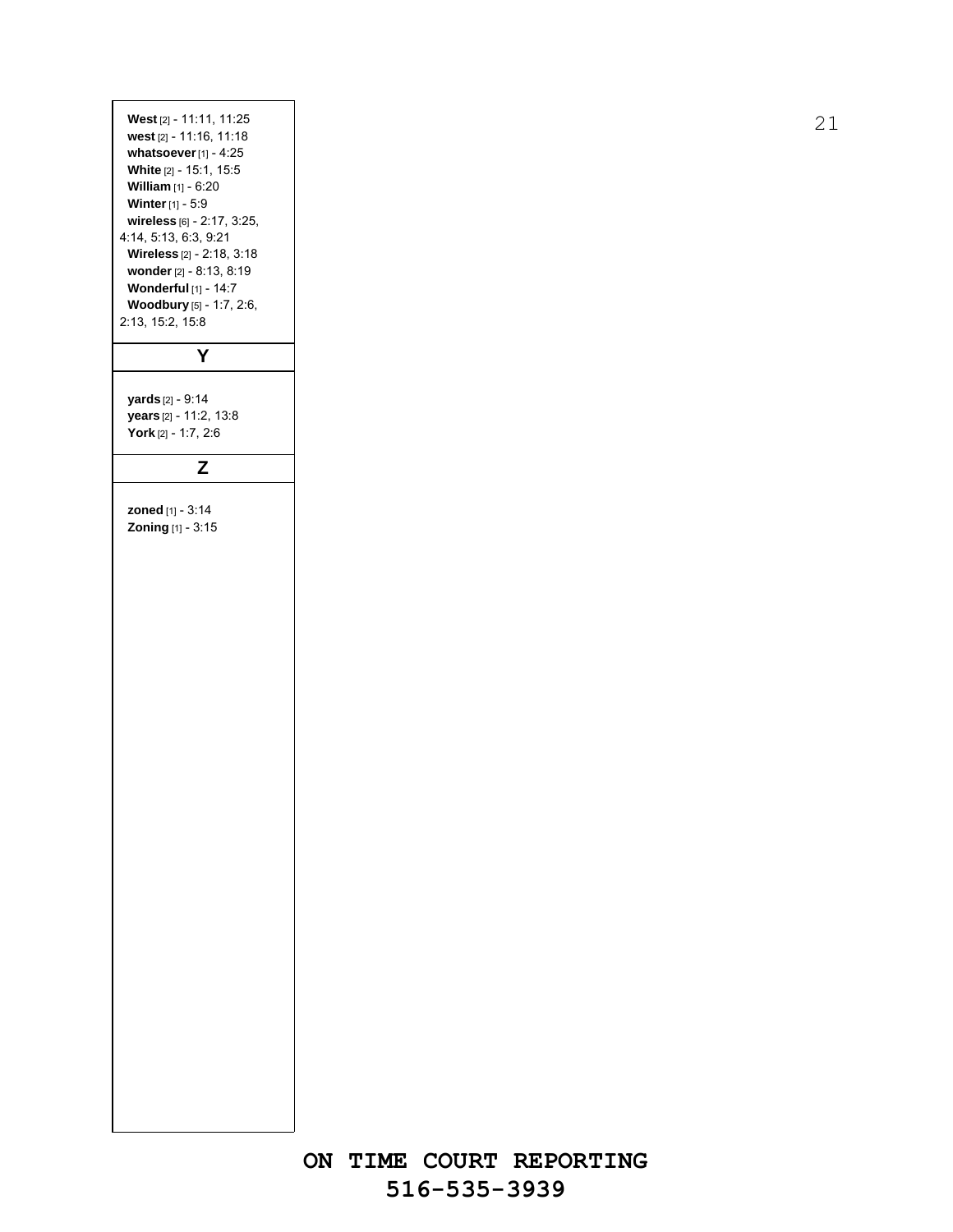**West** [2] - 11:11, 11:25
**west** [2] - 11:16, 11:18
**whatsoever** [1] - 4:25
**White** [2] - 15:1, 15:5
**William** [1] - 6:20
**Winter** [1] - 5:9
**wireless** [6] - 2:17, 3:25, 4:14, 5:13, 6:3, 9:21
**Wireless** [2] - 2:18, 3:18
**wonder** [2] - 8:13, 8:19
**Wonderful** [1] - 14:7
**Woodbury** [5] - 1:7, 2:6, 2:13, 15:2, 15:8

## Y

**yards** [2] - 9:14
**years** [2] - 11:2, 13:8
**York** [2] - 1:7, 2:6

## Z

**zoned** [1] - 3:14
**Zoning** [1] - 3:15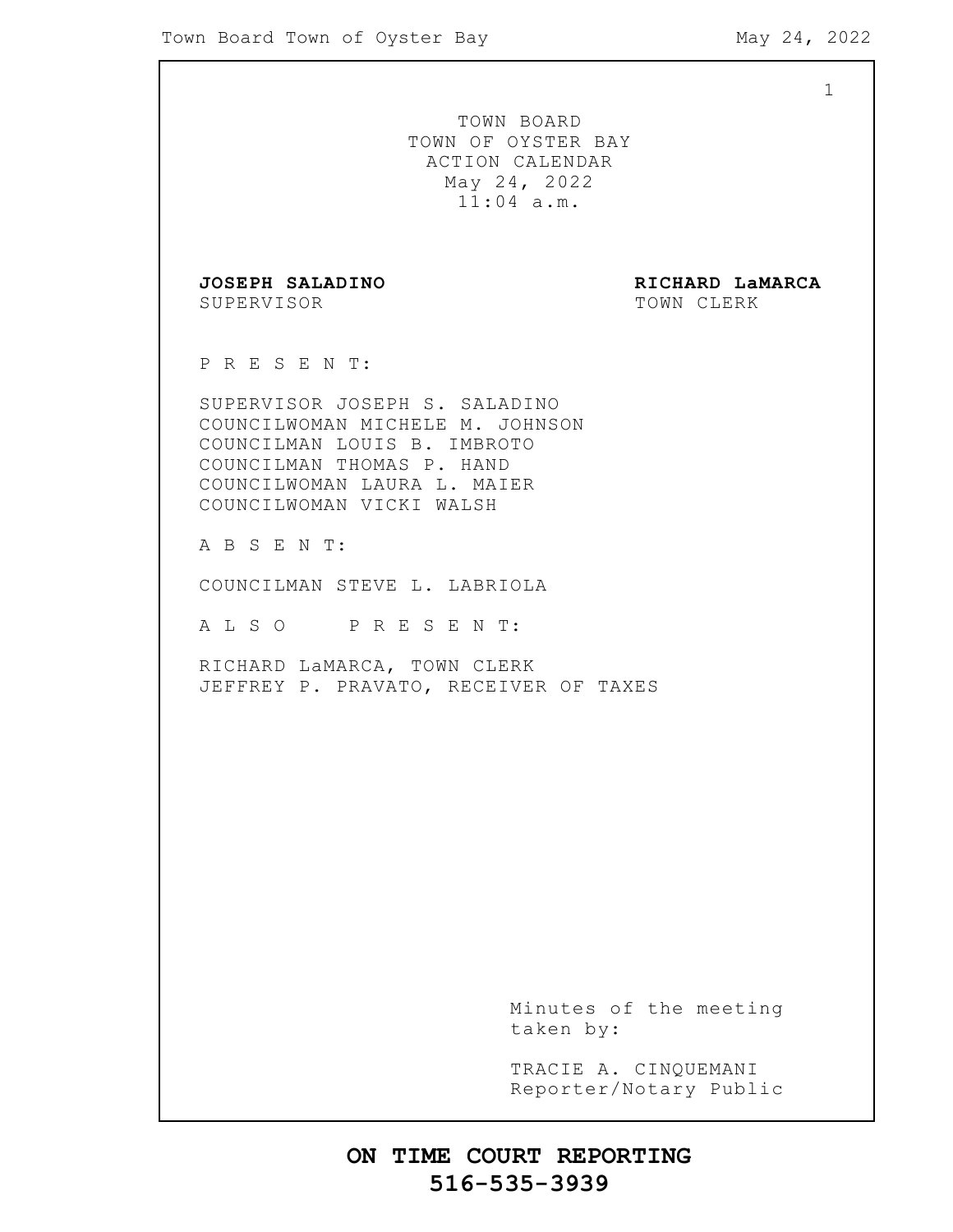TOWN BOARD
TOWN OF OYSTER BAY
ACTION CALENDAR
May 24, 2022
11:04 a.m.

**JOSEPH SALADINO**
SUPERVISOR

**RICHARD LaMARCA**
TOWN CLERK

P R E S E N T:

SUPERVISOR JOSEPH S. SALADINO
COUNCILWOMAN MICHELE M. JOHNSON
COUNCILMAN LOUIS B. IMBROTO
COUNCILMAN THOMAS P. HAND
COUNCILWOMAN LAURA L. MAIER
COUNCILWOMAN VICKI WALSH

A B S E N T:

COUNCILMAN STEVE L. LABRIOLA

A L S O   P R E S E N T:

RICHARD LaMARCA, TOWN CLERK
JEFFREY P. PRAVATO, RECEIVER OF TAXES

Minutes of the meeting taken by:

TRACIE A. CINQUEMANI
Reporter/Notary Public

**ON TIME COURT REPORTING**
**516-535-3939**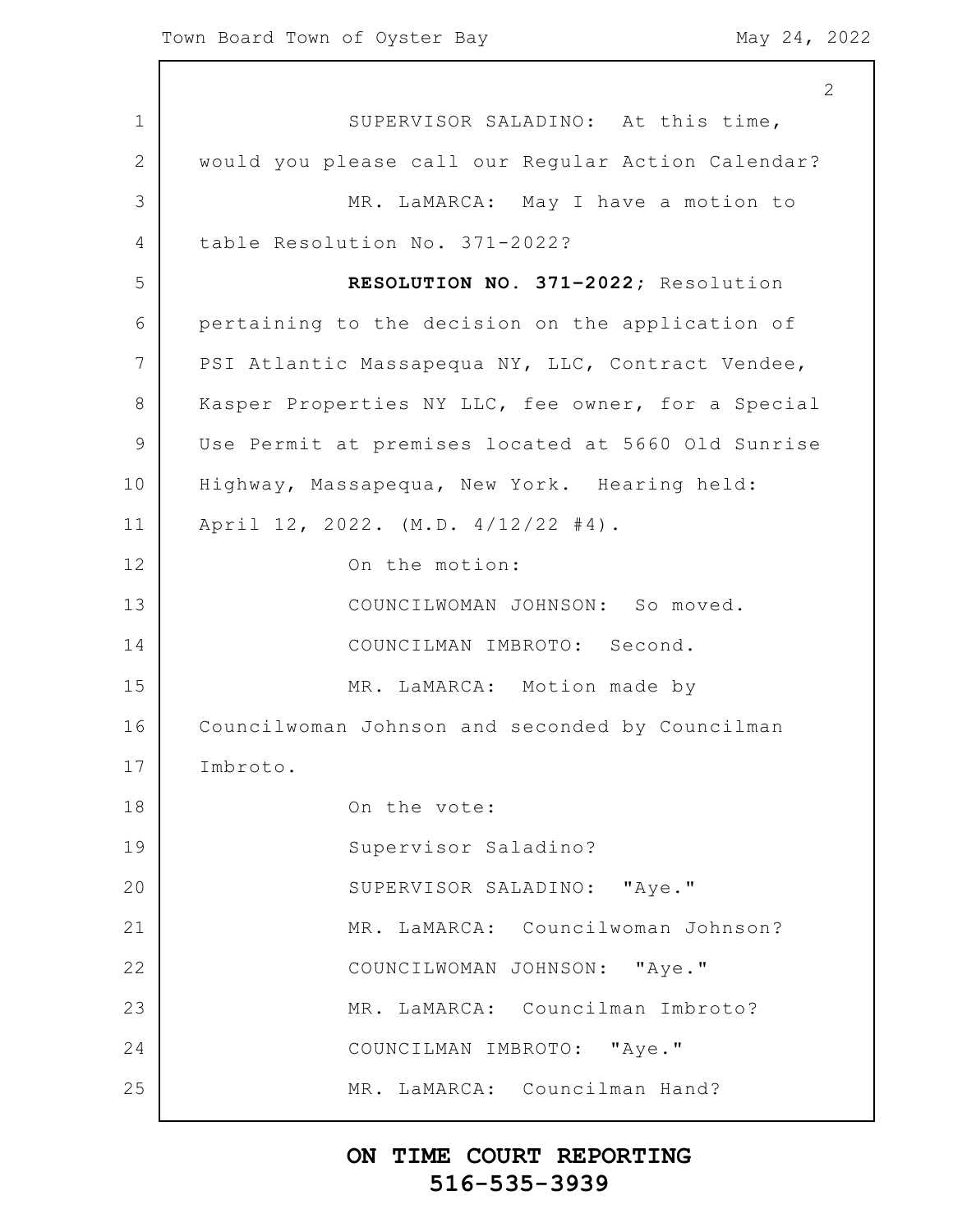SUPERVISOR SALADINO: At this time, would you please call our Regular Action Calendar?

MR. LaMARCA: May I have a motion to table Resolution No. 371-2022?

**RESOLUTION NO. 371-2022**; Resolution pertaining to the decision on the application of PSI Atlantic Massapequa NY, LLC, Contract Vendee, Kasper Properties NY LLC, fee owner, for a Special Use Permit at premises located at 5660 Old Sunrise Highway, Massapequa, New York. Hearing held: April 12, 2022. (M.D. 4/12/22 #4).

On the motion:

COUNCILWOMAN JOHNSON: So moved.

COUNCILMAN IMBROTO: Second.

MR. LaMARCA: Motion made by Councilwoman Johnson and seconded by Councilman Imbroto.

On the vote:

Supervisor Saladino?

SUPERVISOR SALADINO: "Aye."

MR. LaMARCA: Councilwoman Johnson?

COUNCILWOMAN JOHNSON: "Aye."

MR. LaMARCA: Councilman Imbroto?

COUNCILMAN IMBROTO: "Aye."

MR. LaMARCA: Councilman Hand?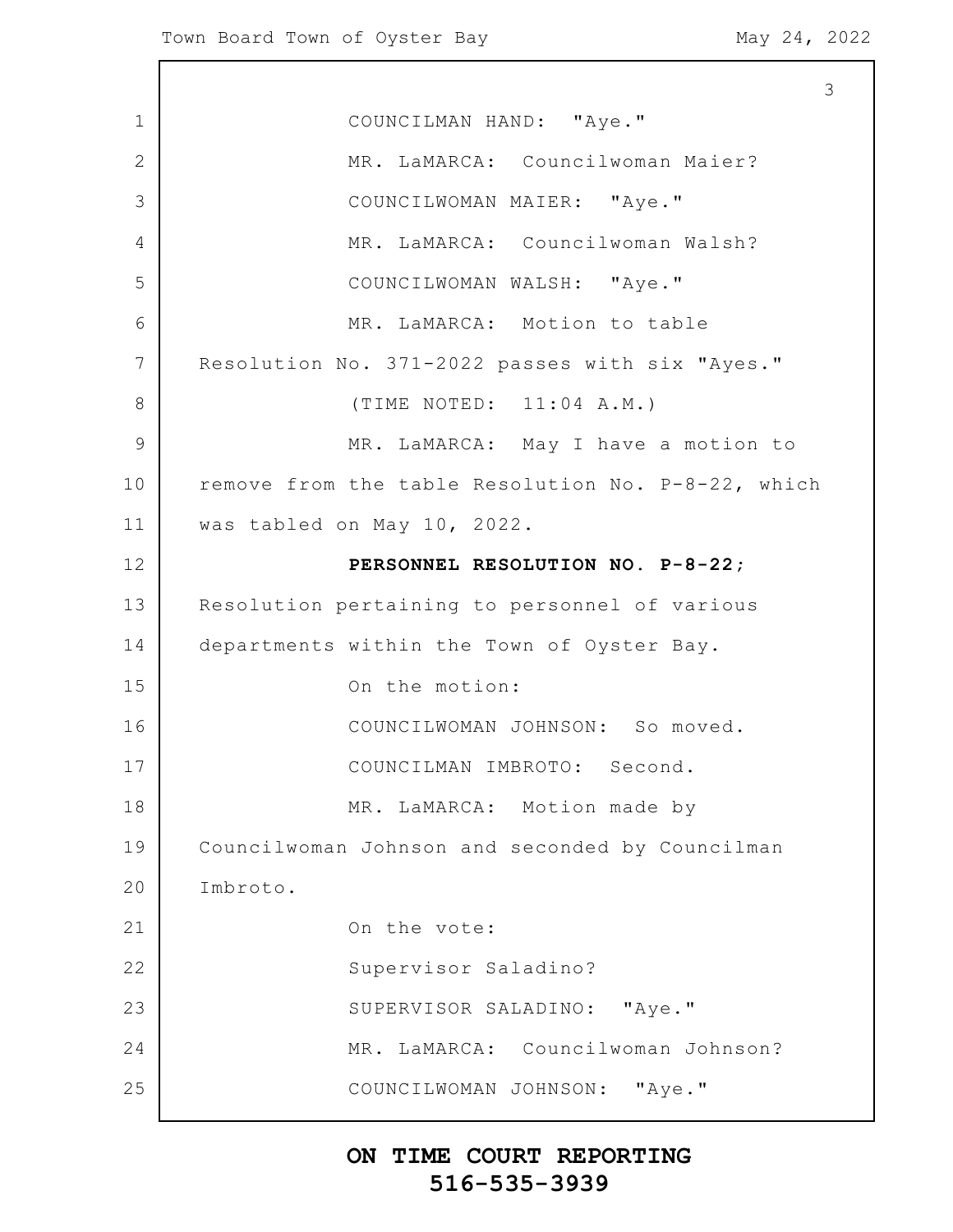COUNCILMAN HAND: "Aye."

MR. LaMARCA: Councilwoman Maier?

COUNCILWOMAN MAIER: "Aye."

MR. LaMARCA: Councilwoman Walsh?

COUNCILWOMAN WALSH: "Aye."

MR. LaMARCA: Motion to table Resolution No. 371-2022 passes with six "Ayes."

(TIME NOTED: 11:04 A.M.)

MR. LaMARCA: May I have a motion to remove from the table Resolution No. P-8-22, which was tabled on May 10, 2022.

**PERSONNEL RESOLUTION NO. P-8-22;** Resolution pertaining to personnel of various departments within the Town of Oyster Bay.

On the motion:

COUNCILWOMAN JOHNSON: So moved.

COUNCILMAN IMBROTO: Second.

MR. LaMARCA: Motion made by Councilwoman Johnson and seconded by Councilman Imbroto.

On the vote:

Supervisor Saladino?

SUPERVISOR SALADINO: "Aye."

MR. LaMARCA: Councilwoman Johnson?

COUNCILWOMAN JOHNSON: "Aye."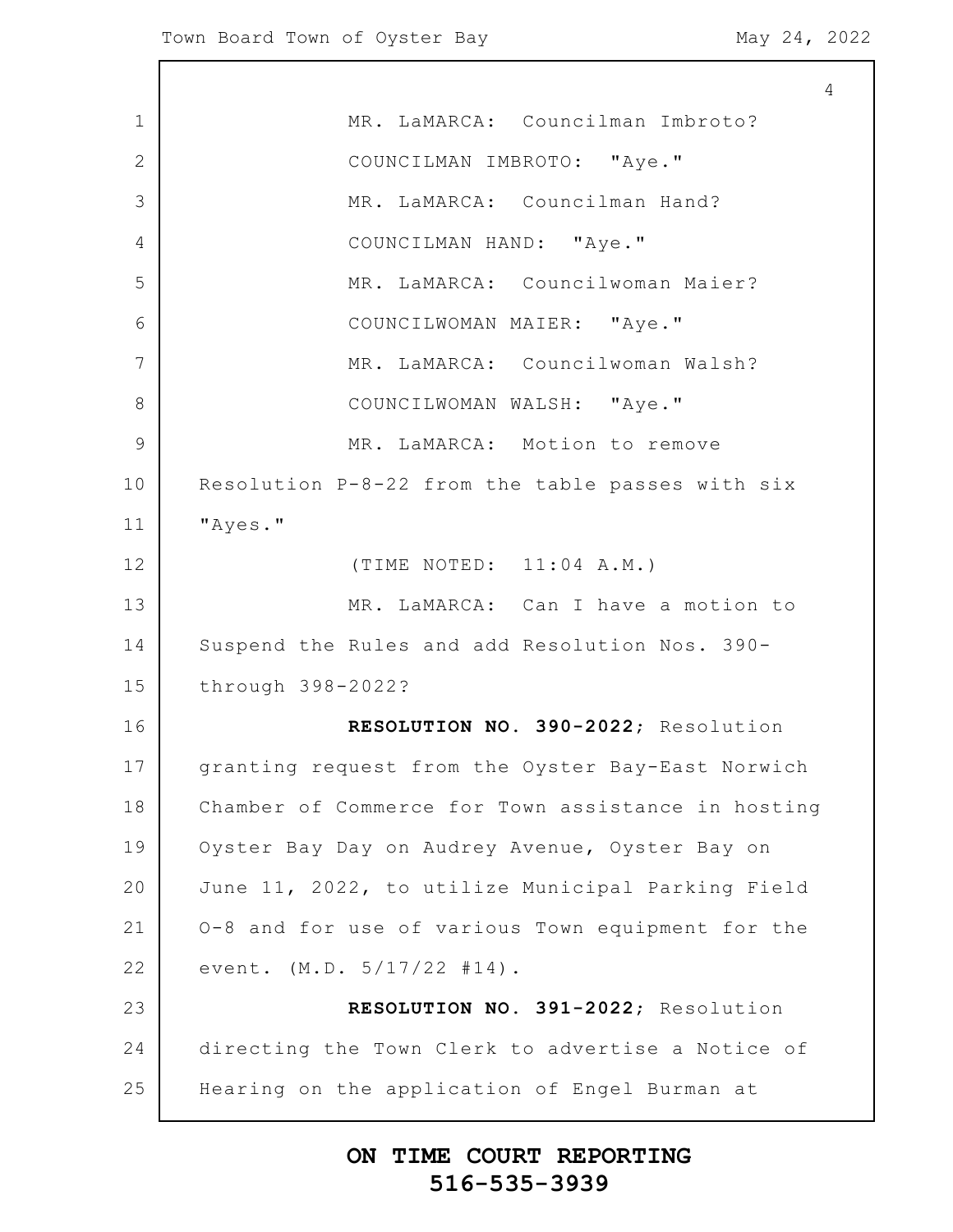MR. LaMARCA: Councilman Imbroto?

COUNCILMAN IMBROTO: "Aye."

MR. LaMARCA: Councilman Hand?

COUNCILMAN HAND: "Aye."

MR. LaMARCA: Councilwoman Maier?

COUNCILWOMAN MAIER: "Aye."

MR. LaMARCA: Councilwoman Walsh?

COUNCILWOMAN WALSH: "Aye."

MR. LaMARCA: Motion to remove Resolution P-8-22 from the table passes with six "Ayes."

(TIME NOTED: 11:04 A.M.)

MR. LaMARCA: Can I have a motion to Suspend the Rules and add Resolution Nos. 390- through 398-2022?

**RESOLUTION NO. 390-2022;** Resolution granting request from the Oyster Bay-East Norwich Chamber of Commerce for Town assistance in hosting Oyster Bay Day on Audrey Avenue, Oyster Bay on June 11, 2022, to utilize Municipal Parking Field O-8 and for use of various Town equipment for the event. (M.D. 5/17/22 #14).

**RESOLUTION NO. 391-2022;** Resolution directing the Town Clerk to advertise a Notice of Hearing on the application of Engel Burman at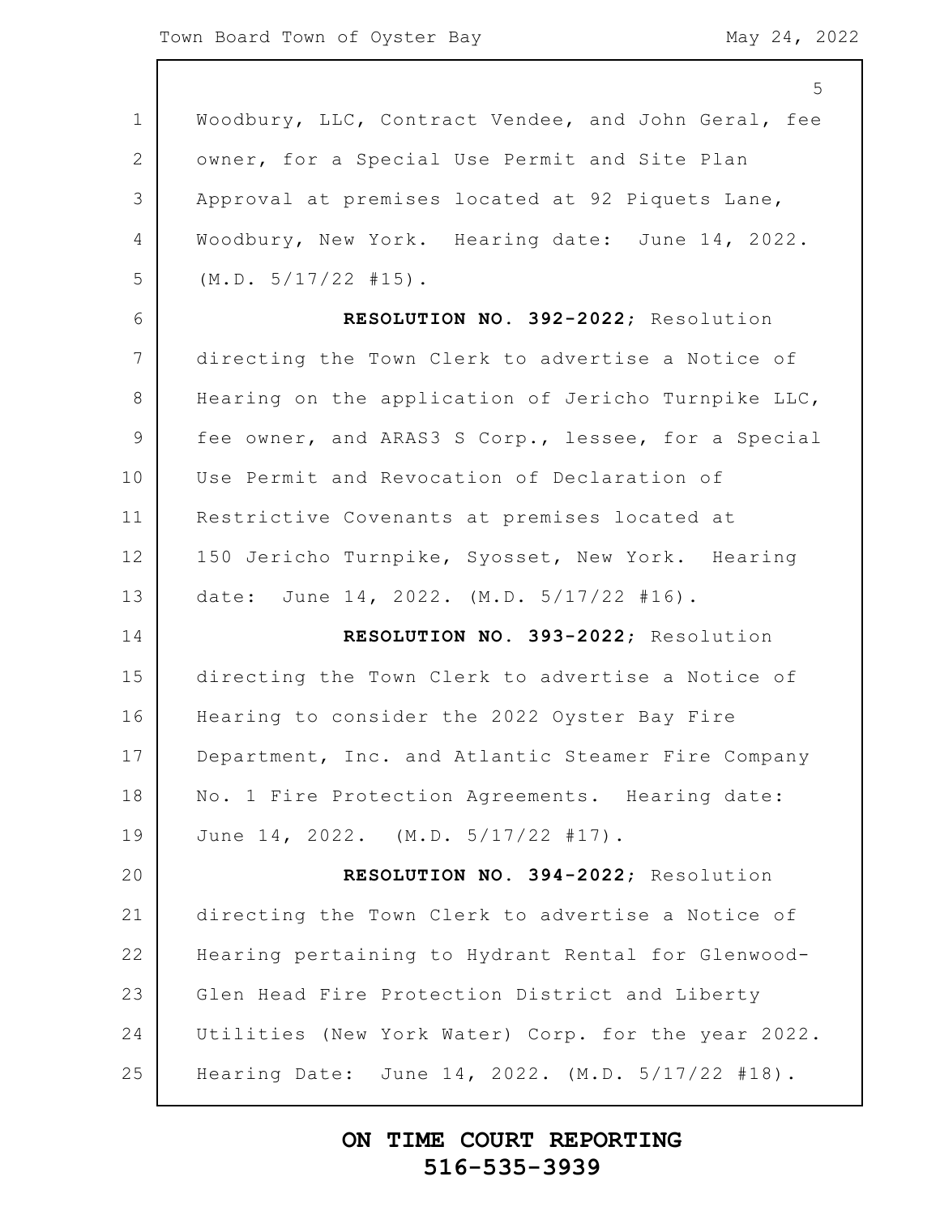Woodbury, LLC, Contract Vendee, and John Geral, fee owner, for a Special Use Permit and Site Plan Approval at premises located at 92 Piquets Lane, Woodbury, New York. Hearing date: June 14, 2022. (M.D. 5/17/22 #15).

**RESOLUTION NO. 392-2022**; Resolution directing the Town Clerk to advertise a Notice of Hearing on the application of Jericho Turnpike LLC, fee owner, and ARAS3 S Corp., lessee, for a Special Use Permit and Revocation of Declaration of Restrictive Covenants at premises located at 150 Jericho Turnpike, Syosset, New York. Hearing date: June 14, 2022. (M.D. 5/17/22 #16).

**RESOLUTION NO. 393-2022**; Resolution directing the Town Clerk to advertise a Notice of Hearing to consider the 2022 Oyster Bay Fire Department, Inc. and Atlantic Steamer Fire Company No. 1 Fire Protection Agreements. Hearing date: June 14, 2022. (M.D. 5/17/22 #17).

**RESOLUTION NO. 394-2022**; Resolution directing the Town Clerk to advertise a Notice of Hearing pertaining to Hydrant Rental for Glenwood-Glen Head Fire Protection District and Liberty Utilities (New York Water) Corp. for the year 2022. Hearing Date: June 14, 2022. (M.D. 5/17/22 #18).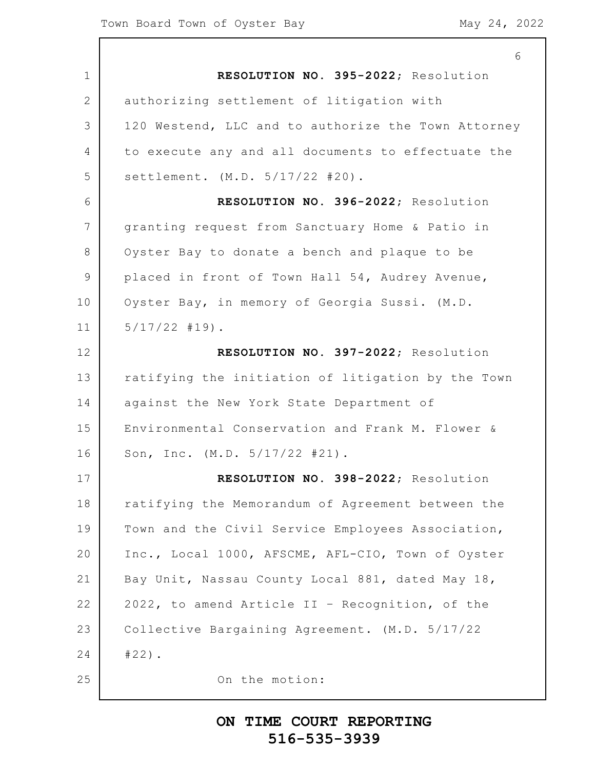**RESOLUTION NO. 395-2022;** Resolution authorizing settlement of litigation with 120 Westend, LLC and to authorize the Town Attorney to execute any and all documents to effectuate the settlement. (M.D. 5/17/22 #20).

**RESOLUTION NO. 396-2022;** Resolution granting request from Sanctuary Home & Patio in Oyster Bay to donate a bench and plaque to be placed in front of Town Hall 54, Audrey Avenue, Oyster Bay, in memory of Georgia Sussi. (M.D. 5/17/22 #19).

**RESOLUTION NO. 397-2022;** Resolution ratifying the initiation of litigation by the Town against the New York State Department of Environmental Conservation and Frank M. Flower & Son, Inc. (M.D. 5/17/22 #21).

**RESOLUTION NO. 398-2022;** Resolution ratifying the Memorandum of Agreement between the Town and the Civil Service Employees Association, Inc., Local 1000, AFSCME, AFL-CIO, Town of Oyster Bay Unit, Nassau County Local 881, dated May 18, 2022, to amend Article II - Recognition, of the Collective Bargaining Agreement. (M.D. 5/17/22 #22).

On the motion: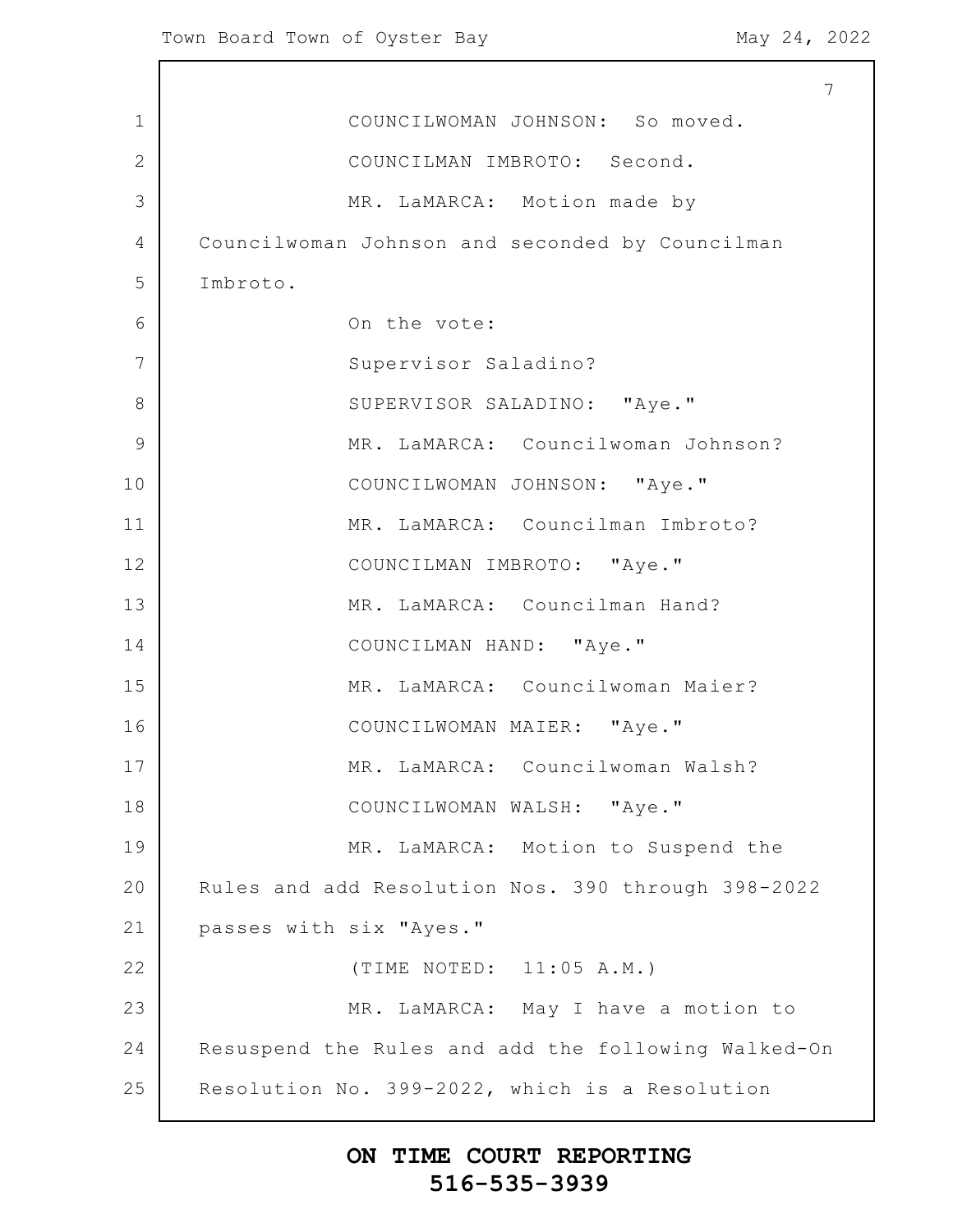COUNCILWOMAN JOHNSON: So moved.

COUNCILMAN IMBROTO: Second.

MR. LaMARCA: Motion made by Councilwoman Johnson and seconded by Councilman Imbroto.

On the vote:

Supervisor Saladino?

SUPERVISOR SALADINO: "Aye."

MR. LaMARCA: Councilwoman Johnson?

COUNCILWOMAN JOHNSON: "Aye."

MR. LaMARCA: Councilman Imbroto?

COUNCILMAN IMBROTO: "Aye."

MR. LaMARCA: Councilman Hand?

COUNCILMAN HAND: "Aye."

MR. LaMARCA: Councilwoman Maier?

COUNCILWOMAN MAIER: "Aye."

MR. LaMARCA: Councilwoman Walsh?

COUNCILWOMAN WALSH: "Aye."

MR. LaMARCA: Motion to Suspend the Rules and add Resolution Nos. 390 through 398-2022 passes with six "Ayes."

(TIME NOTED: 11:05 A.M.)

MR. LaMARCA: May I have a motion to Resuspend the Rules and add the following Walked-On Resolution No. 399-2022, which is a Resolution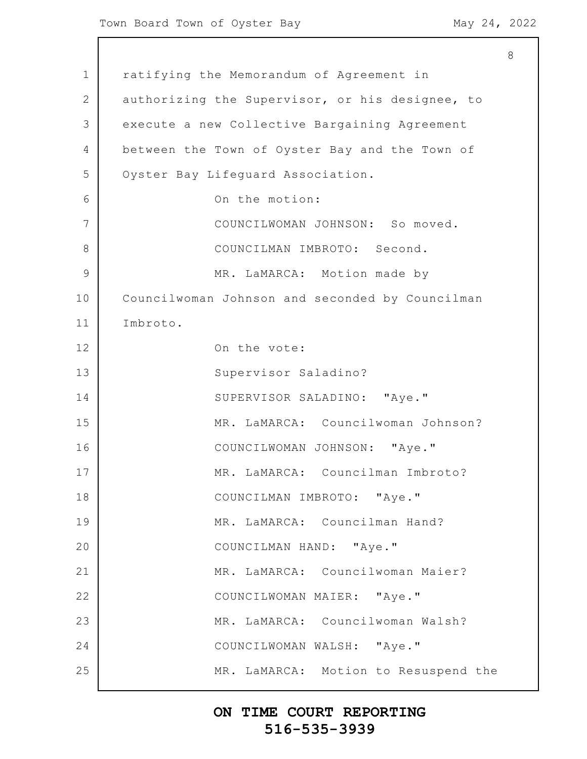ratifying the Memorandum of Agreement in authorizing the Supervisor, or his designee, to execute a new Collective Bargaining Agreement between the Town of Oyster Bay and the Town of Oyster Bay Lifeguard Association.

On the motion:

COUNCILWOMAN JOHNSON: So moved.

COUNCILMAN IMBROTO: Second.

MR. LaMARCA: Motion made by Councilwoman Johnson and seconded by Councilman Imbroto.

On the vote:

Supervisor Saladino?

SUPERVISOR SALADINO: "Aye."

MR. LaMARCA: Councilwoman Johnson?

COUNCILWOMAN JOHNSON: "Aye."

MR. LaMARCA: Councilman Imbroto?

COUNCILMAN IMBROTO: "Aye."

MR. LaMARCA: Councilman Hand?

COUNCILMAN HAND: "Aye."

MR. LaMARCA: Councilwoman Maier?

COUNCILWOMAN MAIER: "Aye."

MR. LaMARCA: Councilwoman Walsh?

COUNCILWOMAN WALSH: "Aye."

MR. LaMARCA: Motion to Resuspend the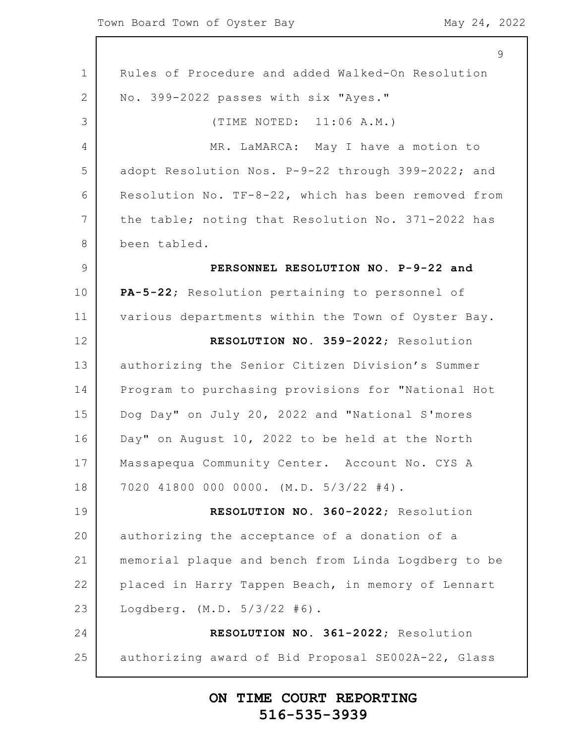Rules of Procedure and added Walked-On Resolution No. 399-2022 passes with six "Ayes."

(TIME NOTED: 11:06 A.M.)

MR. LaMARCA: May I have a motion to adopt Resolution Nos. P-9-22 through 399-2022; and Resolution No. TF-8-22, which has been removed from the table; noting that Resolution No. 371-2022 has been tabled.

**PERSONNEL RESOLUTION NO. P-9-22 and PA-5-22**; Resolution pertaining to personnel of various departments within the Town of Oyster Bay.

**RESOLUTION NO. 359-2022**; Resolution authorizing the Senior Citizen Division's Summer Program to purchasing provisions for "National Hot Dog Day" on July 20, 2022 and "National S'mores Day" on August 10, 2022 to be held at the North Massapequa Community Center. Account No. CYS A 7020 41800 000 0000. (M.D. 5/3/22 #4).

**RESOLUTION NO. 360-2022**; Resolution authorizing the acceptance of a donation of a memorial plaque and bench from Linda Logdberg to be placed in Harry Tappen Beach, in memory of Lennart Logdberg. (M.D. 5/3/22 #6).

**RESOLUTION NO. 361-2022**; Resolution authorizing award of Bid Proposal SE002A-22, Glass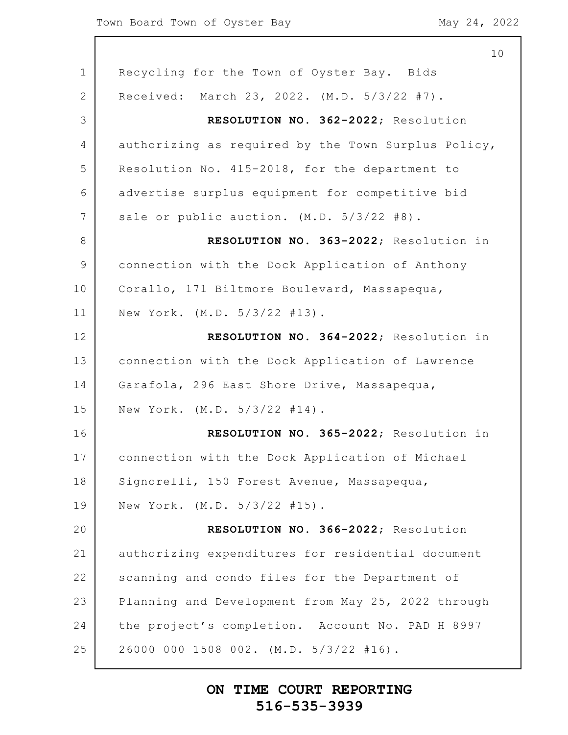Recycling for the Town of Oyster Bay. Bids Received: March 23, 2022. (M.D. 5/3/22 #7).

**RESOLUTION NO. 362-2022**; Resolution authorizing as required by the Town Surplus Policy, Resolution No. 415-2018, for the department to advertise surplus equipment for competitive bid sale or public auction. (M.D. 5/3/22 #8).

**RESOLUTION NO. 363-2022**; Resolution in connection with the Dock Application of Anthony Corallo, 171 Biltmore Boulevard, Massapequa, New York. (M.D. 5/3/22 #13).

**RESOLUTION NO. 364-2022**; Resolution in connection with the Dock Application of Lawrence Garafola, 296 East Shore Drive, Massapequa, New York. (M.D. 5/3/22 #14).

**RESOLUTION NO. 365-2022**; Resolution in connection with the Dock Application of Michael Signorelli, 150 Forest Avenue, Massapequa, New York. (M.D. 5/3/22 #15).

**RESOLUTION NO. 366-2022**; Resolution authorizing expenditures for residential document scanning and condo files for the Department of Planning and Development from May 25, 2022 through the project's completion. Account No. PAD H 8997 26000 000 1508 002. (M.D. 5/3/22 #16).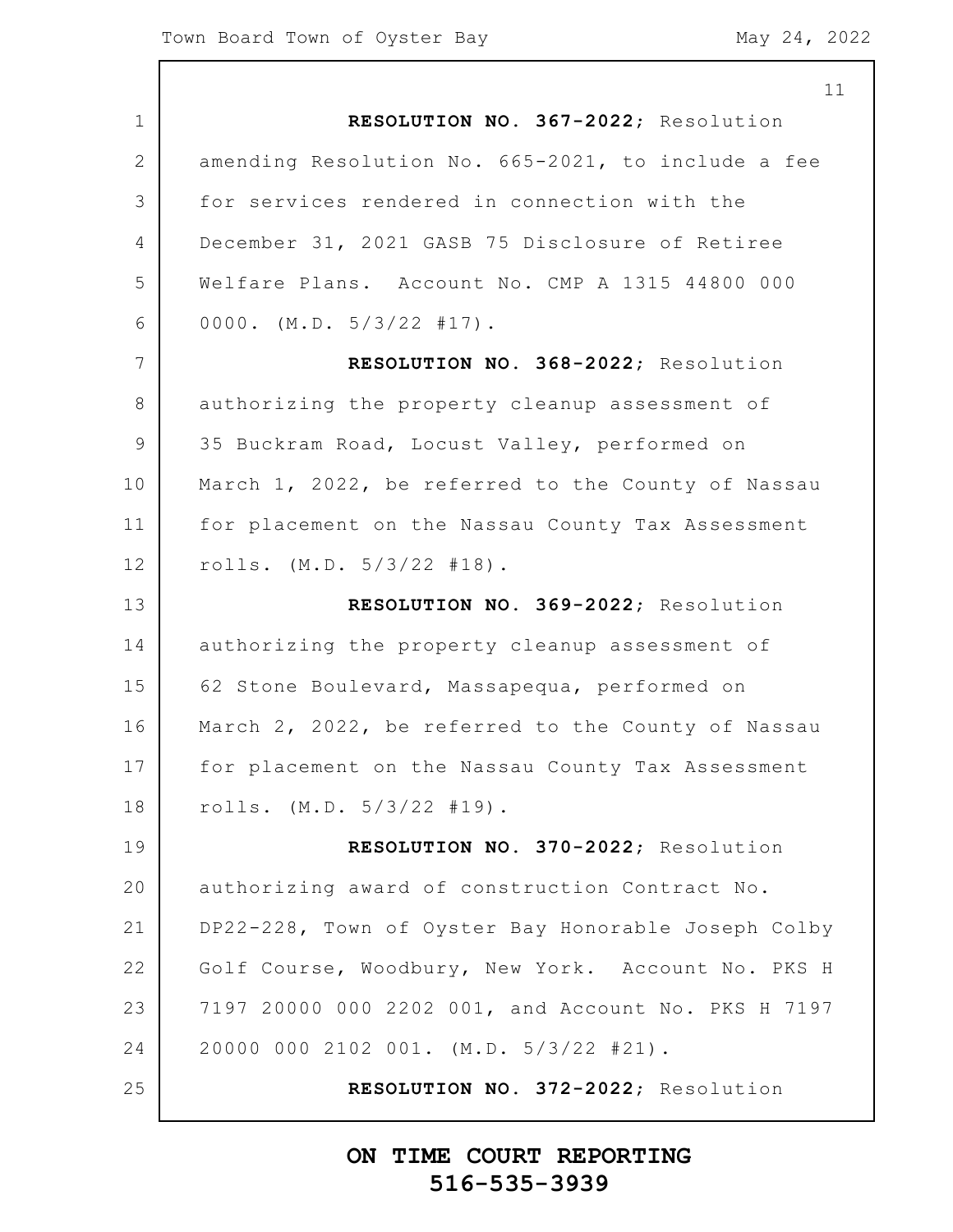**RESOLUTION NO. 367-2022;** Resolution amending Resolution No. 665-2021, to include a fee for services rendered in connection with the December 31, 2021 GASB 75 Disclosure of Retiree Welfare Plans. Account No. CMP A 1315 44800 000 0000. (M.D. 5/3/22 #17).

**RESOLUTION NO. 368-2022;** Resolution authorizing the property cleanup assessment of 35 Buckram Road, Locust Valley, performed on March 1, 2022, be referred to the County of Nassau for placement on the Nassau County Tax Assessment rolls. (M.D. 5/3/22 #18).

**RESOLUTION NO. 369-2022;** Resolution authorizing the property cleanup assessment of 62 Stone Boulevard, Massapequa, performed on March 2, 2022, be referred to the County of Nassau for placement on the Nassau County Tax Assessment rolls. (M.D. 5/3/22 #19).

**RESOLUTION NO. 370-2022;** Resolution authorizing award of construction Contract No. DP22-228, Town of Oyster Bay Honorable Joseph Colby Golf Course, Woodbury, New York. Account No. PKS H 7197 20000 000 2202 001, and Account No. PKS H 7197 20000 000 2102 001. (M.D. 5/3/22 #21).

**RESOLUTION NO. 372-2022;** Resolution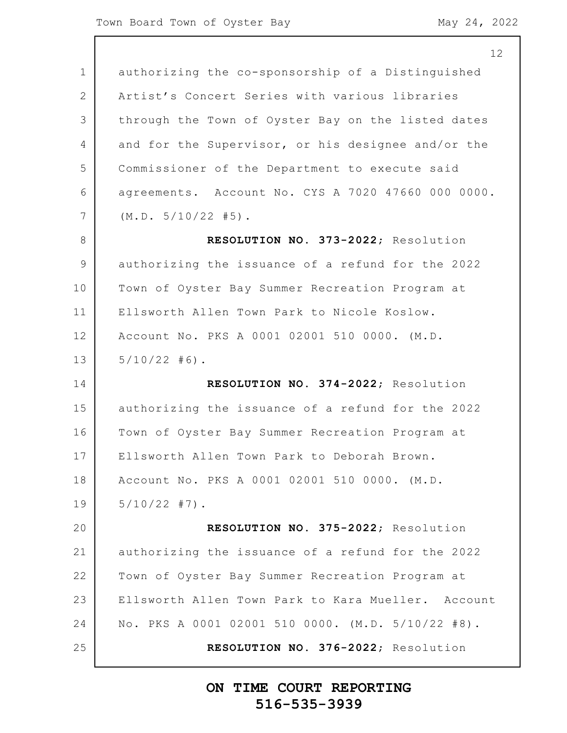authorizing the co-sponsorship of a Distinguished Artist's Concert Series with various libraries through the Town of Oyster Bay on the listed dates and for the Supervisor, or his designee and/or the Commissioner of the Department to execute said agreements. Account No. CYS A 7020 47660 000 0000. (M.D. 5/10/22 #5).

**RESOLUTION NO. 373-2022;** Resolution authorizing the issuance of a refund for the 2022 Town of Oyster Bay Summer Recreation Program at Ellsworth Allen Town Park to Nicole Koslow. Account No. PKS A 0001 02001 510 0000. (M.D. 5/10/22 #6).

**RESOLUTION NO. 374-2022;** Resolution authorizing the issuance of a refund for the 2022 Town of Oyster Bay Summer Recreation Program at Ellsworth Allen Town Park to Deborah Brown. Account No. PKS A 0001 02001 510 0000. (M.D. 5/10/22 #7).

**RESOLUTION NO. 375-2022;** Resolution authorizing the issuance of a refund for the 2022 Town of Oyster Bay Summer Recreation Program at Ellsworth Allen Town Park to Kara Mueller. Account No. PKS A 0001 02001 510 0000. (M.D. 5/10/22 #8).

**RESOLUTION NO. 376-2022;** Resolution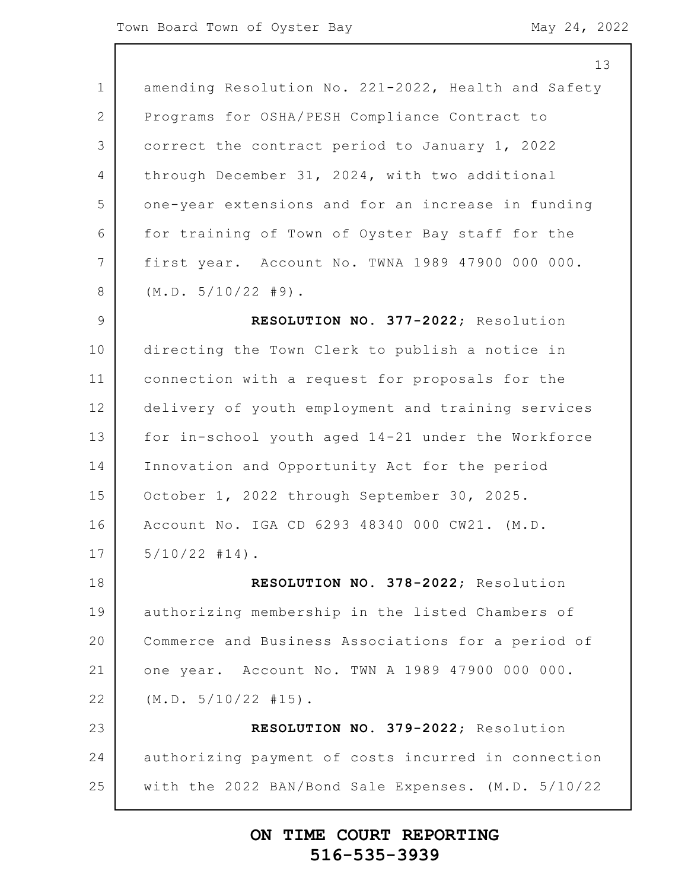amending Resolution No. 221-2022, Health and Safety Programs for OSHA/PESH Compliance Contract to correct the contract period to January 1, 2022 through December 31, 2024, with two additional one-year extensions and for an increase in funding for training of Town of Oyster Bay staff for the first year. Account No. TWNA 1989 47900 000 000. (M.D. 5/10/22 #9).

**RESOLUTION NO. 377-2022;** Resolution directing the Town Clerk to publish a notice in connection with a request for proposals for the delivery of youth employment and training services for in-school youth aged 14-21 under the Workforce Innovation and Opportunity Act for the period October 1, 2022 through September 30, 2025. Account No. IGA CD 6293 48340 000 CW21. (M.D. 5/10/22 #14).

**RESOLUTION NO. 378-2022;** Resolution authorizing membership in the listed Chambers of Commerce and Business Associations for a period of one year. Account No. TWN A 1989 47900 000 000. (M.D. 5/10/22 #15).

**RESOLUTION NO. 379-2022;** Resolution authorizing payment of costs incurred in connection with the 2022 BAN/Bond Sale Expenses. (M.D. 5/10/22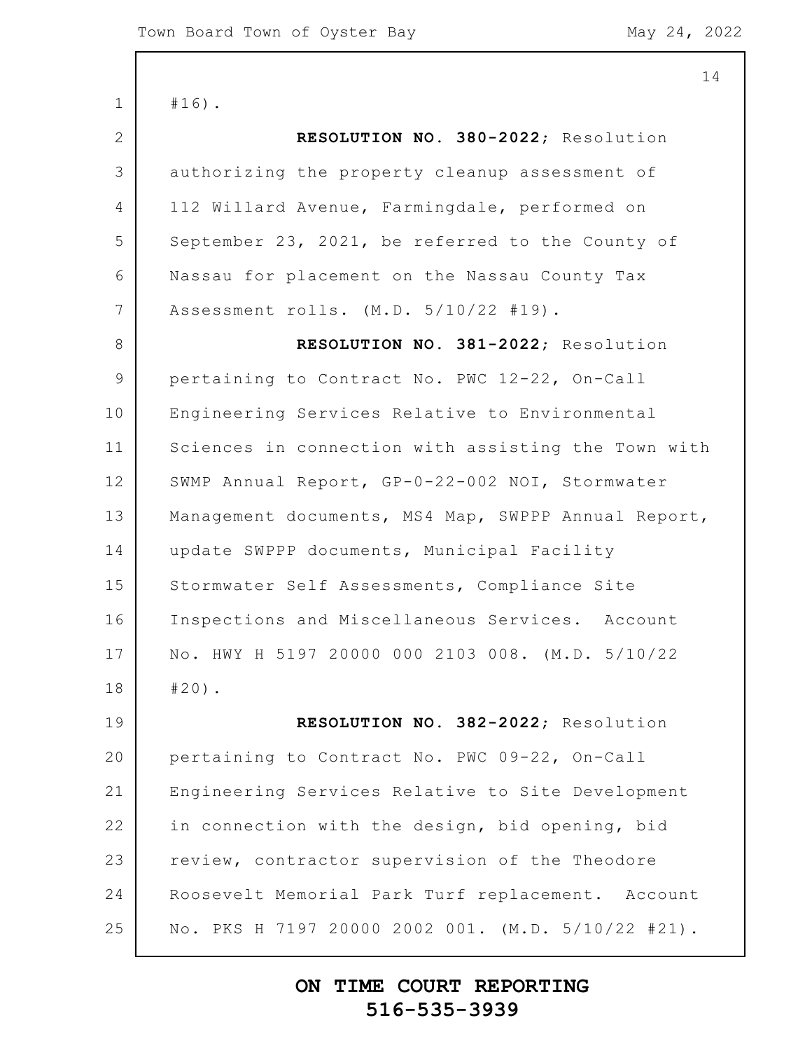#16).

**RESOLUTION NO. 380-2022**; Resolution authorizing the property cleanup assessment of 112 Willard Avenue, Farmingdale, performed on September 23, 2021, be referred to the County of Nassau for placement on the Nassau County Tax Assessment rolls. (M.D. 5/10/22 #19).

**RESOLUTION NO. 381-2022**; Resolution pertaining to Contract No. PWC 12-22, On-Call Engineering Services Relative to Environmental Sciences in connection with assisting the Town with SWMP Annual Report, GP-0-22-002 NOI, Stormwater Management documents, MS4 Map, SWPPP Annual Report, update SWPPP documents, Municipal Facility Stormwater Self Assessments, Compliance Site Inspections and Miscellaneous Services. Account No. HWY H 5197 20000 000 2103 008. (M.D. 5/10/22 #20).

**RESOLUTION NO. 382-2022**; Resolution pertaining to Contract No. PWC 09-22, On-Call Engineering Services Relative to Site Development in connection with the design, bid opening, bid review, contractor supervision of the Theodore Roosevelt Memorial Park Turf replacement. Account No. PKS H 7197 20000 2002 001. (M.D. 5/10/22 #21).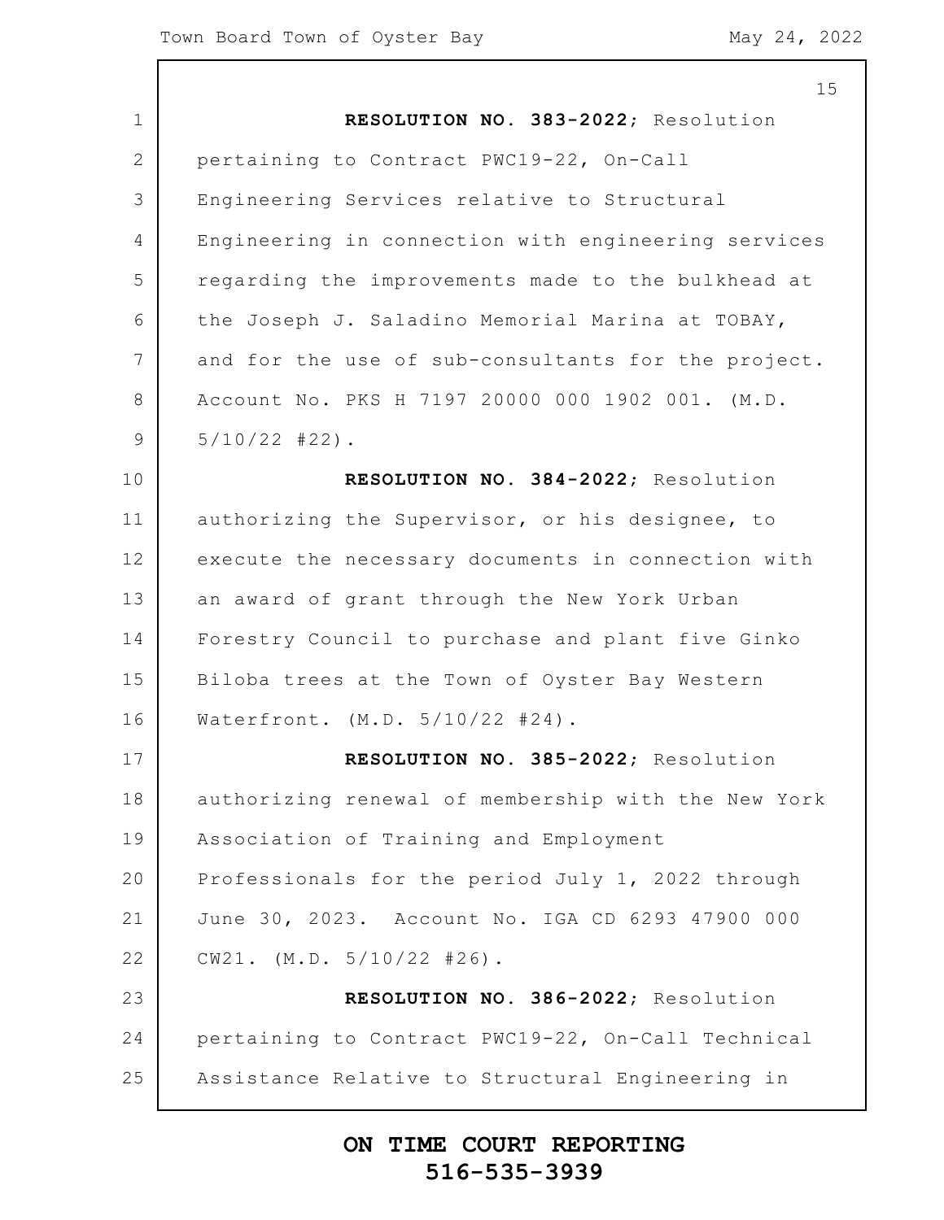**RESOLUTION NO. 383-2022;** Resolution pertaining to Contract PWC19-22, On-Call Engineering Services relative to Structural Engineering in connection with engineering services regarding the improvements made to the bulkhead at the Joseph J. Saladino Memorial Marina at TOBAY, and for the use of sub-consultants for the project. Account No. PKS H 7197 20000 000 1902 001. (M.D. 5/10/22 #22).

**RESOLUTION NO. 384-2022;** Resolution authorizing the Supervisor, or his designee, to execute the necessary documents in connection with an award of grant through the New York Urban Forestry Council to purchase and plant five Ginko Biloba trees at the Town of Oyster Bay Western Waterfront. (M.D. 5/10/22 #24).

**RESOLUTION NO. 385-2022;** Resolution authorizing renewal of membership with the New York Association of Training and Employment Professionals for the period July 1, 2022 through June 30, 2023. Account No. IGA CD 6293 47900 000 CW21. (M.D. 5/10/22 #26).

**RESOLUTION NO. 386-2022;** Resolution pertaining to Contract PWC19-22, On-Call Technical Assistance Relative to Structural Engineering in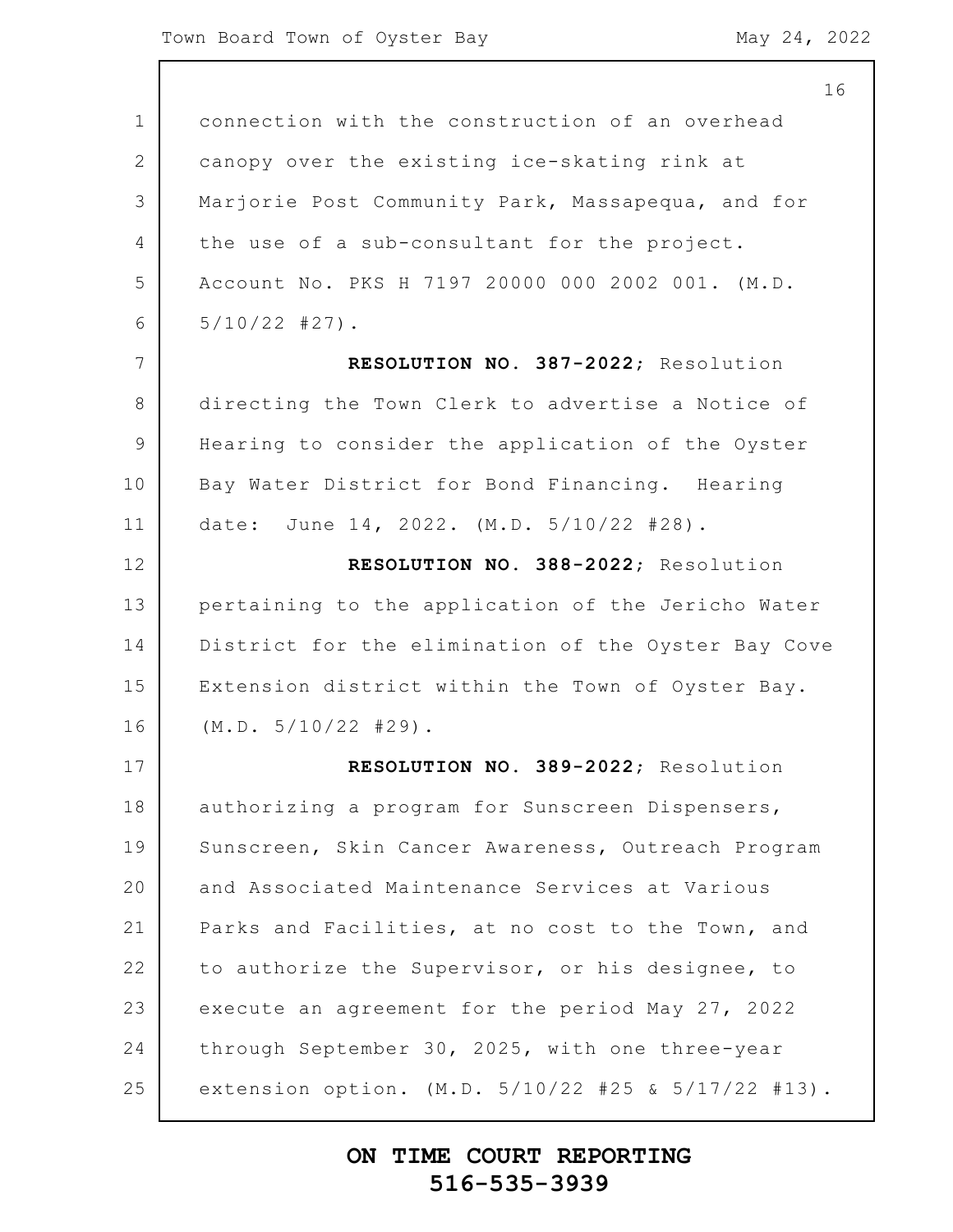connection with the construction of an overhead canopy over the existing ice-skating rink at Marjorie Post Community Park, Massapequa, and for the use of a sub-consultant for the project. Account No. PKS H 7197 20000 000 2002 001. (M.D. 5/10/22 #27).

**RESOLUTION NO. 387-2022**; Resolution directing the Town Clerk to advertise a Notice of Hearing to consider the application of the Oyster Bay Water District for Bond Financing. Hearing date: June 14, 2022. (M.D. 5/10/22 #28).

**RESOLUTION NO. 388-2022**; Resolution pertaining to the application of the Jericho Water District for the elimination of the Oyster Bay Cove Extension district within the Town of Oyster Bay. (M.D. 5/10/22 #29).

**RESOLUTION NO. 389-2022**; Resolution authorizing a program for Sunscreen Dispensers, Sunscreen, Skin Cancer Awareness, Outreach Program and Associated Maintenance Services at Various Parks and Facilities, at no cost to the Town, and to authorize the Supervisor, or his designee, to execute an agreement for the period May 27, 2022 through September 30, 2025, with one three-year extension option. (M.D. 5/10/22 #25 & 5/17/22 #13).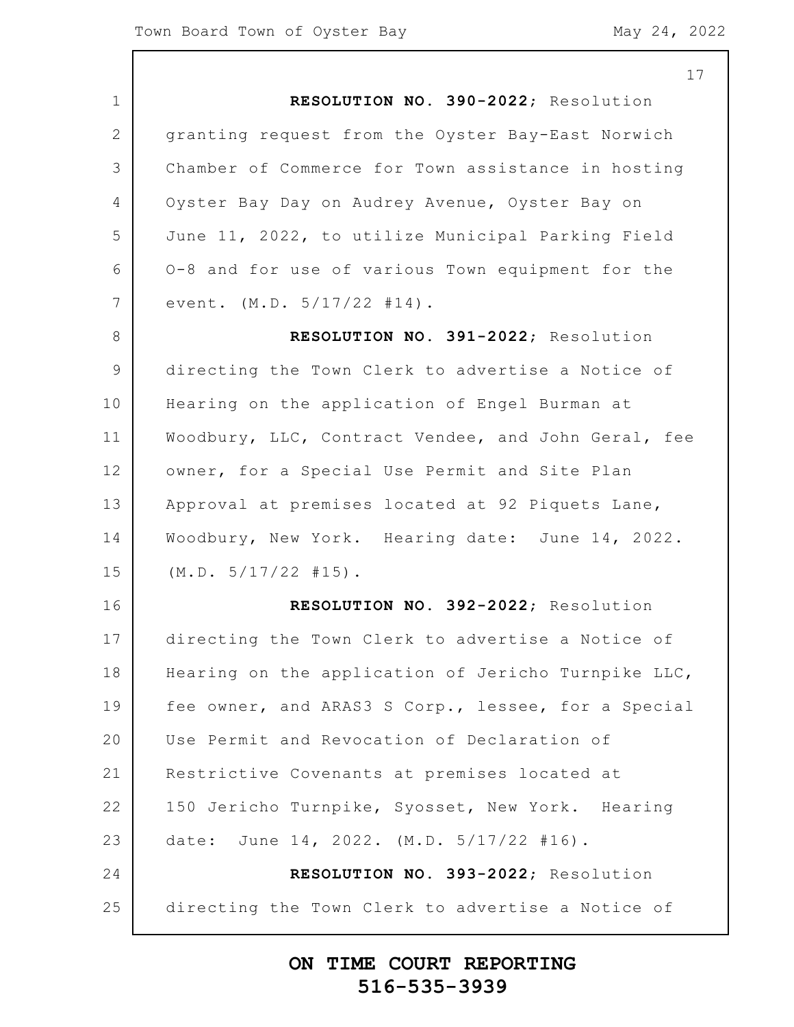**RESOLUTION NO. 390-2022**; Resolution granting request from the Oyster Bay-East Norwich Chamber of Commerce for Town assistance in hosting Oyster Bay Day on Audrey Avenue, Oyster Bay on June 11, 2022, to utilize Municipal Parking Field O-8 and for use of various Town equipment for the event. (M.D. 5/17/22 #14).

**RESOLUTION NO. 391-2022**; Resolution directing the Town Clerk to advertise a Notice of Hearing on the application of Engel Burman at Woodbury, LLC, Contract Vendee, and John Geral, fee owner, for a Special Use Permit and Site Plan Approval at premises located at 92 Piquets Lane, Woodbury, New York. Hearing date: June 14, 2022. (M.D. 5/17/22 #15).

**RESOLUTION NO. 392-2022**; Resolution directing the Town Clerk to advertise a Notice of Hearing on the application of Jericho Turnpike LLC, fee owner, and ARAS3 S Corp., lessee, for a Special Use Permit and Revocation of Declaration of Restrictive Covenants at premises located at 150 Jericho Turnpike, Syosset, New York. Hearing date: June 14, 2022. (M.D. 5/17/22 #16).

**RESOLUTION NO. 393-2022**; Resolution directing the Town Clerk to advertise a Notice of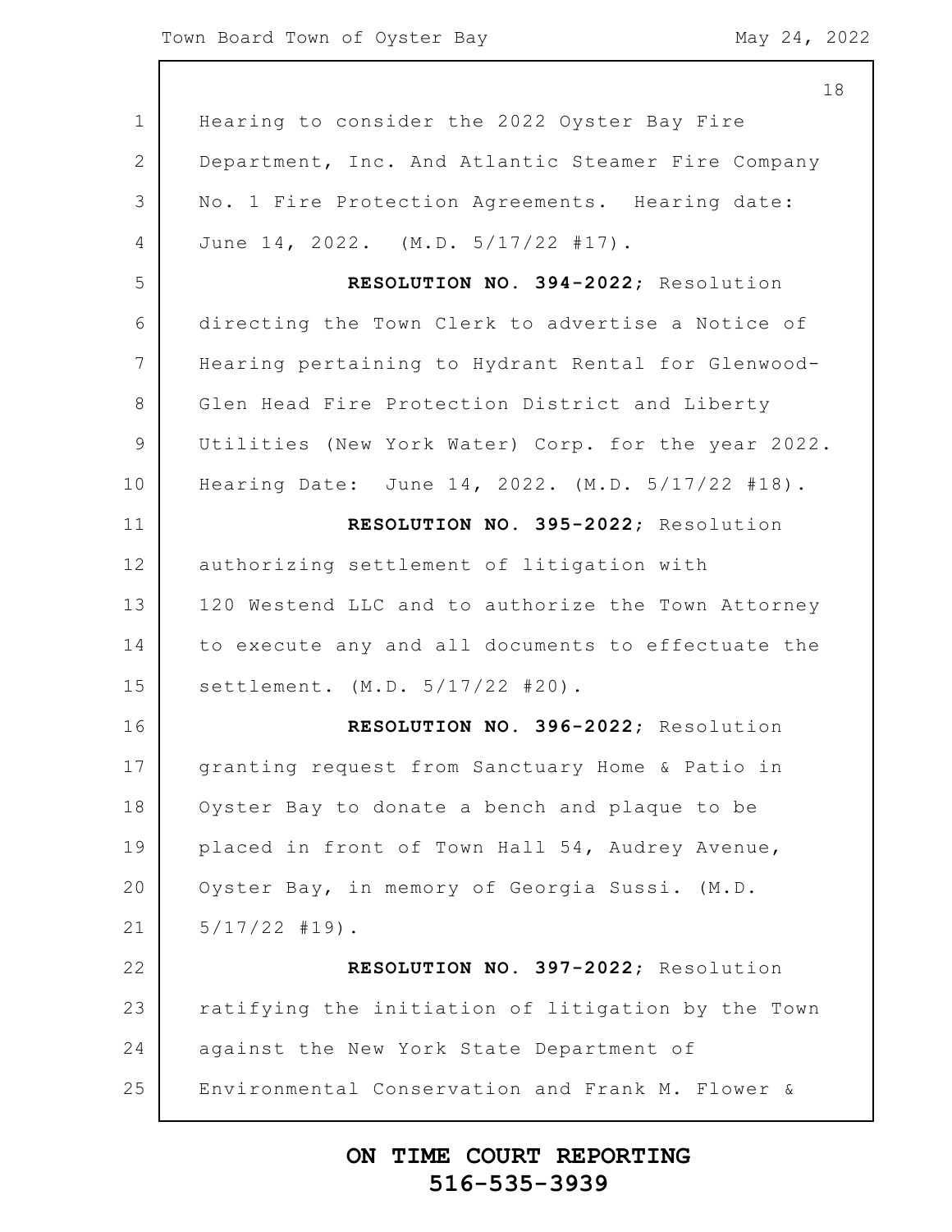Hearing to consider the 2022 Oyster Bay Fire Department, Inc. And Atlantic Steamer Fire Company No. 1 Fire Protection Agreements. Hearing date: June 14, 2022. (M.D. 5/17/22 #17).

**RESOLUTION NO. 394-2022;** Resolution directing the Town Clerk to advertise a Notice of Hearing pertaining to Hydrant Rental for Glenwood-Glen Head Fire Protection District and Liberty Utilities (New York Water) Corp. for the year 2022. Hearing Date: June 14, 2022. (M.D. 5/17/22 #18).

**RESOLUTION NO. 395-2022;** Resolution authorizing settlement of litigation with 120 Westend LLC and to authorize the Town Attorney to execute any and all documents to effectuate the settlement. (M.D. 5/17/22 #20).

**RESOLUTION NO. 396-2022;** Resolution granting request from Sanctuary Home & Patio in Oyster Bay to donate a bench and plaque to be placed in front of Town Hall 54, Audrey Avenue, Oyster Bay, in memory of Georgia Sussi. (M.D. 5/17/22 #19).

**RESOLUTION NO. 397-2022;** Resolution ratifying the initiation of litigation by the Town against the New York State Department of Environmental Conservation and Frank M. Flower &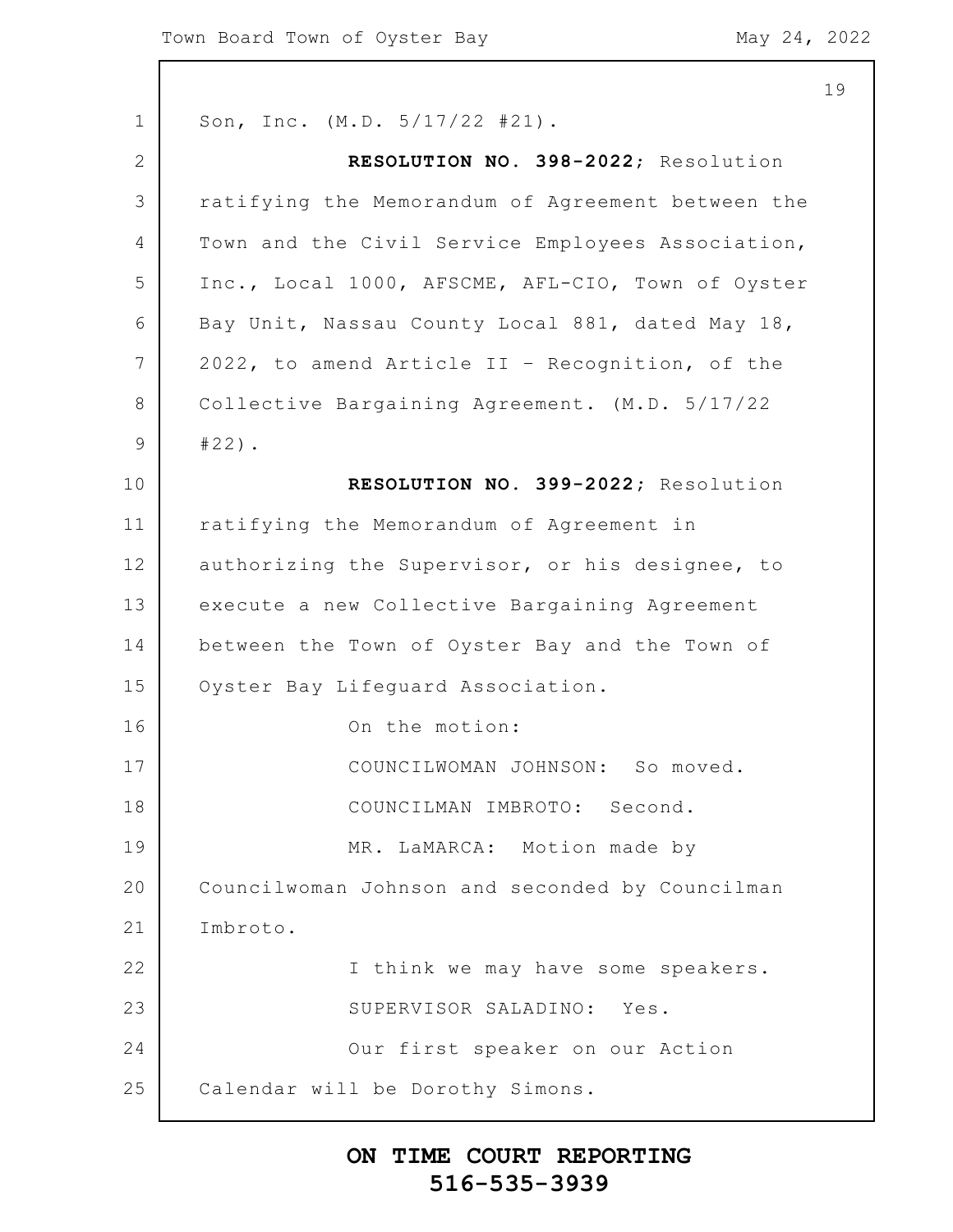Son, Inc. (M.D. 5/17/22 #21).

**RESOLUTION NO. 398-2022**; Resolution ratifying the Memorandum of Agreement between the Town and the Civil Service Employees Association, Inc., Local 1000, AFSCME, AFL-CIO, Town of Oyster Bay Unit, Nassau County Local 881, dated May 18, 2022, to amend Article II - Recognition, of the Collective Bargaining Agreement. (M.D. 5/17/22 #22).

**RESOLUTION NO. 399-2022**; Resolution ratifying the Memorandum of Agreement in authorizing the Supervisor, or his designee, to execute a new Collective Bargaining Agreement between the Town of Oyster Bay and the Town of Oyster Bay Lifeguard Association.

On the motion:

COUNCILWOMAN JOHNSON: So moved.

COUNCILMAN IMBROTO: Second.

MR. LaMARCA: Motion made by Councilwoman Johnson and seconded by Councilman Imbroto.

I think we may have some speakers.

SUPERVISOR SALADINO: Yes.

Our first speaker on our Action Calendar will be Dorothy Simons.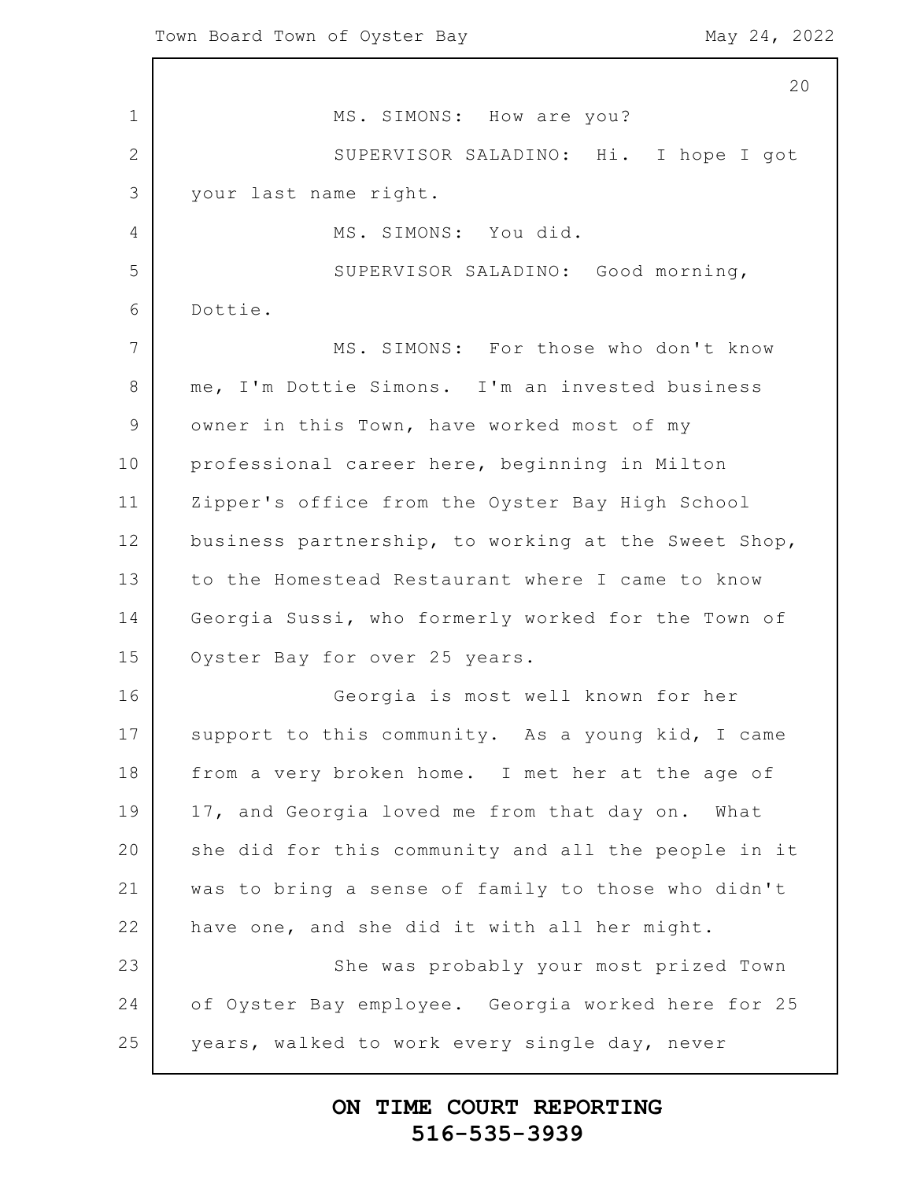MS. SIMONS: How are you?

SUPERVISOR SALADINO: Hi. I hope I got your last name right.

MS. SIMONS: You did.

SUPERVISOR SALADINO: Good morning, Dottie.

MS. SIMONS: For those who don't know me, I'm Dottie Simons. I'm an invested business owner in this Town, have worked most of my professional career here, beginning in Milton Zipper's office from the Oyster Bay High School business partnership, to working at the Sweet Shop, to the Homestead Restaurant where I came to know Georgia Sussi, who formerly worked for the Town of Oyster Bay for over 25 years.

Georgia is most well known for her support to this community. As a young kid, I came from a very broken home. I met her at the age of 17, and Georgia loved me from that day on. What she did for this community and all the people in it was to bring a sense of family to those who didn't have one, and she did it with all her might.

She was probably your most prized Town of Oyster Bay employee. Georgia worked here for 25 years, walked to work every single day, never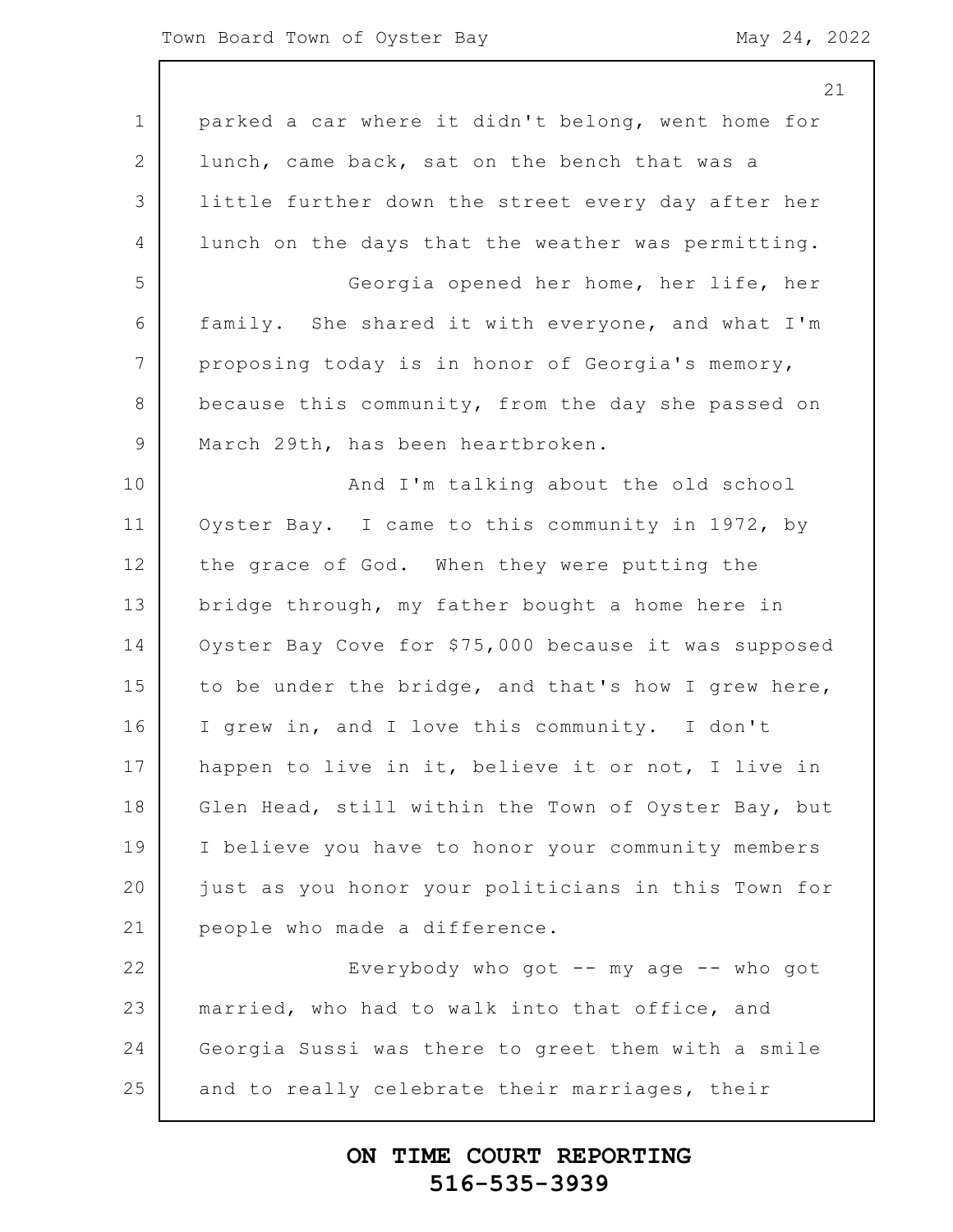parked a car where it didn't belong, went home for lunch, came back, sat on the bench that was a little further down the street every day after her lunch on the days that the weather was permitting.

Georgia opened her home, her life, her family. She shared it with everyone, and what I'm proposing today is in honor of Georgia's memory, because this community, from the day she passed on March 29th, has been heartbroken.

And I'm talking about the old school Oyster Bay. I came to this community in 1972, by the grace of God. When they were putting the bridge through, my father bought a home here in Oyster Bay Cove for $75,000 because it was supposed to be under the bridge, and that's how I grew here, I grew in, and I love this community. I don't happen to live in it, believe it or not, I live in Glen Head, still within the Town of Oyster Bay, but I believe you have to honor your community members just as you honor your politicians in this Town for people who made a difference.

Everybody who got -- my age -- who got married, who had to walk into that office, and Georgia Sussi was there to greet them with a smile and to really celebrate their marriages, their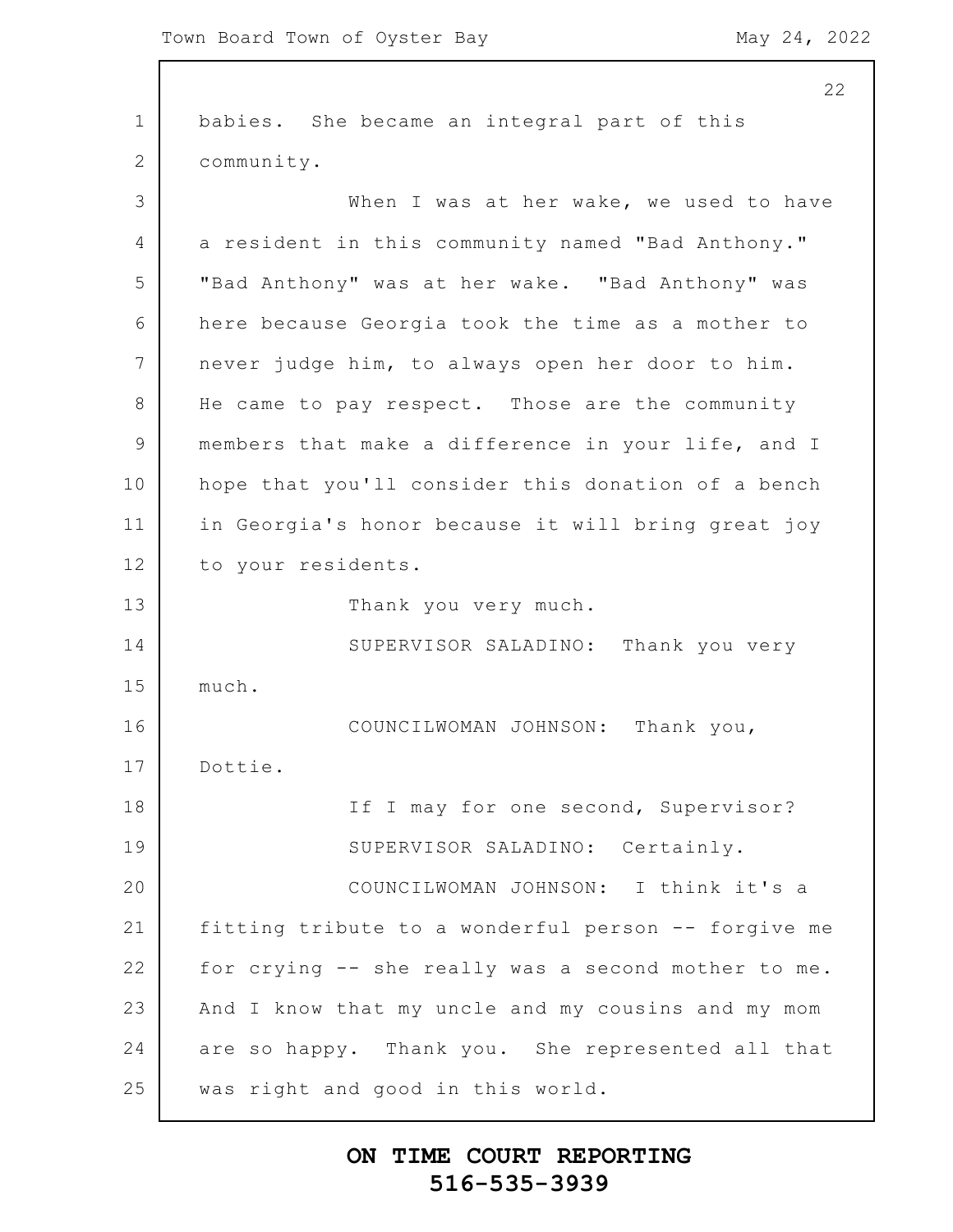babies. She became an integral part of this community.

When I was at her wake, we used to have a resident in this community named "Bad Anthony." "Bad Anthony" was at her wake. "Bad Anthony" was here because Georgia took the time as a mother to never judge him, to always open her door to him. He came to pay respect. Those are the community members that make a difference in your life, and I hope that you'll consider this donation of a bench in Georgia's honor because it will bring great joy to your residents.

Thank you very much.

SUPERVISOR SALADINO: Thank you very much.

COUNCILWOMAN JOHNSON: Thank you, Dottie.

If I may for one second, Supervisor?

SUPERVISOR SALADINO: Certainly.

COUNCILWOMAN JOHNSON: I think it's a fitting tribute to a wonderful person -- forgive me for crying -- she really was a second mother to me. And I know that my uncle and my cousins and my mom are so happy. Thank you. She represented all that was right and good in this world.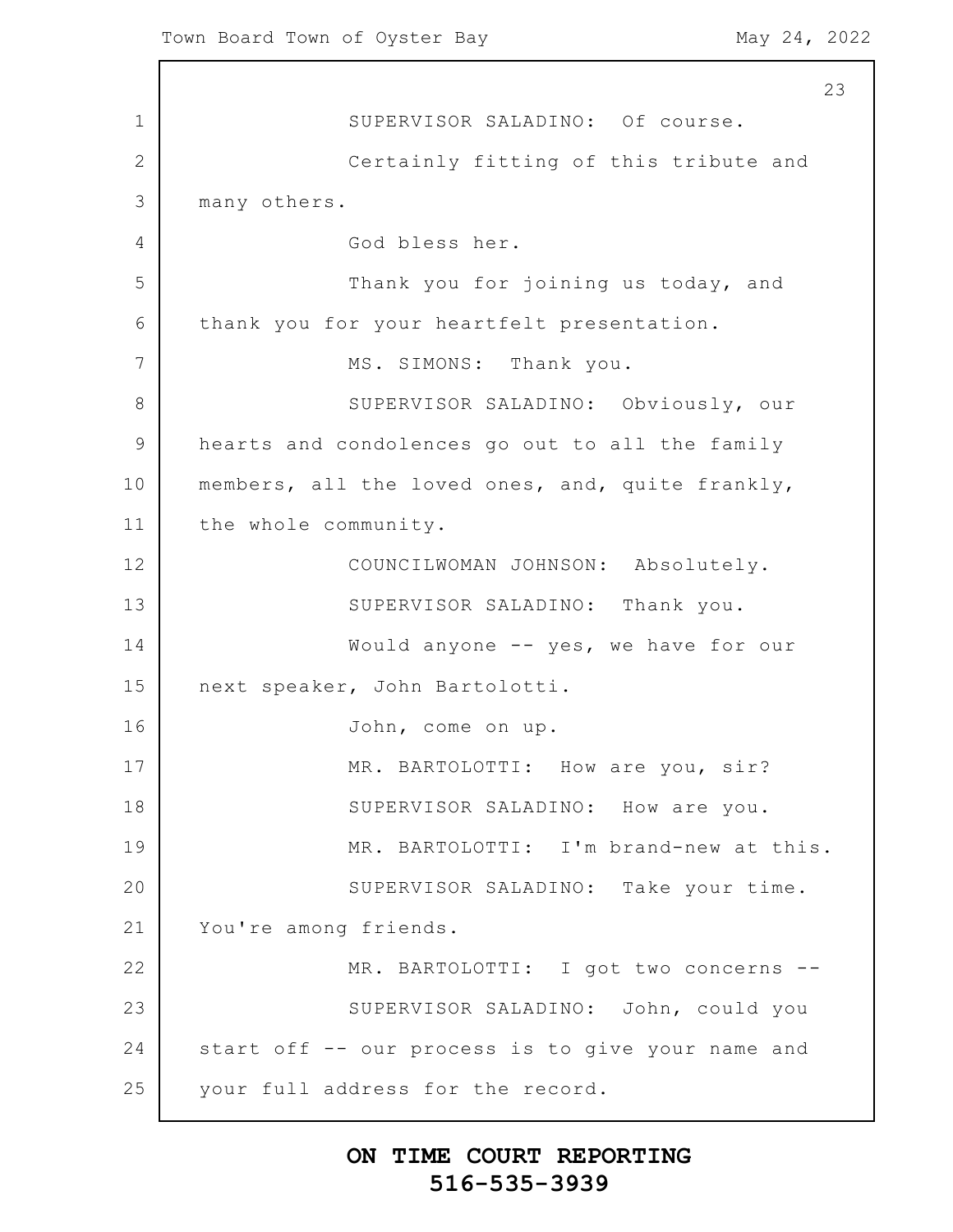SUPERVISOR SALADINO: Of course.

Certainly fitting of this tribute and many others.

God bless her.

Thank you for joining us today, and thank you for your heartfelt presentation.

MS. SIMONS: Thank you.

SUPERVISOR SALADINO: Obviously, our hearts and condolences go out to all the family members, all the loved ones, and, quite frankly, the whole community.

COUNCILWOMAN JOHNSON: Absolutely.

SUPERVISOR SALADINO: Thank you.

Would anyone -- yes, we have for our next speaker, John Bartolotti.

John, come on up.

MR. BARTOLOTTI: How are you, sir?

SUPERVISOR SALADINO: How are you.

MR. BARTOLOTTI: I'm brand-new at this.

SUPERVISOR SALADINO: Take your time. You're among friends.

MR. BARTOLOTTI: I got two concerns --

SUPERVISOR SALADINO: John, could you start off -- our process is to give your name and your full address for the record.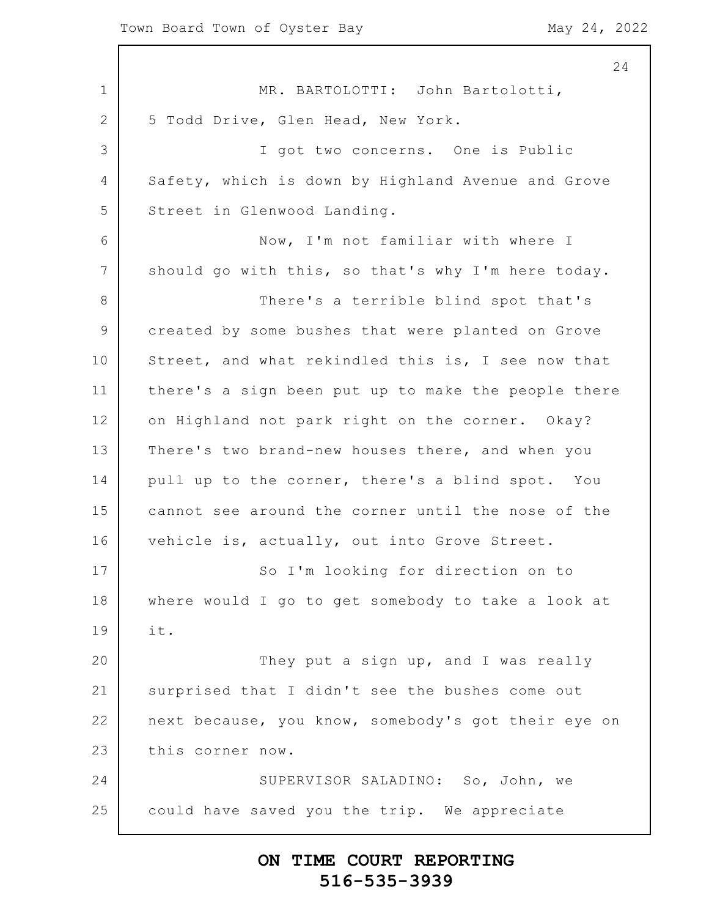MR. BARTOLOTTI: John Bartolotti, 5 Todd Drive, Glen Head, New York.

I got two concerns. One is Public Safety, which is down by Highland Avenue and Grove Street in Glenwood Landing.

Now, I'm not familiar with where I should go with this, so that's why I'm here today.

There's a terrible blind spot that's created by some bushes that were planted on Grove Street, and what rekindled this is, I see now that there's a sign been put up to make the people there on Highland not park right on the corner. Okay? There's two brand-new houses there, and when you pull up to the corner, there's a blind spot. You cannot see around the corner until the nose of the vehicle is, actually, out into Grove Street.

So I'm looking for direction on to where would I go to get somebody to take a look at it.

They put a sign up, and I was really surprised that I didn't see the bushes come out next because, you know, somebody's got their eye on this corner now.

SUPERVISOR SALADINO: So, John, we could have saved you the trip. We appreciate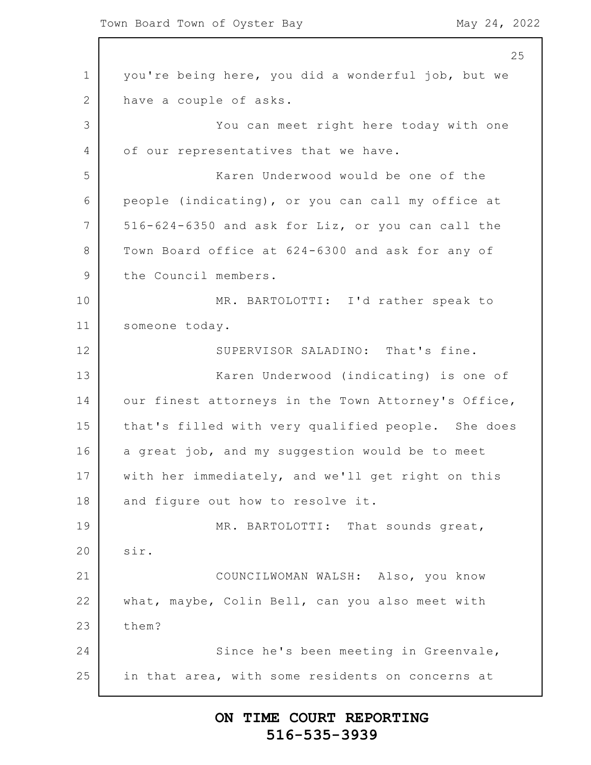you're being here, you did a wonderful job, but we have a couple of asks.

You can meet right here today with one of our representatives that we have.

Karen Underwood would be one of the people (indicating), or you can call my office at 516-624-6350 and ask for Liz, or you can call the Town Board office at 624-6300 and ask for any of the Council members.

MR. BARTOLOTTI: I'd rather speak to someone today.

SUPERVISOR SALADINO: That's fine.

Karen Underwood (indicating) is one of our finest attorneys in the Town Attorney's Office, that's filled with very qualified people. She does a great job, and my suggestion would be to meet with her immediately, and we'll get right on this and figure out how to resolve it.

MR. BARTOLOTTI: That sounds great, sir.

COUNCILWOMAN WALSH: Also, you know what, maybe, Colin Bell, can you also meet with them?

Since he's been meeting in Greenvale, in that area, with some residents on concerns at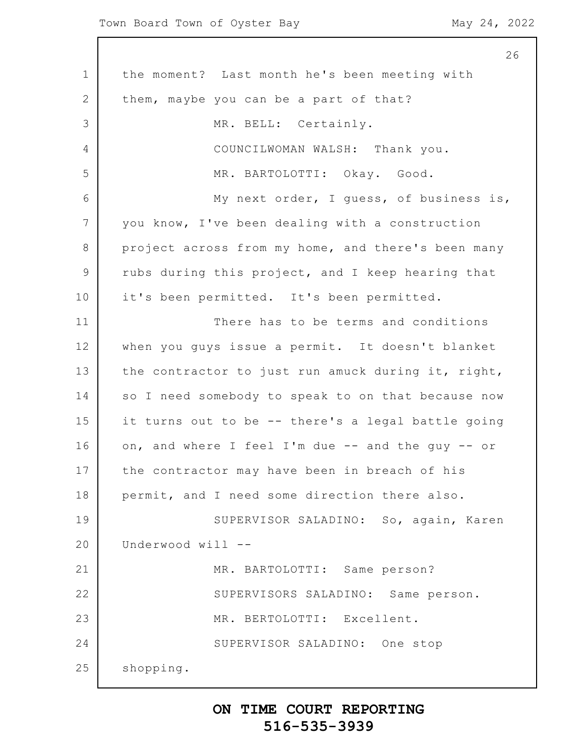the moment? Last month he's been meeting with them, maybe you can be a part of that?

MR. BELL: Certainly.

COUNCILWOMAN WALSH: Thank you.

MR. BARTOLOTTI: Okay. Good.

My next order, I guess, of business is, you know, I've been dealing with a construction project across from my home, and there's been many rubs during this project, and I keep hearing that it's been permitted. It's been permitted.

There has to be terms and conditions when you guys issue a permit. It doesn't blanket the contractor to just run amuck during it, right, so I need somebody to speak to on that because now it turns out to be -- there's a legal battle going on, and where I feel I'm due -- and the guy -- or the contractor may have been in breach of his permit, and I need some direction there also.

SUPERVISOR SALADINO: So, again, Karen Underwood will --

MR. BARTOLOTTI: Same person?

SUPERVISORS SALADINO: Same person.

MR. BERTOLOTTI: Excellent.

SUPERVISOR SALADINO: One stop shopping.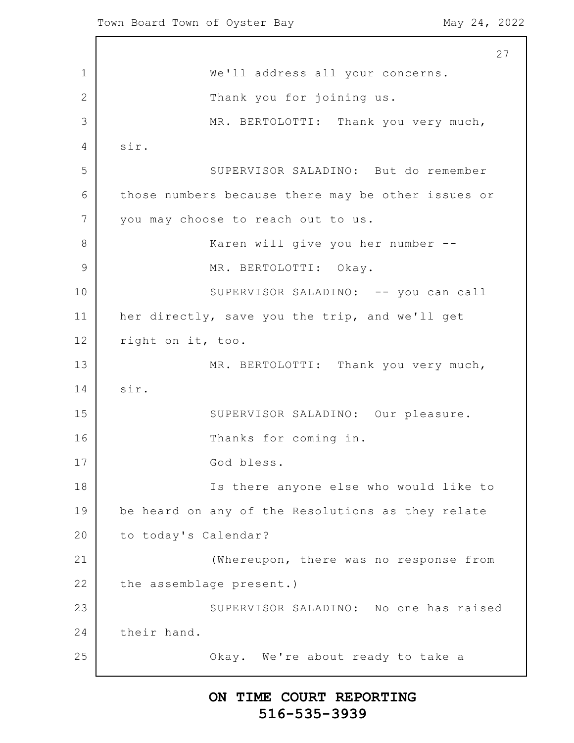We'll address all your concerns.

Thank you for joining us.

MR. BERTOLOTTI: Thank you very much, sir.

SUPERVISOR SALADINO: But do remember those numbers because there may be other issues or you may choose to reach out to us.

Karen will give you her number --

MR. BERTOLOTTI: Okay.

SUPERVISOR SALADINO: -- you can call her directly, save you the trip, and we'll get right on it, too.

MR. BERTOLOTTI: Thank you very much, sir.

SUPERVISOR SALADINO: Our pleasure.

Thanks for coming in.

God bless.

Is there anyone else who would like to be heard on any of the Resolutions as they relate to today's Calendar?

(Whereupon, there was no response from the assemblage present.)

SUPERVISOR SALADINO: No one has raised their hand.

Okay. We're about ready to take a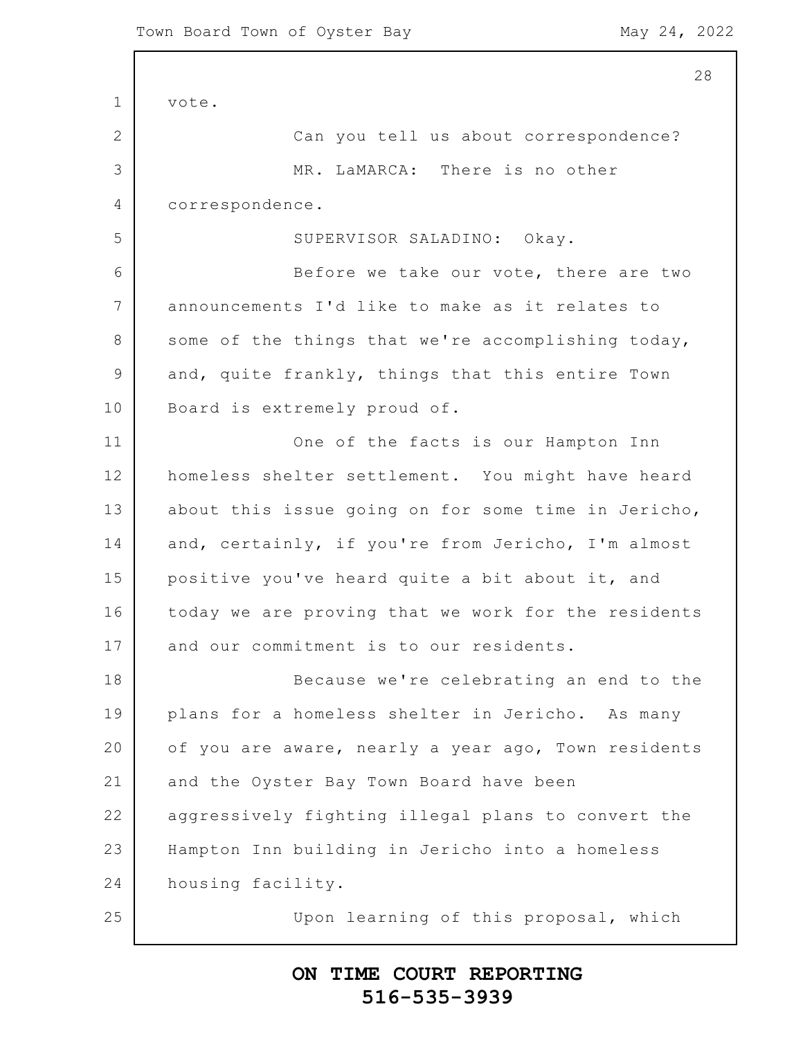vote.

Can you tell us about correspondence?

MR. LaMARCA: There is no other correspondence.

SUPERVISOR SALADINO: Okay.

Before we take our vote, there are two announcements I'd like to make as it relates to some of the things that we're accomplishing today, and, quite frankly, things that this entire Town Board is extremely proud of.

One of the facts is our Hampton Inn homeless shelter settlement. You might have heard about this issue going on for some time in Jericho, and, certainly, if you're from Jericho, I'm almost positive you've heard quite a bit about it, and today we are proving that we work for the residents and our commitment is to our residents.

Because we're celebrating an end to the plans for a homeless shelter in Jericho. As many of you are aware, nearly a year ago, Town residents and the Oyster Bay Town Board have been aggressively fighting illegal plans to convert the Hampton Inn building in Jericho into a homeless housing facility.

Upon learning of this proposal, which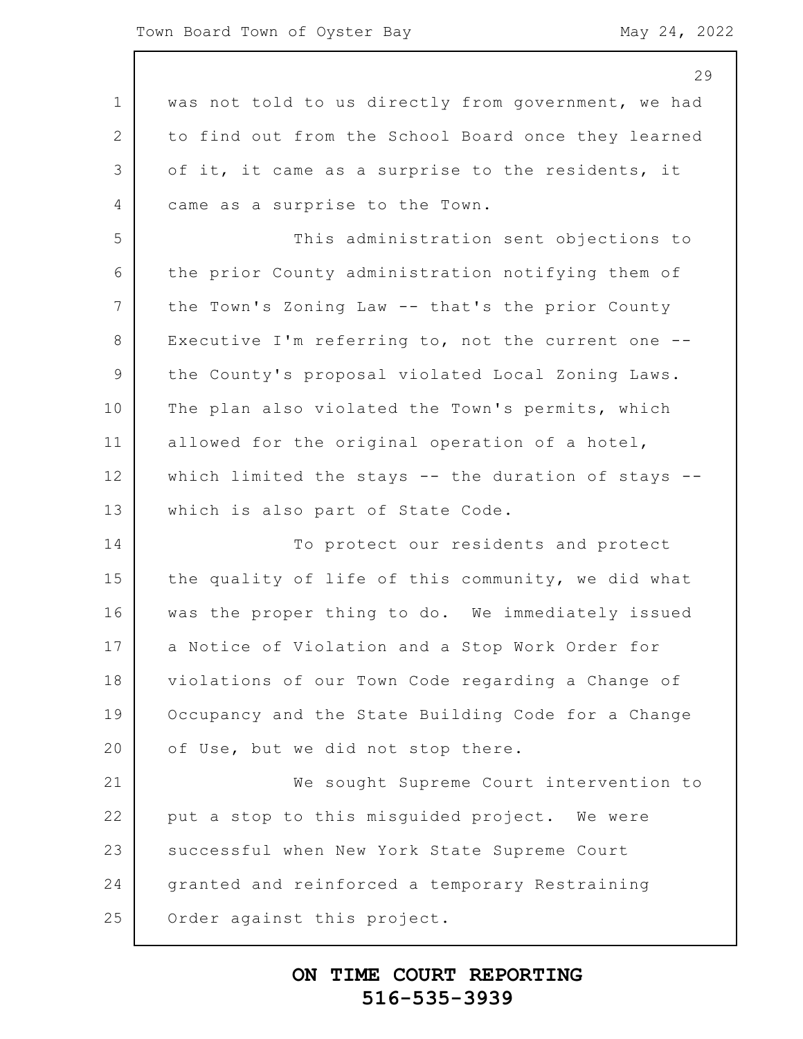was not told to us directly from government, we had to find out from the School Board once they learned of it, it came as a surprise to the residents, it came as a surprise to the Town.

This administration sent objections to the prior County administration notifying them of the Town's Zoning Law -- that's the prior County Executive I'm referring to, not the current one -- the County's proposal violated Local Zoning Laws. The plan also violated the Town's permits, which allowed for the original operation of a hotel, which limited the stays -- the duration of stays -- which is also part of State Code.

To protect our residents and protect the quality of life of this community, we did what was the proper thing to do. We immediately issued a Notice of Violation and a Stop Work Order for violations of our Town Code regarding a Change of Occupancy and the State Building Code for a Change of Use, but we did not stop there.

We sought Supreme Court intervention to put a stop to this misguided project. We were successful when New York State Supreme Court granted and reinforced a temporary Restraining Order against this project.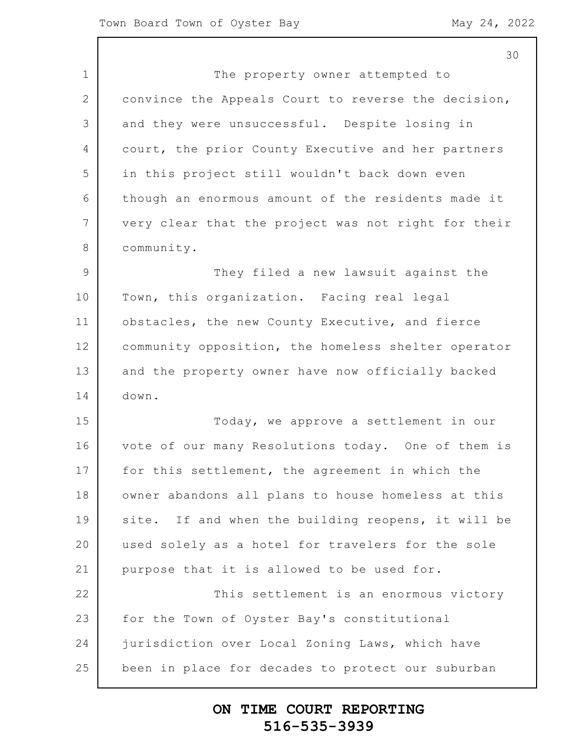The property owner attempted to convince the Appeals Court to reverse the decision, and they were unsuccessful. Despite losing in court, the prior County Executive and her partners in this project still wouldn't back down even though an enormous amount of the residents made it very clear that the project was not right for their community.

They filed a new lawsuit against the Town, this organization. Facing real legal obstacles, the new County Executive, and fierce community opposition, the homeless shelter operator and the property owner have now officially backed down.

Today, we approve a settlement in our vote of our many Resolutions today. One of them is for this settlement, the agreement in which the owner abandons all plans to house homeless at this site. If and when the building reopens, it will be used solely as a hotel for travelers for the sole purpose that it is allowed to be used for.

This settlement is an enormous victory for the Town of Oyster Bay's constitutional jurisdiction over Local Zoning Laws, which have been in place for decades to protect our suburban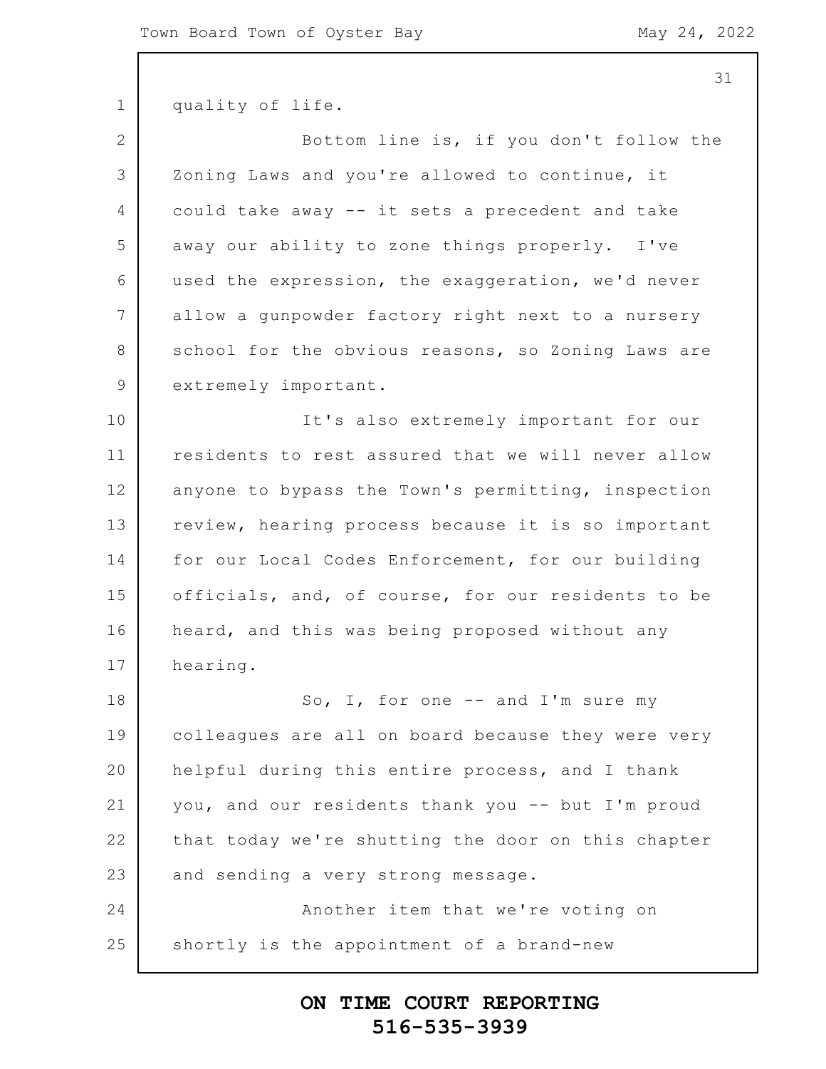quality of life.

Bottom line is, if you don't follow the Zoning Laws and you're allowed to continue, it could take away -- it sets a precedent and take away our ability to zone things properly. I've used the expression, the exaggeration, we'd never allow a gunpowder factory right next to a nursery school for the obvious reasons, so Zoning Laws are extremely important.

It's also extremely important for our residents to rest assured that we will never allow anyone to bypass the Town's permitting, inspection review, hearing process because it is so important for our Local Codes Enforcement, for our building officials, and, of course, for our residents to be heard, and this was being proposed without any hearing.

So, I, for one -- and I'm sure my colleagues are all on board because they were very helpful during this entire process, and I thank you, and our residents thank you -- but I'm proud that today we're shutting the door on this chapter and sending a very strong message.

Another item that we're voting on shortly is the appointment of a brand-new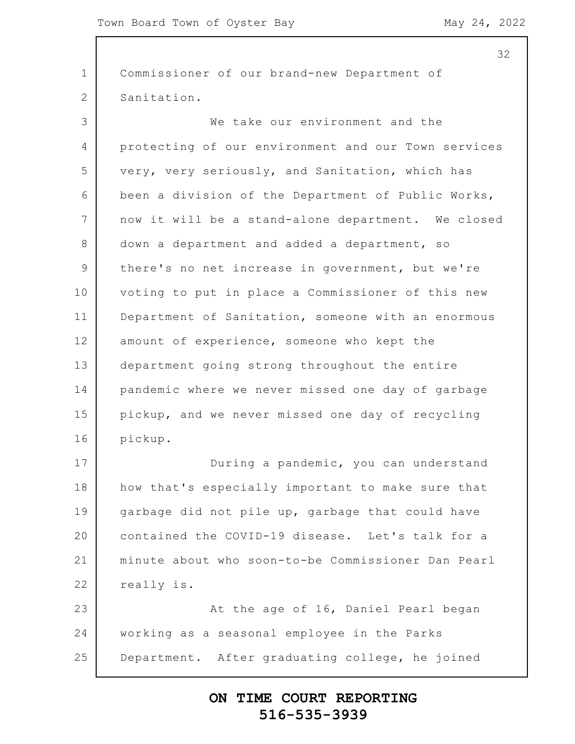Commissioner of our brand-new Department of Sanitation.

We take our environment and the protecting of our environment and our Town services very, very seriously, and Sanitation, which has been a division of the Department of Public Works, now it will be a stand-alone department. We closed down a department and added a department, so there's no net increase in government, but we're voting to put in place a Commissioner of this new Department of Sanitation, someone with an enormous amount of experience, someone who kept the department going strong throughout the entire pandemic where we never missed one day of garbage pickup, and we never missed one day of recycling pickup.

During a pandemic, you can understand how that's especially important to make sure that garbage did not pile up, garbage that could have contained the COVID-19 disease. Let's talk for a minute about who soon-to-be Commissioner Dan Pearl really is.

At the age of 16, Daniel Pearl began working as a seasonal employee in the Parks Department. After graduating college, he joined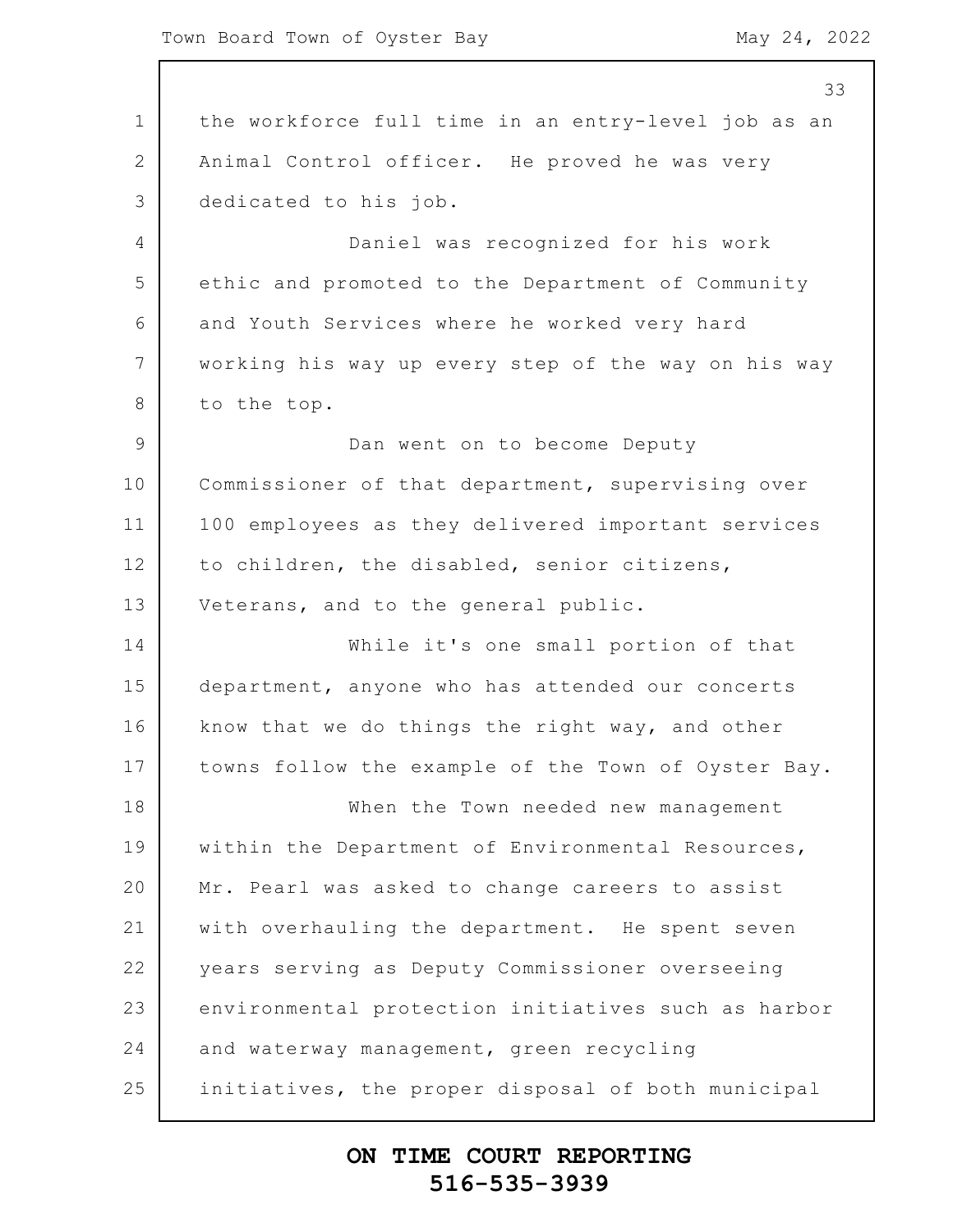the workforce full time in an entry-level job as an Animal Control officer. He proved he was very dedicated to his job.

Daniel was recognized for his work ethic and promoted to the Department of Community and Youth Services where he worked very hard working his way up every step of the way on his way to the top.

Dan went on to become Deputy Commissioner of that department, supervising over 100 employees as they delivered important services to children, the disabled, senior citizens, Veterans, and to the general public.

While it's one small portion of that department, anyone who has attended our concerts know that we do things the right way, and other towns follow the example of the Town of Oyster Bay.

When the Town needed new management within the Department of Environmental Resources, Mr. Pearl was asked to change careers to assist with overhauling the department. He spent seven years serving as Deputy Commissioner overseeing environmental protection initiatives such as harbor and waterway management, green recycling initiatives, the proper disposal of both municipal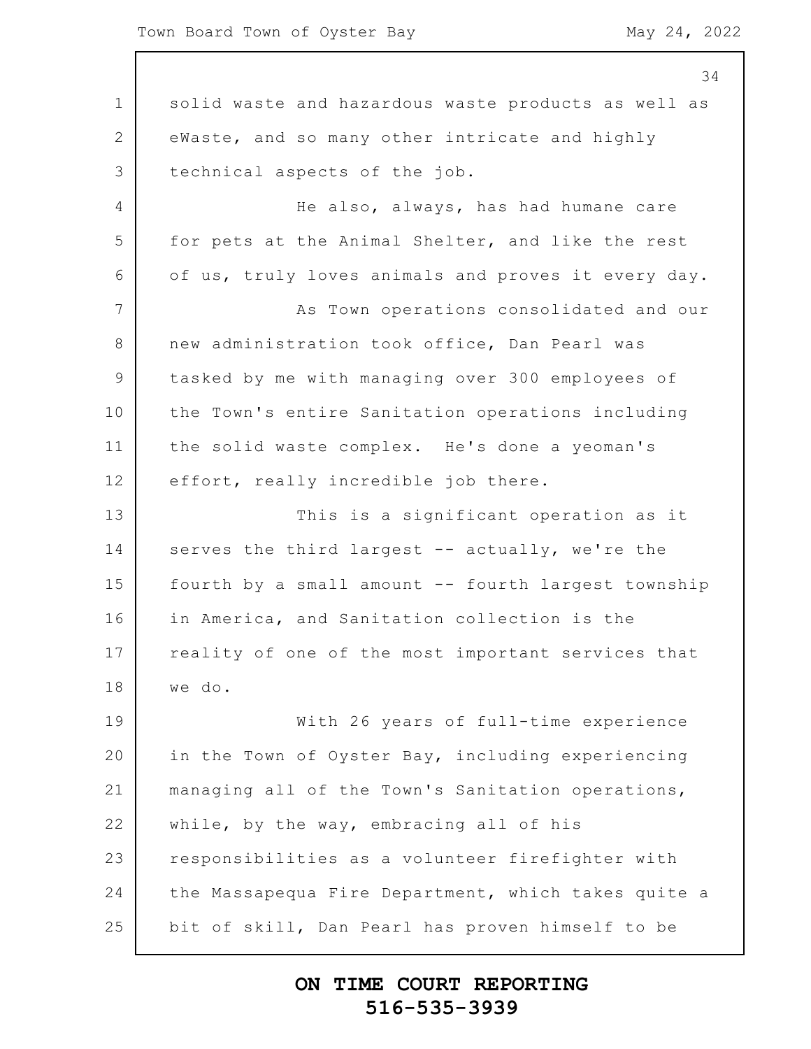solid waste and hazardous waste products as well as eWaste, and so many other intricate and highly technical aspects of the job.

He also, always, has had humane care for pets at the Animal Shelter, and like the rest of us, truly loves animals and proves it every day.

As Town operations consolidated and our new administration took office, Dan Pearl was tasked by me with managing over 300 employees of the Town's entire Sanitation operations including the solid waste complex. He's done a yeoman's effort, really incredible job there.

This is a significant operation as it serves the third largest -- actually, we're the fourth by a small amount -- fourth largest township in America, and Sanitation collection is the reality of one of the most important services that we do.

With 26 years of full-time experience in the Town of Oyster Bay, including experiencing managing all of the Town's Sanitation operations, while, by the way, embracing all of his responsibilities as a volunteer firefighter with the Massapequa Fire Department, which takes quite a bit of skill, Dan Pearl has proven himself to be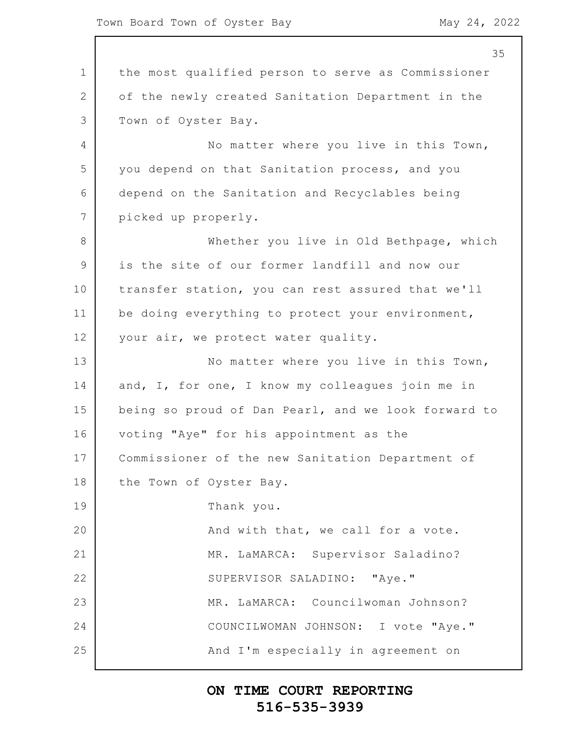the most qualified person to serve as Commissioner of the newly created Sanitation Department in the Town of Oyster Bay.

No matter where you live in this Town, you depend on that Sanitation process, and you depend on the Sanitation and Recyclables being picked up properly.

Whether you live in Old Bethpage, which is the site of our former landfill and now our transfer station, you can rest assured that we'll be doing everything to protect your environment, your air, we protect water quality.

No matter where you live in this Town, and, I, for one, I know my colleagues join me in being so proud of Dan Pearl, and we look forward to voting "Aye" for his appointment as the Commissioner of the new Sanitation Department of the Town of Oyster Bay.

Thank you.

And with that, we call for a vote.

MR. LaMARCA: Supervisor Saladino?

SUPERVISOR SALADINO: "Aye."

MR. LaMARCA: Councilwoman Johnson?

COUNCILWOMAN JOHNSON: I vote "Aye."

And I'm especially in agreement on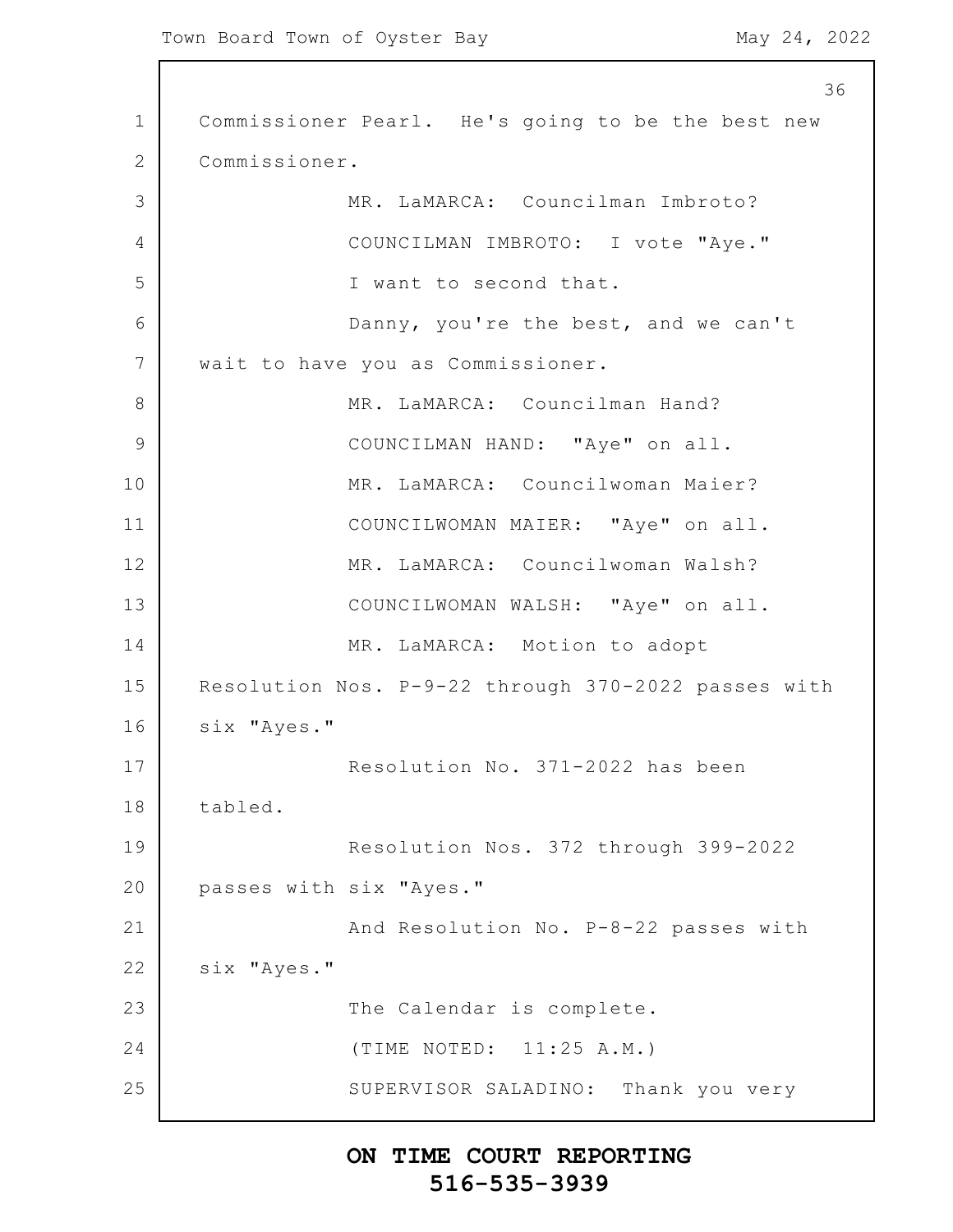Commissioner Pearl. He's going to be the best new Commissioner.

MR. LaMARCA: Councilman Imbroto?

COUNCILMAN IMBROTO: I vote "Aye."

I want to second that.

Danny, you're the best, and we can't wait to have you as Commissioner.

MR. LaMARCA: Councilman Hand?

COUNCILMAN HAND: "Aye" on all.

MR. LaMARCA: Councilwoman Maier?

COUNCILWOMAN MAIER: "Aye" on all.

MR. LaMARCA: Councilwoman Walsh?

COUNCILWOMAN WALSH: "Aye" on all.

MR. LaMARCA: Motion to adopt Resolution Nos. P-9-22 through 370-2022 passes with six "Ayes."

Resolution No. 371-2022 has been tabled.

Resolution Nos. 372 through 399-2022 passes with six "Ayes."

And Resolution No. P-8-22 passes with six "Ayes."

The Calendar is complete.

(TIME NOTED: 11:25 A.M.)

SUPERVISOR SALADINO: Thank you very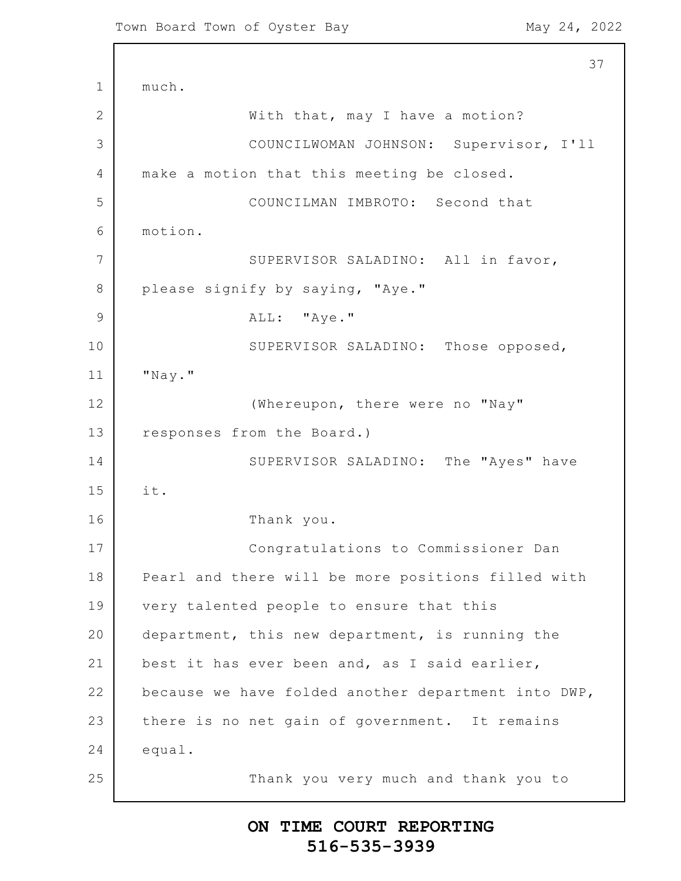much.

With that, may I have a motion?

COUNCILWOMAN JOHNSON: Supervisor, I'll make a motion that this meeting be closed.

COUNCILMAN IMBROTO: Second that motion.

SUPERVISOR SALADINO: All in favor, please signify by saying, "Aye."

ALL: "Aye."

SUPERVISOR SALADINO: Those opposed, "Nay."

(Whereupon, there were no "Nay" responses from the Board.)

SUPERVISOR SALADINO: The "Ayes" have it.

Thank you.

Congratulations to Commissioner Dan Pearl and there will be more positions filled with very talented people to ensure that this department, this new department, is running the best it has ever been and, as I said earlier, because we have folded another department into DWP, there is no net gain of government. It remains equal.

Thank you very much and thank you to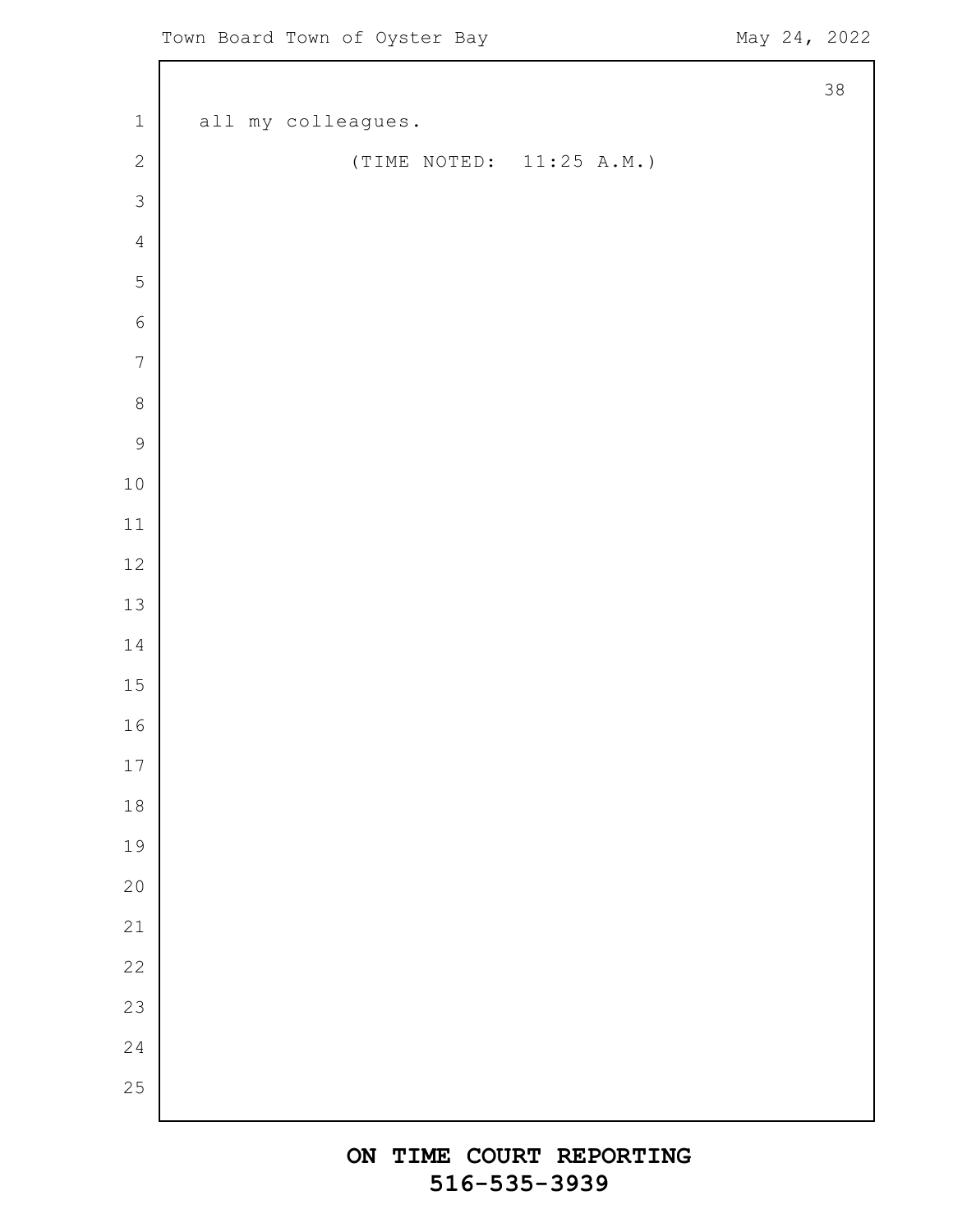all my colleagues.

(TIME NOTED: 11:25 A.M.)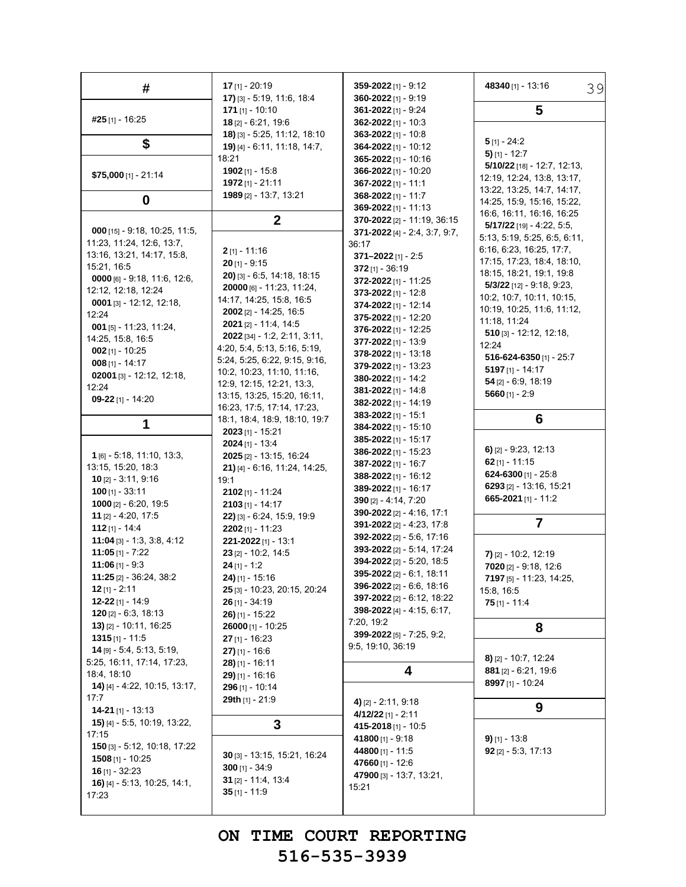## #

**#25** [1] - 16:25

## $

**$75,000** [1] - 21:14

## 0

**000** [15] - 9:18, 10:25, 11:5, 11:23, 11:24, 12:6, 13:7, 13:16, 13:21, 14:17, 15:8, 15:21, 16:5
**0000** [6] - 9:18, 11:6, 12:6, 12:12, 12:18, 12:24
**0001** [3] - 12:12, 12:18, 12:24
**001** [5] - 11:23, 11:24, 14:25, 15:8, 16:5
**002** [1] - 10:25
**008** [1] - 14:17
**02001** [3] - 12:12, 12:18, 12:24
**09-22** [1] - 14:20

## 1

**1** [6] - 5:18, 11:10, 13:3, 13:15, 15:20, 18:3
**10** [2] - 3:11, 9:16
**100** [1] - 33:11
**1000** [2] - 6:20, 19:5
**11** [2] - 4:20, 17:5
**112** [1] - 14:4
**11:04** [3] - 1:3, 3:8, 4:12
**11:05** [1] - 7:22
**11:06** [1] - 9:3
**11:25** [2] - 36:24, 38:2
**12** [1] - 2:11
**12-22** [1] - 14:9
**120** [2] - 6:3, 18:13
**13)** [2] - 10:11, 16:25
**1315** [1] - 11:5
**14** [9] - 5:4, 5:13, 5:19, 5:25, 16:11, 17:14, 17:23, 18:4, 18:10
**14)** [4] - 4:22, 10:15, 13:17, 17:7
**14-21** [1] - 13:13
**15)** [4] - 5:5, 10:19, 13:22, 17:15
**150** [3] - 5:12, 10:18, 17:22
**1508** [1] - 10:25
**16** [1] - 32:23
**16)** [4] - 5:13, 10:25, 14:1, 17:23
**17** [1] - 20:19
**17)** [3] - 5:19, 11:6, 18:4
**171** [1] - 10:10
**18** [2] - 6:21, 19:6
**18)** [3] - 5:25, 11:12, 18:10
**19)** [4] - 6:11, 11:18, 14:7, 18:21
**1902** [1] - 15:8
**1972** [1] - 21:11
**1989** [2] - 13:7, 13:21

## 2

**2** [1] - 11:16
**20** [1] - 9:15
**20)** [3] - 6:5, 14:18, 18:15
**20000** [6] - 11:23, 11:24, 14:17, 14:25, 15:8, 16:5
**2002** [2] - 14:25, 16:5
**2021** [2] - 11:4, 14:5
**2022** [34] - 1:2, 2:11, 3:11, 4:20, 5:4, 5:13, 5:16, 5:19, 5:24, 5:25, 6:22, 9:15, 9:16, 10:2, 10:23, 11:10, 11:16, 12:9, 12:15, 12:21, 13:3, 13:15, 13:25, 15:20, 16:11, 16:23, 17:5, 17:14, 17:23, 18:1, 18:4, 18:9, 18:10, 19:7
**2023** [1] - 15:21
**2024** [1] - 13:4
**2025** [2] - 13:15, 16:24
**21)** [4] - 6:16, 11:24, 14:25, 19:1
**2102** [1] - 11:24
**2103** [1] - 14:17
**22)** [3] - 6:24, 15:9, 19:9
**2202** [1] - 11:23
**221-2022** [1] - 13:1
**23** [2] - 10:2, 14:5
**24** [1] - 1:2
**24)** [1] - 15:16
**25** [3] - 10:23, 20:15, 20:24
**26** [1] - 34:19
**26)** [1] - 15:22
**26000** [1] - 10:25
**27** [1] - 16:23
**27)** [1] - 16:6
**28)** [1] - 16:11
**29)** [1] - 16:16
**296** [1] - 10:14
**29th** [1] - 21:9

## 3

**30** [3] - 13:15, 15:21, 16:24
**300** [1] - 34:9
**31** [2] - 11:4, 13:4
**35** [1] - 11:9
**359-2022** [1] - 9:12
**360-2022** [1] - 9:19
**361-2022** [1] - 9:24
**362-2022** [1] - 10:3
**363-2022** [1] - 10:8
**364-2022** [1] - 10:12
**365-2022** [1] - 10:16
**366-2022** [1] - 10:20
**367-2022** [1] - 11:1
**368-2022** [1] - 11:7
**369-2022** [1] - 11:13
**370-2022** [2] - 11:19, 36:15
**371-2022** [4] - 2:4, 3:7, 9:7, 36:17
**371–2022** [1] - 2:5
**372** [1] - 36:19
**372-2022** [1] - 11:25
**373-2022** [1] - 12:8
**374-2022** [1] - 12:14
**375-2022** [1] - 12:20
**376-2022** [1] - 12:25
**377-2022** [1] - 13:9
**378-2022** [1] - 13:18
**379-2022** [1] - 13:23
**380-2022** [1] - 14:2
**381-2022** [1] - 14:8
**382-2022** [1] - 14:19
**383-2022** [1] - 15:1
**384-2022** [1] - 15:10
**385-2022** [1] - 15:17
**386-2022** [1] - 15:23
**387-2022** [1] - 16:7
**388-2022** [1] - 16:12
**389-2022** [1] - 16:17
**390** [2] - 4:14, 7:20
**390-2022** [2] - 4:16, 17:1
**391-2022** [2] - 4:23, 17:8
**392-2022** [2] - 5:6, 17:16
**393-2022** [2] - 5:14, 17:24
**394-2022** [2] - 5:20, 18:5
**395-2022** [2] - 6:1, 18:11
**396-2022** [2] - 6:6, 18:16
**397-2022** [2] - 6:12, 18:22
**398-2022** [4] - 4:15, 6:17, 7:20, 19:2
**399-2022** [5] - 7:25, 9:2, 9:5, 19:10, 36:19

## 4

**4)** [2] - 2:11, 9:18
**4/12/22** [1] - 2:11
**415-2018** [1] - 10:5
**41800** [1] - 9:18
**44800** [1] - 11:5
**47660** [1] - 12:6
**47900** [3] - 13:7, 13:21, 15:21
**48340** [1] - 13:16

## 5

**5** [1] - 24:2
**5)** [1] - 12:7
**5/10/22** [18] - 12:7, 12:13, 12:19, 12:24, 13:8, 13:17, 13:22, 13:25, 14:7, 14:17, 14:25, 15:9, 15:16, 15:22, 16:6, 16:11, 16:16, 16:25
**5/17/22** [19] - 4:22, 5:5, 5:13, 5:19, 5:25, 6:5, 6:11, 6:16, 6:23, 16:25, 17:7, 17:15, 17:23, 18:4, 18:10, 18:15, 18:21, 19:1, 19:8
**5/3/22** [12] - 9:18, 9:23, 10:2, 10:7, 10:11, 10:15, 10:19, 10:25, 11:6, 11:12, 11:18, 11:24
**510** [3] - 12:12, 12:18, 12:24
**516-624-6350** [1] - 25:7
**5197** [1] - 14:17
**54** [2] - 6:9, 18:19
**5660** [1] - 2:9

## 6

**6)** [2] - 9:23, 12:13
**62** [1] - 11:15
**624-6300** [1] - 25:8
**6293** [2] - 13:16, 15:21
**665-2021** [1] - 11:2

## 7

**7)** [2] - 10:2, 12:19
**7020** [2] - 9:18, 12:6
**7197** [5] - 11:23, 14:25, 15:8, 16:5
**75** [1] - 11:4

## 8

**8)** [2] - 10:7, 12:24
**881** [2] - 6:21, 19:6
**8997** [1] - 10:24

## 9

**9)** [1] - 13:8
**92** [2] - 5:3, 17:13

**ON TIME COURT REPORTING**
**516-535-3939**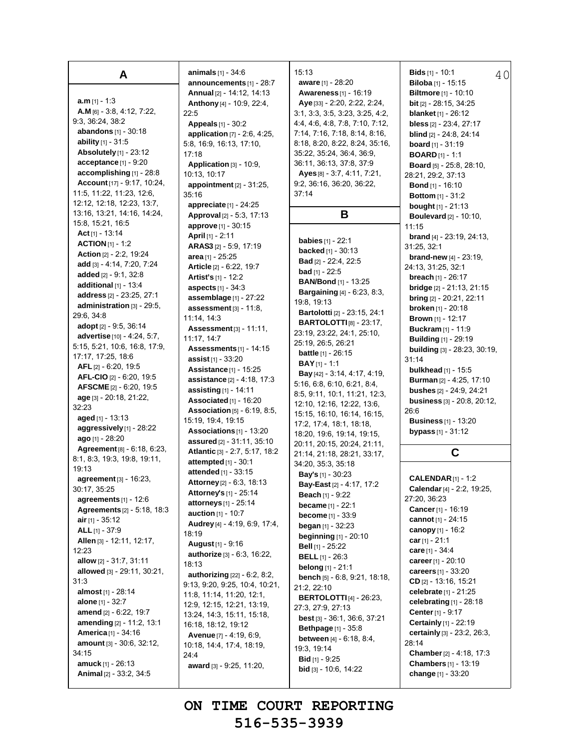## A

**a.m** [1] - 1:3
**A.M** [6] - 3:8, 4:12, 7:22, 9:3, 36:24, 38:2
**abandons** [1] - 30:18
**ability** [1] - 31:5
**Absolutely** [1] - 23:12
**acceptance** [1] - 9:20
**accomplishing** [1] - 28:8
**Account** [17] - 9:17, 10:24, 11:5, 11:22, 11:23, 12:6, 12:12, 12:18, 12:23, 13:7, 13:16, 13:21, 14:16, 14:24, 15:8, 15:21, 16:5
**Act** [1] - 13:14
**ACTION** [1] - 1:2
**Action** [2] - 2:2, 19:24
**add** [3] - 4:14, 7:20, 7:24
**added** [2] - 9:1, 32:8
**additional** [1] - 13:4
**address** [2] - 23:25, 27:1
**administration** [3] - 29:5, 29:6, 34:8
**adopt** [2] - 9:5, 36:14
**advertise** [10] - 4:24, 5:7, 5:15, 5:21, 10:6, 16:8, 17:9, 17:17, 17:25, 18:6
**AFL** [2] - 6:20, 19:5
**AFL-CIO** [2] - 6:20, 19:5
**AFSCME** [2] - 6:20, 19:5
**age** [3] - 20:18, 21:22, 32:23
**aged** [1] - 13:13
**aggressively** [1] - 28:22
**ago** [1] - 28:20
**Agreement** [8] - 6:18, 6:23, 8:1, 8:3, 19:3, 19:8, 19:11, 19:13
**agreement** [3] - 16:23, 30:17, 35:25
**agreements** [1] - 12:6
**Agreements** [2] - 5:18, 18:3
**air** [1] - 35:12
**ALL** [1] - 37:9
**Allen** [3] - 12:11, 12:17, 12:23
**allow** [2] - 31:7, 31:11
**allowed** [3] - 29:11, 30:21, 31:3
**almost** [1] - 28:14
**alone** [1] - 32:7
**amend** [2] - 6:22, 19:7
**amending** [2] - 11:2, 13:1
**America** [1] - 34:16
**amount** [3] - 30:6, 32:12, 34:15
**amuck** [1] - 26:13
**Animal** [2] - 33:2, 34:5
**animals** [1] - 34:6
**announcements** [1] - 28:7
**Annual** [2] - 14:12, 14:13
**Anthony** [4] - 10:9, 22:4, 22:5
**Appeals** [1] - 30:2
**application** [7] - 2:6, 4:25, 5:8, 16:9, 16:13, 17:10, 17:18
**Application** [3] - 10:9, 10:13, 10:17
**appointment** [2] - 31:25, 35:16
**appreciate** [1] - 24:25
**Approval** [2] - 5:3, 17:13
**approve** [1] - 30:15
**April** [1] - 2:11
**ARAS3** [2] - 5:9, 17:19
**area** [1] - 25:25
**Article** [2] - 6:22, 19:7
**Artist's** [1] - 12:2
**aspects** [1] - 34:3
**assemblage** [1] - 27:22
**assessment** [3] - 11:8, 11:14, 14:3
**Assessment** [3] - 11:11, 11:17, 14:7
**Assessments** [1] - 14:15
**assist** [1] - 33:20
**Assistance** [1] - 15:25
**assistance** [2] - 4:18, 17:3
**assisting** [1] - 14:11
**Associated** [1] - 16:20
**Association** [5] - 6:19, 8:5, 15:19, 19:4, 19:15
**Associations** [1] - 13:20
**assured** [2] - 31:11, 35:10
**Atlantic** [3] - 2:7, 5:17, 18:2
**attempted** [1] - 30:1
**attended** [1] - 33:15
**Attorney** [2] - 6:3, 18:13
**Attorney's** [1] - 25:14
**attorneys** [1] - 25:14
**auction** [1] - 10:7
**Audrey** [4] - 4:19, 6:9, 17:4, 18:19
**August** [1] - 9:16
**authorize** [3] - 6:3, 16:22, 18:13
**authorizing** [22] - 6:2, 8:2, 9:13, 9:20, 9:25, 10:4, 10:21, 11:8, 11:14, 11:20, 12:1, 12:9, 12:15, 12:21, 13:19, 13:24, 14:3, 15:11, 15:18, 16:18, 18:12, 19:12
**Avenue** [7] - 4:19, 6:9, 10:18, 14:4, 17:4, 18:19, 24:4
**award** [3] - 9:25, 11:20, 15:13
**aware** [1] - 28:20
**Awareness** [1] - 16:19
**Aye** [33] - 2:20, 2:22, 2:24, 3:1, 3:3, 3:5, 3:23, 3:25, 4:2, 4:4, 4:6, 4:8, 7:8, 7:10, 7:12, 7:14, 7:16, 7:18, 8:14, 8:16, 8:18, 8:20, 8:22, 8:24, 35:16, 35:22, 35:24, 36:4, 36:9, 36:11, 36:13, 37:8, 37:9
**Ayes** [8] - 3:7, 4:11, 7:21, 9:2, 36:16, 36:20, 36:22, 37:14

## B

**babies** [1] - 22:1
**backed** [1] - 30:13
**Bad** [2] - 22:4, 22:5
**bad** [1] - 22:5
**BAN/Bond** [1] - 13:25
**Bargaining** [4] - 6:23, 8:3, 19:8, 19:13
**Bartolotti** [2] - 23:15, 24:1
**BARTOLOTTI** [8] - 23:17, 23:19, 23:22, 24:1, 25:10, 25:19, 26:5, 26:21
**battle** [1] - 26:15
**BAY** [1] - 1:1
**Bay** [42] - 3:14, 4:17, 4:19, 5:16, 6:8, 6:10, 6:21, 8:4, 8:5, 9:11, 10:1, 11:21, 12:3, 12:10, 12:16, 12:22, 13:6, 15:15, 16:10, 16:14, 16:15, 17:2, 17:4, 18:1, 18:18, 18:20, 19:6, 19:14, 19:15, 20:11, 20:15, 20:24, 21:11, 21:14, 21:18, 28:21, 33:17, 34:20, 35:3, 35:18
**Bay's** [1] - 30:23
**Bay-East** [2] - 4:17, 17:2
**Beach** [1] - 9:22
**became** [1] - 22:1
**become** [1] - 33:9
**began** [1] - 32:23
**beginning** [1] - 20:10
**Bell** [1] - 25:22
**BELL** [1] - 26:3
**belong** [1] - 21:1
**bench** [5] - 6:8, 9:21, 18:18, 21:2, 22:10
**BERTOLOTTI** [4] - 26:23, 27:3, 27:9, 27:13
**best** [3] - 36:1, 36:6, 37:21
**Bethpage** [1] - 35:8
**between** [4] - 6:18, 8:4, 19:3, 19:14
**Bid** [1] - 9:25
**bid** [3] - 10:6, 14:22
**Bids** [1] - 10:1
**Biloba** [1] - 15:15
**Biltmore** [1] - 10:10
**bit** [2] - 28:15, 34:25
**blanket** [1] - 26:12
**bless** [2] - 23:4, 27:17
**blind** [2] - 24:8, 24:14
**board** [1] - 31:19
**BOARD** [1] - 1:1
**Board** [5] - 25:8, 28:10, 28:21, 29:2, 37:13
**Bond** [1] - 16:10
**Bottom** [1] - 31:2
**bought** [1] - 21:13
**Boulevard** [2] - 10:10, 11:15
**brand** [4] - 23:19, 24:13, 31:25, 32:1
**brand-new** [4] - 23:19, 24:13, 31:25, 32:1
**breach** [1] - 26:17
**bridge** [2] - 21:13, 21:15
**bring** [2] - 20:21, 22:11
**broken** [1] - 20:18
**Brown** [1] - 12:17
**Buckram** [1] - 11:9
**Building** [1] - 29:19
**building** [3] - 28:23, 30:19, 31:14
**bulkhead** [1] - 15:5
**Burman** [2] - 4:25, 17:10
**bushes** [2] - 24:9, 24:21
**business** [3] - 20:8, 20:12, 26:6
**Business** [1] - 13:20
**bypass** [1] - 31:12

## C

**CALENDAR** [1] - 1:2
**Calendar** [4] - 2:2, 19:25, 27:20, 36:23
**Cancer** [1] - 16:19
**cannot** [1] - 24:15
**canopy** [1] - 16:2
**car** [1] - 21:1
**care** [1] - 34:4
**career** [1] - 20:10
**careers** [1] - 33:20
**CD** [2] - 13:16, 15:21
**celebrate** [1] - 21:25
**celebrating** [1] - 28:18
**Center** [1] - 9:17
**Certainly** [1] - 22:19
**certainly** [3] - 23:2, 26:3, 28:14
**Chamber** [2] - 4:18, 17:3
**Chambers** [1] - 13:19
**change** [1] - 33:20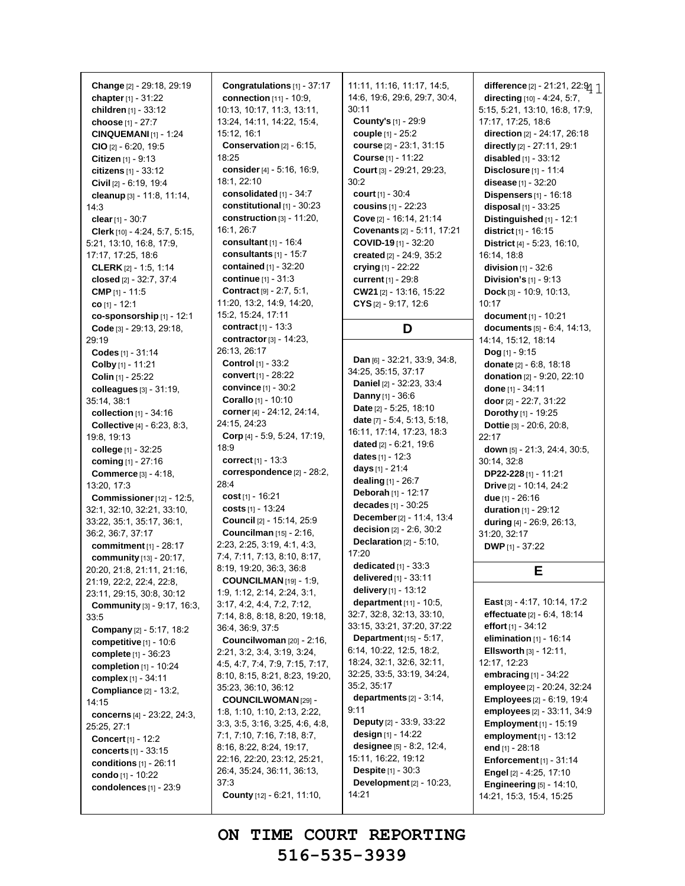**Change** [2] - 29:18, 29:19
**chapter** [1] - 31:22
**children** [1] - 33:12
**choose** [1] - 27:7
**CINQUEMANI** [1] - 1:24
**CIO** [2] - 6:20, 19:5
**Citizen** [1] - 9:13
**citizens** [1] - 33:12
**Civil** [2] - 6:19, 19:4
**cleanup** [3] - 11:8, 11:14, 14:3
**clear** [1] - 30:7
**Clerk** [10] - 4:24, 5:7, 5:15, 5:21, 13:10, 16:8, 17:9, 17:17, 17:25, 18:6
**CLERK** [2] - 1:5, 1:14
**closed** [2] - 32:7, 37:4
**CMP** [1] - 11:5
**co** [1] - 12:1
**co-sponsorship** [1] - 12:1
**Code** [3] - 29:13, 29:18, 29:19
**Codes** [1] - 31:14
**Colby** [1] - 11:21
**Colin** [1] - 25:22
**colleagues** [3] - 31:19, 35:14, 38:1
**collection** [1] - 34:16
**Collective** [4] - 6:23, 8:3, 19:8, 19:13
**college** [1] - 32:25
**coming** [1] - 27:16
**Commerce** [3] - 4:18, 13:20, 17:3
**Commissioner** [12] - 12:5, 32:1, 32:10, 32:21, 33:10, 33:22, 35:1, 35:17, 36:1, 36:2, 36:7, 37:17
**commitment** [1] - 28:17
**community** [13] - 20:17, 20:20, 21:8, 21:11, 21:16, 21:19, 22:2, 22:4, 22:8, 23:11, 29:15, 30:8, 30:12
**Community** [3] - 9:17, 16:3, 33:5
**Company** [2] - 5:17, 18:2
**competitive** [1] - 10:6
**complete** [1] - 36:23
**completion** [1] - 10:24
**complex** [1] - 34:11
**Compliance** [2] - 13:2, 14:15
**concerns** [4] - 23:22, 24:3, 25:25, 27:1
**Concert** [1] - 12:2
**concerts** [1] - 33:15
**conditions** [1] - 26:11
**condo** [1] - 10:22
**condolences** [1] - 23:9
**Congratulations** [1] - 37:17
**connection** [11] - 10:9, 10:13, 10:17, 11:3, 13:11, 13:24, 14:11, 14:22, 15:4, 15:12, 16:1
**Conservation** [2] - 6:15, 18:25
**consider** [4] - 5:16, 16:9, 18:1, 22:10
**consolidated** [1] - 34:7
**constitutional** [1] - 30:23
**construction** [3] - 11:20, 16:1, 26:7
**consultant** [1] - 16:4
**consultants** [1] - 15:7
**contained** [1] - 32:20
**continue** [1] - 31:3
**Contract** [9] - 2:7, 5:1, 11:20, 13:2, 14:9, 14:20, 15:2, 15:24, 17:11
**contract** [1] - 13:3
**contractor** [3] - 14:23, 26:13, 26:17
**Control** [1] - 33:2
**convert** [1] - 28:22
**convince** [1] - 30:2
**Corallo** [1] - 10:10
**corner** [4] - 24:12, 24:14, 24:15, 24:23
**Corp** [4] - 5:9, 5:24, 17:19, 18:9
**correct** [1] - 13:3
**correspondence** [2] - 28:2, 28:4
**cost** [1] - 16:21
**costs** [1] - 13:24
**Council** [2] - 15:14, 25:9
**Councilman** [15] - 2:16, 2:23, 2:25, 3:19, 4:1, 4:3, 7:4, 7:11, 7:13, 8:10, 8:17, 8:19, 19:20, 36:3, 36:8
**COUNCILMAN** [19] - 1:9, 1:9, 1:12, 2:14, 2:24, 3:1, 3:17, 4:2, 4:4, 7:2, 7:12, 7:14, 8:8, 8:18, 8:20, 19:18, 36:4, 36:9, 37:5
**Councilwoman** [20] - 2:16, 2:21, 3:2, 3:4, 3:19, 3:24, 4:5, 4:7, 7:4, 7:9, 7:15, 7:17, 8:10, 8:15, 8:21, 8:23, 19:20, 35:23, 36:10, 36:12
**COUNCILWOMAN** [29] - 1:8, 1:10, 1:10, 2:13, 2:22, 3:3, 3:5, 3:16, 3:25, 4:6, 4:8, 7:1, 7:10, 7:16, 7:18, 8:7, 8:16, 8:22, 8:24, 19:17, 22:16, 22:20, 23:12, 25:21, 26:4, 35:24, 36:11, 36:13, 37:3
**County** [12] - 6:21, 11:10, 11:11, 11:16, 11:17, 14:5, 14:6, 19:6, 29:6, 29:7, 30:4, 30:11
**County's** [1] - 29:9
**couple** [1] - 25:2
**course** [2] - 23:1, 31:15
**Course** [1] - 11:22
**Court** [3] - 29:21, 29:23, 30:2
**court** [1] - 30:4
**cousins** [1] - 22:23
**Cove** [2] - 16:14, 21:14
**Covenants** [2] - 5:11, 17:21
**COVID-19** [1] - 32:20
**created** [2] - 24:9, 35:2
**crying** [1] - 22:22
**current** [1] - 29:8
**CW21** [2] - 13:16, 15:22
**CYS** [2] - 9:17, 12:6

## D

**Dan** [6] - 32:21, 33:9, 34:8, 34:25, 35:15, 37:17
**Daniel** [2] - 32:23, 33:4
**Danny** [1] - 36:6
**Date** [2] - 5:25, 18:10
**date** [7] - 5:4, 5:13, 5:18, 16:11, 17:14, 17:23, 18:3
**dated** [2] - 6:21, 19:6
**dates** [1] - 12:3
**days** [1] - 21:4
**dealing** [1] - 26:7
**Deborah** [1] - 12:17
**decades** [1] - 30:25
**December** [2] - 11:4, 13:4
**decision** [2] - 2:6, 30:2
**Declaration** [2] - 5:10, 17:20
**dedicated** [1] - 33:3
**delivered** [1] - 33:11
**delivery** [1] - 13:12
**department** [11] - 10:5, 32:7, 32:8, 32:13, 33:10, 33:15, 33:21, 37:20, 37:22
**Department** [15] - 5:17, 6:14, 10:22, 12:5, 18:2, 18:24, 32:1, 32:6, 32:11, 32:25, 33:5, 33:19, 34:24, 35:2, 35:17
**departments** [2] - 3:14, 9:11
**Deputy** [2] - 33:9, 33:22
**design** [1] - 14:22
**designee** [5] - 8:2, 12:4, 15:11, 16:22, 19:12
**Despite** [1] - 30:3
**Development** [2] - 10:23, 14:21
**difference** [2] - 21:21, 22:9
**directing** [10] - 4:24, 5:7, 5:15, 5:21, 13:10, 16:8, 17:9, 17:17, 17:25, 18:6
**direction** [2] - 24:17, 26:18
**directly** [2] - 27:11, 29:1
**disabled** [1] - 33:12
**Disclosure** [1] - 11:4
**disease** [1] - 32:20
**Dispensers** [1] - 16:18
**disposal** [1] - 33:25
**Distinguished** [1] - 12:1
**district** [1] - 16:15
**District** [4] - 5:23, 16:10, 16:14, 18:8
**division** [1] - 32:6
**Division's** [1] - 9:13
**Dock** [3] - 10:9, 10:13, 10:17
**document** [1] - 10:21
**documents** [5] - 6:4, 14:13, 14:14, 15:12, 18:14
**Dog** [1] - 9:15
**donate** [2] - 6:8, 18:18
**donation** [2] - 9:20, 22:10
**done** [1] - 34:11
**door** [2] - 22:7, 31:22
**Dorothy** [1] - 19:25
**Dottie** [3] - 20:6, 20:8, 22:17
**down** [5] - 21:3, 24:4, 30:5, 30:14, 32:8
**DP22-228** [1] - 11:21
**Drive** [2] - 10:14, 24:2
**due** [1] - 26:16
**duration** [1] - 29:12
**during** [4] - 26:9, 26:13, 31:20, 32:17
**DWP** [1] - 37:22

## E

**East** [3] - 4:17, 10:14, 17:2
**effectuate** [2] - 6:4, 18:14
**effort** [1] - 34:12
**elimination** [1] - 16:14
**Ellsworth** [3] - 12:11, 12:17, 12:23
**embracing** [1] - 34:22
**employee** [2] - 20:24, 32:24
**Employees** [2] - 6:19, 19:4
**employees** [2] - 33:11, 34:9
**Employment** [1] - 15:19
**employment** [1] - 13:12
**end** [1] - 28:18
**Enforcement** [1] - 31:14
**Engel** [2] - 4:25, 17:10
**Engineering** [5] - 14:10, 14:21, 15:3, 15:4, 15:25

**ON TIME COURT REPORTING**
**516-535-3939**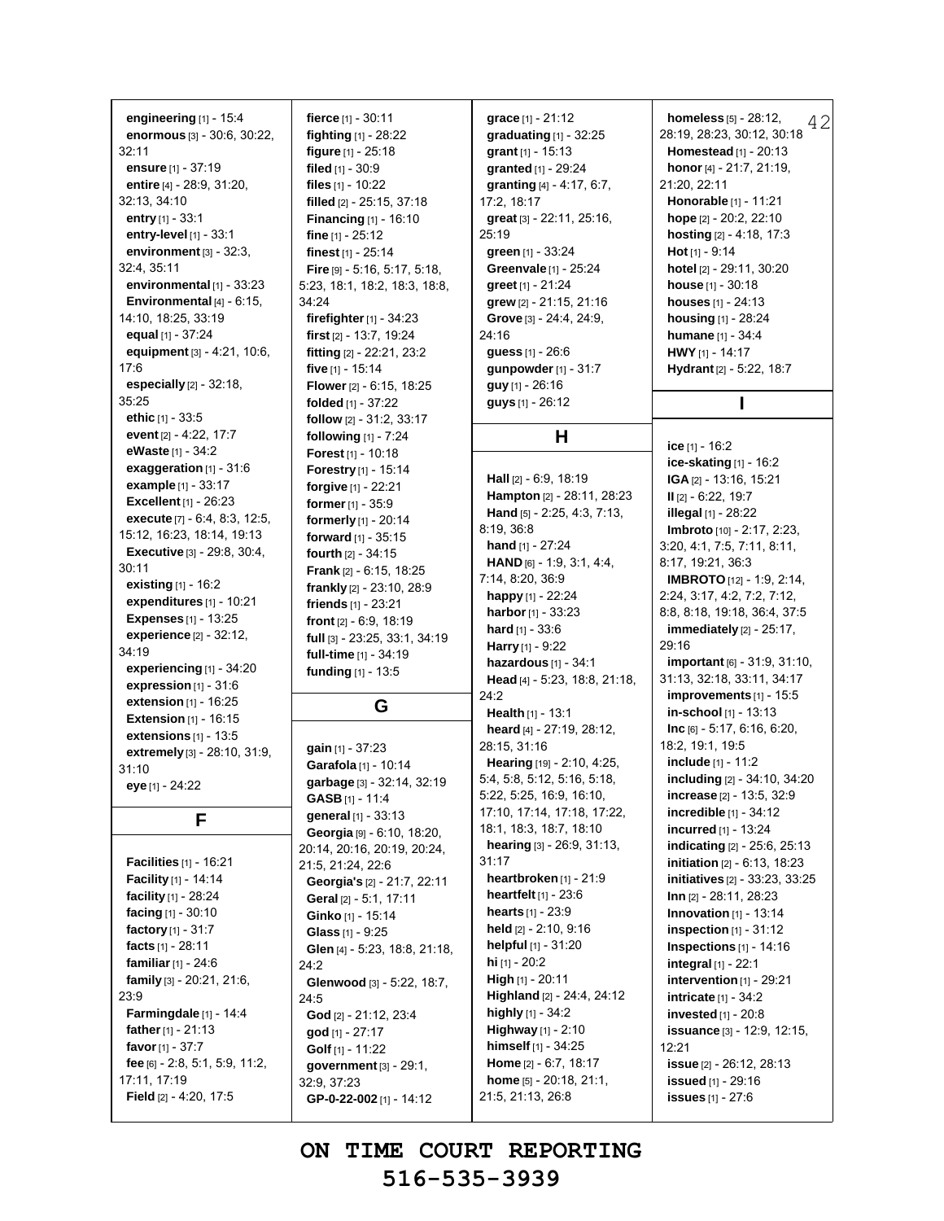**engineering** [1] - 15:4
**enormous** [3] - 30:6, 30:22, 32:11
**ensure** [1] - 37:19
**entire** [4] - 28:9, 31:20, 32:13, 34:10
**entry** [1] - 33:1
**entry-level** [1] - 33:1
**environment** [3] - 32:3, 32:4, 35:11
**environmental** [1] - 33:23
**Environmental** [4] - 6:15, 14:10, 18:25, 33:19
**equal** [1] - 37:24
**equipment** [3] - 4:21, 10:6, 17:6
**especially** [2] - 32:18, 35:25
**ethic** [1] - 33:5
**event** [2] - 4:22, 17:7
**eWaste** [1] - 34:2
**exaggeration** [1] - 31:6
**example** [1] - 33:17
**Excellent** [1] - 26:23
**execute** [7] - 6:4, 8:3, 12:5, 15:12, 16:23, 18:14, 19:13
**Executive** [3] - 29:8, 30:4, 30:11
**existing** [1] - 16:2
**expenditures** [1] - 10:21
**Expenses** [1] - 13:25
**experience** [2] - 32:12, 34:19
**experiencing** [1] - 34:20
**expression** [1] - 31:6
**extension** [1] - 16:25
**Extension** [1] - 16:15
**extensions** [1] - 13:5
**extremely** [3] - 28:10, 31:9, 31:10
**eye** [1] - 24:22

## F

**Facilities** [1] - 16:21
**Facility** [1] - 14:14
**facility** [1] - 28:24
**facing** [1] - 30:10
**factory** [1] - 31:7
**facts** [1] - 28:11
**familiar** [1] - 24:6
**family** [3] - 20:21, 21:6, 23:9
**Farmingdale** [1] - 14:4
**father** [1] - 21:13
**favor** [1] - 37:7
**fee** [6] - 2:8, 5:1, 5:9, 11:2, 17:11, 17:19
**Field** [2] - 4:20, 17:5
**fierce** [1] - 30:11
**fighting** [1] - 28:22
**figure** [1] - 25:18
**filed** [1] - 30:9
**files** [1] - 10:22
**filled** [2] - 25:15, 37:18
**Financing** [1] - 16:10
**fine** [1] - 25:12
**finest** [1] - 25:14
**Fire** [9] - 5:16, 5:17, 5:18, 5:23, 18:1, 18:2, 18:3, 18:8, 34:24
**firefighter** [1] - 34:23
**first** [2] - 13:7, 19:24
**fitting** [2] - 22:21, 23:2
**five** [1] - 15:14
**Flower** [2] - 6:15, 18:25
**folded** [1] - 37:22
**follow** [2] - 31:2, 33:17
**following** [1] - 7:24
**Forest** [1] - 10:18
**Forestry** [1] - 15:14
**forgive** [1] - 22:21
**former** [1] - 35:9
**formerly** [1] - 20:14
**forward** [1] - 35:15
**fourth** [2] - 34:15
**Frank** [2] - 6:15, 18:25
**frankly** [2] - 23:10, 28:9
**friends** [1] - 23:21
**front** [2] - 6:9, 18:19
**full** [3] - 23:25, 33:1, 34:19
**full-time** [1] - 34:19
**funding** [1] - 13:5

## G

**gain** [1] - 37:23
**Garafola** [1] - 10:14
**garbage** [3] - 32:14, 32:19
**GASB** [1] - 11:4
**general** [1] - 33:13
**Georgia** [9] - 6:10, 18:20, 20:14, 20:16, 20:19, 20:24, 21:5, 21:24, 22:6
**Georgia's** [2] - 21:7, 22:11
**Geral** [2] - 5:1, 17:11
**Ginko** [1] - 15:14
**Glass** [1] - 9:25
**Glen** [4] - 5:23, 18:8, 21:18, 24:2
**Glenwood** [3] - 5:22, 18:7, 24:5
**God** [2] - 21:12, 23:4
**god** [1] - 27:17
**Golf** [1] - 11:22
**government** [3] - 29:1, 32:9, 37:23
**GP-0-22-002** [1] - 14:12
**grace** [1] - 21:12
**graduating** [1] - 32:25
**grant** [1] - 15:13
**granted** [1] - 29:24
**granting** [4] - 4:17, 6:7, 17:2, 18:17
**great** [3] - 22:11, 25:16, 25:19
**green** [1] - 33:24
**Greenvale** [1] - 25:24
**greet** [1] - 21:24
**grew** [2] - 21:15, 21:16
**Grove** [3] - 24:4, 24:9, 24:16
**guess** [1] - 26:6
**gunpowder** [1] - 31:7
**guy** [1] - 26:16
**guys** [1] - 26:12

## H

**Hall** [2] - 6:9, 18:19
**Hampton** [2] - 28:11, 28:23
**Hand** [5] - 2:25, 4:3, 7:13, 8:19, 36:8
**hand** [1] - 27:24
**HAND** [6] - 1:9, 3:1, 4:4, 7:14, 8:20, 36:9
**happy** [1] - 22:24
**harbor** [1] - 33:23
**hard** [1] - 33:6
**Harry** [1] - 9:22
**hazardous** [1] - 34:1
**Head** [4] - 5:23, 18:8, 21:18, 24:2
**Health** [1] - 13:1
**heard** [4] - 27:19, 28:12, 28:15, 31:16
**Hearing** [19] - 2:10, 4:25, 5:4, 5:8, 5:12, 5:16, 5:18, 5:22, 5:25, 16:9, 16:10, 17:10, 17:14, 17:18, 17:22, 18:1, 18:3, 18:7, 18:10
**hearing** [3] - 26:9, 31:13, 31:17
**heartbroken** [1] - 21:9
**heartfelt** [1] - 23:6
**hearts** [1] - 23:9
**held** [2] - 2:10, 9:16
**helpful** [1] - 31:20
**hi** [1] - 20:2
**High** [1] - 20:11
**Highland** [2] - 24:4, 24:12
**highly** [1] - 34:2
**Highway** [1] - 2:10
**himself** [1] - 34:25
**Home** [2] - 6:7, 18:17
**home** [5] - 20:18, 21:1, 21:5, 21:13, 26:8
**homeless** [5] - 28:12, 28:19, 28:23, 30:12, 30:18
**Homestead** [1] - 20:13
**honor** [4] - 21:7, 21:19, 21:20, 22:11
**Honorable** [1] - 11:21
**hope** [2] - 20:2, 22:10
**hosting** [2] - 4:18, 17:3
**Hot** [1] - 9:14
**hotel** [2] - 29:11, 30:20
**house** [1] - 30:18
**houses** [1] - 24:13
**housing** [1] - 28:24
**humane** [1] - 34:4
**HWY** [1] - 14:17
**Hydrant** [2] - 5:22, 18:7

## I

**ice** [1] - 16:2
**ice-skating** [1] - 16:2
**IGA** [2] - 13:16, 15:21
**II** [2] - 6:22, 19:7
**illegal** [1] - 28:22
**Imbroto** [10] - 2:17, 2:23, 3:20, 4:1, 7:5, 7:11, 8:11, 8:17, 19:21, 36:3
**IMBROTO** [12] - 1:9, 2:14, 2:24, 3:17, 4:2, 7:2, 7:12, 8:8, 8:18, 19:18, 36:4, 37:5
**immediately** [2] - 25:17, 29:16
**important** [6] - 31:9, 31:10, 31:13, 32:18, 33:11, 34:17
**improvements** [1] - 15:5
**in-school** [1] - 13:13
**Inc** [6] - 5:17, 6:16, 6:20, 18:2, 19:1, 19:5
**include** [1] - 11:2
**including** [2] - 34:10, 34:20
**increase** [2] - 13:5, 32:9
**incredible** [1] - 34:12
**incurred** [1] - 13:24
**indicating** [2] - 25:6, 25:13
**initiation** [2] - 6:13, 18:23
**initiatives** [2] - 33:23, 33:25
**Inn** [2] - 28:11, 28:23
**Innovation** [1] - 13:14
**inspection** [1] - 31:12
**Inspections** [1] - 14:16
**integral** [1] - 22:1
**intervention** [1] - 29:21
**intricate** [1] - 34:2
**invested** [1] - 20:8
**issuance** [3] - 12:9, 12:15, 12:21
**issue** [2] - 26:12, 28:13
**issued** [1] - 29:16
**issues** [1] - 27:6

**ON TIME COURT REPORTING**
**516-535-3939**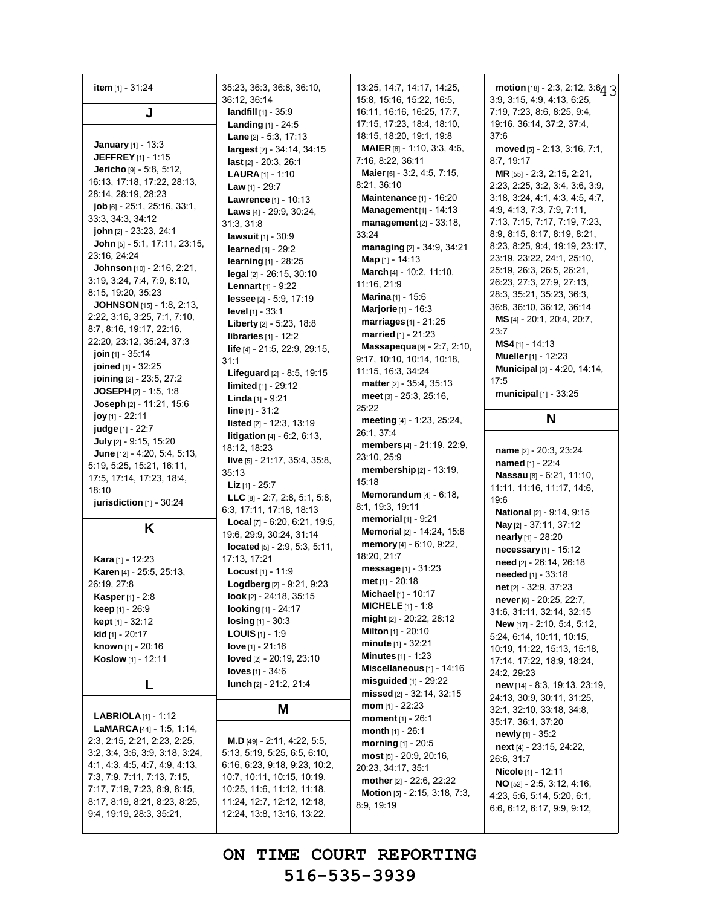**item** [1] - 31:24

## J

**January** [1] - 13:3
**JEFFREY** [1] - 1:15
**Jericho** [9] - 5:8, 5:12, 16:13, 17:18, 17:22, 28:13, 28:14, 28:19, 28:23
**job** [6] - 25:1, 25:16, 33:1, 33:3, 34:3, 34:12
**john** [2] - 23:23, 24:1
**John** [5] - 5:1, 17:11, 23:15, 23:16, 24:24
**Johnson** [10] - 2:16, 2:21, 3:19, 3:24, 7:4, 7:9, 8:10, 8:15, 19:20, 35:23
**JOHNSON** [15] - 1:8, 2:13, 2:22, 3:16, 3:25, 7:1, 7:10, 8:7, 8:16, 19:17, 22:16, 22:20, 23:12, 35:24, 37:3
**join** [1] - 35:14
**joined** [1] - 32:25
**joining** [2] - 23:5, 27:2
**JOSEPH** [2] - 1:5, 1:8
**Joseph** [2] - 11:21, 15:6
**joy** [1] - 22:11
**judge** [1] - 22:7
**July** [2] - 9:15, 15:20
**June** [12] - 4:20, 5:4, 5:13, 5:19, 5:25, 15:21, 16:11, 17:5, 17:14, 17:23, 18:4, 18:10
**jurisdiction** [1] - 30:24

## K

**Kara** [1] - 12:23
**Karen** [4] - 25:5, 25:13, 26:19, 27:8
**Kasper** [1] - 2:8
**keep** [1] - 26:9
**kept** [1] - 32:12
**kid** [1] - 20:17
**known** [1] - 20:16
**Koslow** [1] - 12:11

## L

**LABRIOLA** [1] - 1:12
**LaMARCA** [44] - 1:5, 1:14, 2:3, 2:15, 2:21, 2:23, 2:25, 3:2, 3:4, 3:6, 3:9, 3:18, 3:24, 4:1, 4:3, 4:5, 4:7, 4:9, 4:13, 7:3, 7:9, 7:11, 7:13, 7:15, 7:17, 7:19, 7:23, 8:9, 8:15, 8:17, 8:19, 8:21, 8:23, 8:25, 9:4, 19:19, 28:3, 35:21, 35:23, 36:3, 36:8, 36:10, 36:12, 36:14
**landfill** [1] - 35:9
**Landing** [1] - 24:5
**Lane** [2] - 5:3, 17:13
**largest** [2] - 34:14, 34:15
**last** [2] - 20:3, 26:1
**LAURA** [1] - 1:10
**Law** [1] - 29:7
**Lawrence** [1] - 10:13
**Laws** [4] - 29:9, 30:24, 31:3, 31:8
**lawsuit** [1] - 30:9
**learned** [1] - 29:2
**learning** [1] - 28:25
**legal** [2] - 26:15, 30:10
**Lennart** [1] - 9:22
**lessee** [2] - 5:9, 17:19
**level** [1] - 33:1
**Liberty** [2] - 5:23, 18:8
**libraries** [1] - 12:2
**life** [4] - 21:5, 22:9, 29:15, 31:1
**Lifeguard** [2] - 8:5, 19:15
**limited** [1] - 29:12
**Linda** [1] - 9:21
**line** [1] - 31:2
**listed** [2] - 12:3, 13:19
**litigation** [4] - 6:2, 6:13, 18:12, 18:23
**live** [5] - 21:17, 35:4, 35:8, 35:13
**Liz** [1] - 25:7
**LLC** [8] - 2:7, 2:8, 5:1, 5:8, 6:3, 17:11, 17:18, 18:13
**Local** [7] - 6:20, 6:21, 19:5, 19:6, 29:9, 30:24, 31:14
**located** [5] - 2:9, 5:3, 5:11, 17:13, 17:21
**Locust** [1] - 11:9
**Logdberg** [2] - 9:21, 9:23
**look** [2] - 24:18, 35:15
**looking** [1] - 24:17
**losing** [1] - 30:3
**LOUIS** [1] - 1:9
**love** [1] - 21:16
**loved** [2] - 20:19, 23:10
**loves** [1] - 34:6
**lunch** [2] - 21:2, 21:4

## M

**M.D** [49] - 2:11, 4:22, 5:5, 5:13, 5:19, 5:25, 6:5, 6:10, 6:16, 6:23, 9:18, 9:23, 10:2, 10:7, 10:11, 10:15, 10:19, 10:25, 11:6, 11:12, 11:18, 11:24, 12:7, 12:12, 12:18, 12:24, 13:8, 13:16, 13:22, 13:25, 14:7, 14:17, 14:25, 15:8, 15:16, 15:22, 16:5, 16:11, 16:16, 16:25, 17:7, 17:15, 17:23, 18:4, 18:10, 18:15, 18:20, 19:1, 19:8
**MAIER** [6] - 1:10, 3:3, 4:6, 7:16, 8:22, 36:11
**Maier** [5] - 3:2, 4:5, 7:15, 8:21, 36:10
**Maintenance** [1] - 16:20
**Management** [1] - 14:13
**management** [2] - 33:18, 33:24
**managing** [2] - 34:9, 34:21
**Map** [1] - 14:13
**March** [4] - 10:2, 11:10, 11:16, 21:9
**Marina** [1] - 15:6
**Marjorie** [1] - 16:3
**marriages** [1] - 21:25
**married** [1] - 21:23
**Massapequa** [9] - 2:7, 2:10, 9:17, 10:10, 10:14, 10:18, 11:15, 16:3, 34:24
**matter** [2] - 35:4, 35:13
**meet** [3] - 25:3, 25:16, 25:22
**meeting** [4] - 1:23, 25:24, 26:1, 37:4
**members** [4] - 21:19, 22:9, 23:10, 25:9
**membership** [2] - 13:19, 15:18
**Memorandum** [4] - 6:18, 8:1, 19:3, 19:11
**memorial** [1] - 9:21
**Memorial** [2] - 14:24, 15:6
**memory** [4] - 6:10, 9:22, 18:20, 21:7
**message** [1] - 31:23
**met** [1] - 20:18
**Michael** [1] - 10:17
**MICHELE** [1] - 1:8
**might** [2] - 20:22, 28:12
**Milton** [1] - 20:10
**minute** [1] - 32:21
**Minutes** [1] - 1:23
**Miscellaneous** [1] - 14:16
**misguided** [1] - 29:22
**missed** [2] - 32:14, 32:15
**mom** [1] - 22:23
**moment** [1] - 26:1
**month** [1] - 26:1
**morning** [1] - 20:5
**most** [5] - 20:9, 20:16, 20:23, 34:17, 35:1
**mother** [2] - 22:6, 22:22
**Motion** [5] - 2:15, 3:18, 7:3, 8:9, 19:19
**motion** [18] - 2:3, 2:12, 3:6, 3:9, 3:15, 4:9, 4:13, 6:25, 7:19, 7:23, 8:6, 8:25, 9:4, 19:16, 36:14, 37:2, 37:4, 37:6
**moved** [5] - 2:13, 3:16, 7:1, 8:7, 19:17
**MR** [55] - 2:3, 2:15, 2:21, 2:23, 2:25, 3:2, 3:4, 3:6, 3:9, 3:18, 3:24, 4:1, 4:3, 4:5, 4:7, 4:9, 4:13, 7:3, 7:9, 7:11, 7:13, 7:15, 7:17, 7:19, 7:23, 8:9, 8:15, 8:17, 8:19, 8:21, 8:23, 8:25, 9:4, 19:19, 23:17, 23:19, 23:22, 24:1, 25:10, 25:19, 26:3, 26:5, 26:21, 26:23, 27:3, 27:9, 27:13, 28:3, 35:21, 35:23, 36:3, 36:8, 36:10, 36:12, 36:14
**MS** [4] - 20:1, 20:4, 20:7, 23:7
**MS4** [1] - 14:13
**Mueller** [1] - 12:23
**Municipal** [3] - 4:20, 14:14, 17:5
**municipal** [1] - 33:25

## N

**name** [2] - 20:3, 23:24
**named** [1] - 22:4
**Nassau** [8] - 6:21, 11:10, 11:11, 11:16, 11:17, 14:6, 19:6
**National** [2] - 9:14, 9:15
**Nay** [2] - 37:11, 37:12
**nearly** [1] - 28:20
**necessary** [1] - 15:12
**need** [2] - 26:14, 26:18
**needed** [1] - 33:18
**net** [2] - 32:9, 37:23
**never** [6] - 20:25, 22:7, 31:6, 31:11, 32:14, 32:15
**New** [17] - 2:10, 5:4, 5:12, 5:24, 6:14, 10:11, 10:15, 10:19, 11:22, 15:13, 15:18, 17:14, 17:22, 18:9, 18:24, 24:2, 29:23
**new** [14] - 8:3, 19:13, 23:19, 24:13, 30:9, 30:11, 31:25, 32:1, 32:10, 33:18, 34:8, 35:17, 36:1, 37:20
**newly** [1] - 35:2
**next** [4] - 23:15, 24:22, 26:6, 31:7
**Nicole** [1] - 12:11
**NO** [52] - 2:5, 3:12, 4:16, 4:23, 5:6, 5:14, 5:20, 6:1, 6:6, 6:12, 6:17, 9:9, 9:12,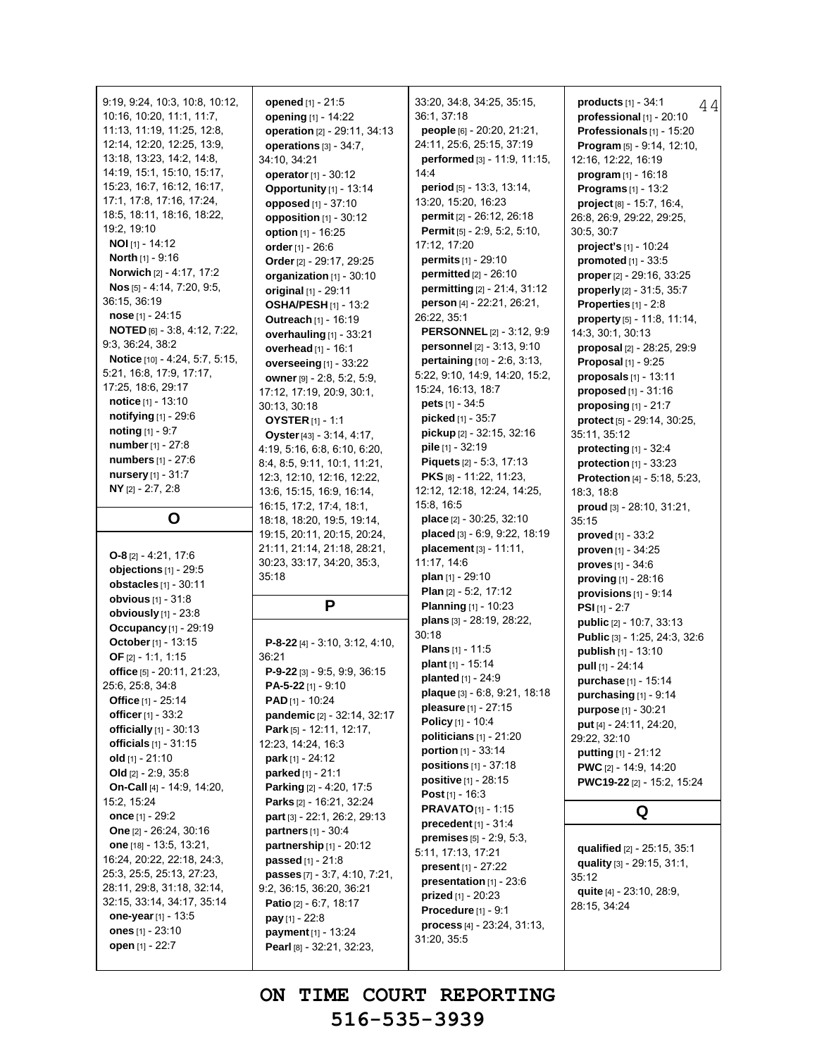9:19, 9:24, 10:3, 10:8, 10:12, 10:16, 10:20, 11:1, 11:7, 11:13, 11:19, 11:25, 12:8, 12:14, 12:20, 12:25, 13:9, 13:18, 13:23, 14:2, 14:8, 14:19, 15:1, 15:10, 15:17, 15:23, 16:7, 16:12, 16:17, 17:1, 17:8, 17:16, 17:24, 18:5, 18:11, 18:16, 18:22, 19:2, 19:10

**NOI** [1] - 14:12
**North** [1] - 9:16
**Norwich** [2] - 4:17, 17:2
**Nos** [5] - 4:14, 7:20, 9:5, 36:15, 36:19
**nose** [1] - 24:15
**NOTED** [6] - 3:8, 4:12, 7:22, 9:3, 36:24, 38:2
**Notice** [10] - 4:24, 5:7, 5:15, 5:21, 16:8, 17:9, 17:17, 17:25, 18:6, 29:17
**notice** [1] - 13:10
**notifying** [1] - 29:6
**noting** [1] - 9:7
**number** [1] - 27:8
**numbers** [1] - 27:6
**nursery** [1] - 31:7
**NY** [2] - 2:7, 2:8

## O

**O-8** [2] - 4:21, 17:6
**objections** [1] - 29:5
**obstacles** [1] - 30:11
**obvious** [1] - 31:8
**obviously** [1] - 23:8
**Occupancy** [1] - 29:19
**October** [1] - 13:15
**OF** [2] - 1:1, 1:15
**office** [5] - 20:11, 21:23, 25:6, 25:8, 34:8
**Office** [1] - 25:14
**officer** [1] - 33:2
**officially** [1] - 30:13
**officials** [1] - 31:15
**old** [1] - 21:10
**Old** [2] - 2:9, 35:8
**On-Call** [4] - 14:9, 14:20, 15:2, 15:24
**once** [1] - 29:2
**One** [2] - 26:24, 30:16
**one** [18] - 13:5, 13:21, 16:24, 20:22, 22:18, 24:3, 25:3, 25:5, 25:13, 27:23, 28:11, 29:8, 31:18, 32:14, 32:15, 33:14, 34:17, 35:14
**one-year** [1] - 13:5
**ones** [1] - 23:10
**open** [1] - 22:7
**opened** [1] - 21:5
**opening** [1] - 14:22
**operation** [2] - 29:11, 34:13
**operations** [3] - 34:7, 34:10, 34:21
**operator** [1] - 30:12
**Opportunity** [1] - 13:14
**opposed** [1] - 37:10
**opposition** [1] - 30:12
**option** [1] - 16:25
**order** [1] - 26:6
**Order** [2] - 29:17, 29:25
**organization** [1] - 30:10
**original** [1] - 29:11
**OSHA/PESH** [1] - 13:2
**Outreach** [1] - 16:19
**overhauling** [1] - 33:21
**overhead** [1] - 16:1
**overseeing** [1] - 33:22
**owner** [9] - 2:8, 5:2, 5:9, 17:12, 17:19, 20:9, 30:1, 30:13, 30:18
**OYSTER** [1] - 1:1
**Oyster** [43] - 3:14, 4:17, 4:19, 5:16, 6:8, 6:10, 6:20, 8:4, 8:5, 9:11, 10:1, 11:21, 12:3, 12:10, 12:16, 12:22, 13:6, 15:15, 16:9, 16:14, 16:15, 17:2, 17:4, 18:1, 18:18, 18:20, 19:5, 19:14, 19:15, 20:11, 20:15, 20:24, 21:11, 21:14, 21:18, 28:21, 30:23, 33:17, 34:20, 35:3, 35:18

## P

**P-8-22** [4] - 3:10, 3:12, 4:10, 36:21
**P-9-22** [3] - 9:5, 9:9, 36:15
**PA-5-22** [1] - 9:10
**PAD** [1] - 10:24
**pandemic** [2] - 32:14, 32:17
**Park** [5] - 12:11, 12:17, 12:23, 14:24, 16:3
**park** [1] - 24:12
**parked** [1] - 21:1
**Parking** [2] - 4:20, 17:5
**Parks** [2] - 16:21, 32:24
**part** [3] - 22:1, 26:2, 29:13
**partners** [1] - 30:4
**partnership** [1] - 20:12
**passed** [1] - 21:8
**passes** [7] - 3:7, 4:10, 7:21, 9:2, 36:15, 36:20, 36:21
**Patio** [2] - 6:7, 18:17
**pay** [1] - 22:8
**payment** [1] - 13:24
**Pearl** [8] - 32:21, 32:23, 33:20, 34:8, 34:25, 35:15, 36:1, 37:18
**people** [6] - 20:20, 21:21, 24:11, 25:6, 25:15, 37:19
**performed** [3] - 11:9, 11:15, 14:4
**period** [5] - 13:3, 13:14, 13:20, 15:20, 16:23
**permit** [2] - 26:12, 26:18
**Permit** [5] - 2:9, 5:2, 5:10, 17:12, 17:20
**permits** [1] - 29:10
**permitted** [2] - 26:10
**permitting** [2] - 21:4, 31:12
**person** [4] - 22:21, 26:21, 26:22, 35:1
**PERSONNEL** [2] - 3:12, 9:9
**personnel** [2] - 3:13, 9:10
**pertaining** [10] - 2:6, 3:13, 5:22, 9:10, 14:9, 14:20, 15:2, 15:24, 16:13, 18:7
**pets** [1] - 34:5
**picked** [1] - 35:7
**pickup** [2] - 32:15, 32:16
**pile** [1] - 32:19
**Piquets** [2] - 5:3, 17:13
**PKS** [8] - 11:22, 11:23, 12:12, 12:18, 12:24, 14:25, 15:8, 16:5
**place** [2] - 30:25, 32:10
**placed** [3] - 6:9, 9:22, 18:19
**placement** [3] - 11:11, 11:17, 14:6
**plan** [1] - 29:10
**Plan** [2] - 5:2, 17:12
**Planning** [1] - 10:23
**plans** [3] - 28:19, 28:22, 30:18
**Plans** [1] - 11:5
**plant** [1] - 15:14
**planted** [1] - 24:9
**plaque** [3] - 6:8, 9:21, 18:18
**pleasure** [1] - 27:15
**Policy** [1] - 10:4
**politicians** [1] - 21:20
**portion** [1] - 33:14
**positions** [1] - 37:18
**positive** [1] - 28:15
**Post** [1] - 16:3
**PRAVATO** [1] - 1:15
**precedent** [1] - 31:4
**premises** [5] - 2:9, 5:3, 5:11, 17:13, 17:21
**present** [1] - 27:22
**presentation** [1] - 23:6
**prized** [1] - 20:23
**Procedure** [1] - 9:1
**process** [4] - 23:24, 31:13, 31:20, 35:5
**products** [1] - 34:1
**professional** [1] - 20:10
**Professionals** [1] - 15:20
**Program** [5] - 9:14, 12:10, 12:16, 12:22, 16:19
**program** [1] - 16:18
**Programs** [1] - 13:2
**project** [8] - 15:7, 16:4, 26:8, 26:9, 29:22, 29:25, 30:5, 30:7
**project's** [1] - 10:24
**promoted** [1] - 33:5
**proper** [2] - 29:16, 33:25
**properly** [2] - 31:5, 35:7
**Properties** [1] - 2:8
**property** [5] - 11:8, 11:14, 14:3, 30:1, 30:13
**proposal** [2] - 28:25, 29:9
**Proposal** [1] - 9:25
**proposals** [1] - 13:11
**proposed** [1] - 31:16
**proposing** [1] - 21:7
**protect** [5] - 29:14, 30:25, 35:11, 35:12
**protecting** [1] - 32:4
**protection** [1] - 33:23
**Protection** [4] - 5:18, 5:23, 18:3, 18:8
**proud** [3] - 28:10, 31:21, 35:15
**proved** [1] - 33:2
**proven** [1] - 34:25
**proves** [1] - 34:6
**proving** [1] - 28:16
**provisions** [1] - 9:14
**PSI** [1] - 2:7
**public** [2] - 10:7, 33:13
**Public** [3] - 1:25, 24:3, 32:6
**publish** [1] - 13:10
**pull** [1] - 24:14
**purchase** [1] - 15:14
**purchasing** [1] - 9:14
**purpose** [1] - 30:21
**put** [4] - 24:11, 24:20, 29:22, 32:10
**putting** [1] - 21:12
**PWC** [2] - 14:9, 14:20
**PWC19-22** [2] - 15:2, 15:24

## Q

**qualified** [2] - 25:15, 35:1
**quality** [3] - 29:15, 31:1, 35:12
**quite** [4] - 23:10, 28:9, 28:15, 34:24

ON TIME COURT REPORTING
516-535-3939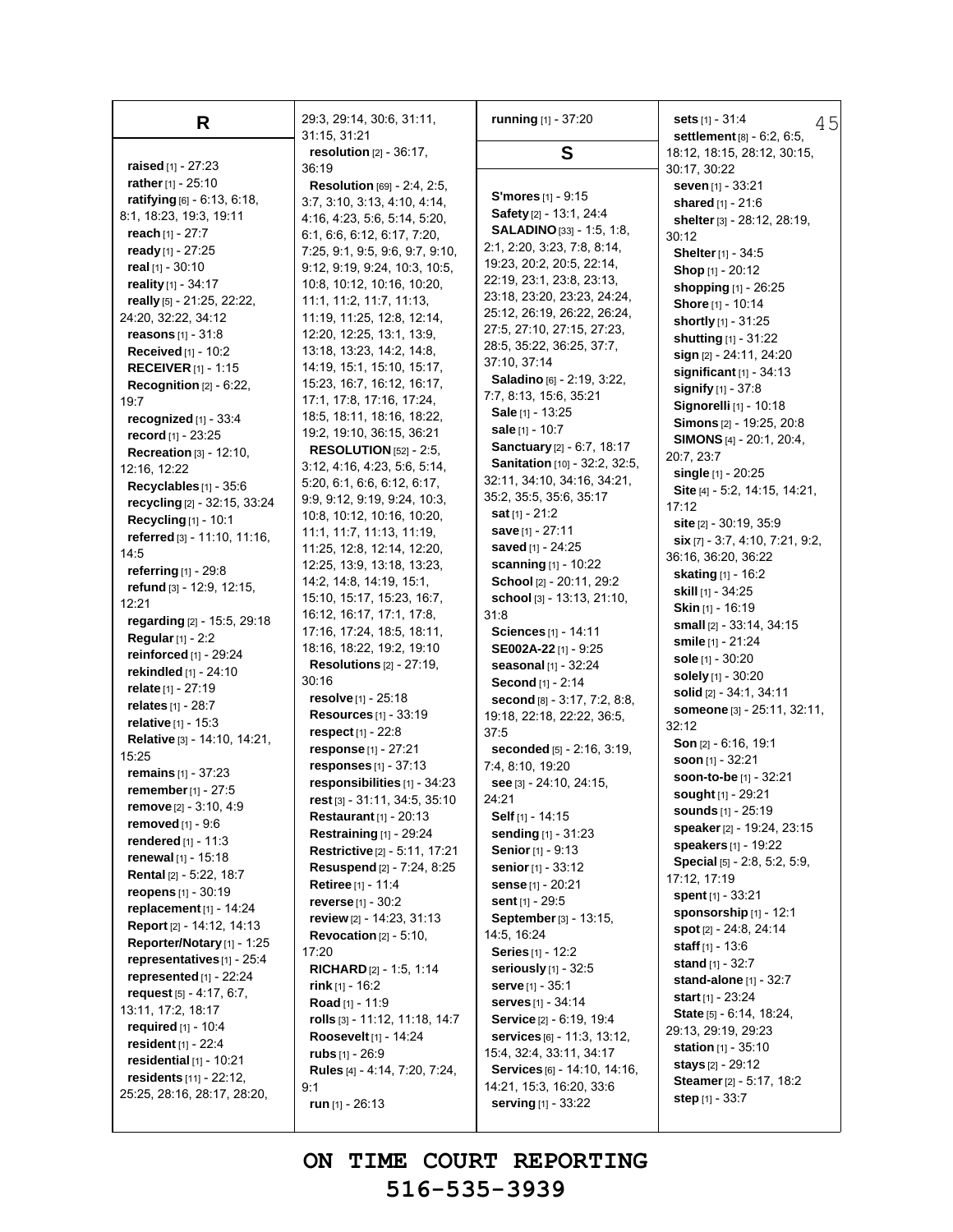## R

**raised** [1] - 27:23
**rather** [1] - 25:10
**ratifying** [6] - 6:13, 6:18, 8:1, 18:23, 19:3, 19:11
**reach** [1] - 27:7
**ready** [1] - 27:25
**real** [1] - 30:10
**reality** [1] - 34:17
**really** [5] - 21:25, 22:22, 24:20, 32:22, 34:12
**reasons** [1] - 31:8
**Received** [1] - 10:2
**RECEIVER** [1] - 1:15
**Recognition** [2] - 6:22, 19:7
**recognized** [1] - 33:4
**record** [1] - 23:25
**Recreation** [3] - 12:10, 12:16, 12:22
**Recyclables** [1] - 35:6
**recycling** [2] - 32:15, 33:24
**Recycling** [1] - 10:1
**referred** [3] - 11:10, 11:16, 14:5
**referring** [1] - 29:8
**refund** [3] - 12:9, 12:15, 12:21
**regarding** [2] - 15:5, 29:18
**Regular** [1] - 2:2
**reinforced** [1] - 29:24
**rekindled** [1] - 24:10
**relate** [1] - 27:19
**relates** [1] - 28:7
**relative** [1] - 15:3
**Relative** [3] - 14:10, 14:21, 15:25
**remains** [1] - 37:23
**remember** [1] - 27:5
**remove** [2] - 3:10, 4:9
**removed** [1] - 9:6
**rendered** [1] - 11:3
**renewal** [1] - 15:18
**Rental** [2] - 5:22, 18:7
**reopens** [1] - 30:19
**replacement** [1] - 14:24
**Report** [2] - 14:12, 14:13
**Reporter/Notary** [1] - 1:25
**representatives** [1] - 25:4
**represented** [1] - 22:24
**request** [5] - 4:17, 6:7, 13:11, 17:2, 18:17
**required** [1] - 10:4
**resident** [1] - 22:4
**residential** [1] - 10:21
**residents** [11] - 22:12, 25:25, 28:16, 28:17, 28:20, 29:3, 29:14, 30:6, 31:11, 31:15, 31:21
**resolution** [2] - 36:17, 36:19
**Resolution** [69] - 2:4, 2:5, 3:7, 3:10, 3:13, 4:10, 4:14, 4:16, 4:23, 5:6, 5:14, 5:20, 6:1, 6:6, 6:12, 6:17, 7:20, 7:25, 9:1, 9:5, 9:6, 9:7, 9:10, 9:12, 9:19, 9:24, 10:3, 10:5, 10:8, 10:12, 10:16, 10:20, 11:1, 11:2, 11:7, 11:13, 11:19, 11:25, 12:8, 12:14, 12:20, 12:25, 13:1, 13:9, 13:18, 13:23, 14:2, 14:8, 14:19, 15:1, 15:10, 15:17, 15:23, 16:7, 16:12, 16:17, 17:1, 17:8, 17:16, 17:24, 18:5, 18:11, 18:16, 18:22, 19:2, 19:10, 36:15, 36:21
**RESOLUTION** [52] - 2:5, 3:12, 4:16, 4:23, 5:6, 5:14, 5:20, 6:1, 6:6, 6:12, 6:17, 9:9, 9:12, 9:19, 9:24, 10:3, 10:8, 10:12, 10:16, 10:20, 11:1, 11:7, 11:13, 11:19, 11:25, 12:8, 12:14, 12:20, 12:25, 13:9, 13:18, 13:23, 14:2, 14:8, 14:19, 15:1, 15:10, 15:17, 15:23, 16:7, 16:12, 16:17, 17:1, 17:8, 17:16, 17:24, 18:5, 18:11, 18:16, 18:22, 19:2, 19:10
**Resolutions** [2] - 27:19, 30:16
**resolve** [1] - 25:18
**Resources** [1] - 33:19
**respect** [1] - 22:8
**response** [1] - 27:21
**responses** [1] - 37:13
**responsibilities** [1] - 34:23
**rest** [3] - 31:11, 34:5, 35:10
**Restaurant** [1] - 20:13
**Restraining** [1] - 29:24
**Restrictive** [2] - 5:11, 17:21
**Resuspend** [2] - 7:24, 8:25
**Retiree** [1] - 11:4
**reverse** [1] - 30:2
**review** [2] - 14:23, 31:13
**Revocation** [2] - 5:10, 17:20
**RICHARD** [2] - 1:5, 1:14
**rink** [1] - 16:2
**Road** [1] - 11:9
**rolls** [3] - 11:12, 11:18, 14:7
**Roosevelt** [1] - 14:24
**rubs** [1] - 26:9
**Rules** [4] - 4:14, 7:20, 7:24, 9:1
**run** [1] - 26:13
**running** [1] - 37:20

## S

**S'mores** [1] - 9:15
**Safety** [2] - 13:1, 24:4
**SALADINO** [33] - 1:5, 1:8, 2:1, 2:20, 3:23, 7:8, 8:14, 19:23, 20:2, 20:5, 22:14, 22:19, 23:1, 23:8, 23:13, 23:18, 23:20, 23:23, 24:24, 25:12, 26:19, 26:22, 26:24, 27:5, 27:10, 27:15, 27:23, 28:5, 35:22, 36:25, 37:7, 37:10, 37:14
**Saladino** [6] - 2:19, 3:22, 7:7, 8:13, 15:6, 35:21
**Sale** [1] - 13:25
**sale** [1] - 10:7
**Sanctuary** [2] - 6:7, 18:17
**Sanitation** [10] - 32:2, 32:5, 32:11, 34:10, 34:16, 34:21, 35:2, 35:5, 35:6, 35:17
**sat** [1] - 21:2
**save** [1] - 27:11
**saved** [1] - 24:25
**scanning** [1] - 10:22
**School** [2] - 20:11, 29:2
**school** [3] - 13:13, 21:10, 31:8
**Sciences** [1] - 14:11
**SE002A-22** [1] - 9:25
**seasonal** [1] - 32:24
**Second** [1] - 2:14
**second** [8] - 3:17, 7:2, 8:8, 19:18, 22:18, 22:22, 36:5, 37:5
**seconded** [5] - 2:16, 3:19, 7:4, 8:10, 19:20
**see** [3] - 24:10, 24:15, 24:21
**Self** [1] - 14:15
**sending** [1] - 31:23
**Senior** [1] - 9:13
**senior** [1] - 33:12
**sense** [1] - 20:21
**sent** [1] - 29:5
**September** [3] - 13:15, 14:5, 16:24
**Series** [1] - 12:2
**seriously** [1] - 32:5
**serve** [1] - 35:1
**serves** [1] - 34:14
**Service** [2] - 6:19, 19:4
**services** [6] - 11:3, 13:12, 15:4, 32:4, 33:11, 34:17
**Services** [6] - 14:10, 14:16, 14:21, 15:3, 16:20, 33:6
**serving** [1] - 33:22
**sets** [1] - 31:4
**settlement** [8] - 6:2, 6:5, 18:12, 18:15, 28:12, 30:15, 30:17, 30:22
**seven** [1] - 33:21
**shared** [1] - 21:6
**shelter** [3] - 28:12, 28:19, 30:12
**Shelter** [1] - 34:5
**Shop** [1] - 20:12
**shopping** [1] - 26:25
**Shore** [1] - 10:14
**shortly** [1] - 31:25
**shutting** [1] - 31:22
**sign** [2] - 24:11, 24:20
**significant** [1] - 34:13
**signify** [1] - 37:8
**Signorelli** [1] - 10:18
**Simons** [2] - 19:25, 20:8
**SIMONS** [4] - 20:1, 20:4, 20:7, 23:7
**single** [1] - 20:25
**Site** [4] - 5:2, 14:15, 14:21, 17:12
**site** [2] - 30:19, 35:9
**six** [7] - 3:7, 4:10, 7:21, 9:2, 36:16, 36:20, 36:22
**skating** [1] - 16:2
**skill** [1] - 34:25
**Skin** [1] - 16:19
**small** [2] - 33:14, 34:15
**smile** [1] - 21:24
**sole** [1] - 30:20
**solely** [1] - 30:20
**solid** [2] - 34:1, 34:11
**someone** [3] - 25:11, 32:11, 32:12
**Son** [2] - 6:16, 19:1
**soon** [1] - 32:21
**soon-to-be** [1] - 32:21
**sought** [1] - 29:21
**sounds** [1] - 25:19
**speaker** [2] - 19:24, 23:15
**speakers** [1] - 19:22
**Special** [5] - 2:8, 5:2, 5:9, 17:12, 17:19
**spent** [1] - 33:21
**sponsorship** [1] - 12:1
**spot** [2] - 24:8, 24:14
**staff** [1] - 13:6
**stand** [1] - 32:7
**stand-alone** [1] - 32:7
**start** [1] - 23:24
**State** [5] - 6:14, 18:24, 29:13, 29:19, 29:23
**station** [1] - 35:10
**stays** [2] - 29:12
**Steamer** [2] - 5:17, 18:2
**step** [1] - 33:7

**ON TIME COURT REPORTING**
**516-535-3939**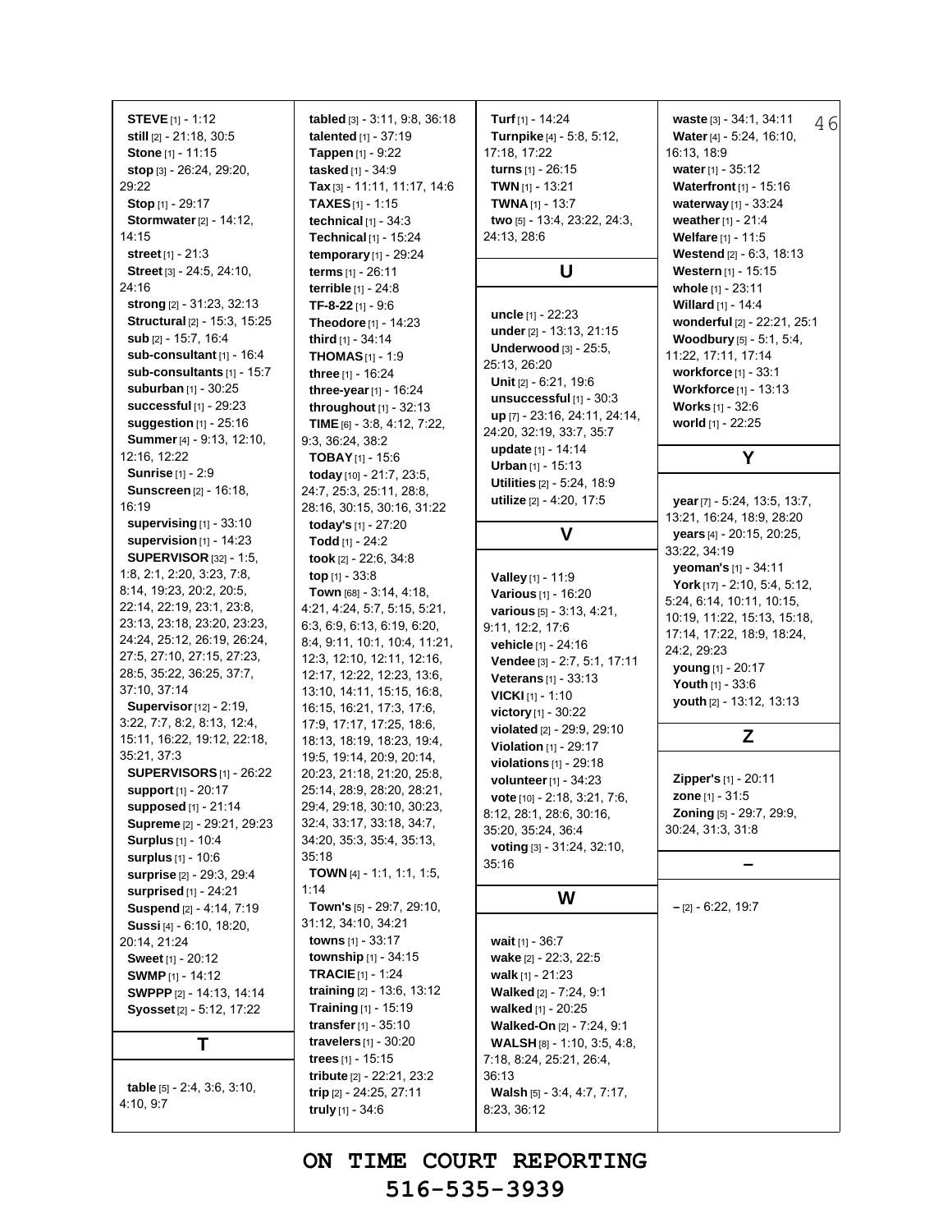**STEVE** [1] - 1:12
**still** [2] - 21:18, 30:5
**Stone** [1] - 11:15
**stop** [3] - 26:24, 29:20, 29:22
**Stop** [1] - 29:17
**Stormwater** [2] - 14:12, 14:15
**street** [1] - 21:3
**Street** [3] - 24:5, 24:10, 24:16
**strong** [2] - 31:23, 32:13
**Structural** [2] - 15:3, 15:25
**sub** [2] - 15:7, 16:4
**sub-consultant** [1] - 16:4
**sub-consultants** [1] - 15:7
**suburban** [1] - 30:25
**successful** [1] - 29:23
**suggestion** [1] - 25:16
**Summer** [4] - 9:13, 12:10, 12:16, 12:22
**Sunrise** [1] - 2:9
**Sunscreen** [2] - 16:18, 16:19
**supervising** [1] - 33:10
**supervision** [1] - 14:23
**SUPERVISOR** [32] - 1:5, 1:8, 2:1, 2:20, 3:23, 7:8, 8:14, 19:23, 20:2, 20:5, 22:14, 22:19, 23:1, 23:8, 23:13, 23:18, 23:20, 23:23, 24:24, 25:12, 26:19, 26:24, 27:5, 27:10, 27:15, 27:23, 28:5, 35:22, 36:25, 37:7, 37:10, 37:14
**Supervisor** [12] - 2:19, 3:22, 7:7, 8:2, 8:13, 12:4, 15:11, 16:22, 19:12, 22:18, 35:21, 37:3
**SUPERVISORS** [1] - 26:22
**support** [1] - 20:17
**supposed** [1] - 21:14
**Supreme** [2] - 29:21, 29:23
**Surplus** [1] - 10:4
**surplus** [1] - 10:6
**surprise** [2] - 29:3, 29:4
**surprised** [1] - 24:21
**Suspend** [2] - 4:14, 7:19
**Sussi** [4] - 6:10, 18:20, 20:14, 21:24
**Sweet** [1] - 20:12
**SWMP** [1] - 14:12
**SWPPP** [2] - 14:13, 14:14
**Syosset** [2] - 5:12, 17:22

## T

**table** [5] - 2:4, 3:6, 3:10, 4:10, 9:7
**tabled** [3] - 3:11, 9:8, 36:18
**talented** [1] - 37:19
**Tappen** [1] - 9:22
**tasked** [1] - 34:9
**Tax** [3] - 11:11, 11:17, 14:6
**TAXES** [1] - 1:15
**technical** [1] - 34:3
**Technical** [1] - 15:24
**temporary** [1] - 29:24
**terms** [1] - 26:11
**terrible** [1] - 24:8
**TF-8-22** [1] - 9:6
**Theodore** [1] - 14:23
**third** [1] - 34:14
**THOMAS** [1] - 1:9
**three** [1] - 16:24
**three-year** [1] - 16:24
**throughout** [1] - 32:13
**TIME** [6] - 3:8, 4:12, 7:22, 9:3, 36:24, 38:2
**TOBAY** [1] - 15:6
**today** [10] - 21:7, 23:5, 24:7, 25:3, 25:11, 28:8, 28:16, 30:15, 30:16, 31:22
**today's** [1] - 27:20
**Todd** [1] - 24:2
**took** [2] - 22:6, 34:8
**top** [1] - 33:8
**Town** [68] - 3:14, 4:18, 4:21, 4:24, 5:7, 5:15, 5:21, 6:3, 6:9, 6:13, 6:19, 6:20, 8:4, 9:11, 10:1, 10:4, 11:21, 12:3, 12:10, 12:11, 12:16, 12:17, 12:22, 12:23, 13:6, 13:10, 14:11, 15:15, 16:8, 16:15, 16:21, 17:3, 17:6, 17:9, 17:17, 17:25, 18:6, 18:13, 18:19, 18:23, 19:4, 19:5, 19:14, 20:9, 20:14, 20:23, 21:18, 21:20, 25:8, 25:14, 28:9, 28:20, 28:21, 29:4, 29:18, 30:10, 30:23, 32:4, 33:17, 33:18, 34:7, 34:20, 35:3, 35:4, 35:13, 35:18
**TOWN** [4] - 1:1, 1:1, 1:5, 1:14
**Town's** [5] - 29:7, 29:10, 31:12, 34:10, 34:21
**towns** [1] - 33:17
**township** [1] - 34:15
**TRACIE** [1] - 1:24
**training** [2] - 13:6, 13:12
**Training** [1] - 15:19
**transfer** [1] - 35:10
**travelers** [1] - 30:20
**trees** [1] - 15:15
**tribute** [2] - 22:21, 23:2
**trip** [2] - 24:25, 27:11
**truly** [1] - 34:6
**Turf** [1] - 14:24
**Turnpike** [4] - 5:8, 5:12, 17:18, 17:22
**turns** [1] - 26:15
**TWN** [1] - 13:21
**TWNA** [1] - 13:7
**two** [5] - 13:4, 23:22, 24:3, 24:13, 28:6

## U

**uncle** [1] - 22:23
**under** [2] - 13:13, 21:15
**Underwood** [3] - 25:5, 25:13, 26:20
**Unit** [2] - 6:21, 19:6
**unsuccessful** [1] - 30:3
**up** [7] - 23:16, 24:11, 24:14, 24:20, 32:19, 33:7, 35:7
**update** [1] - 14:14
**Urban** [1] - 15:13
**Utilities** [2] - 5:24, 18:9
**utilize** [2] - 4:20, 17:5

## V

**Valley** [1] - 11:9
**Various** [1] - 16:20
**various** [5] - 3:13, 4:21, 9:11, 12:2, 17:6
**vehicle** [1] - 24:16
**Vendee** [3] - 2:7, 5:1, 17:11
**Veterans** [1] - 33:13
**VICKI** [1] - 1:10
**victory** [1] - 30:22
**violated** [2] - 29:9, 29:10
**Violation** [1] - 29:17
**violations** [1] - 29:18
**volunteer** [1] - 34:23
**vote** [10] - 2:18, 3:21, 7:6, 8:12, 28:1, 28:6, 30:16, 35:20, 35:24, 36:4
**voting** [3] - 31:24, 32:10, 35:16

## W

**wait** [1] - 36:7
**wake** [2] - 22:3, 22:5
**walk** [1] - 21:23
**Walked** [2] - 7:24, 9:1
**walked** [1] - 20:25
**Walked-On** [2] - 7:24, 9:1
**WALSH** [8] - 1:10, 3:5, 4:8, 7:18, 8:24, 25:21, 26:4, 36:13
**Walsh** [5] - 3:4, 4:7, 7:17, 8:23, 36:12
**waste** [3] - 34:1, 34:11
**Water** [4] - 5:24, 16:10, 16:13, 18:9
**water** [1] - 35:12
**Waterfront** [1] - 15:16
**waterway** [1] - 33:24
**weather** [1] - 21:4
**Welfare** [1] - 11:5
**Westend** [2] - 6:3, 18:13
**Western** [1] - 15:15
**whole** [1] - 23:11
**Willard** [1] - 14:4
**wonderful** [2] - 22:21, 25:1
**Woodbury** [5] - 5:1, 5:4, 11:22, 17:11, 17:14
**workforce** [1] - 33:1
**Workforce** [1] - 13:13
**Works** [1] - 32:6
**world** [1] - 22:25

## Y

**year** [7] - 5:24, 13:5, 13:7, 13:21, 16:24, 18:9, 28:20
**years** [4] - 20:15, 20:25, 33:22, 34:19
**yeoman's** [1] - 34:11
**York** [17] - 2:10, 5:4, 5:12, 5:24, 6:14, 10:11, 10:15, 10:19, 11:22, 15:13, 15:18, 17:14, 17:22, 18:9, 18:24, 24:2, 29:23
**young** [1] - 20:17
**Youth** [1] - 33:6
**youth** [2] - 13:12, 13:13

## Z

**Zipper's** [1] - 20:11
**zone** [1] - 31:5
**Zoning** [5] - 29:7, 29:9, 30:24, 31:3, 31:8

## –

**–** [2] - 6:22, 19:7

**ON TIME COURT REPORTING**
**516-535-3939**